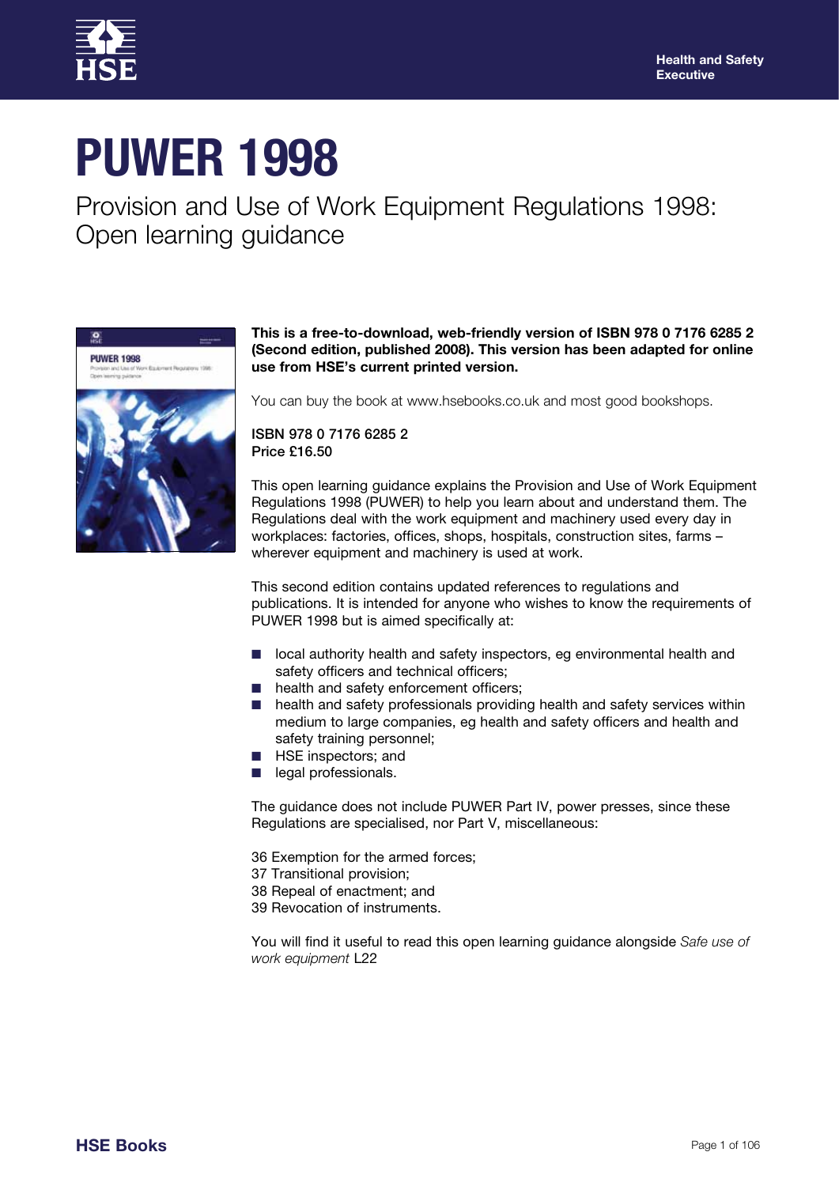Health and Safety Executive

# PUWER 1998

## Provision and Use of Work Equipment Regulations 1998: Open learning guidance

**This is a free-to-download, web-friendly version of ISBN 978 0 7176 6285 2 (Second edition, published 2008). This version has been adapted for online use from HSE's current printed version.**

You can buy the book at www.hsebooks.co.uk and most good bookshops.

**ISBN 978 0 7176 6285 2**
**Price £16.50**

This open learning guidance explains the Provision and Use of Work Equipment Regulations 1998 (PUWER) to help you learn about and understand them. The Regulations deal with the work equipment and machinery used every day in workplaces: factories, offices, shops, hospitals, construction sites, farms – wherever equipment and machinery is used at work.

This second edition contains updated references to regulations and publications. It is intended for anyone who wishes to know the requirements of PUWER 1998 but is aimed specifically at:

- local authority health and safety inspectors, eg environmental health and safety officers and technical officers;
- health and safety enforcement officers;
- health and safety professionals providing health and safety services within medium to large companies, eg health and safety officers and health and safety training personnel;
- HSE inspectors; and
- legal professionals.

The guidance does not include PUWER Part IV, power presses, since these Regulations are specialised, nor Part V, miscellaneous:

36 Exemption for the armed forces;
37 Transitional provision;
38 Repeal of enactment; and
39 Revocation of instruments.

You will find it useful to read this open learning guidance alongside *Safe use of work equipment* L22

**HSE Books**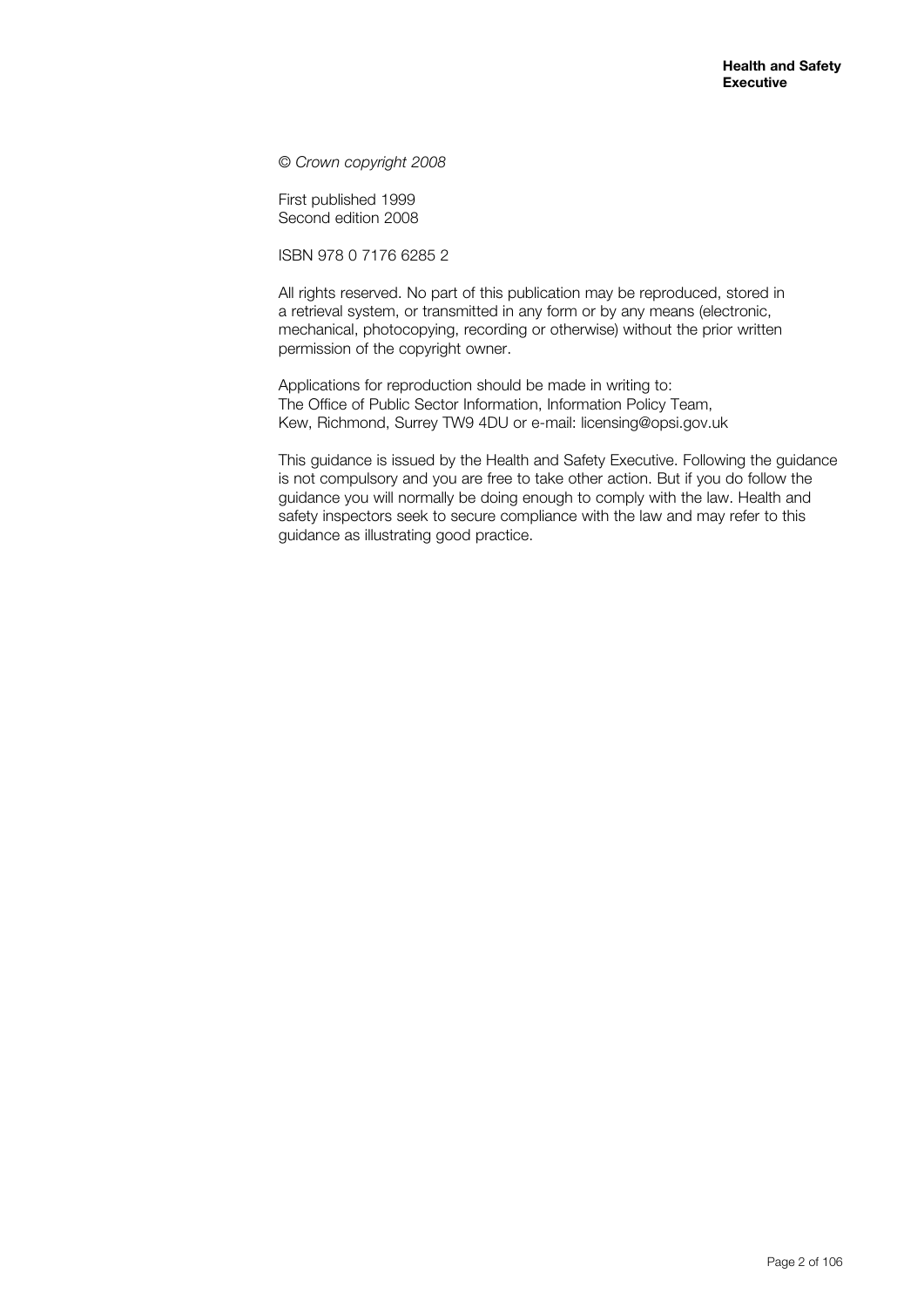© *Crown copyright 2008*

First published 1999
Second edition 2008

ISBN 978 0 7176 6285 2

All rights reserved. No part of this publication may be reproduced, stored in a retrieval system, or transmitted in any form or by any means (electronic, mechanical, photocopying, recording or otherwise) without the prior written permission of the copyright owner.

Applications for reproduction should be made in writing to:
The Office of Public Sector Information, Information Policy Team,
Kew, Richmond, Surrey TW9 4DU or e-mail: licensing@opsi.gov.uk

This guidance is issued by the Health and Safety Executive. Following the guidance is not compulsory and you are free to take other action. But if you do follow the guidance you will normally be doing enough to comply with the law. Health and safety inspectors seek to secure compliance with the law and may refer to this guidance as illustrating good practice.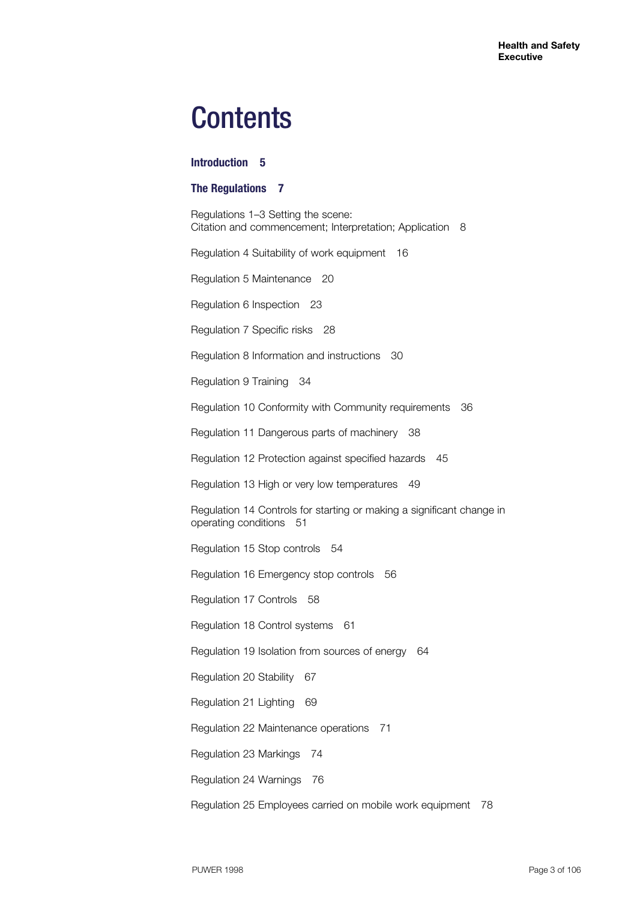# Contents

**Introduction 5**

**The Regulations 7**

Regulations 1–3 Setting the scene:
Citation and commencement; Interpretation; Application 8

Regulation 4 Suitability of work equipment 16

Regulation 5 Maintenance 20

Regulation 6 Inspection 23

Regulation 7 Specific risks 28

Regulation 8 Information and instructions 30

Regulation 9 Training 34

Regulation 10 Conformity with Community requirements 36

Regulation 11 Dangerous parts of machinery 38

Regulation 12 Protection against specified hazards 45

Regulation 13 High or very low temperatures 49

Regulation 14 Controls for starting or making a significant change in operating conditions 51

Regulation 15 Stop controls 54

Regulation 16 Emergency stop controls 56

Regulation 17 Controls 58

Regulation 18 Control systems 61

Regulation 19 Isolation from sources of energy 64

Regulation 20 Stability 67

Regulation 21 Lighting 69

Regulation 22 Maintenance operations 71

Regulation 23 Markings 74

Regulation 24 Warnings 76

Regulation 25 Employees carried on mobile work equipment 78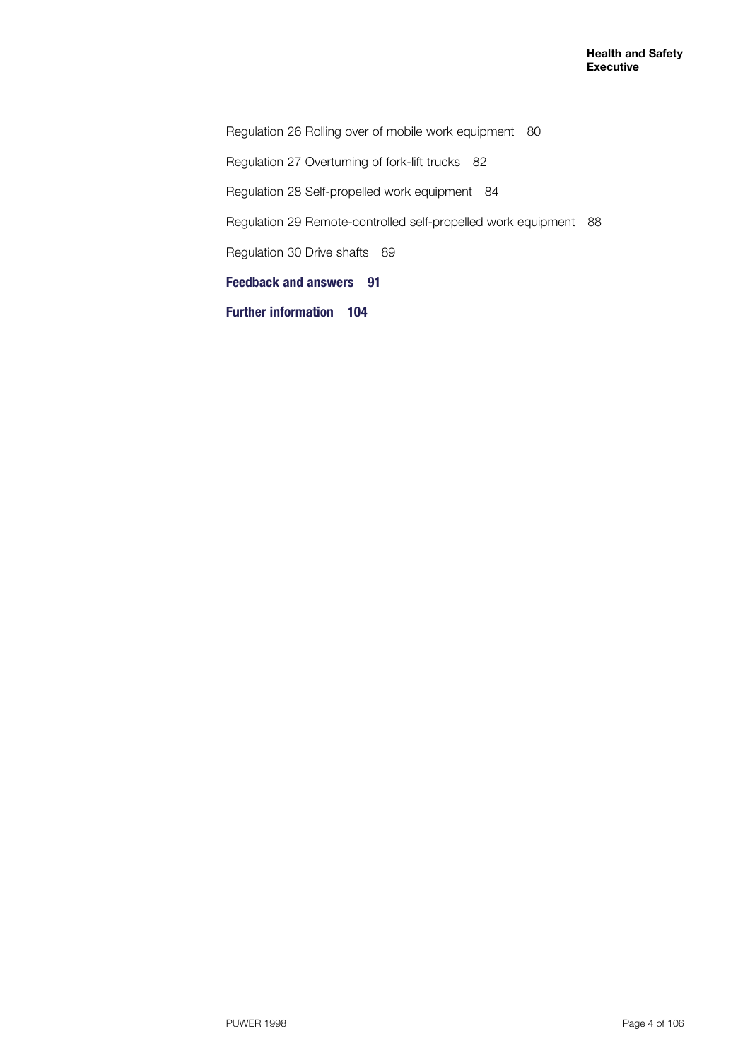Regulation 26 Rolling over of mobile work equipment 80

Regulation 27 Overturning of fork-lift trucks 82

Regulation 28 Self-propelled work equipment 84

Regulation 29 Remote-controlled self-propelled work equipment 88

Regulation 30 Drive shafts 89

**Feedback and answers 91**

**Further information 104**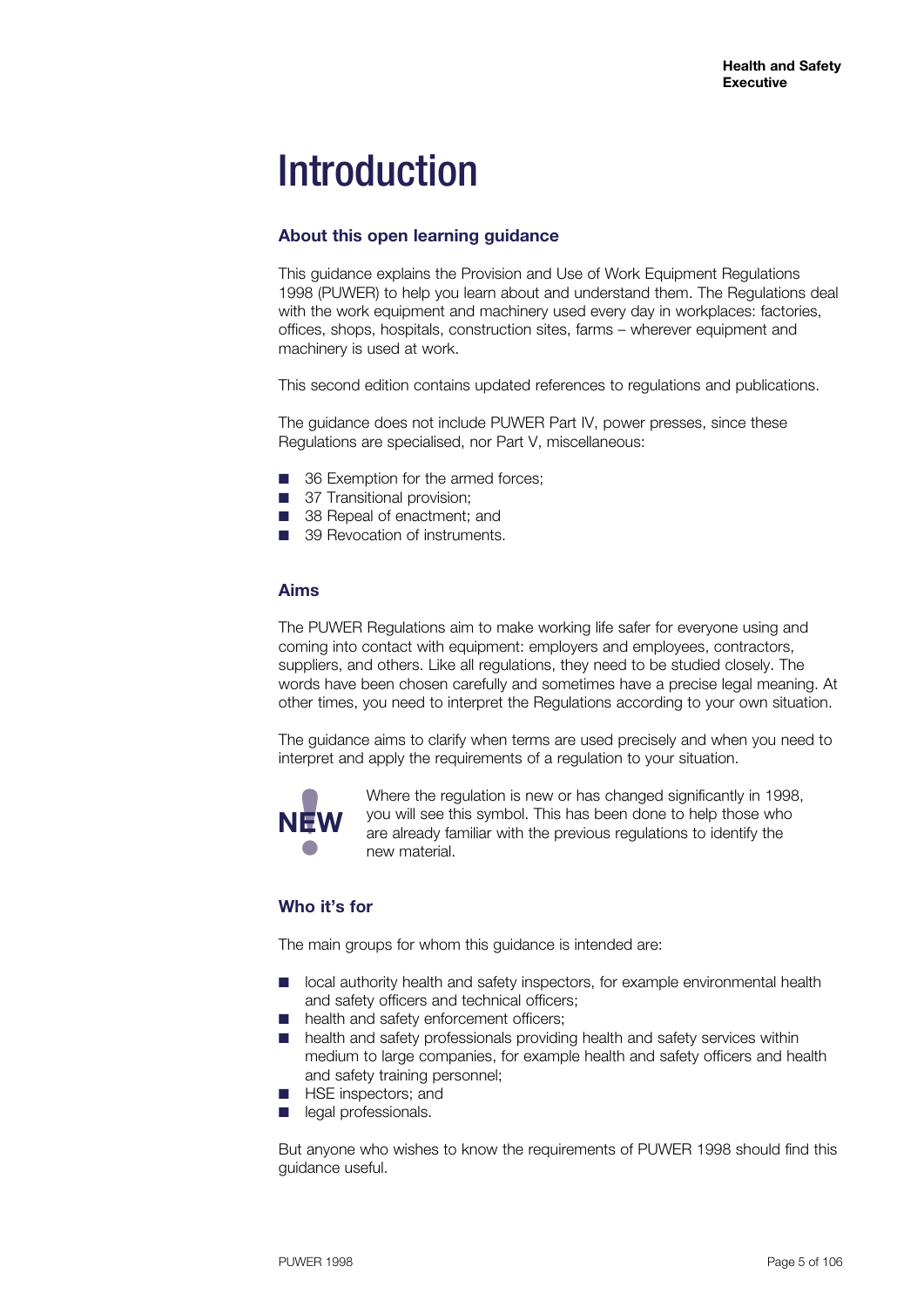# Introduction

## About this open learning guidance

This guidance explains the Provision and Use of Work Equipment Regulations 1998 (PUWER) to help you learn about and understand them. The Regulations deal with the work equipment and machinery used every day in workplaces: factories, offices, shops, hospitals, construction sites, farms – wherever equipment and machinery is used at work.

This second edition contains updated references to regulations and publications.

The guidance does not include PUWER Part IV, power presses, since these Regulations are specialised, nor Part V, miscellaneous:

- 36 Exemption for the armed forces;
- 37 Transitional provision;
- 38 Repeal of enactment; and
- 39 Revocation of instruments.

## Aims

The PUWER Regulations aim to make working life safer for everyone using and coming into contact with equipment: employers and employees, contractors, suppliers, and others. Like all regulations, they need to be studied closely. The words have been chosen carefully and sometimes have a precise legal meaning. At other times, you need to interpret the Regulations according to your own situation.

The guidance aims to clarify when terms are used precisely and when you need to interpret and apply the requirements of a regulation to your situation.

**NEW!** Where the regulation is new or has changed significantly in 1998, you will see this symbol. This has been done to help those who are already familiar with the previous regulations to identify the new material.

## Who it's for

The main groups for whom this guidance is intended are:

- local authority health and safety inspectors, for example environmental health and safety officers and technical officers;
- health and safety enforcement officers;
- health and safety professionals providing health and safety services within medium to large companies, for example health and safety officers and health and safety training personnel;
- HSE inspectors; and
- legal professionals.

But anyone who wishes to know the requirements of PUWER 1998 should find this guidance useful.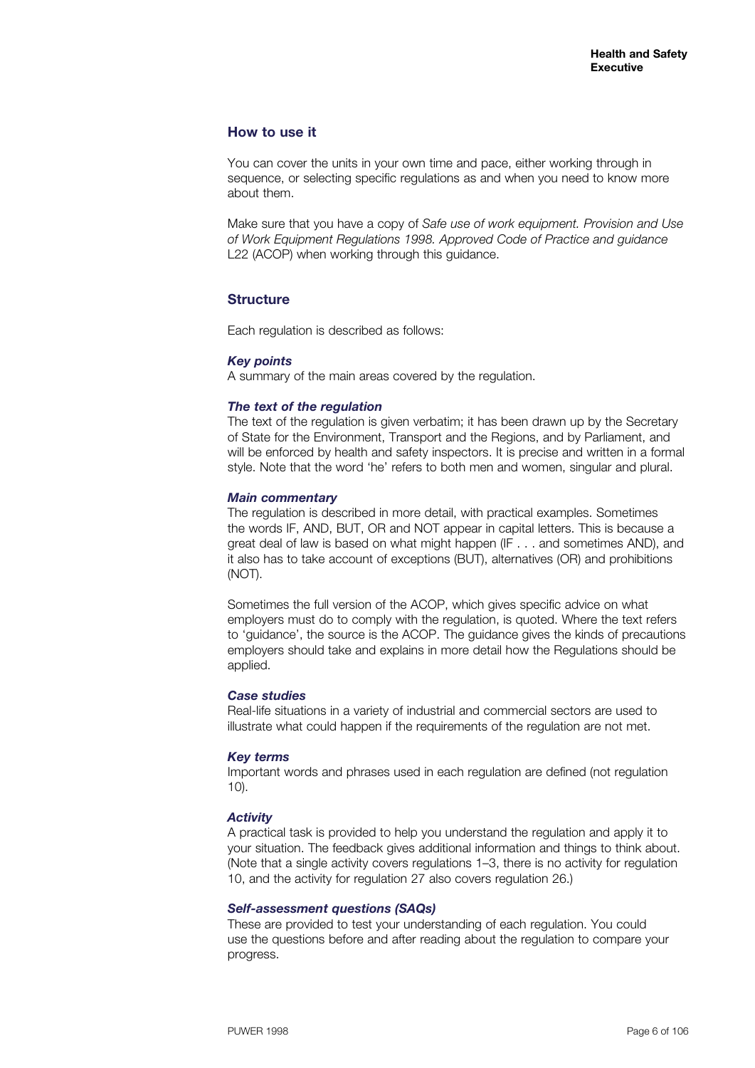## How to use it

You can cover the units in your own time and pace, either working through in sequence, or selecting specific regulations as and when you need to know more about them.

Make sure that you have a copy of *Safe use of work equipment. Provision and Use of Work Equipment Regulations 1998. Approved Code of Practice and guidance* L22 (ACOP) when working through this guidance.

## Structure

Each regulation is described as follows:

***Key points***
A summary of the main areas covered by the regulation.

***The text of the regulation***
The text of the regulation is given verbatim; it has been drawn up by the Secretary of State for the Environment, Transport and the Regions, and by Parliament, and will be enforced by health and safety inspectors. It is precise and written in a formal style. Note that the word 'he' refers to both men and women, singular and plural.

***Main commentary***
The regulation is described in more detail, with practical examples. Sometimes the words IF, AND, BUT, OR and NOT appear in capital letters. This is because a great deal of law is based on what might happen (IF . . . and sometimes AND), and it also has to take account of exceptions (BUT), alternatives (OR) and prohibitions (NOT).

Sometimes the full version of the ACOP, which gives specific advice on what employers must do to comply with the regulation, is quoted. Where the text refers to 'guidance', the source is the ACOP. The guidance gives the kinds of precautions employers should take and explains in more detail how the Regulations should be applied.

***Case studies***
Real-life situations in a variety of industrial and commercial sectors are used to illustrate what could happen if the requirements of the regulation are not met.

***Key terms***
Important words and phrases used in each regulation are defined (not regulation 10).

***Activity***
A practical task is provided to help you understand the regulation and apply it to your situation. The feedback gives additional information and things to think about. (Note that a single activity covers regulations 1–3, there is no activity for regulation 10, and the activity for regulation 27 also covers regulation 26.)

***Self-assessment questions (SAQs)***
These are provided to test your understanding of each regulation. You could use the questions before and after reading about the regulation to compare your progress.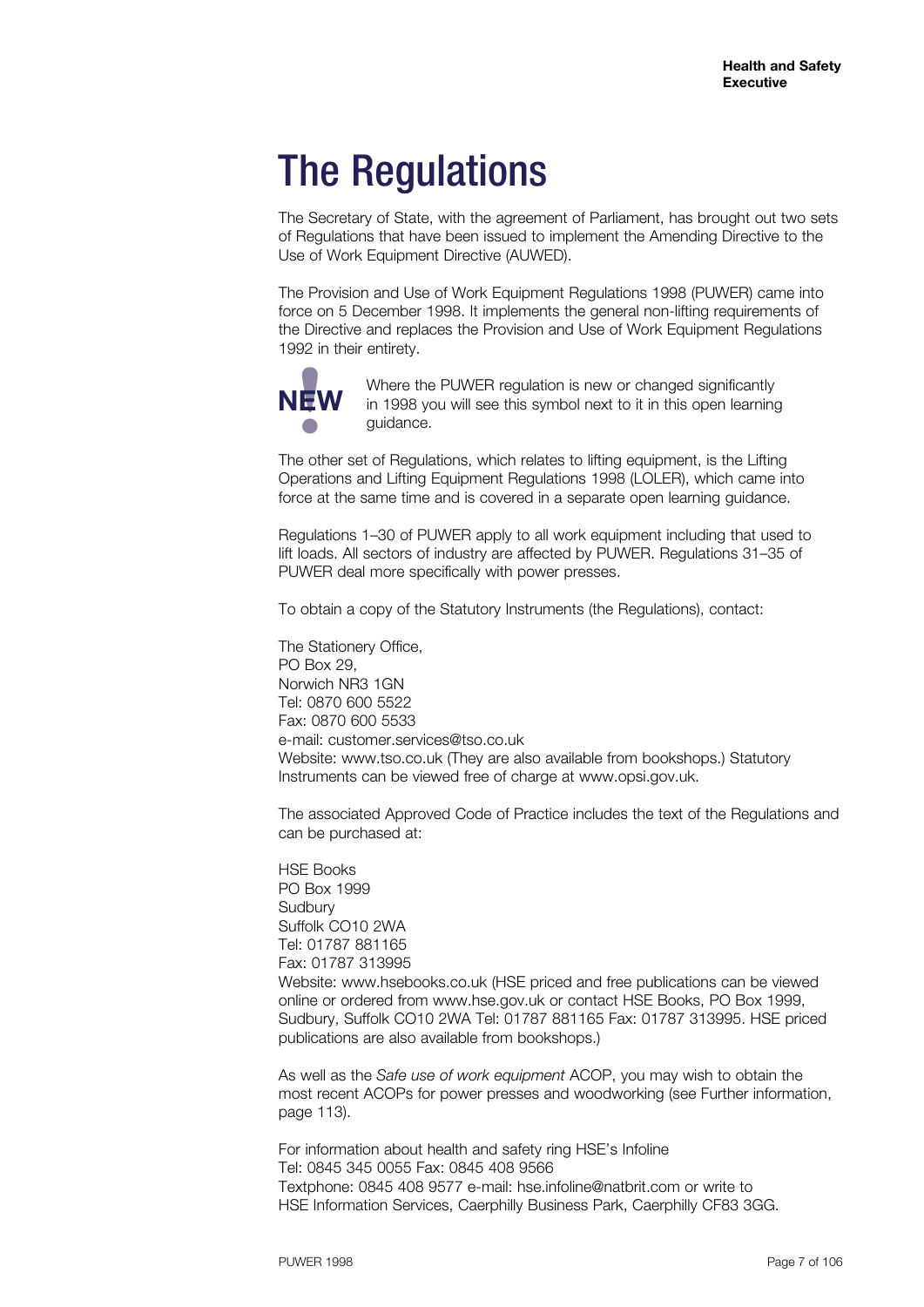# The Regulations

The Secretary of State, with the agreement of Parliament, has brought out two sets of Regulations that have been issued to implement the Amending Directive to the Use of Work Equipment Directive (AUWED).

The Provision and Use of Work Equipment Regulations 1998 (PUWER) came into force on 5 December 1998. It implements the general non-lifting requirements of the Directive and replaces the Provision and Use of Work Equipment Regulations 1992 in their entirety.

**NEW!** Where the PUWER regulation is new or changed significantly in 1998 you will see this symbol next to it in this open learning guidance.

The other set of Regulations, which relates to lifting equipment, is the Lifting Operations and Lifting Equipment Regulations 1998 (LOLER), which came into force at the same time and is covered in a separate open learning guidance.

Regulations 1–30 of PUWER apply to all work equipment including that used to lift loads. All sectors of industry are affected by PUWER. Regulations 31–35 of PUWER deal more specifically with power presses.

To obtain a copy of the Statutory Instruments (the Regulations), contact:

The Stationery Office,  
PO Box 29,  
Norwich NR3 1GN  
Tel: 0870 600 5522  
Fax: 0870 600 5533  
e-mail: customer.services@tso.co.uk  
Website: www.tso.co.uk (They are also available from bookshops.) Statutory Instruments can be viewed free of charge at www.opsi.gov.uk.

The associated Approved Code of Practice includes the text of the Regulations and can be purchased at:

HSE Books  
PO Box 1999  
Sudbury  
Suffolk CO10 2WA  
Tel: 01787 881165  
Fax: 01787 313995  
Website: www.hsebooks.co.uk (HSE priced and free publications can be viewed online or ordered from www.hse.gov.uk or contact HSE Books, PO Box 1999, Sudbury, Suffolk CO10 2WA Tel: 01787 881165 Fax: 01787 313995. HSE priced publications are also available from bookshops.)

As well as the *Safe use of work equipment* ACOP, you may wish to obtain the most recent ACOPs for power presses and woodworking (see Further information, page 113).

For information about health and safety ring HSE's Infoline  
Tel: 0845 345 0055 Fax: 0845 408 9566  
Textphone: 0845 408 9577 e-mail: hse.infoline@natbrit.com or write to HSE Information Services, Caerphilly Business Park, Caerphilly CF83 3GG.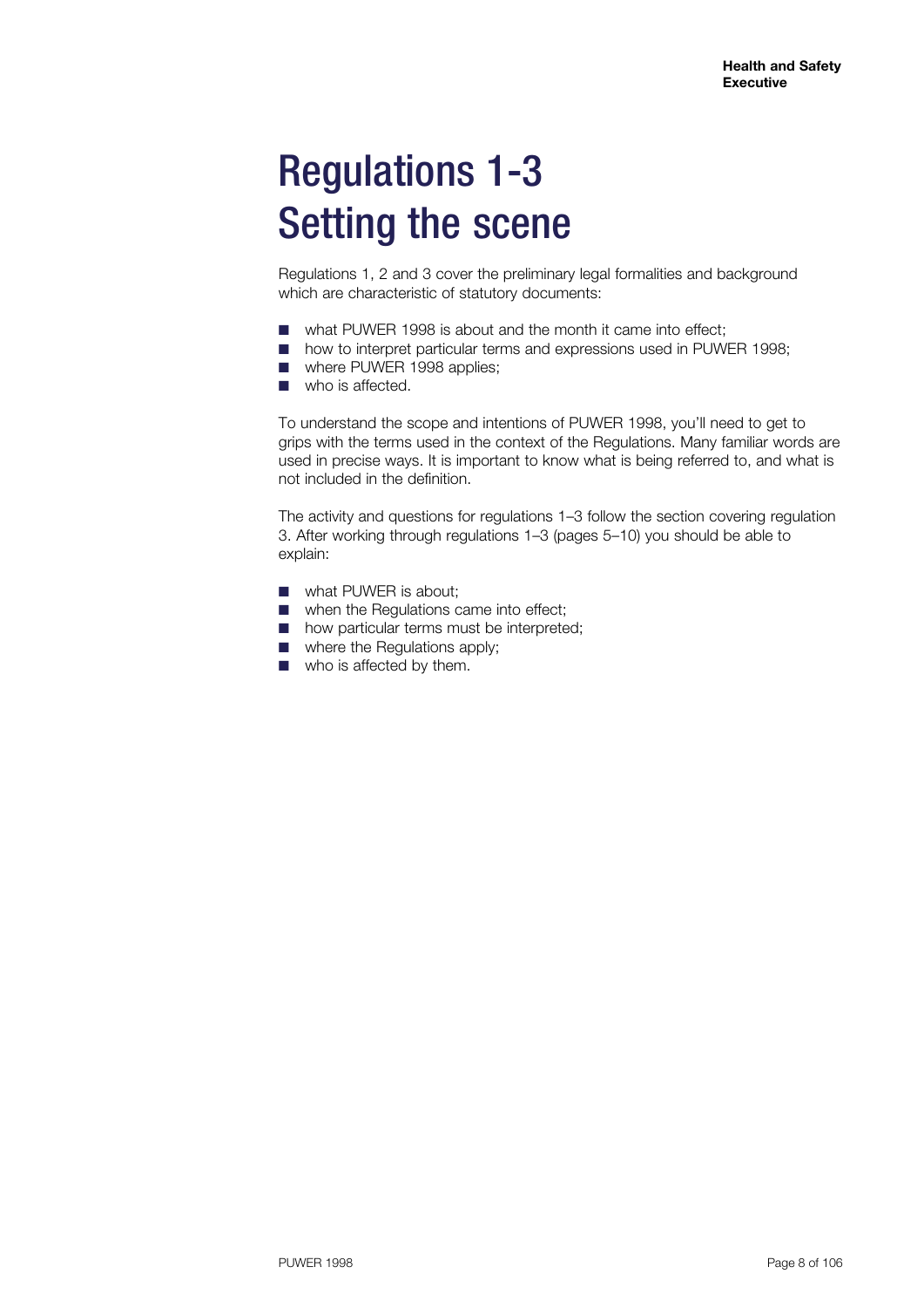# Regulations 1-3
# Setting the scene

Regulations 1, 2 and 3 cover the preliminary legal formalities and background which are characteristic of statutory documents:

- what PUWER 1998 is about and the month it came into effect;
- how to interpret particular terms and expressions used in PUWER 1998;
- where PUWER 1998 applies;
- who is affected.

To understand the scope and intentions of PUWER 1998, you'll need to get to grips with the terms used in the context of the Regulations. Many familiar words are used in precise ways. It is important to know what is being referred to, and what is not included in the definition.

The activity and questions for regulations 1–3 follow the section covering regulation 3. After working through regulations 1–3 (pages 5–10) you should be able to explain:

- what PUWER is about;
- when the Regulations came into effect;
- how particular terms must be interpreted;
- where the Regulations apply;
- who is affected by them.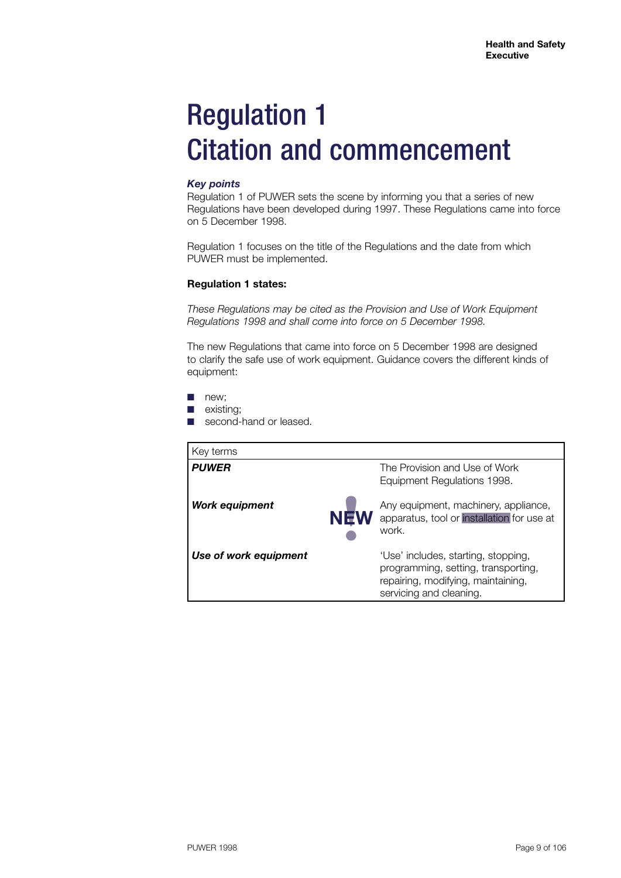# Regulation 1
# Citation and commencement

***Key points***

Regulation 1 of PUWER sets the scene by informing you that a series of new Regulations have been developed during 1997. These Regulations came into force on 5 December 1998.

Regulation 1 focuses on the title of the Regulations and the date from which PUWER must be implemented.

**Regulation 1 states:**

*These Regulations may be cited as the Provision and Use of Work Equipment Regulations 1998 and shall come into force on 5 December 1998.*

The new Regulations that came into force on 5 December 1998 are designed to clarify the safe use of work equipment. Guidance covers the different kinds of equipment:

- new;
- existing;
- second-hand or leased.

| Key terms | | |
|---|---|---|
| ***PUWER*** | | The Provision and Use of Work Equipment Regulations 1998. |
| ***Work equipment*** | NEW! | Any equipment, machinery, appliance, apparatus, tool or installation for use at work. |
| ***Use of work equipment*** | | 'Use' includes, starting, stopping, programming, setting, transporting, repairing, modifying, maintaining, servicing and cleaning. |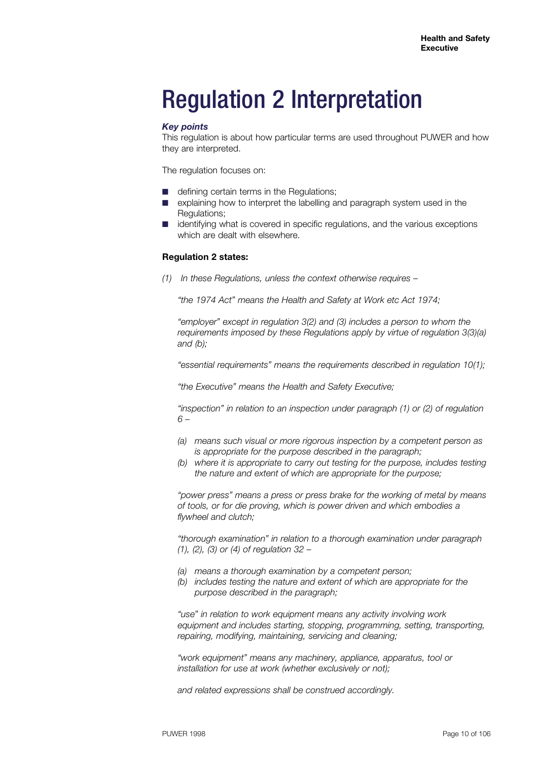# Regulation 2 Interpretation

***Key points***

This regulation is about how particular terms are used throughout PUWER and how they are interpreted.

The regulation focuses on:

- defining certain terms in the Regulations;
- explaining how to interpret the labelling and paragraph system used in the Regulations;
- identifying what is covered in specific regulations, and the various exceptions which are dealt with elsewhere.

**Regulation 2 states:**

*(1) In these Regulations, unless the context otherwise requires –*

*"the 1974 Act" means the Health and Safety at Work etc Act 1974;*

*"employer" except in regulation 3(2) and (3) includes a person to whom the requirements imposed by these Regulations apply by virtue of regulation 3(3)(a) and (b);*

*"essential requirements" means the requirements described in regulation 10(1);*

*"the Executive" means the Health and Safety Executive;*

*"inspection" in relation to an inspection under paragraph (1) or (2) of regulation 6 –*

*(a) means such visual or more rigorous inspection by a competent person as is appropriate for the purpose described in the paragraph;*

*(b) where it is appropriate to carry out testing for the purpose, includes testing the nature and extent of which are appropriate for the purpose;*

*"power press" means a press or press brake for the working of metal by means of tools, or for die proving, which is power driven and which embodies a flywheel and clutch;*

*"thorough examination" in relation to a thorough examination under paragraph (1), (2), (3) or (4) of regulation 32 –*

*(a) means a thorough examination by a competent person;*

*(b) includes testing the nature and extent of which are appropriate for the purpose described in the paragraph;*

*"use" in relation to work equipment means any activity involving work equipment and includes starting, stopping, programming, setting, transporting, repairing, modifying, maintaining, servicing and cleaning;*

*"work equipment" means any machinery, appliance, apparatus, tool or installation for use at work (whether exclusively or not);*

*and related expressions shall be construed accordingly.*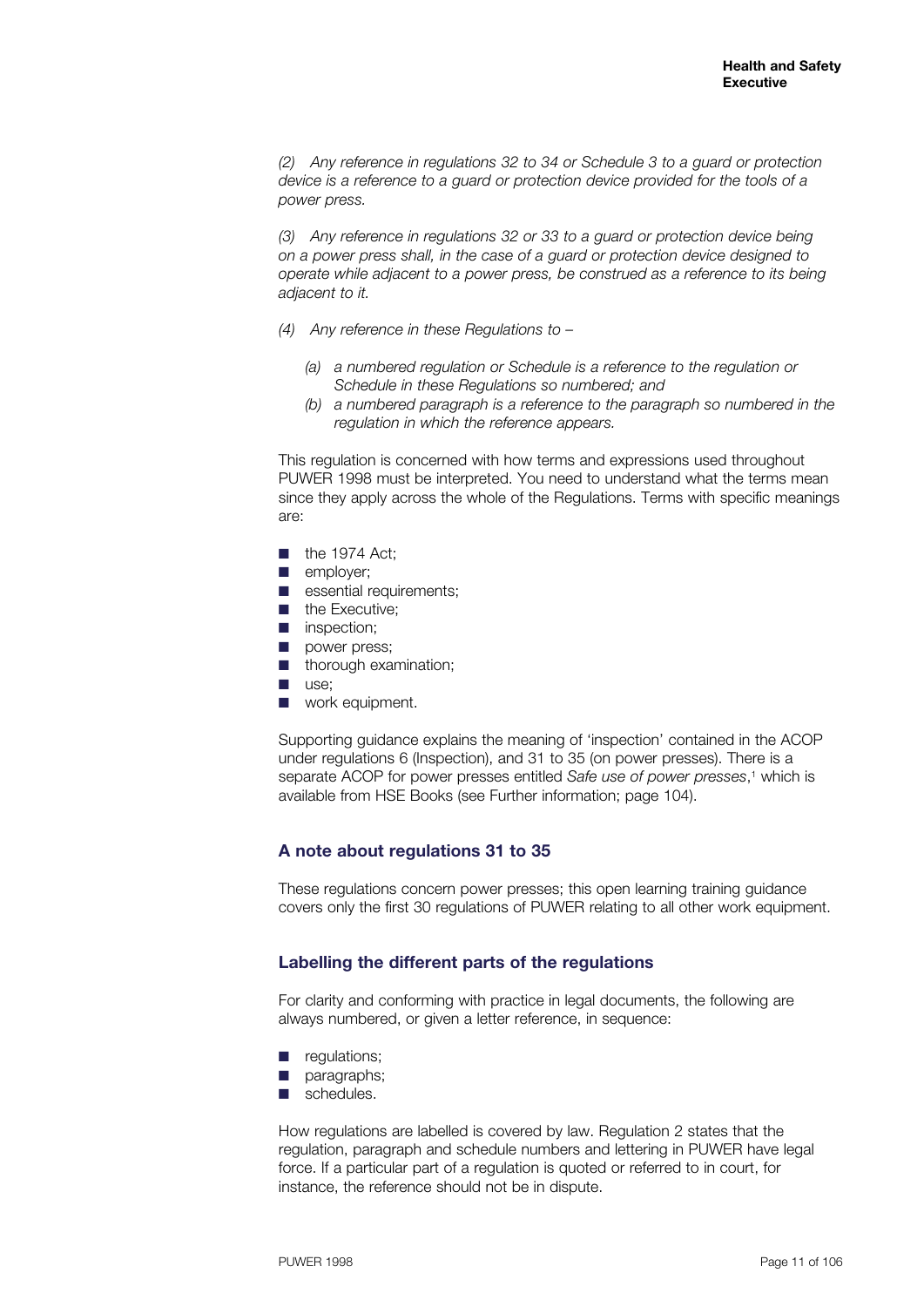*(2) Any reference in regulations 32 to 34 or Schedule 3 to a guard or protection device is a reference to a guard or protection device provided for the tools of a power press.*

*(3) Any reference in regulations 32 or 33 to a guard or protection device being on a power press shall, in the case of a guard or protection device designed to operate while adjacent to a power press, be construed as a reference to its being adjacent to it.*

*(4) Any reference in these Regulations to –*

- *(a) a numbered regulation or Schedule is a reference to the regulation or Schedule in these Regulations so numbered; and*
- *(b) a numbered paragraph is a reference to the paragraph so numbered in the regulation in which the reference appears.*

This regulation is concerned with how terms and expressions used throughout PUWER 1998 must be interpreted. You need to understand what the terms mean since they apply across the whole of the Regulations. Terms with specific meanings are:

- the 1974 Act;
- employer;
- essential requirements;
- the Executive;
- inspection;
- power press;
- thorough examination;
- use;
- work equipment.

Supporting guidance explains the meaning of 'inspection' contained in the ACOP under regulations 6 (Inspection), and 31 to 35 (on power presses). There is a separate ACOP for power presses entitled *Safe use of power presses*,[1] which is available from HSE Books (see Further information; page 104).

### A note about regulations 31 to 35

These regulations concern power presses; this open learning training guidance covers only the first 30 regulations of PUWER relating to all other work equipment.

### Labelling the different parts of the regulations

For clarity and conforming with practice in legal documents, the following are always numbered, or given a letter reference, in sequence:

- regulations;
- paragraphs;
- schedules.

How regulations are labelled is covered by law. Regulation 2 states that the regulation, paragraph and schedule numbers and lettering in PUWER have legal force. If a particular part of a regulation is quoted or referred to in court, for instance, the reference should not be in dispute.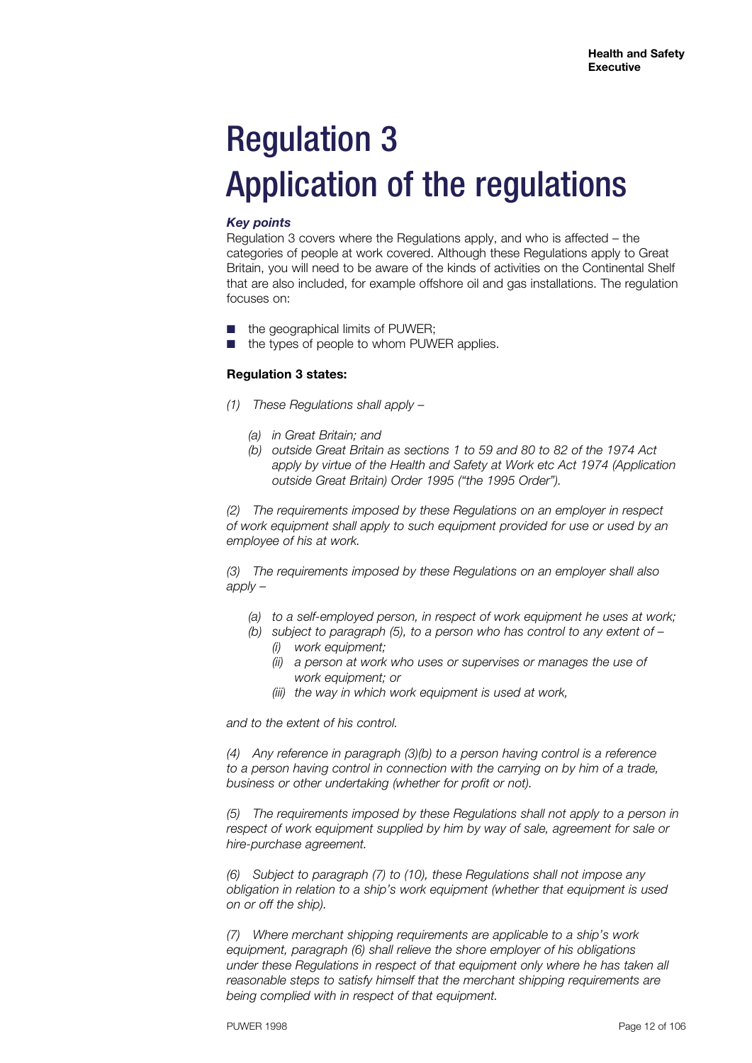# Regulation 3
# Application of the regulations

***Key points***

Regulation 3 covers where the Regulations apply, and who is affected – the categories of people at work covered. Although these Regulations apply to Great Britain, you will need to be aware of the kinds of activities on the Continental Shelf that are also included, for example offshore oil and gas installations. The regulation focuses on:

- the geographical limits of PUWER;
- the types of people to whom PUWER applies.

**Regulation 3 states:**

*(1) These Regulations shall apply –*

- *(a) in Great Britain; and*
- *(b) outside Great Britain as sections 1 to 59 and 80 to 82 of the 1974 Act apply by virtue of the Health and Safety at Work etc Act 1974 (Application outside Great Britain) Order 1995 ("the 1995 Order").*

*(2) The requirements imposed by these Regulations on an employer in respect of work equipment shall apply to such equipment provided for use or used by an employee of his at work.*

*(3) The requirements imposed by these Regulations on an employer shall also apply –*

- *(a) to a self-employed person, in respect of work equipment he uses at work;*
- *(b) subject to paragraph (5), to a person who has control to any extent of –*
  - *(i) work equipment;*
  - *(ii) a person at work who uses or supervises or manages the use of work equipment; or*
  - *(iii) the way in which work equipment is used at work,*

*and to the extent of his control.*

*(4) Any reference in paragraph (3)(b) to a person having control is a reference to a person having control in connection with the carrying on by him of a trade, business or other undertaking (whether for profit or not).*

*(5) The requirements imposed by these Regulations shall not apply to a person in respect of work equipment supplied by him by way of sale, agreement for sale or hire-purchase agreement.*

*(6) Subject to paragraph (7) to (10), these Regulations shall not impose any obligation in relation to a ship's work equipment (whether that equipment is used on or off the ship).*

*(7) Where merchant shipping requirements are applicable to a ship's work equipment, paragraph (6) shall relieve the shore employer of his obligations under these Regulations in respect of that equipment only where he has taken all reasonable steps to satisfy himself that the merchant shipping requirements are being complied with in respect of that equipment.*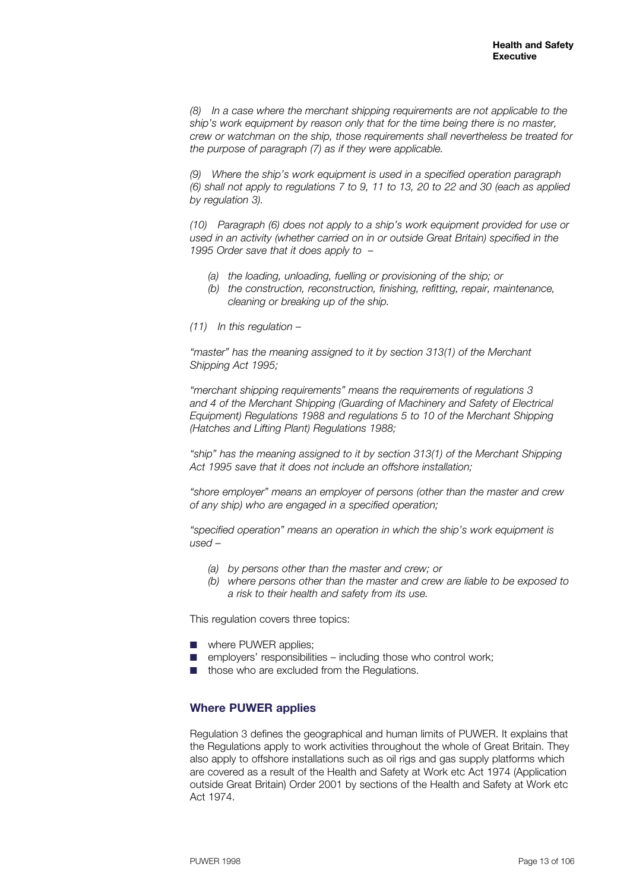*(8) In a case where the merchant shipping requirements are not applicable to the ship's work equipment by reason only that for the time being there is no master, crew or watchman on the ship, those requirements shall nevertheless be treated for the purpose of paragraph (7) as if they were applicable.*

*(9) Where the ship's work equipment is used in a specified operation paragraph (6) shall not apply to regulations 7 to 9, 11 to 13, 20 to 22 and 30 (each as applied by regulation 3).*

*(10) Paragraph (6) does not apply to a ship's work equipment provided for use or used in an activity (whether carried on in or outside Great Britain) specified in the 1995 Order save that it does apply to –*

- *(a) the loading, unloading, fuelling or provisioning of the ship; or*
- *(b) the construction, reconstruction, finishing, refitting, repair, maintenance, cleaning or breaking up of the ship.*

*(11) In this regulation –*

*"master" has the meaning assigned to it by section 313(1) of the Merchant Shipping Act 1995;*

*"merchant shipping requirements" means the requirements of regulations 3 and 4 of the Merchant Shipping (Guarding of Machinery and Safety of Electrical Equipment) Regulations 1988 and regulations 5 to 10 of the Merchant Shipping (Hatches and Lifting Plant) Regulations 1988;*

*"ship" has the meaning assigned to it by section 313(1) of the Merchant Shipping Act 1995 save that it does not include an offshore installation;*

*"shore employer" means an employer of persons (other than the master and crew of any ship) who are engaged in a specified operation;*

*"specified operation" means an operation in which the ship's work equipment is used –*

- *(a) by persons other than the master and crew; or*
- *(b) where persons other than the master and crew are liable to be exposed to a risk to their health and safety from its use.*

This regulation covers three topics:

- where PUWER applies;
- employers' responsibilities – including those who control work;
- those who are excluded from the Regulations.

## Where PUWER applies

Regulation 3 defines the geographical and human limits of PUWER. It explains that the Regulations apply to work activities throughout the whole of Great Britain. They also apply to offshore installations such as oil rigs and gas supply platforms which are covered as a result of the Health and Safety at Work etc Act 1974 (Application outside Great Britain) Order 2001 by sections of the Health and Safety at Work etc Act 1974.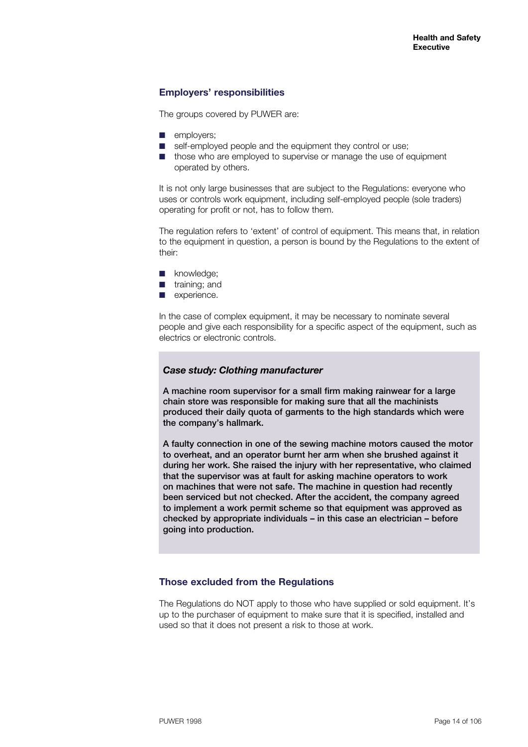## Employers' responsibilities

The groups covered by PUWER are:

- employers;
- self-employed people and the equipment they control or use;
- those who are employed to supervise or manage the use of equipment operated by others.

It is not only large businesses that are subject to the Regulations: everyone who uses or controls work equipment, including self-employed people (sole traders) operating for profit or not, has to follow them.

The regulation refers to 'extent' of control of equipment. This means that, in relation to the equipment in question, a person is bound by the Regulations to the extent of their:

- knowledge;
- training; and
- experience.

In the case of complex equipment, it may be necessary to nominate several people and give each responsibility for a specific aspect of the equipment, such as electrics or electronic controls.

> ***Case study: Clothing manufacturer***
>
> **A machine room supervisor for a small firm making rainwear for a large chain store was responsible for making sure that all the machinists produced their daily quota of garments to the high standards which were the company's hallmark.**
>
> **A faulty connection in one of the sewing machine motors caused the motor to overheat, and an operator burnt her arm when she brushed against it during her work. She raised the injury with her representative, who claimed that the supervisor was at fault for asking machine operators to work on machines that were not safe. The machine in question had recently been serviced but not checked. After the accident, the company agreed to implement a work permit scheme so that equipment was approved as checked by appropriate individuals – in this case an electrician – before going into production.**

## Those excluded from the Regulations

The Regulations do NOT apply to those who have supplied or sold equipment. It's up to the purchaser of equipment to make sure that it is specified, installed and used so that it does not present a risk to those at work.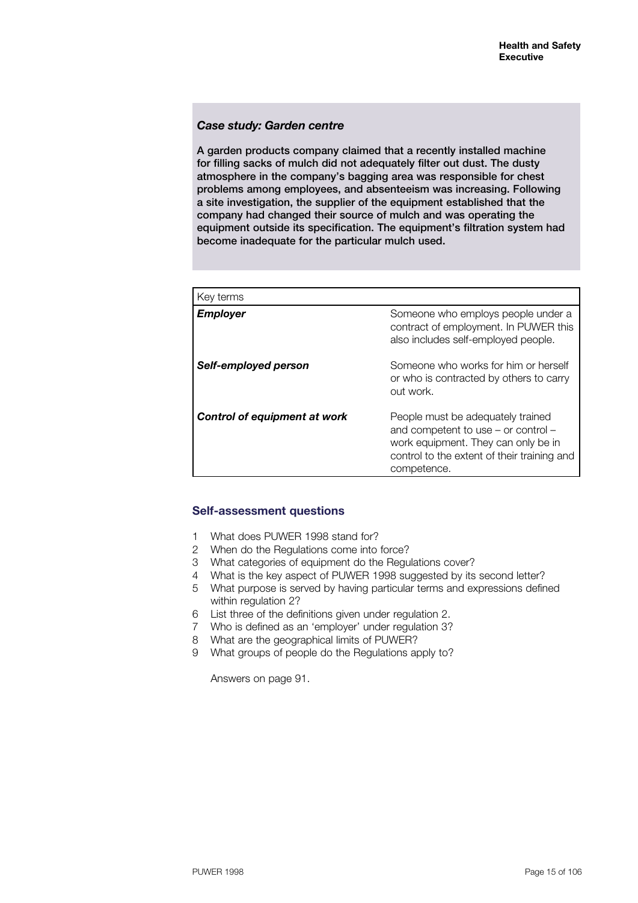### *Case study: Garden centre*

**A garden products company claimed that a recently installed machine for filling sacks of mulch did not adequately filter out dust. The dusty atmosphere in the company's bagging area was responsible for chest problems among employees, and absenteeism was increasing. Following a site investigation, the supplier of the equipment established that the company had changed their source of mulch and was operating the equipment outside its specification. The equipment's filtration system had become inadequate for the particular mulch used.**

| Key terms | |
|---|---|
| ***Employer*** | Someone who employs people under a contract of employment. In PUWER this also includes self-employed people. |
| ***Self-employed person*** | Someone who works for him or herself or who is contracted by others to carry out work. |
| ***Control of equipment at work*** | People must be adequately trained and competent to use – or control – work equipment. They can only be in control to the extent of their training and competence. |

### Self-assessment questions

1. What does PUWER 1998 stand for?
2. When do the Regulations come into force?
3. What categories of equipment do the Regulations cover?
4. What is the key aspect of PUWER 1998 suggested by its second letter?
5. What purpose is served by having particular terms and expressions defined within regulation 2?
6. List three of the definitions given under regulation 2.
7. Who is defined as an 'employer' under regulation 3?
8. What are the geographical limits of PUWER?
9. What groups of people do the Regulations apply to?

Answers on page 91.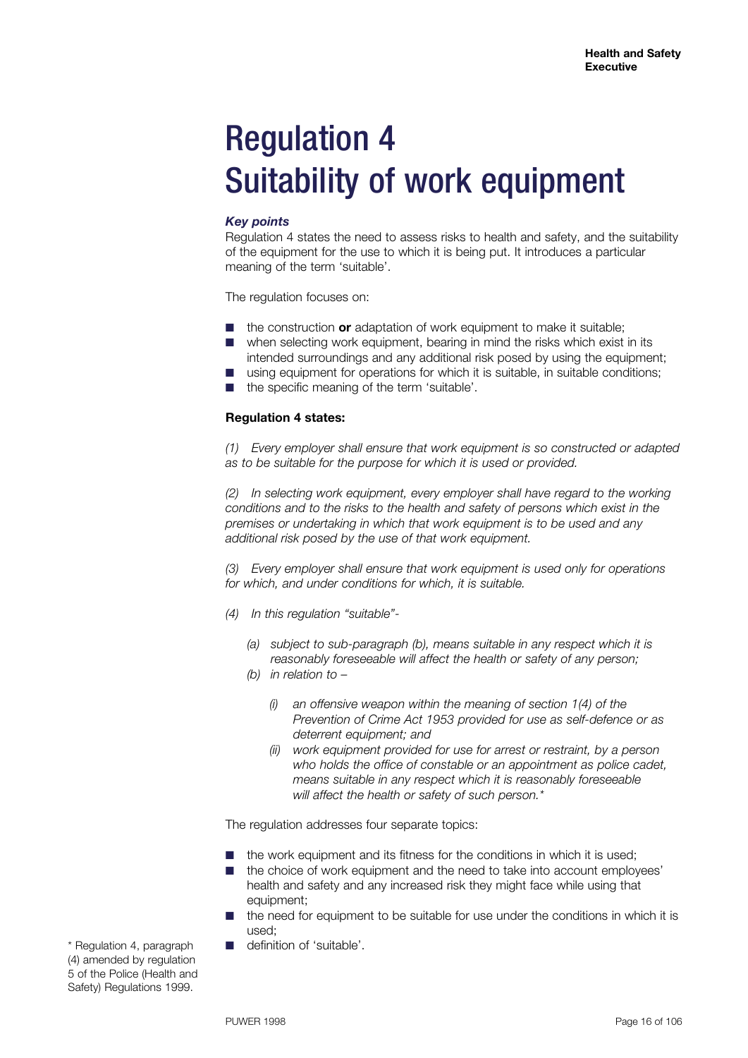# Regulation 4
# Suitability of work equipment

***Key points***

Regulation 4 states the need to assess risks to health and safety, and the suitability of the equipment for the use to which it is being put. It introduces a particular meaning of the term 'suitable'.

The regulation focuses on:

- the construction **or** adaptation of work equipment to make it suitable;
- when selecting work equipment, bearing in mind the risks which exist in its intended surroundings and any additional risk posed by using the equipment;
- using equipment for operations for which it is suitable, in suitable conditions;
- the specific meaning of the term 'suitable'.

**Regulation 4 states:**

*(1) Every employer shall ensure that work equipment is so constructed or adapted as to be suitable for the purpose for which it is used or provided.*

*(2) In selecting work equipment, every employer shall have regard to the working conditions and to the risks to the health and safety of persons which exist in the premises or undertaking in which that work equipment is to be used and any additional risk posed by the use of that work equipment.*

*(3) Every employer shall ensure that work equipment is used only for operations for which, and under conditions for which, it is suitable.*

*(4) In this regulation "suitable"-*

*(a) subject to sub-paragraph (b), means suitable in any respect which it is reasonably foreseeable will affect the health or safety of any person;*

*(b) in relation to –*

*(i) an offensive weapon within the meaning of section 1(4) of the Prevention of Crime Act 1953 provided for use as self-defence or as deterrent equipment; and*

*(ii) work equipment provided for use for arrest or restraint, by a person who holds the office of constable or an appointment as police cadet, means suitable in any respect which it is reasonably foreseeable will affect the health or safety of such person.\**

The regulation addresses four separate topics:

- the work equipment and its fitness for the conditions in which it is used;
- the choice of work equipment and the need to take into account employees' health and safety and any increased risk they might face while using that equipment;
- the need for equipment to be suitable for use under the conditions in which it is used;
- definition of 'suitable'.

\* Regulation 4, paragraph (4) amended by regulation 5 of the Police (Health and Safety) Regulations 1999.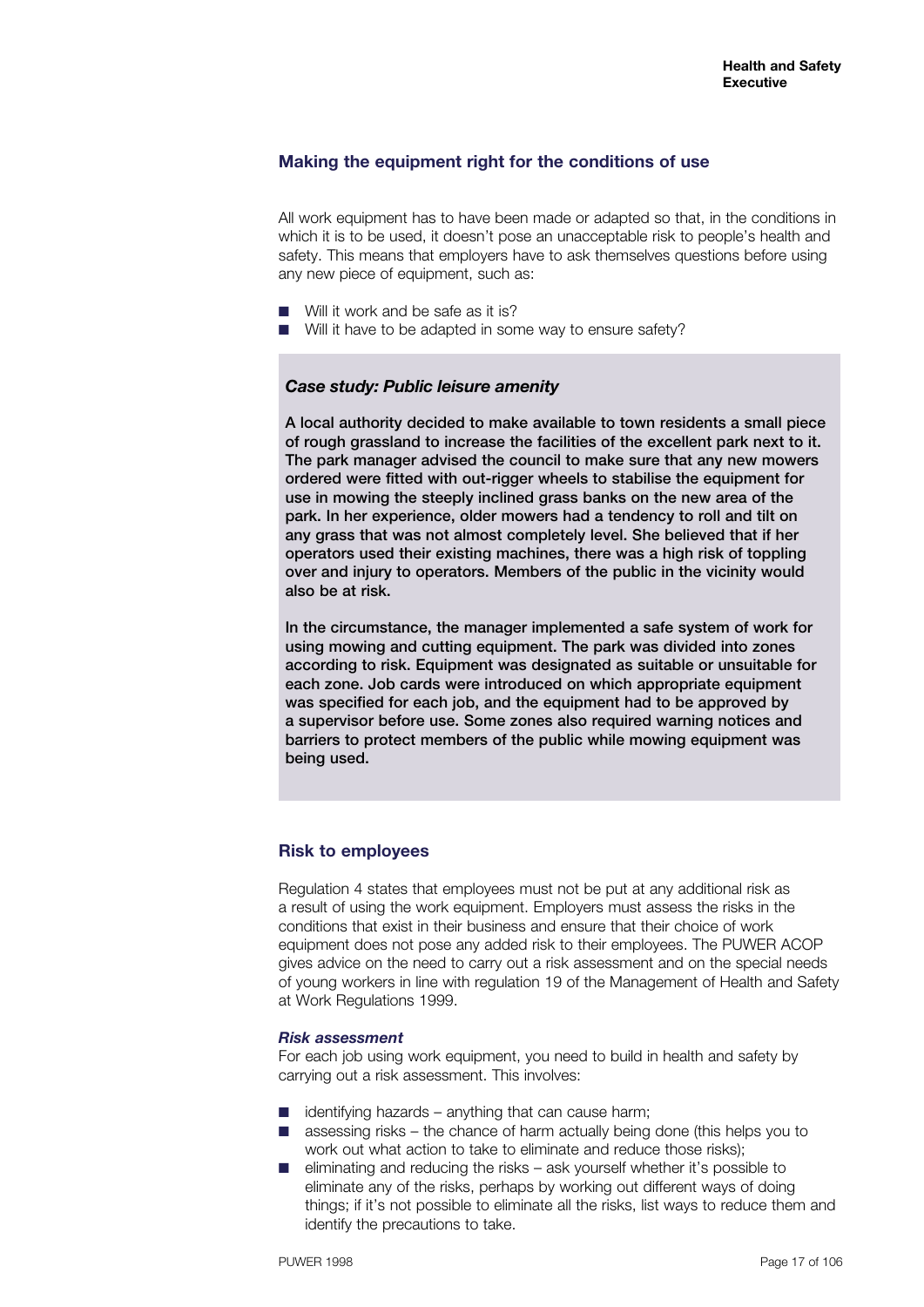## Making the equipment right for the conditions of use

All work equipment has to have been made or adapted so that, in the conditions in which it is to be used, it doesn't pose an unacceptable risk to people's health and safety. This means that employers have to ask themselves questions before using any new piece of equipment, such as:

- Will it work and be safe as it is?
- Will it have to be adapted in some way to ensure safety?

> ***Case study: Public leisure amenity***
>
> **A local authority decided to make available to town residents a small piece of rough grassland to increase the facilities of the excellent park next to it. The park manager advised the council to make sure that any new mowers ordered were fitted with out-rigger wheels to stabilise the equipment for use in mowing the steeply inclined grass banks on the new area of the park. In her experience, older mowers had a tendency to roll and tilt on any grass that was not almost completely level. She believed that if her operators used their existing machines, there was a high risk of toppling over and injury to operators. Members of the public in the vicinity would also be at risk.**
>
> **In the circumstance, the manager implemented a safe system of work for using mowing and cutting equipment. The park was divided into zones according to risk. Equipment was designated as suitable or unsuitable for each zone. Job cards were introduced on which appropriate equipment was specified for each job, and the equipment had to be approved by a supervisor before use. Some zones also required warning notices and barriers to protect members of the public while mowing equipment was being used.**

## Risk to employees

Regulation 4 states that employees must not be put at any additional risk as a result of using the work equipment. Employers must assess the risks in the conditions that exist in their business and ensure that their choice of work equipment does not pose any added risk to their employees. The PUWER ACOP gives advice on the need to carry out a risk assessment and on the special needs of young workers in line with regulation 19 of the Management of Health and Safety at Work Regulations 1999.

### *Risk assessment*

For each job using work equipment, you need to build in health and safety by carrying out a risk assessment. This involves:

- identifying hazards – anything that can cause harm;
- assessing risks – the chance of harm actually being done (this helps you to work out what action to take to eliminate and reduce those risks);
- eliminating and reducing the risks – ask yourself whether it's possible to eliminate any of the risks, perhaps by working out different ways of doing things; if it's not possible to eliminate all the risks, list ways to reduce them and identify the precautions to take.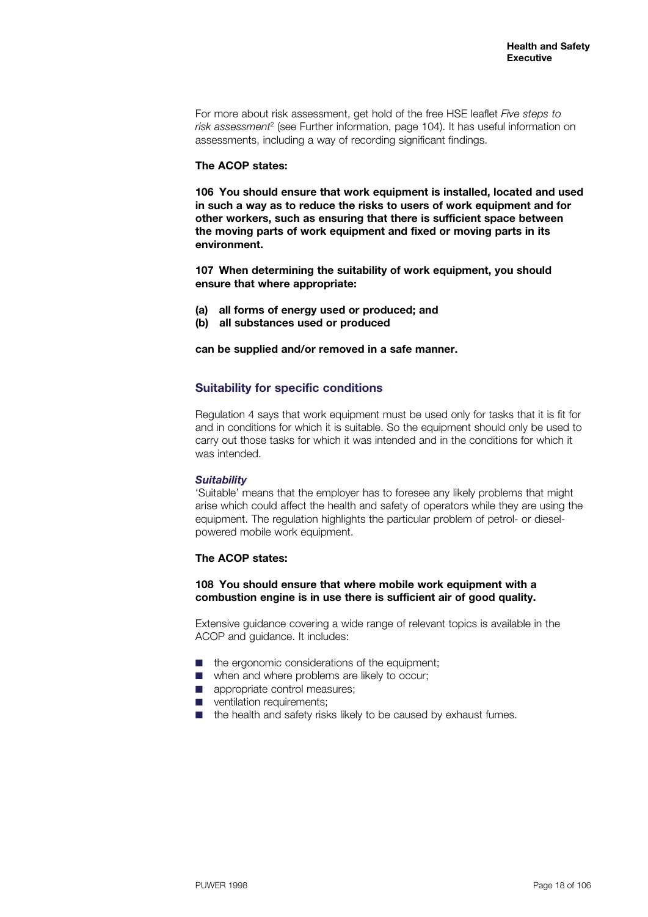For more about risk assessment, get hold of the free HSE leaflet *Five steps to risk assessment*[2] (see Further information, page 104). It has useful information on assessments, including a way of recording significant findings.

**The ACOP states:**

**106 You should ensure that work equipment is installed, located and used in such a way as to reduce the risks to users of work equipment and for other workers, such as ensuring that there is sufficient space between the moving parts of work equipment and fixed or moving parts in its environment.**

**107 When determining the suitability of work equipment, you should ensure that where appropriate:**

**(a) all forms of energy used or produced; and**
**(b) all substances used or produced**

**can be supplied and/or removed in a safe manner.**

## Suitability for specific conditions

Regulation 4 says that work equipment must be used only for tasks that it is fit for and in conditions for which it is suitable. So the equipment should only be used to carry out those tasks for which it was intended and in the conditions for which it was intended.

### *Suitability*

'Suitable' means that the employer has to foresee any likely problems that might arise which could affect the health and safety of operators while they are using the equipment. The regulation highlights the particular problem of petrol- or diesel-powered mobile work equipment.

**The ACOP states:**

**108 You should ensure that where mobile work equipment with a combustion engine is in use there is sufficient air of good quality.**

Extensive guidance covering a wide range of relevant topics is available in the ACOP and guidance. It includes:

- the ergonomic considerations of the equipment;
- when and where problems are likely to occur;
- appropriate control measures;
- ventilation requirements;
- the health and safety risks likely to be caused by exhaust fumes.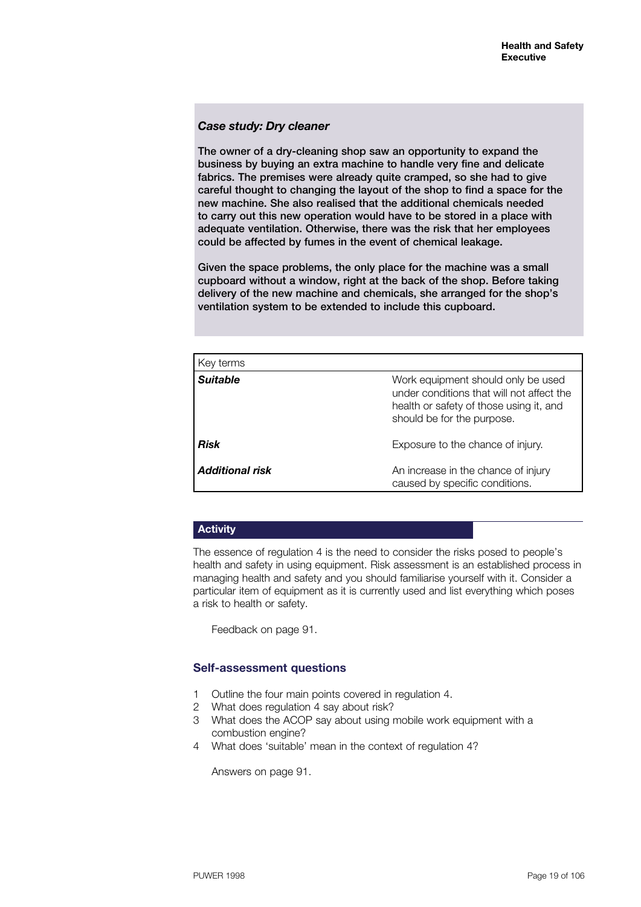### *Case study: Dry cleaner*

**The owner of a dry-cleaning shop saw an opportunity to expand the business by buying an extra machine to handle very fine and delicate fabrics. The premises were already quite cramped, so she had to give careful thought to changing the layout of the shop to find a space for the new machine. She also realised that the additional chemicals needed to carry out this new operation would have to be stored in a place with adequate ventilation. Otherwise, there was the risk that her employees could be affected by fumes in the event of chemical leakage.**

**Given the space problems, the only place for the machine was a small cupboard without a window, right at the back of the shop. Before taking delivery of the new machine and chemicals, she arranged for the shop's ventilation system to be extended to include this cupboard.**

| Key terms | |
|---|---|
| ***Suitable*** | Work equipment should only be used under conditions that will not affect the health or safety of those using it, and should be for the purpose. |
| ***Risk*** | Exposure to the chance of injury. |
| ***Additional risk*** | An increase in the chance of injury caused by specific conditions. |

#### Activity

The essence of regulation 4 is the need to consider the risks posed to people's health and safety in using equipment. Risk assessment is an established process in managing health and safety and you should familiarise yourself with it. Consider a particular item of equipment as it is currently used and list everything which poses a risk to health or safety.

Feedback on page 91.

### Self-assessment questions

1. Outline the four main points covered in regulation 4.
2. What does regulation 4 say about risk?
3. What does the ACOP say about using mobile work equipment with a combustion engine?
4. What does 'suitable' mean in the context of regulation 4?

Answers on page 91.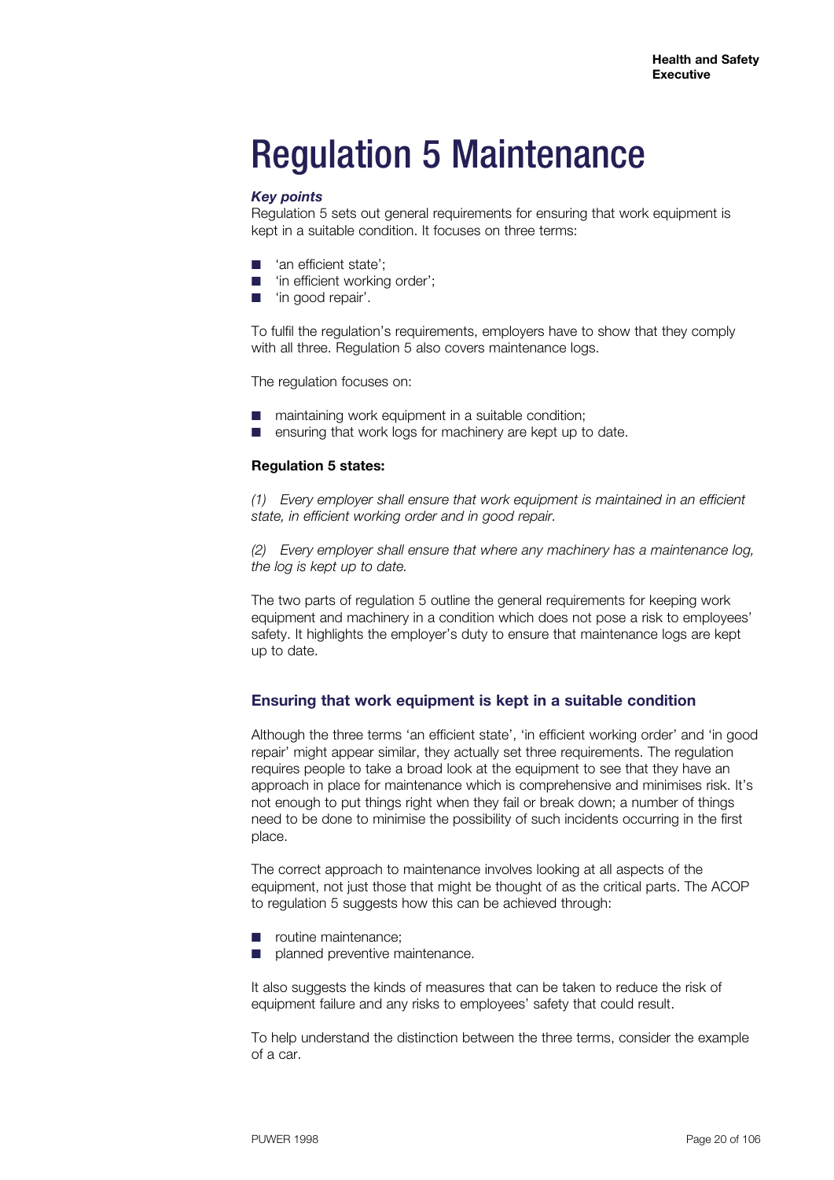# Regulation 5 Maintenance

***Key points***

Regulation 5 sets out general requirements for ensuring that work equipment is kept in a suitable condition. It focuses on three terms:

- 'an efficient state';
- 'in efficient working order';
- 'in good repair'.

To fulfil the regulation's requirements, employers have to show that they comply with all three. Regulation 5 also covers maintenance logs.

The regulation focuses on:

- maintaining work equipment in a suitable condition;
- ensuring that work logs for machinery are kept up to date.

**Regulation 5 states:**

*(1) Every employer shall ensure that work equipment is maintained in an efficient state, in efficient working order and in good repair.*

*(2) Every employer shall ensure that where any machinery has a maintenance log, the log is kept up to date.*

The two parts of regulation 5 outline the general requirements for keeping work equipment and machinery in a condition which does not pose a risk to employees' safety. It highlights the employer's duty to ensure that maintenance logs are kept up to date.

## Ensuring that work equipment is kept in a suitable condition

Although the three terms 'an efficient state', 'in efficient working order' and 'in good repair' might appear similar, they actually set three requirements. The regulation requires people to take a broad look at the equipment to see that they have an approach in place for maintenance which is comprehensive and minimises risk. It's not enough to put things right when they fail or break down; a number of things need to be done to minimise the possibility of such incidents occurring in the first place.

The correct approach to maintenance involves looking at all aspects of the equipment, not just those that might be thought of as the critical parts. The ACOP to regulation 5 suggests how this can be achieved through:

- routine maintenance;
- planned preventive maintenance.

It also suggests the kinds of measures that can be taken to reduce the risk of equipment failure and any risks to employees' safety that could result.

To help understand the distinction between the three terms, consider the example of a car.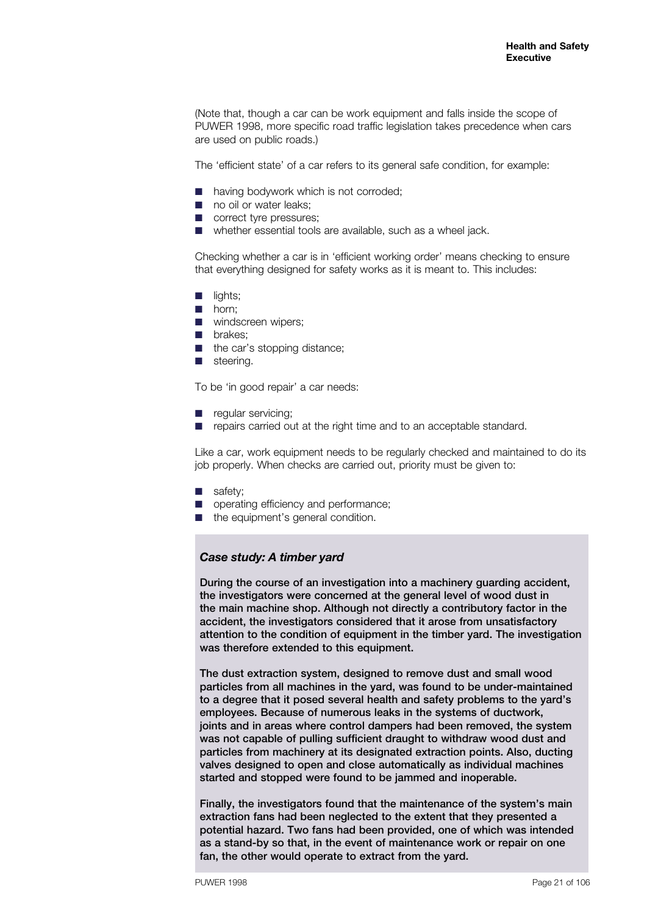(Note that, though a car can be work equipment and falls inside the scope of PUWER 1998, more specific road traffic legislation takes precedence when cars are used on public roads.)

The 'efficient state' of a car refers to its general safe condition, for example:

- having bodywork which is not corroded;
- no oil or water leaks;
- correct tyre pressures;
- whether essential tools are available, such as a wheel jack.

Checking whether a car is in 'efficient working order' means checking to ensure that everything designed for safety works as it is meant to. This includes:

- lights;
- horn;
- windscreen wipers;
- brakes;
- the car's stopping distance;
- steering.

To be 'in good repair' a car needs:

- regular servicing;
- repairs carried out at the right time and to an acceptable standard.

Like a car, work equipment needs to be regularly checked and maintained to do its job properly. When checks are carried out, priority must be given to:

- safety;
- operating efficiency and performance;
- the equipment's general condition.

### *Case study: A timber yard*

**During the course of an investigation into a machinery guarding accident, the investigators were concerned at the general level of wood dust in the main machine shop. Although not directly a contributory factor in the accident, the investigators considered that it arose from unsatisfactory attention to the condition of equipment in the timber yard. The investigation was therefore extended to this equipment.**

**The dust extraction system, designed to remove dust and small wood particles from all machines in the yard, was found to be under-maintained to a degree that it posed several health and safety problems to the yard's employees. Because of numerous leaks in the systems of ductwork, joints and in areas where control dampers had been removed, the system was not capable of pulling sufficient draught to withdraw wood dust and particles from machinery at its designated extraction points. Also, ducting valves designed to open and close automatically as individual machines started and stopped were found to be jammed and inoperable.**

**Finally, the investigators found that the maintenance of the system's main extraction fans had been neglected to the extent that they presented a potential hazard. Two fans had been provided, one of which was intended as a stand-by so that, in the event of maintenance work or repair on one fan, the other would operate to extract from the yard.**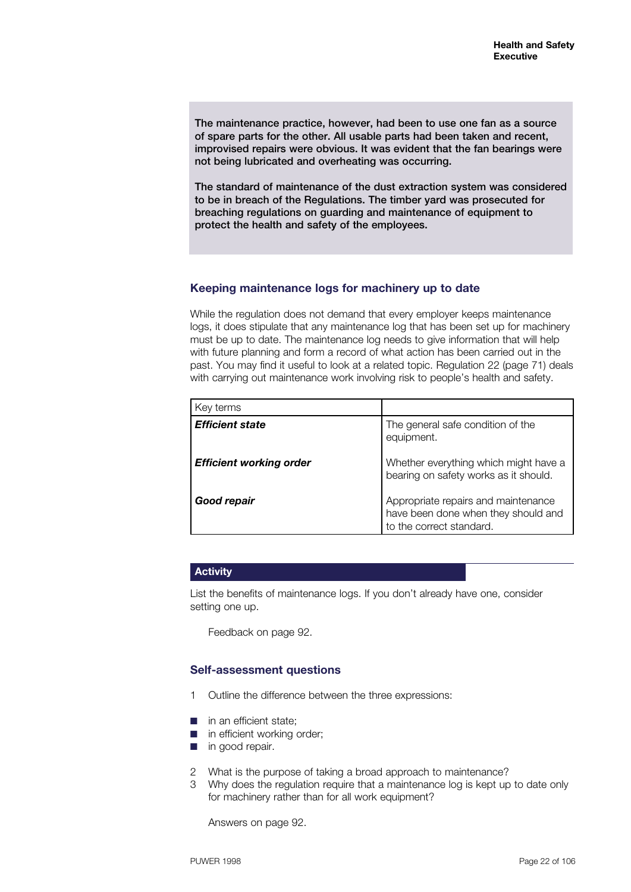**The maintenance practice, however, had been to use one fan as a source of spare parts for the other. All usable parts had been taken and recent, improvised repairs were obvious. It was evident that the fan bearings were not being lubricated and overheating was occurring.**

**The standard of maintenance of the dust extraction system was considered to be in breach of the Regulations. The timber yard was prosecuted for breaching regulations on guarding and maintenance of equipment to protect the health and safety of the employees.**

## Keeping maintenance logs for machinery up to date

While the regulation does not demand that every employer keeps maintenance logs, it does stipulate that any maintenance log that has been set up for machinery must be up to date. The maintenance log needs to give information that will help with future planning and form a record of what action has been carried out in the past. You may find it useful to look at a related topic. Regulation 22 (page 71) deals with carrying out maintenance work involving risk to people's health and safety.

| Key terms | |
|---|---|
| ***Efficient state*** | The general safe condition of the equipment. |
| ***Efficient working order*** | Whether everything which might have a bearing on safety works as it should. |
| ***Good repair*** | Appropriate repairs and maintenance have been done when they should and to the correct standard. |

**Activity**

List the benefits of maintenance logs. If you don't already have one, consider setting one up.

Feedback on page 92.

## Self-assessment questions

1. Outline the difference between the three expressions:

- in an efficient state;
- in efficient working order;
- in good repair.

2. What is the purpose of taking a broad approach to maintenance?
3. Why does the regulation require that a maintenance log is kept up to date only for machinery rather than for all work equipment?

Answers on page 92.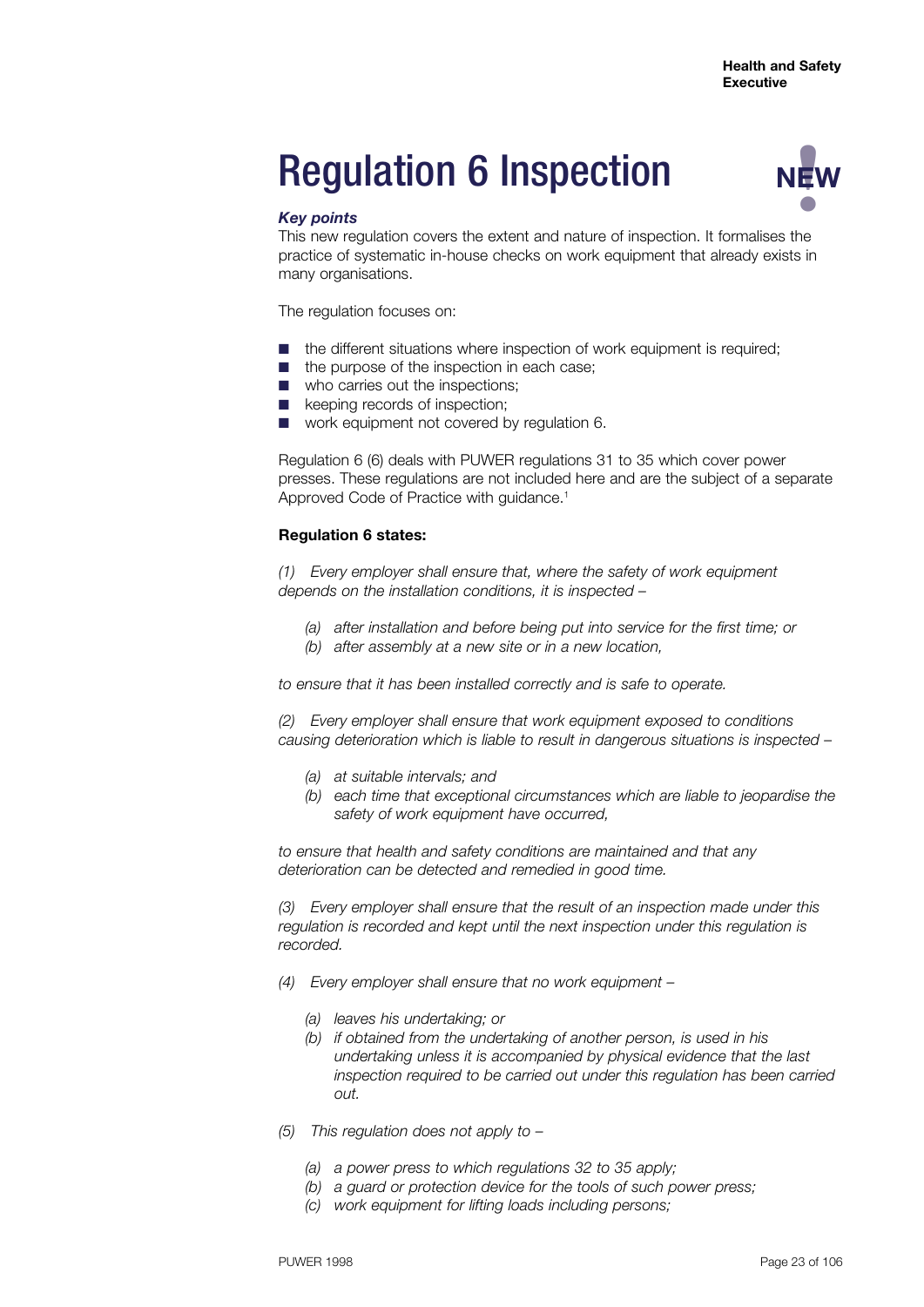# Regulation 6 Inspection

NEW

***Key points***

This new regulation covers the extent and nature of inspection. It formalises the practice of systematic in-house checks on work equipment that already exists in many organisations.

The regulation focuses on:

- the different situations where inspection of work equipment is required;
- the purpose of the inspection in each case;
- who carries out the inspections;
- keeping records of inspection;
- work equipment not covered by regulation 6.

Regulation 6 (6) deals with PUWER regulations 31 to 35 which cover power presses. These regulations are not included here and are the subject of a separate Approved Code of Practice with guidance.[1]

**Regulation 6 states:**

*(1) Every employer shall ensure that, where the safety of work equipment depends on the installation conditions, it is inspected –*

> *(a) after installation and before being put into service for the first time; or*
> *(b) after assembly at a new site or in a new location,*

*to ensure that it has been installed correctly and is safe to operate.*

*(2) Every employer shall ensure that work equipment exposed to conditions causing deterioration which is liable to result in dangerous situations is inspected –*

> *(a) at suitable intervals; and*
> *(b) each time that exceptional circumstances which are liable to jeopardise the safety of work equipment have occurred,*

*to ensure that health and safety conditions are maintained and that any deterioration can be detected and remedied in good time.*

*(3) Every employer shall ensure that the result of an inspection made under this regulation is recorded and kept until the next inspection under this regulation is recorded.*

*(4) Every employer shall ensure that no work equipment –*

> *(a) leaves his undertaking; or*
> *(b) if obtained from the undertaking of another person, is used in his undertaking unless it is accompanied by physical evidence that the last inspection required to be carried out under this regulation has been carried out.*

*(5) This regulation does not apply to –*

> *(a) a power press to which regulations 32 to 35 apply;*
> *(b) a guard or protection device for the tools of such power press;*
> *(c) work equipment for lifting loads including persons;*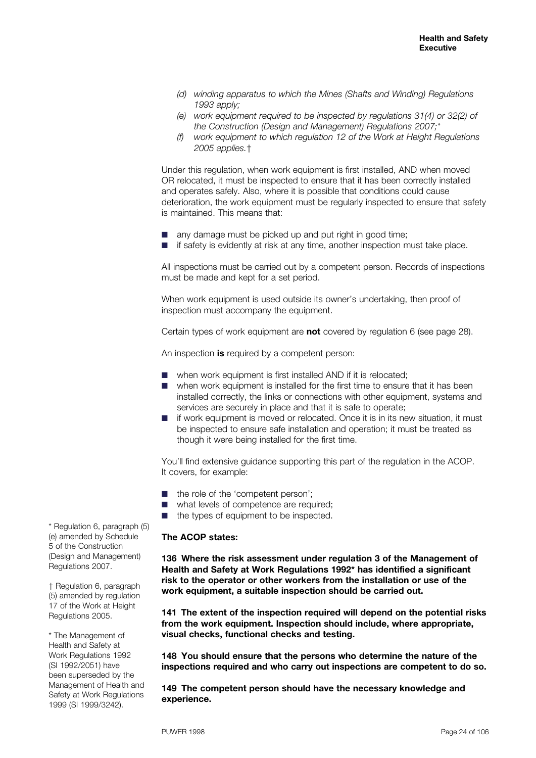- *(d) winding apparatus to which the Mines (Shafts and Winding) Regulations 1993 apply;*
- *(e) work equipment required to be inspected by regulations 31(4) or 32(2) of the Construction (Design and Management) Regulations 2007;**
- *(f) work equipment to which regulation 12 of the Work at Height Regulations 2005 applies.*†

Under this regulation, when work equipment is first installed, AND when moved OR relocated, it must be inspected to ensure that it has been correctly installed and operates safely. Also, where it is possible that conditions could cause deterioration, the work equipment must be regularly inspected to ensure that safety is maintained. This means that:

- any damage must be picked up and put right in good time;
- if safety is evidently at risk at any time, another inspection must take place.

All inspections must be carried out by a competent person. Records of inspections must be made and kept for a set period.

When work equipment is used outside its owner's undertaking, then proof of inspection must accompany the equipment.

Certain types of work equipment are **not** covered by regulation 6 (see page 28).

An inspection **is** required by a competent person:

- when work equipment is first installed AND if it is relocated;
- when work equipment is installed for the first time to ensure that it has been installed correctly, the links or connections with other equipment, systems and services are securely in place and that it is safe to operate;
- if work equipment is moved or relocated. Once it is in its new situation, it must be inspected to ensure safe installation and operation; it must be treated as though it were being installed for the first time.

You'll find extensive guidance supporting this part of the regulation in the ACOP. It covers, for example:

- the role of the 'competent person';
- what levels of competence are required;
- the types of equipment to be inspected.

**The ACOP states:**

**136 Where the risk assessment under regulation 3 of the Management of Health and Safety at Work Regulations 1992* has identified a significant risk to the operator or other workers from the installation or use of the work equipment, a suitable inspection should be carried out.**

**141 The extent of the inspection required will depend on the potential risks from the work equipment. Inspection should include, where appropriate, visual checks, functional checks and testing.**

**148 You should ensure that the persons who determine the nature of the inspections required and who carry out inspections are competent to do so.**

**149 The competent person should have the necessary knowledge and experience.**

* Regulation 6, paragraph (5)(e) amended by Schedule 5 of the Construction (Design and Management) Regulations 2007.

† Regulation 6, paragraph (5) amended by regulation 17 of the Work at Height Regulations 2005.

* The Management of Health and Safety at Work Regulations 1992 (SI 1992/2051) have been superseded by the Management of Health and Safety at Work Regulations 1999 (SI 1999/3242).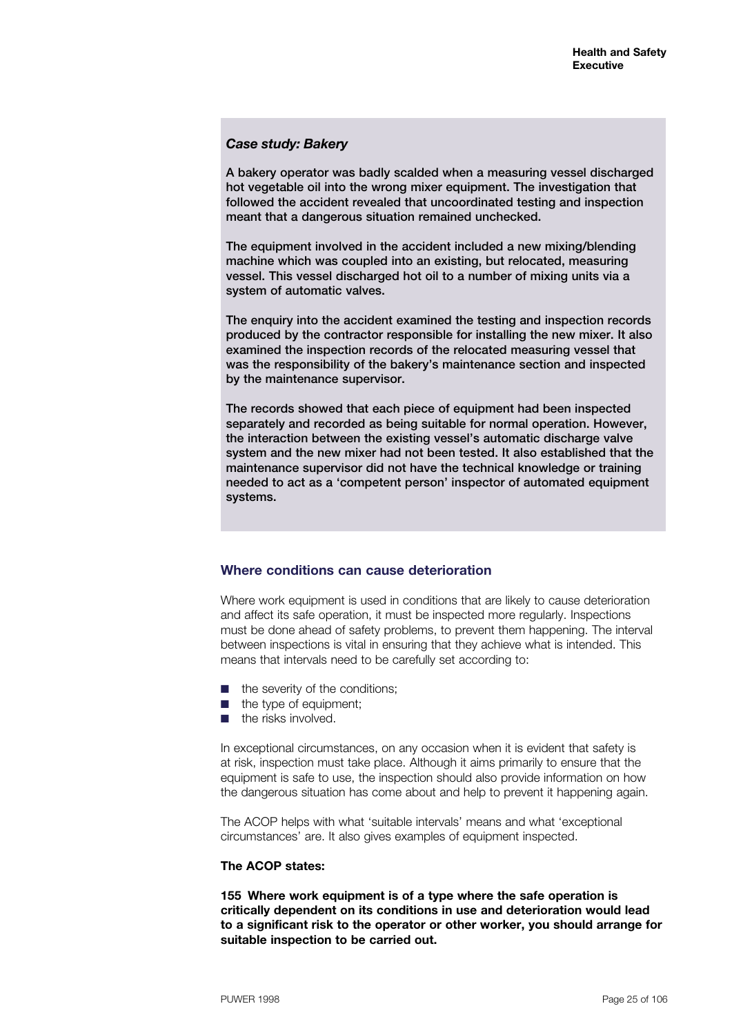### *Case study: Bakery*

**A bakery operator was badly scalded when a measuring vessel discharged hot vegetable oil into the wrong mixer equipment. The investigation that followed the accident revealed that uncoordinated testing and inspection meant that a dangerous situation remained unchecked.**

**The equipment involved in the accident included a new mixing/blending machine which was coupled into an existing, but relocated, measuring vessel. This vessel discharged hot oil to a number of mixing units via a system of automatic valves.**

**The enquiry into the accident examined the testing and inspection records produced by the contractor responsible for installing the new mixer. It also examined the inspection records of the relocated measuring vessel that was the responsibility of the bakery's maintenance section and inspected by the maintenance supervisor.**

**The records showed that each piece of equipment had been inspected separately and recorded as being suitable for normal operation. However, the interaction between the existing vessel's automatic discharge valve system and the new mixer had not been tested. It also established that the maintenance supervisor did not have the technical knowledge or training needed to act as a 'competent person' inspector of automated equipment systems.**

## Where conditions can cause deterioration

Where work equipment is used in conditions that are likely to cause deterioration and affect its safe operation, it must be inspected more regularly. Inspections must be done ahead of safety problems, to prevent them happening. The interval between inspections is vital in ensuring that they achieve what is intended. This means that intervals need to be carefully set according to:

- the severity of the conditions;
- the type of equipment;
- the risks involved.

In exceptional circumstances, on any occasion when it is evident that safety is at risk, inspection must take place. Although it aims primarily to ensure that the equipment is safe to use, the inspection should also provide information on how the dangerous situation has come about and help to prevent it happening again.

The ACOP helps with what 'suitable intervals' means and what 'exceptional circumstances' are. It also gives examples of equipment inspected.

**The ACOP states:**

**155 Where work equipment is of a type where the safe operation is critically dependent on its conditions in use and deterioration would lead to a significant risk to the operator or other worker, you should arrange for suitable inspection to be carried out.**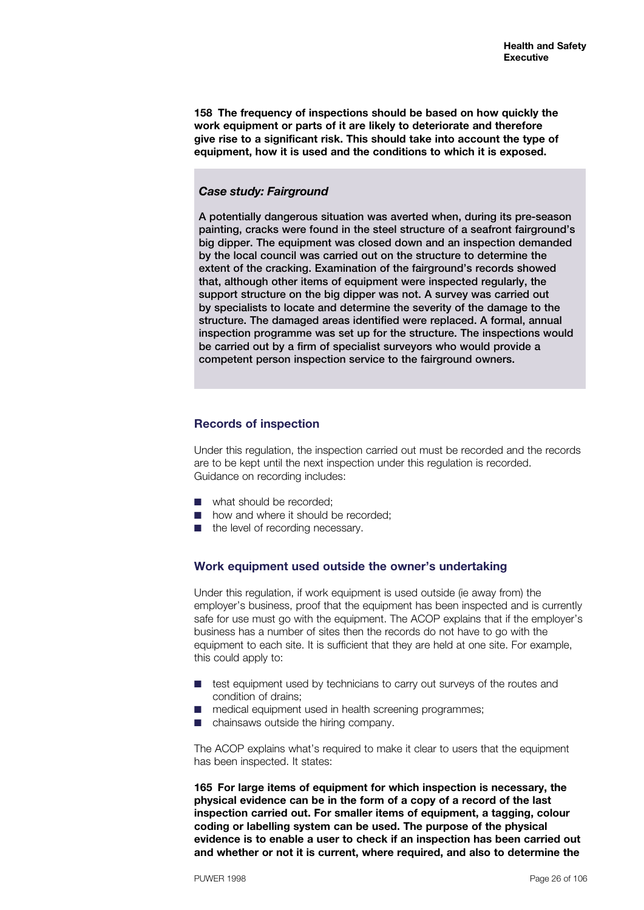**158 The frequency of inspections should be based on how quickly the work equipment or parts of it are likely to deteriorate and therefore give rise to a significant risk. This should take into account the type of equipment, how it is used and the conditions to which it is exposed.**

***Case study: Fairground***

A potentially dangerous situation was averted when, during its pre-season painting, cracks were found in the steel structure of a seafront fairground's big dipper. The equipment was closed down and an inspection demanded by the local council was carried out on the structure to determine the extent of the cracking. Examination of the fairground's records showed that, although other items of equipment were inspected regularly, the support structure on the big dipper was not. A survey was carried out by specialists to locate and determine the severity of the damage to the structure. The damaged areas identified were replaced. A formal, annual inspection programme was set up for the structure. The inspections would be carried out by a firm of specialist surveyors who would provide a competent person inspection service to the fairground owners.

### Records of inspection

Under this regulation, the inspection carried out must be recorded and the records are to be kept until the next inspection under this regulation is recorded. Guidance on recording includes:

- what should be recorded;
- how and where it should be recorded;
- the level of recording necessary.

### Work equipment used outside the owner's undertaking

Under this regulation, if work equipment is used outside (ie away from) the employer's business, proof that the equipment has been inspected and is currently safe for use must go with the equipment. The ACOP explains that if the employer's business has a number of sites then the records do not have to go with the equipment to each site. It is sufficient that they are held at one site. For example, this could apply to:

- test equipment used by technicians to carry out surveys of the routes and condition of drains;
- medical equipment used in health screening programmes;
- chainsaws outside the hiring company.

The ACOP explains what's required to make it clear to users that the equipment has been inspected. It states:

**165 For large items of equipment for which inspection is necessary, the physical evidence can be in the form of a copy of a record of the last inspection carried out. For smaller items of equipment, a tagging, colour coding or labelling system can be used. The purpose of the physical evidence is to enable a user to check if an inspection has been carried out and whether or not it is current, where required, and also to determine the**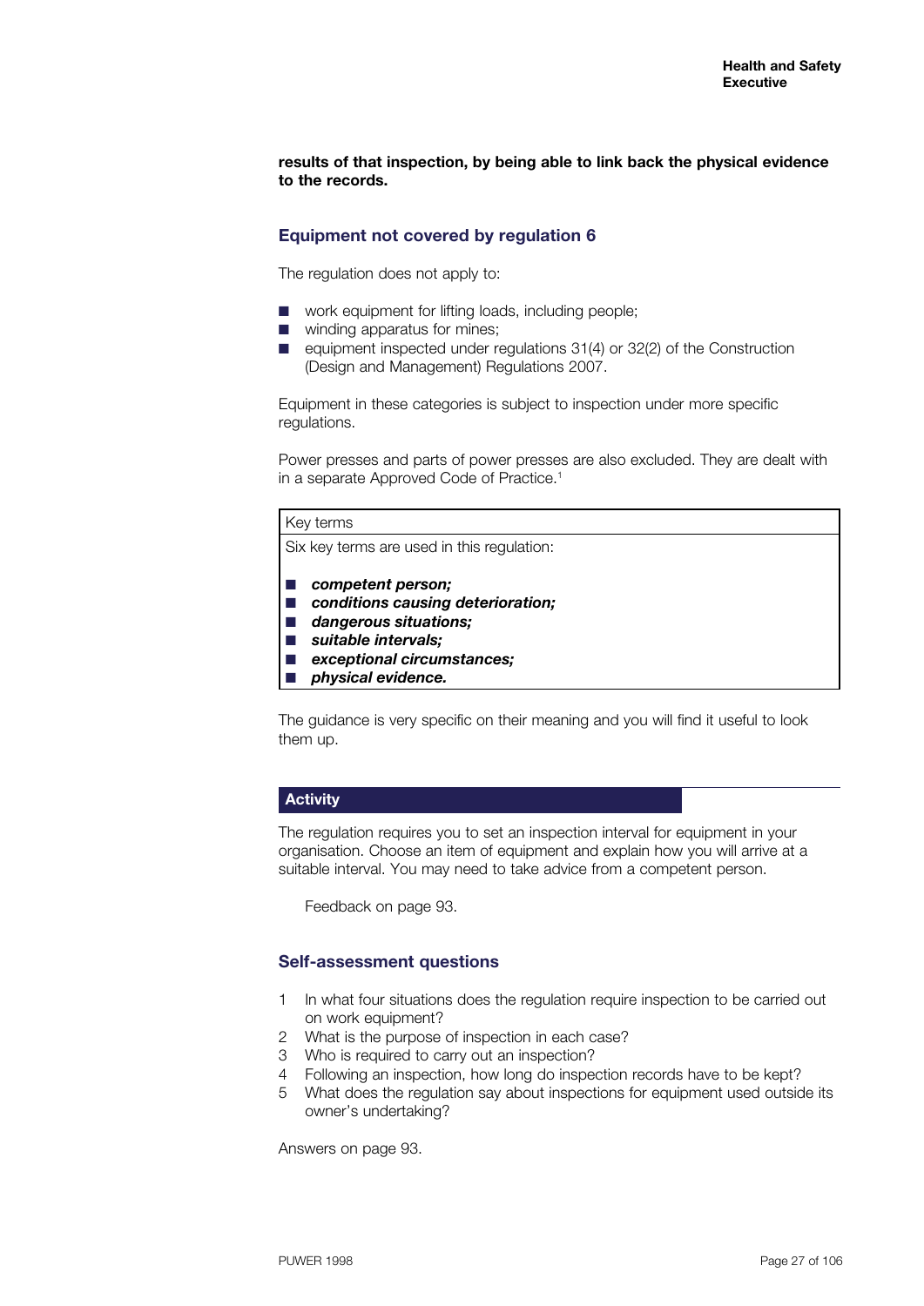**results of that inspection, by being able to link back the physical evidence to the records.**

## Equipment not covered by regulation 6

The regulation does not apply to:

- work equipment for lifting loads, including people;
- winding apparatus for mines;
- equipment inspected under regulations 31(4) or 32(2) of the Construction (Design and Management) Regulations 2007.

Equipment in these categories is subject to inspection under more specific regulations.

Power presses and parts of power presses are also excluded. They are dealt with in a separate Approved Code of Practice.[1]

| Key terms |
|---|
| Six key terms are used in this regulation:<br><br>- ***competent person;***<br>- ***conditions causing deterioration;***<br>- ***dangerous situations;***<br>- ***suitable intervals;***<br>- ***exceptional circumstances;***<br>- ***physical evidence.*** |

The guidance is very specific on their meaning and you will find it useful to look them up.

### Activity

The regulation requires you to set an inspection interval for equipment in your organisation. Choose an item of equipment and explain how you will arrive at a suitable interval. You may need to take advice from a competent person.

Feedback on page 93.

## Self-assessment questions

1. In what four situations does the regulation require inspection to be carried out on work equipment?
2. What is the purpose of inspection in each case?
3. Who is required to carry out an inspection?
4. Following an inspection, how long do inspection records have to be kept?
5. What does the regulation say about inspections for equipment used outside its owner's undertaking?

Answers on page 93.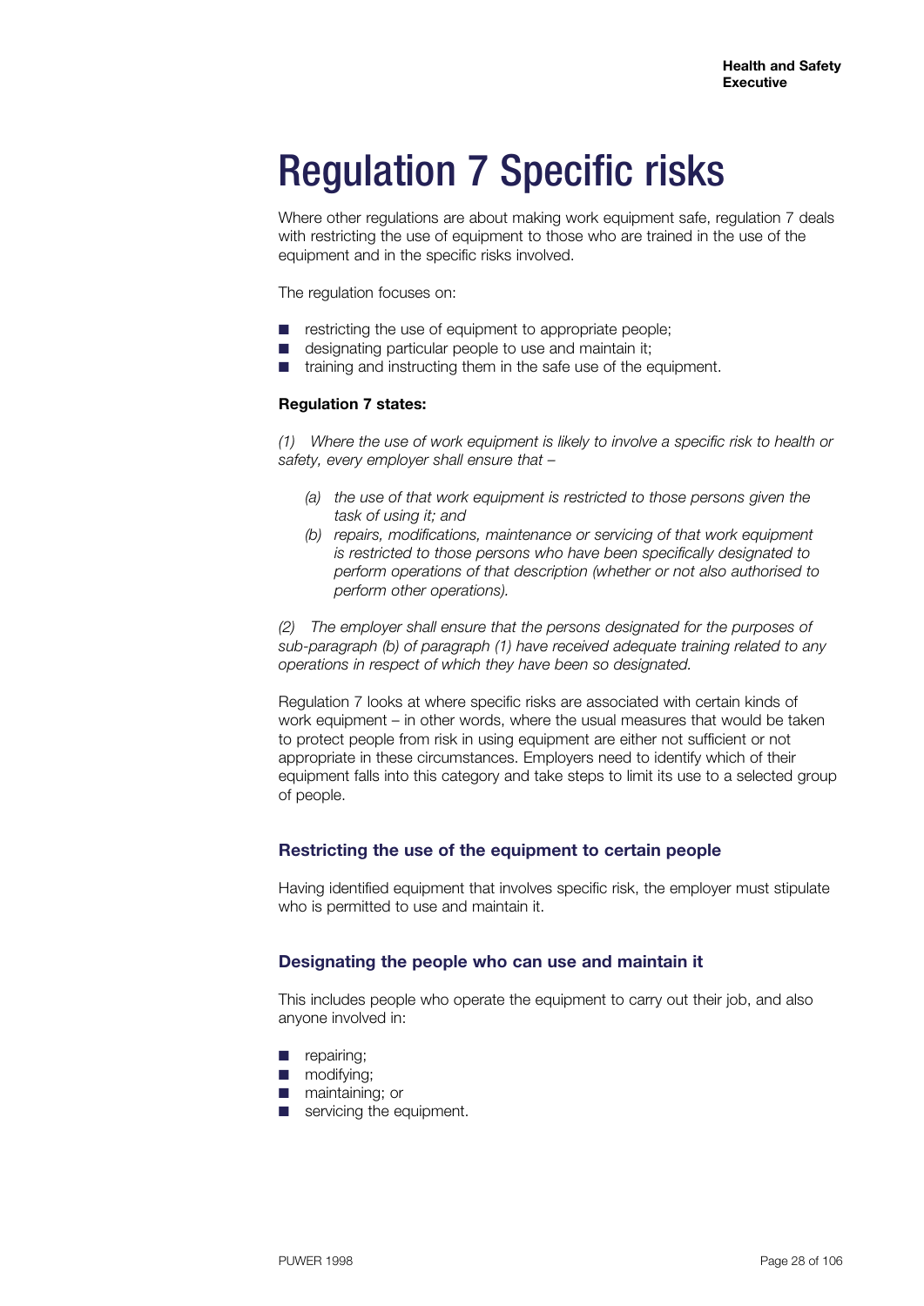# Regulation 7 Specific risks

Where other regulations are about making work equipment safe, regulation 7 deals with restricting the use of equipment to those who are trained in the use of the equipment and in the specific risks involved.

The regulation focuses on:

- restricting the use of equipment to appropriate people;
- designating particular people to use and maintain it;
- training and instructing them in the safe use of the equipment.

**Regulation 7 states:**

*(1) Where the use of work equipment is likely to involve a specific risk to health or safety, every employer shall ensure that –*

> *(a) the use of that work equipment is restricted to those persons given the task of using it; and*
>
> *(b) repairs, modifications, maintenance or servicing of that work equipment is restricted to those persons who have been specifically designated to perform operations of that description (whether or not also authorised to perform other operations).*

*(2) The employer shall ensure that the persons designated for the purposes of sub-paragraph (b) of paragraph (1) have received adequate training related to any operations in respect of which they have been so designated.*

Regulation 7 looks at where specific risks are associated with certain kinds of work equipment – in other words, where the usual measures that would be taken to protect people from risk in using equipment are either not sufficient or not appropriate in these circumstances. Employers need to identify which of their equipment falls into this category and take steps to limit its use to a selected group of people.

### Restricting the use of the equipment to certain people

Having identified equipment that involves specific risk, the employer must stipulate who is permitted to use and maintain it.

### Designating the people who can use and maintain it

This includes people who operate the equipment to carry out their job, and also anyone involved in:

- repairing;
- modifying;
- maintaining; or
- servicing the equipment.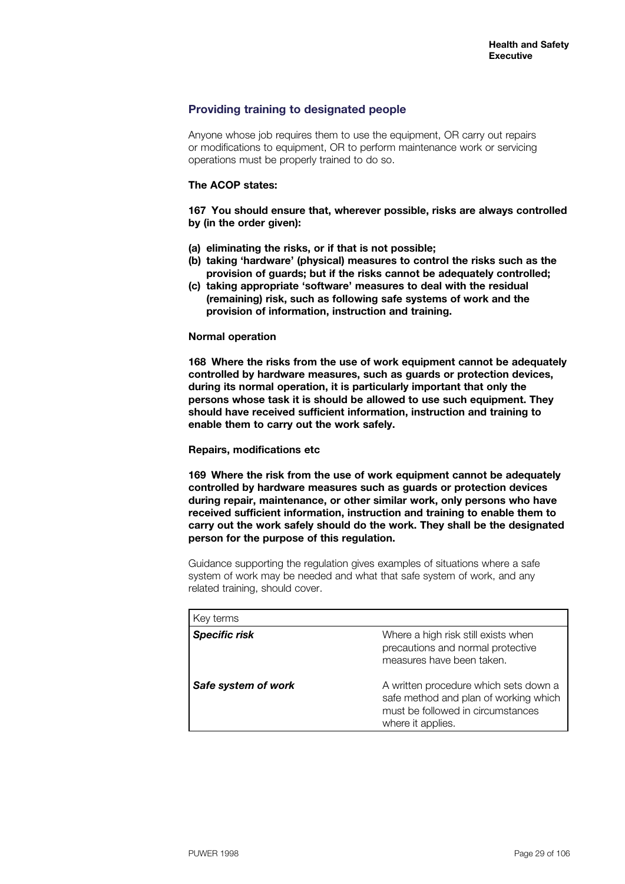## Providing training to designated people

Anyone whose job requires them to use the equipment, OR carry out repairs or modifications to equipment, OR to perform maintenance work or servicing operations must be properly trained to do so.

**The ACOP states:**

**167 You should ensure that, wherever possible, risks are always controlled by (in the order given):**

- **(a) eliminating the risks, or if that is not possible;**
- **(b) taking 'hardware' (physical) measures to control the risks such as the provision of guards; but if the risks cannot be adequately controlled;**
- **(c) taking appropriate 'software' measures to deal with the residual (remaining) risk, such as following safe systems of work and the provision of information, instruction and training.**

**Normal operation**

**168 Where the risks from the use of work equipment cannot be adequately controlled by hardware measures, such as guards or protection devices, during its normal operation, it is particularly important that only the persons whose task it is should be allowed to use such equipment. They should have received sufficient information, instruction and training to enable them to carry out the work safely.**

**Repairs, modifications etc**

**169 Where the risk from the use of work equipment cannot be adequately controlled by hardware measures such as guards or protection devices during repair, maintenance, or other similar work, only persons who have received sufficient information, instruction and training to enable them to carry out the work safely should do the work. They shall be the designated person for the purpose of this regulation.**

Guidance supporting the regulation gives examples of situations where a safe system of work may be needed and what that safe system of work, and any related training, should cover.

| Key terms | |
|---|---|
| ***Specific risk*** | Where a high risk still exists when precautions and normal protective measures have been taken. |
| ***Safe system of work*** | A written procedure which sets down a safe method and plan of working which must be followed in circumstances where it applies. |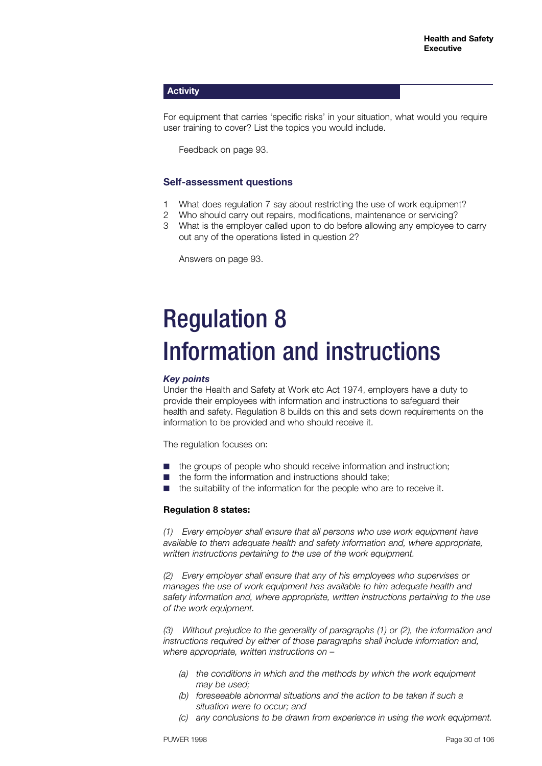**Activity**

For equipment that carries 'specific risks' in your situation, what would you require user training to cover? List the topics you would include.

Feedback on page 93.

### Self-assessment questions

1. What does regulation 7 say about restricting the use of work equipment?
2. Who should carry out repairs, modifications, maintenance or servicing?
3. What is the employer called upon to do before allowing any employee to carry out any of the operations listed in question 2?

Answers on page 93.

# Regulation 8 Information and instructions

***Key points***

Under the Health and Safety at Work etc Act 1974, employers have a duty to provide their employees with information and instructions to safeguard their health and safety. Regulation 8 builds on this and sets down requirements on the information to be provided and who should receive it.

The regulation focuses on:

- the groups of people who should receive information and instruction;
- the form the information and instructions should take;
- the suitability of the information for the people who are to receive it.

**Regulation 8 states:**

*(1) Every employer shall ensure that all persons who use work equipment have available to them adequate health and safety information and, where appropriate, written instructions pertaining to the use of the work equipment.*

*(2) Every employer shall ensure that any of his employees who supervises or manages the use of work equipment has available to him adequate health and safety information and, where appropriate, written instructions pertaining to the use of the work equipment.*

*(3) Without prejudice to the generality of paragraphs (1) or (2), the information and instructions required by either of those paragraphs shall include information and, where appropriate, written instructions on –*

*(a) the conditions in which and the methods by which the work equipment may be used;*
*(b) foreseeable abnormal situations and the action to be taken if such a situation were to occur; and*
*(c) any conclusions to be drawn from experience in using the work equipment.*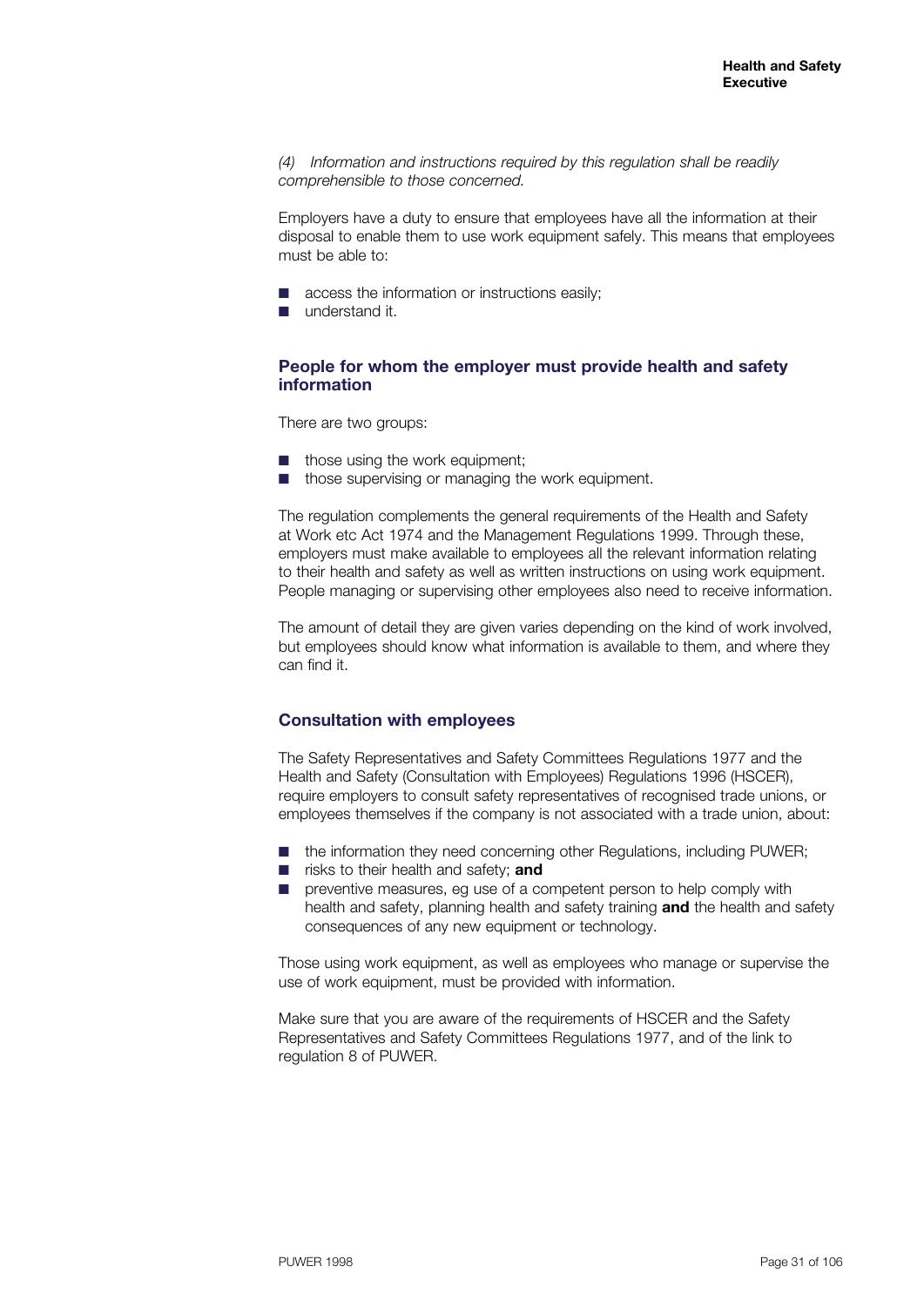*(4) Information and instructions required by this regulation shall be readily comprehensible to those concerned.*

Employers have a duty to ensure that employees have all the information at their disposal to enable them to use work equipment safely. This means that employees must be able to:

- access the information or instructions easily;
- understand it.

## People for whom the employer must provide health and safety information

There are two groups:

- those using the work equipment;
- those supervising or managing the work equipment.

The regulation complements the general requirements of the Health and Safety at Work etc Act 1974 and the Management Regulations 1999. Through these, employers must make available to employees all the relevant information relating to their health and safety as well as written instructions on using work equipment. People managing or supervising other employees also need to receive information.

The amount of detail they are given varies depending on the kind of work involved, but employees should know what information is available to them, and where they can find it.

## Consultation with employees

The Safety Representatives and Safety Committees Regulations 1977 and the Health and Safety (Consultation with Employees) Regulations 1996 (HSCER), require employers to consult safety representatives of recognised trade unions, or employees themselves if the company is not associated with a trade union, about:

- the information they need concerning other Regulations, including PUWER;
- risks to their health and safety; **and**
- preventive measures, eg use of a competent person to help comply with health and safety, planning health and safety training **and** the health and safety consequences of any new equipment or technology.

Those using work equipment, as well as employees who manage or supervise the use of work equipment, must be provided with information.

Make sure that you are aware of the requirements of HSCER and the Safety Representatives and Safety Committees Regulations 1977, and of the link to regulation 8 of PUWER.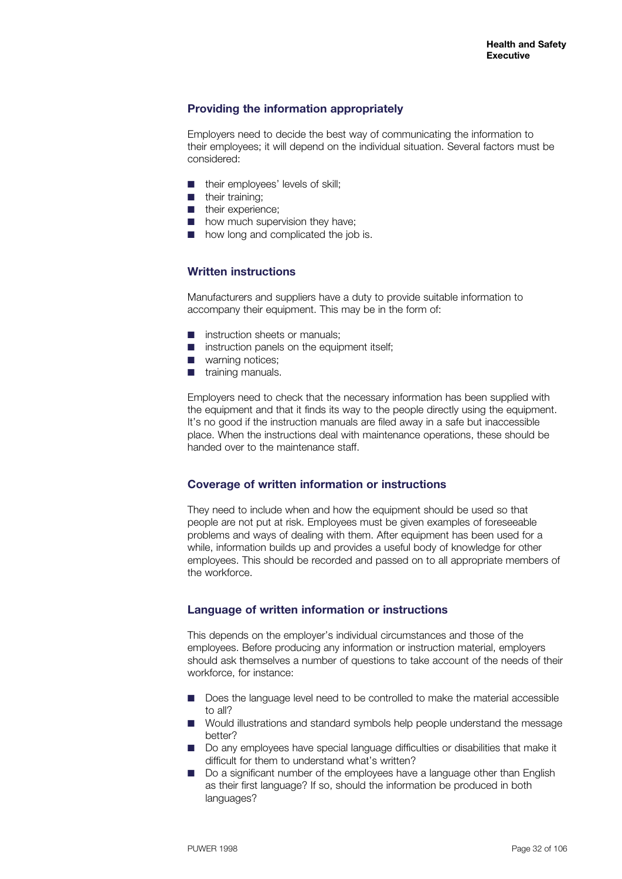## Providing the information appropriately

Employers need to decide the best way of communicating the information to their employees; it will depend on the individual situation. Several factors must be considered:

- their employees' levels of skill;
- their training;
- their experience;
- how much supervision they have;
- how long and complicated the job is.

## Written instructions

Manufacturers and suppliers have a duty to provide suitable information to accompany their equipment. This may be in the form of:

- instruction sheets or manuals;
- instruction panels on the equipment itself;
- warning notices;
- training manuals.

Employers need to check that the necessary information has been supplied with the equipment and that it finds its way to the people directly using the equipment. It's no good if the instruction manuals are filed away in a safe but inaccessible place. When the instructions deal with maintenance operations, these should be handed over to the maintenance staff.

## Coverage of written information or instructions

They need to include when and how the equipment should be used so that people are not put at risk. Employees must be given examples of foreseeable problems and ways of dealing with them. After equipment has been used for a while, information builds up and provides a useful body of knowledge for other employees. This should be recorded and passed on to all appropriate members of the workforce.

## Language of written information or instructions

This depends on the employer's individual circumstances and those of the employees. Before producing any information or instruction material, employers should ask themselves a number of questions to take account of the needs of their workforce, for instance:

- Does the language level need to be controlled to make the material accessible to all?
- Would illustrations and standard symbols help people understand the message better?
- Do any employees have special language difficulties or disabilities that make it difficult for them to understand what's written?
- Do a significant number of the employees have a language other than English as their first language? If so, should the information be produced in both languages?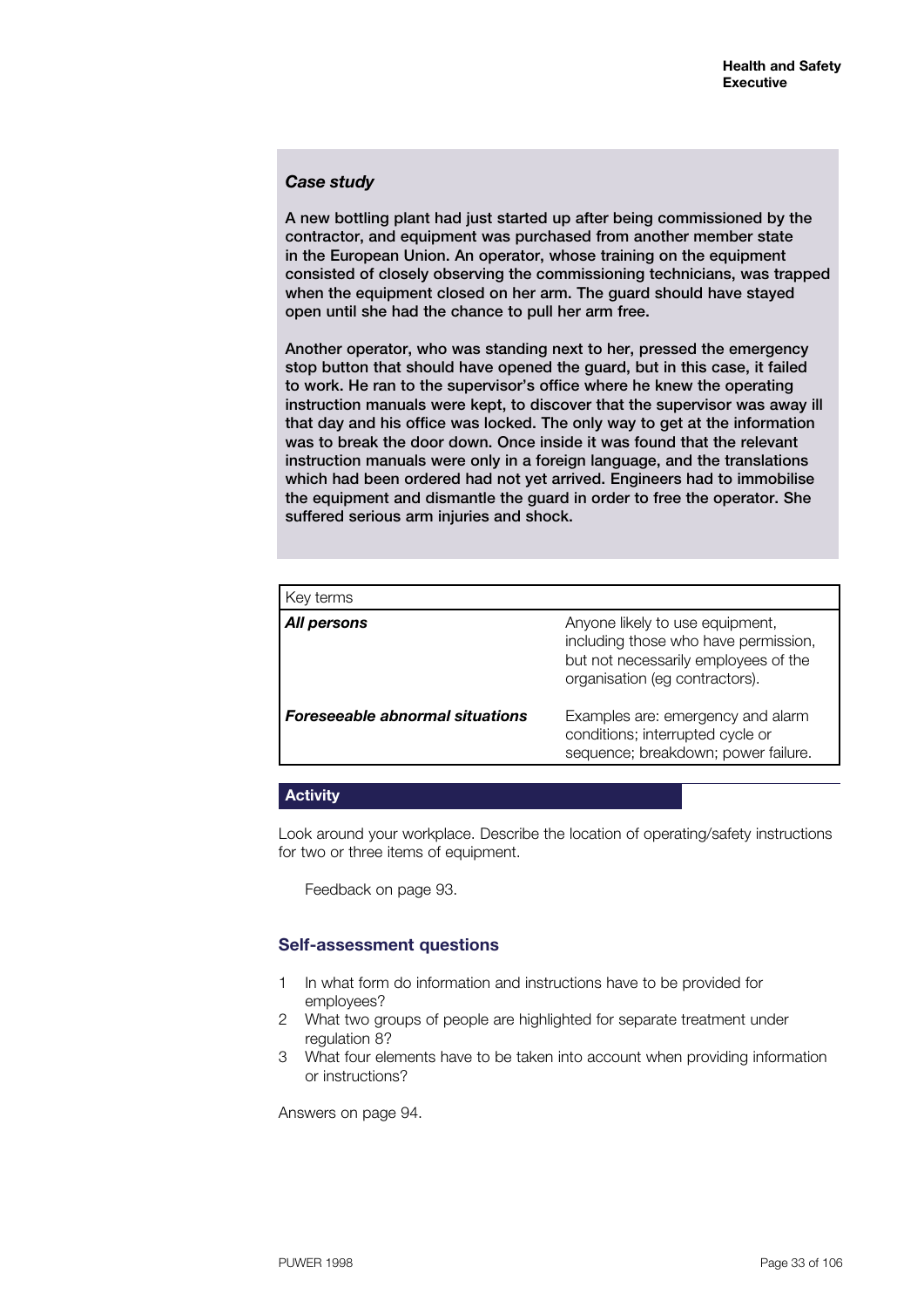### *Case study*

**A new bottling plant had just started up after being commissioned by the contractor, and equipment was purchased from another member state in the European Union. An operator, whose training on the equipment consisted of closely observing the commissioning technicians, was trapped when the equipment closed on her arm. The guard should have stayed open until she had the chance to pull her arm free.**

**Another operator, who was standing next to her, pressed the emergency stop button that should have opened the guard, but in this case, it failed to work. He ran to the supervisor's office where he knew the operating instruction manuals were kept, to discover that the supervisor was away ill that day and his office was locked. The only way to get at the information was to break the door down. Once inside it was found that the relevant instruction manuals were only in a foreign language, and the translations which had been ordered had not yet arrived. Engineers had to immobilise the equipment and dismantle the guard in order to free the operator. She suffered serious arm injuries and shock.**

| Key terms | |
|---|---|
| ***All persons*** | Anyone likely to use equipment, including those who have permission, but not necessarily employees of the organisation (eg contractors). |
| ***Foreseeable abnormal situations*** | Examples are: emergency and alarm conditions; interrupted cycle or sequence; breakdown; power failure. |

### Activity

Look around your workplace. Describe the location of operating/safety instructions for two or three items of equipment.

Feedback on page 93.

### Self-assessment questions

1. In what form do information and instructions have to be provided for employees?
2. What two groups of people are highlighted for separate treatment under regulation 8?
3. What four elements have to be taken into account when providing information or instructions?

Answers on page 94.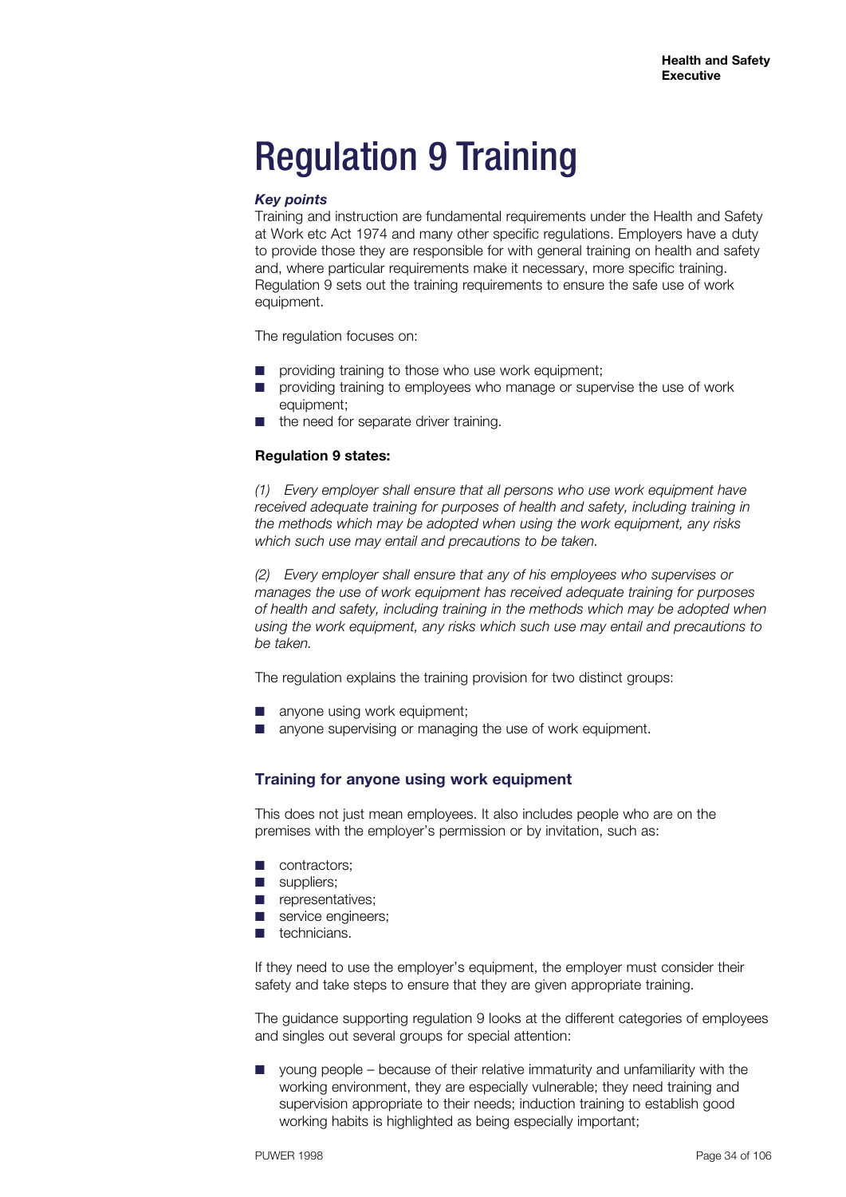# Regulation 9 Training

***Key points***

Training and instruction are fundamental requirements under the Health and Safety at Work etc Act 1974 and many other specific regulations. Employers have a duty to provide those they are responsible for with general training on health and safety and, where particular requirements make it necessary, more specific training. Regulation 9 sets out the training requirements to ensure the safe use of work equipment.

The regulation focuses on:

- providing training to those who use work equipment;
- providing training to employees who manage or supervise the use of work equipment;
- the need for separate driver training.

**Regulation 9 states:**

*(1) Every employer shall ensure that all persons who use work equipment have received adequate training for purposes of health and safety, including training in the methods which may be adopted when using the work equipment, any risks which such use may entail and precautions to be taken.*

*(2) Every employer shall ensure that any of his employees who supervises or manages the use of work equipment has received adequate training for purposes of health and safety, including training in the methods which may be adopted when using the work equipment, any risks which such use may entail and precautions to be taken.*

The regulation explains the training provision for two distinct groups:

- anyone using work equipment;
- anyone supervising or managing the use of work equipment.

## Training for anyone using work equipment

This does not just mean employees. It also includes people who are on the premises with the employer's permission or by invitation, such as:

- contractors;
- suppliers;
- representatives;
- service engineers;
- technicians.

If they need to use the employer's equipment, the employer must consider their safety and take steps to ensure that they are given appropriate training.

The guidance supporting regulation 9 looks at the different categories of employees and singles out several groups for special attention:

- young people – because of their relative immaturity and unfamiliarity with the working environment, they are especially vulnerable; they need training and supervision appropriate to their needs; induction training to establish good working habits is highlighted as being especially important;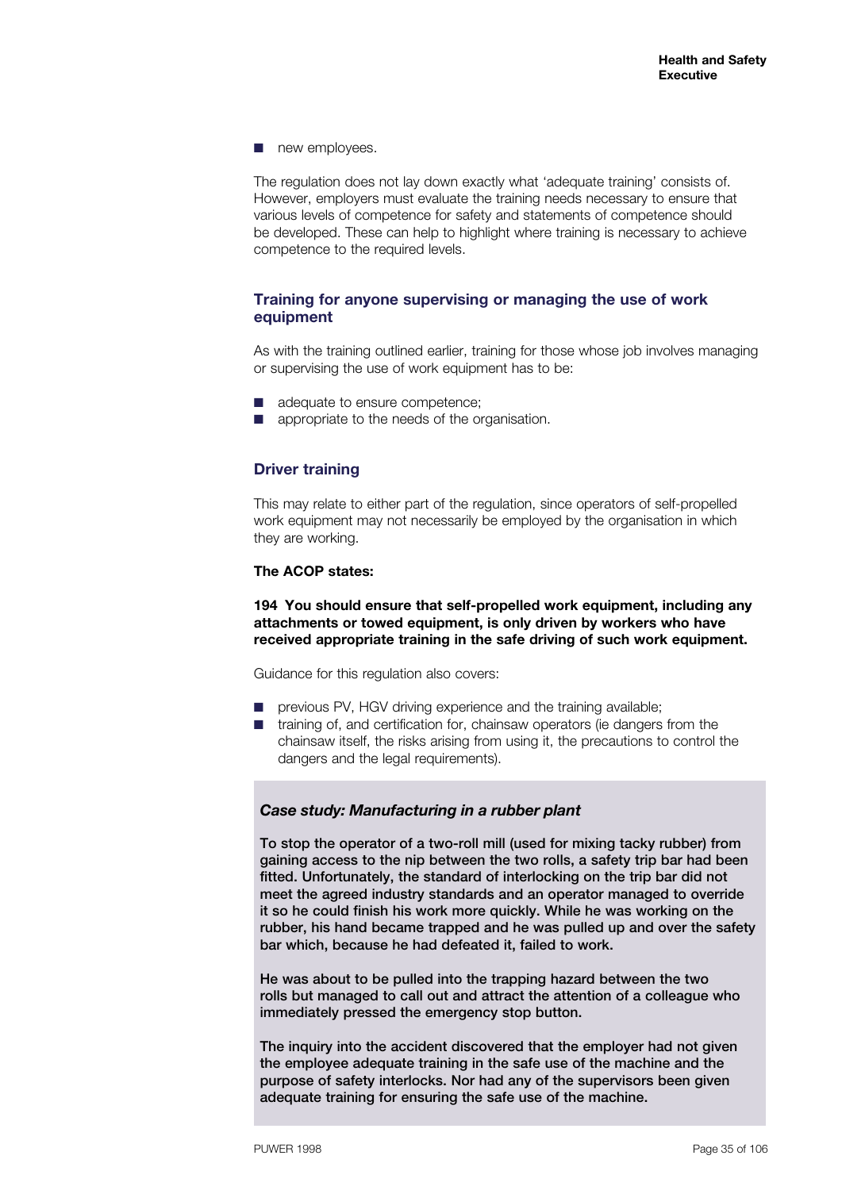- new employees.

The regulation does not lay down exactly what 'adequate training' consists of. However, employers must evaluate the training needs necessary to ensure that various levels of competence for safety and statements of competence should be developed. These can help to highlight where training is necessary to achieve competence to the required levels.

### Training for anyone supervising or managing the use of work equipment

As with the training outlined earlier, training for those whose job involves managing or supervising the use of work equipment has to be:

- adequate to ensure competence;
- appropriate to the needs of the organisation.

### Driver training

This may relate to either part of the regulation, since operators of self-propelled work equipment may not necessarily be employed by the organisation in which they are working.

**The ACOP states:**

**194 You should ensure that self-propelled work equipment, including any attachments or towed equipment, is only driven by workers who have received appropriate training in the safe driving of such work equipment.**

Guidance for this regulation also covers:

- previous PV, HGV driving experience and the training available;
- training of, and certification for, chainsaw operators (ie dangers from the chainsaw itself, the risks arising from using it, the precautions to control the dangers and the legal requirements).

### *Case study: Manufacturing in a rubber plant*

**To stop the operator of a two-roll mill (used for mixing tacky rubber) from gaining access to the nip between the two rolls, a safety trip bar had been fitted. Unfortunately, the standard of interlocking on the trip bar did not meet the agreed industry standards and an operator managed to override it so he could finish his work more quickly. While he was working on the rubber, his hand became trapped and he was pulled up and over the safety bar which, because he had defeated it, failed to work.**

**He was about to be pulled into the trapping hazard between the two rolls but managed to call out and attract the attention of a colleague who immediately pressed the emergency stop button.**

**The inquiry into the accident discovered that the employer had not given the employee adequate training in the safe use of the machine and the purpose of safety interlocks. Nor had any of the supervisors been given adequate training for ensuring the safe use of the machine.**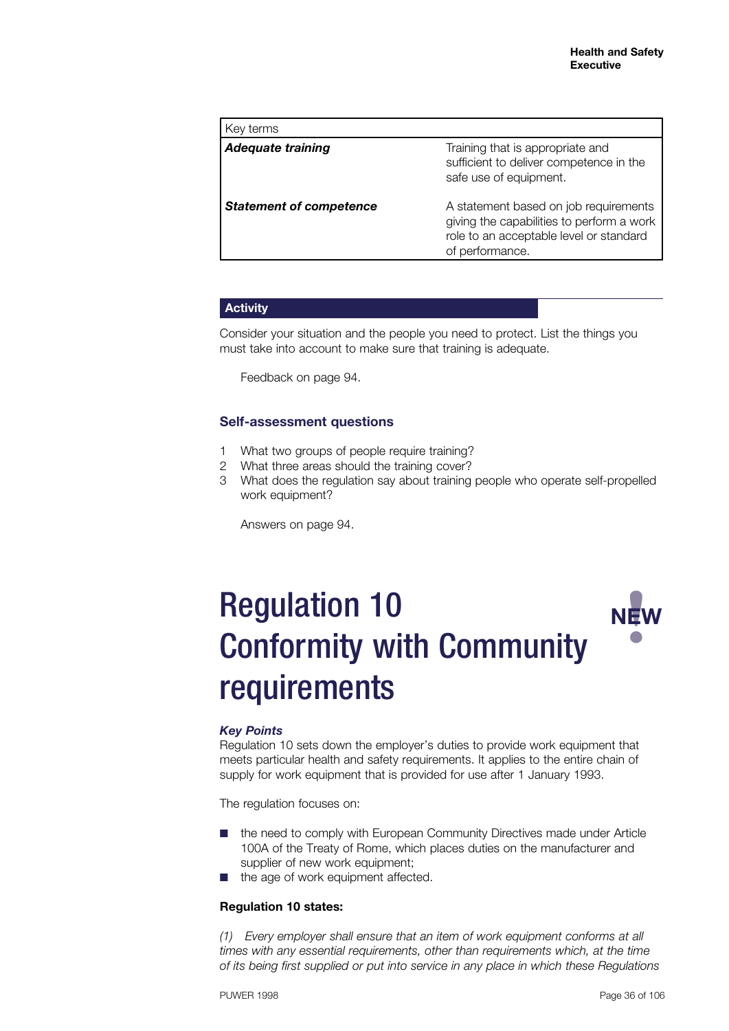| Key terms | |
|---|---|
| ***Adequate training*** | Training that is appropriate and sufficient to deliver competence in the safe use of equipment. |
| ***Statement of competence*** | A statement based on job requirements giving the capabilities to perform a work role to an acceptable level or standard of performance. |

### Activity

Consider your situation and the people you need to protect. List the things you must take into account to make sure that training is adequate.

Feedback on page 94.

### Self-assessment questions

1. What two groups of people require training?
2. What three areas should the training cover?
3. What does the regulation say about training people who operate self-propelled work equipment?

Answers on page 94.

# Regulation 10 Conformity with Community requirements

NEW

***Key Points***

Regulation 10 sets down the employer's duties to provide work equipment that meets particular health and safety requirements. It applies to the entire chain of supply for work equipment that is provided for use after 1 January 1993.

The regulation focuses on:

- the need to comply with European Community Directives made under Article 100A of the Treaty of Rome, which places duties on the manufacturer and supplier of new work equipment;
- the age of work equipment affected.

**Regulation 10 states:**

*(1) Every employer shall ensure that an item of work equipment conforms at all times with any essential requirements, other than requirements which, at the time of its being first supplied or put into service in any place in which these Regulations*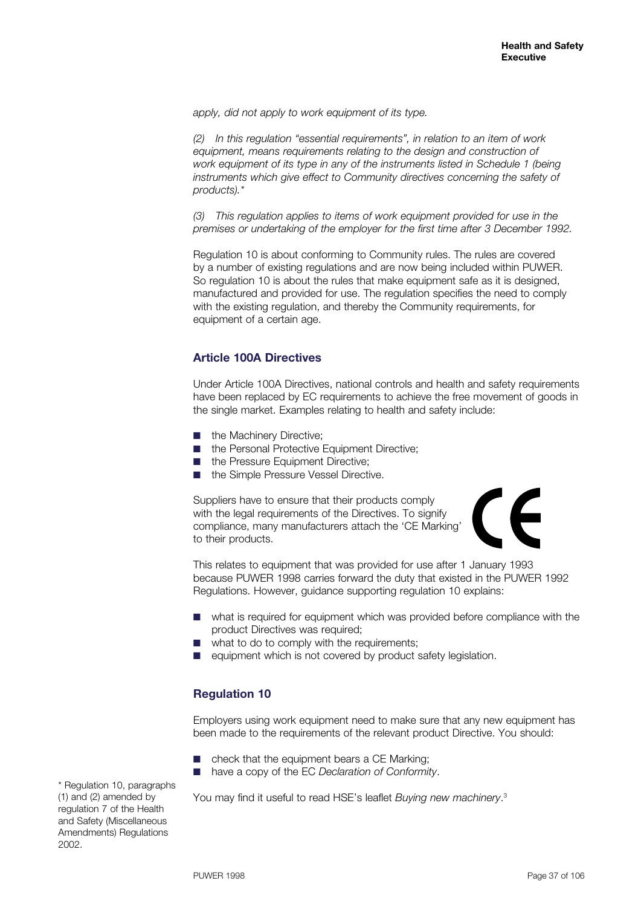*apply, did not apply to work equipment of its type.*

*(2) In this regulation "essential requirements", in relation to an item of work equipment, means requirements relating to the design and construction of work equipment of its type in any of the instruments listed in Schedule 1 (being instruments which give effect to Community directives concerning the safety of products).**

*(3) This regulation applies to items of work equipment provided for use in the premises or undertaking of the employer for the first time after 3 December 1992.*

Regulation 10 is about conforming to Community rules. The rules are covered by a number of existing regulations and are now being included within PUWER. So regulation 10 is about the rules that make equipment safe as it is designed, manufactured and provided for use. The regulation specifies the need to comply with the existing regulation, and thereby the Community requirements, for equipment of a certain age.

## Article 100A Directives

Under Article 100A Directives, national controls and health and safety requirements have been replaced by EC requirements to achieve the free movement of goods in the single market. Examples relating to health and safety include:

- the Machinery Directive;
- the Personal Protective Equipment Directive;
- the Pressure Equipment Directive;
- the Simple Pressure Vessel Directive.

Suppliers have to ensure that their products comply with the legal requirements of the Directives. To signify compliance, many manufacturers attach the 'CE Marking' to their products.

This relates to equipment that was provided for use after 1 January 1993 because PUWER 1998 carries forward the duty that existed in the PUWER 1992 Regulations. However, guidance supporting regulation 10 explains:

- what is required for equipment which was provided before compliance with the product Directives was required;
- what to do to comply with the requirements;
- equipment which is not covered by product safety legislation.

## Regulation 10

Employers using work equipment need to make sure that any new equipment has been made to the requirements of the relevant product Directive. You should:

- check that the equipment bears a CE Marking;
- have a copy of the EC *Declaration of Conformity*.

You may find it useful to read HSE's leaflet *Buying new machinery*.[3]

\* Regulation 10, paragraphs (1) and (2) amended by regulation 7 of the Health and Safety (Miscellaneous Amendments) Regulations 2002.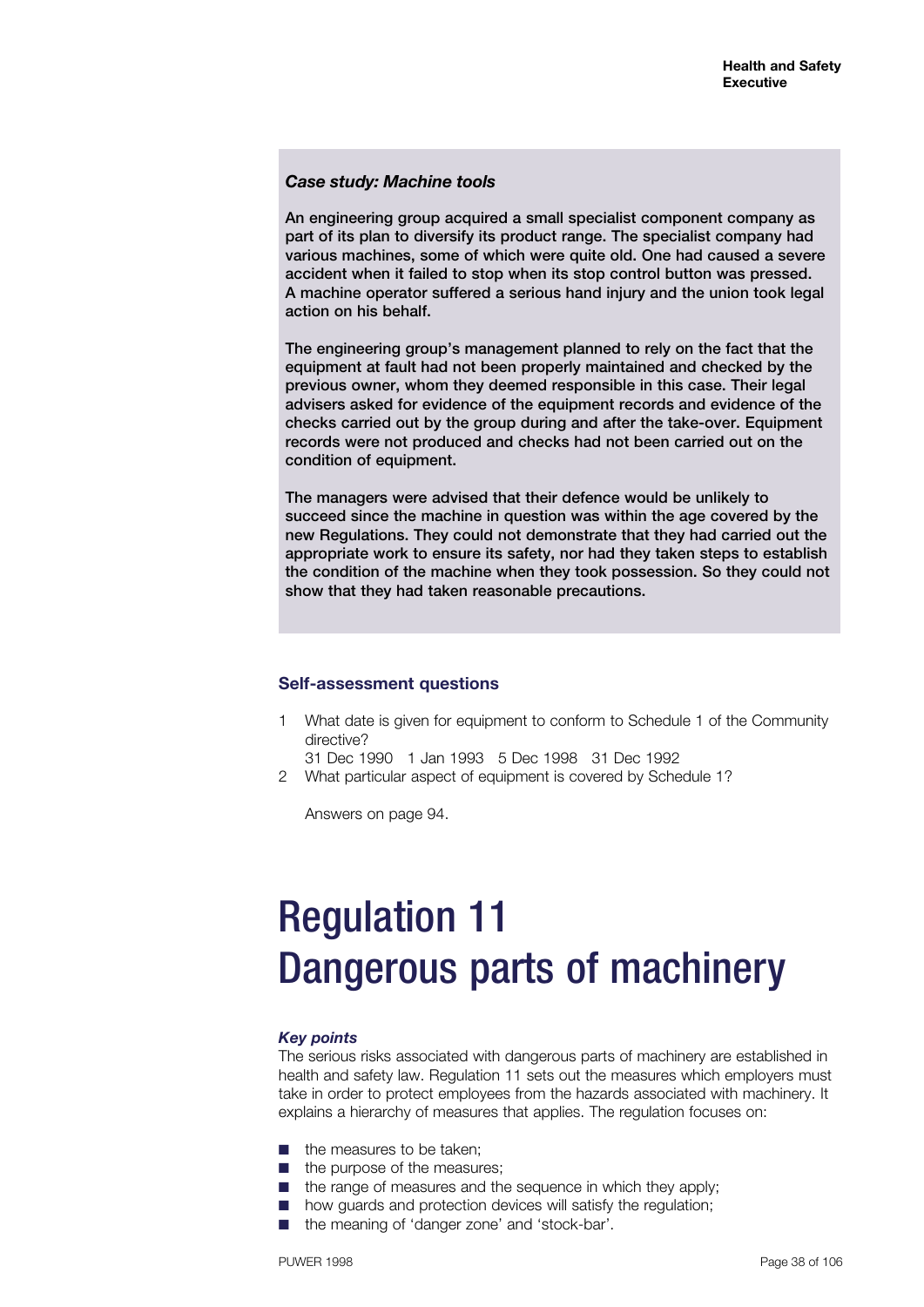### *Case study: Machine tools*

**An engineering group acquired a small specialist component company as part of its plan to diversify its product range. The specialist company had various machines, some of which were quite old. One had caused a severe accident when it failed to stop when its stop control button was pressed. A machine operator suffered a serious hand injury and the union took legal action on his behalf.**

**The engineering group's management planned to rely on the fact that the equipment at fault had not been properly maintained and checked by the previous owner, whom they deemed responsible in this case. Their legal advisers asked for evidence of the equipment records and evidence of the checks carried out by the group during and after the take-over. Equipment records were not produced and checks had not been carried out on the condition of equipment.**

**The managers were advised that their defence would be unlikely to succeed since the machine in question was within the age covered by the new Regulations. They could not demonstrate that they had carried out the appropriate work to ensure its safety, nor had they taken steps to establish the condition of the machine when they took possession. So they could not show that they had taken reasonable precautions.**

### Self-assessment questions

1. What date is given for equipment to conform to Schedule 1 of the Community directive?
   31 Dec 1990   1 Jan 1993   5 Dec 1998   31 Dec 1992
2. What particular aspect of equipment is covered by Schedule 1?

   Answers on page 94.

# Regulation 11 Dangerous parts of machinery

***Key points***

The serious risks associated with dangerous parts of machinery are established in health and safety law. Regulation 11 sets out the measures which employers must take in order to protect employees from the hazards associated with machinery. It explains a hierarchy of measures that applies. The regulation focuses on:

- the measures to be taken;
- the purpose of the measures;
- the range of measures and the sequence in which they apply;
- how guards and protection devices will satisfy the regulation;
- the meaning of 'danger zone' and 'stock-bar'.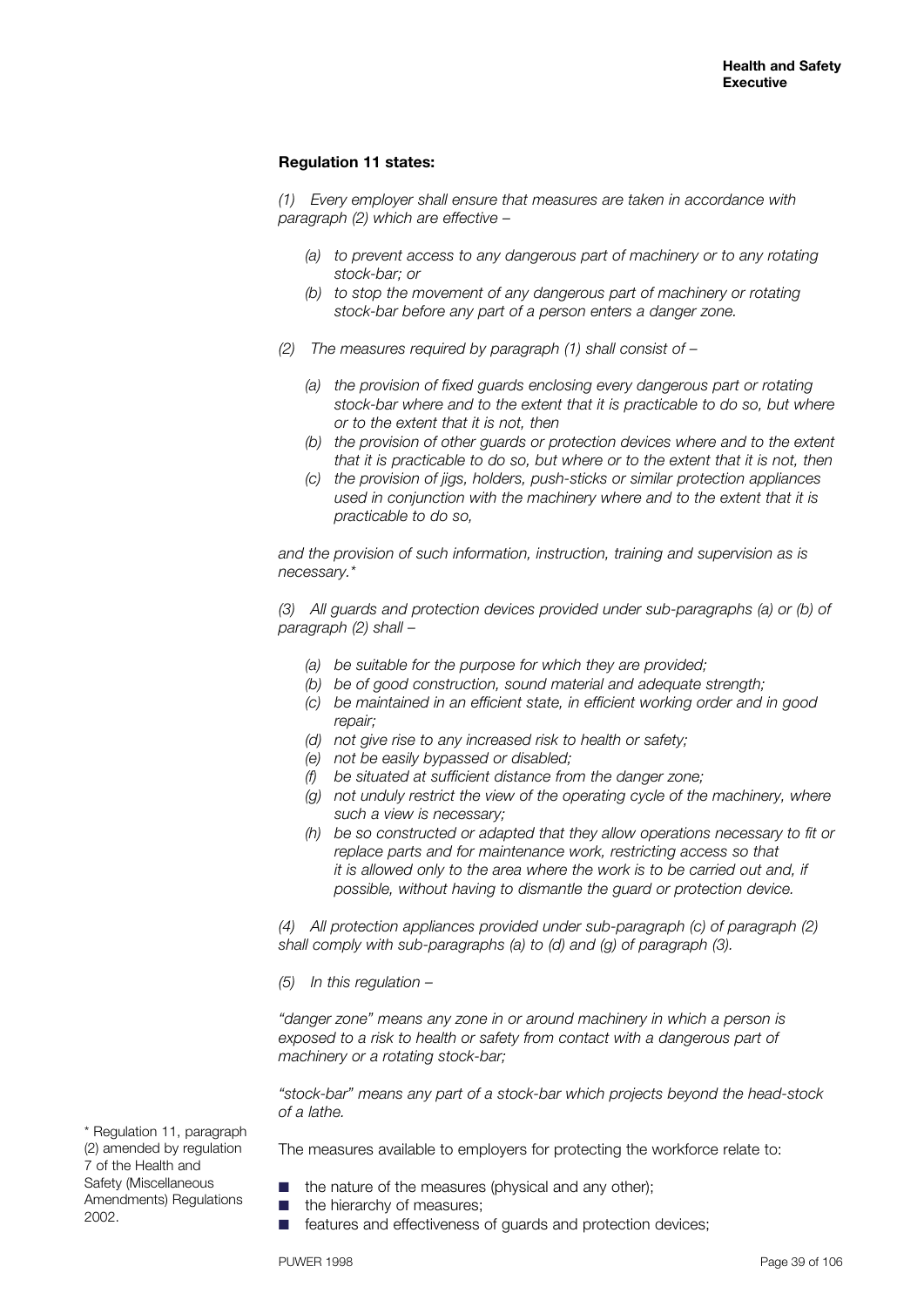**Regulation 11 states:**

*(1) Every employer shall ensure that measures are taken in accordance with paragraph (2) which are effective –*

> *(a) to prevent access to any dangerous part of machinery or to any rotating stock-bar; or*
>
> *(b) to stop the movement of any dangerous part of machinery or rotating stock-bar before any part of a person enters a danger zone.*

*(2) The measures required by paragraph (1) shall consist of –*

> *(a) the provision of fixed guards enclosing every dangerous part or rotating stock-bar where and to the extent that it is practicable to do so, but where or to the extent that it is not, then*
>
> *(b) the provision of other guards or protection devices where and to the extent that it is practicable to do so, but where or to the extent that it is not, then*
>
> *(c) the provision of jigs, holders, push-sticks or similar protection appliances used in conjunction with the machinery where and to the extent that it is practicable to do so,*

*and the provision of such information, instruction, training and supervision as is necessary.**

*(3) All guards and protection devices provided under sub-paragraphs (a) or (b) of paragraph (2) shall –*

> *(a) be suitable for the purpose for which they are provided;*
>
> *(b) be of good construction, sound material and adequate strength;*
>
> *(c) be maintained in an efficient state, in efficient working order and in good repair;*
>
> *(d) not give rise to any increased risk to health or safety;*
>
> *(e) not be easily bypassed or disabled;*
>
> *(f) be situated at sufficient distance from the danger zone;*
>
> *(g) not unduly restrict the view of the operating cycle of the machinery, where such a view is necessary;*
>
> *(h) be so constructed or adapted that they allow operations necessary to fit or replace parts and for maintenance work, restricting access so that it is allowed only to the area where the work is to be carried out and, if possible, without having to dismantle the guard or protection device.*

*(4) All protection appliances provided under sub-paragraph (c) of paragraph (2) shall comply with sub-paragraphs (a) to (d) and (g) of paragraph (3).*

*(5) In this regulation –*

*"danger zone" means any zone in or around machinery in which a person is exposed to a risk to health or safety from contact with a dangerous part of machinery or a rotating stock-bar;*

*"stock-bar" means any part of a stock-bar which projects beyond the head-stock of a lathe.*

\* Regulation 11, paragraph (2) amended by regulation 7 of the Health and Safety (Miscellaneous Amendments) Regulations 2002.

The measures available to employers for protecting the workforce relate to:

- the nature of the measures (physical and any other);
- the hierarchy of measures;
- features and effectiveness of guards and protection devices;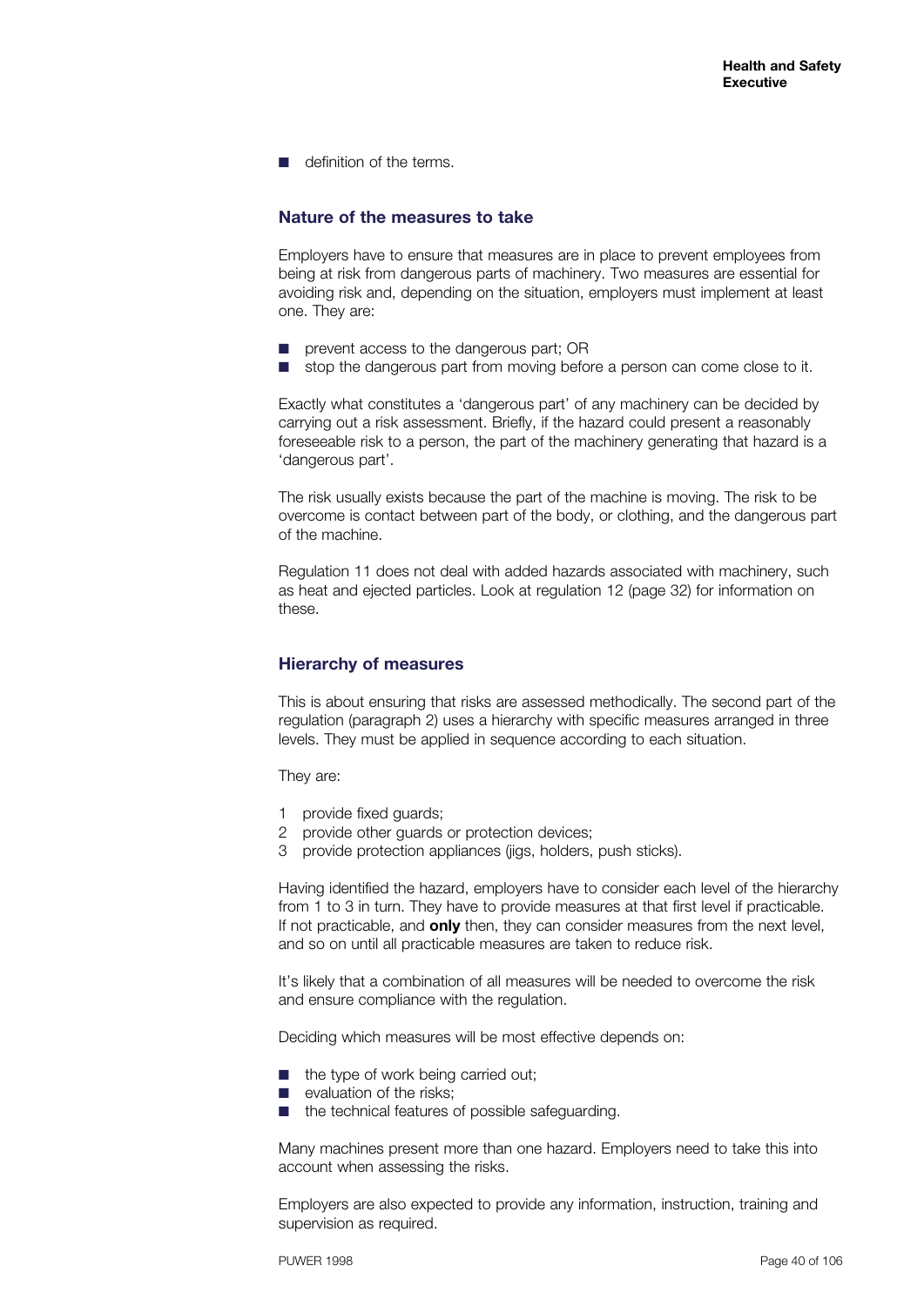- definition of the terms.

## Nature of the measures to take

Employers have to ensure that measures are in place to prevent employees from being at risk from dangerous parts of machinery. Two measures are essential for avoiding risk and, depending on the situation, employers must implement at least one. They are:

- prevent access to the dangerous part; OR
- stop the dangerous part from moving before a person can come close to it.

Exactly what constitutes a 'dangerous part' of any machinery can be decided by carrying out a risk assessment. Briefly, if the hazard could present a reasonably foreseeable risk to a person, the part of the machinery generating that hazard is a 'dangerous part'.

The risk usually exists because the part of the machine is moving. The risk to be overcome is contact between part of the body, or clothing, and the dangerous part of the machine.

Regulation 11 does not deal with added hazards associated with machinery, such as heat and ejected particles. Look at regulation 12 (page 32) for information on these.

## Hierarchy of measures

This is about ensuring that risks are assessed methodically. The second part of the regulation (paragraph 2) uses a hierarchy with specific measures arranged in three levels. They must be applied in sequence according to each situation.

They are:

1. provide fixed guards;
2. provide other guards or protection devices;
3. provide protection appliances (jigs, holders, push sticks).

Having identified the hazard, employers have to consider each level of the hierarchy from 1 to 3 in turn. They have to provide measures at that first level if practicable. If not practicable, and **only** then, they can consider measures from the next level, and so on until all practicable measures are taken to reduce risk.

It's likely that a combination of all measures will be needed to overcome the risk and ensure compliance with the regulation.

Deciding which measures will be most effective depends on:

- the type of work being carried out;
- evaluation of the risks;
- the technical features of possible safeguarding.

Many machines present more than one hazard. Employers need to take this into account when assessing the risks.

Employers are also expected to provide any information, instruction, training and supervision as required.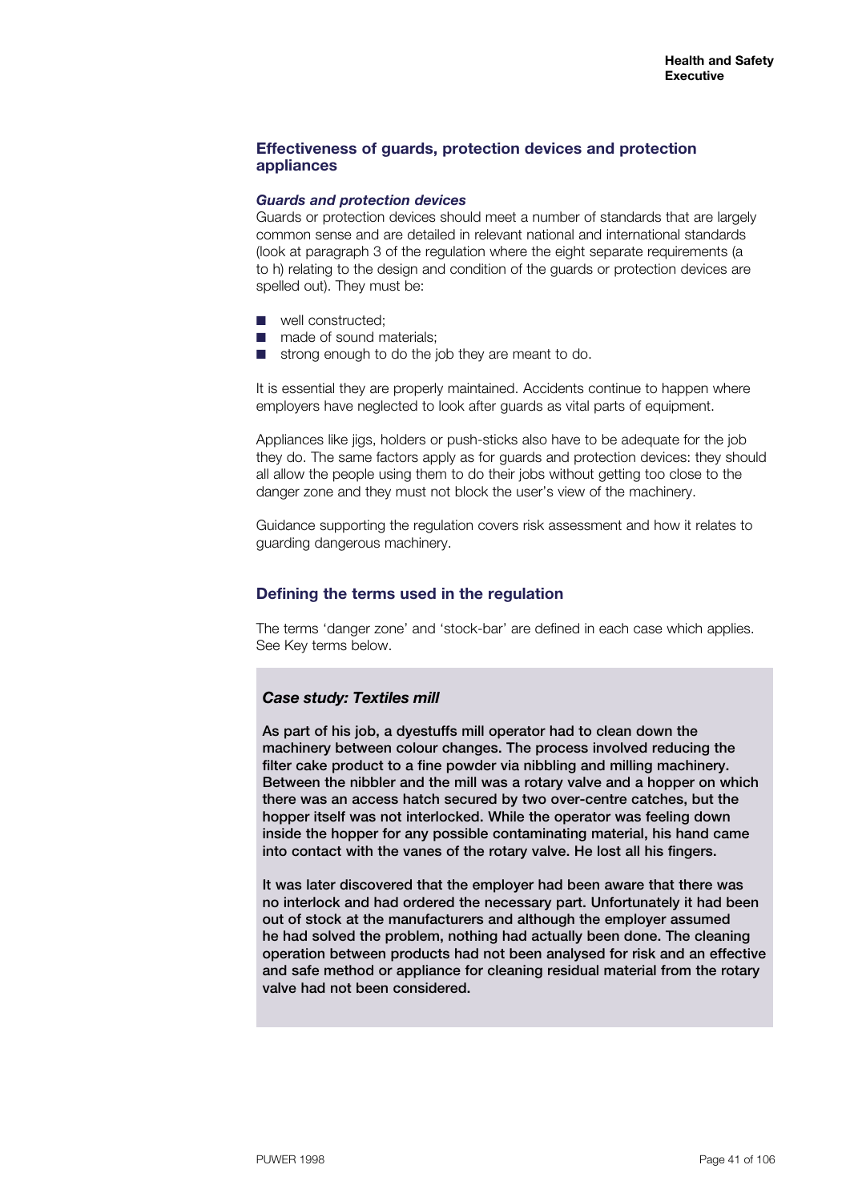## Effectiveness of guards, protection devices and protection appliances

### *Guards and protection devices*

Guards or protection devices should meet a number of standards that are largely common sense and are detailed in relevant national and international standards (look at paragraph 3 of the regulation where the eight separate requirements (a to h) relating to the design and condition of the guards or protection devices are spelled out). They must be:

- well constructed;
- made of sound materials;
- strong enough to do the job they are meant to do.

It is essential they are properly maintained. Accidents continue to happen where employers have neglected to look after guards as vital parts of equipment.

Appliances like jigs, holders or push-sticks also have to be adequate for the job they do. The same factors apply as for guards and protection devices: they should all allow the people using them to do their jobs without getting too close to the danger zone and they must not block the user's view of the machinery.

Guidance supporting the regulation covers risk assessment and how it relates to guarding dangerous machinery.

## Defining the terms used in the regulation

The terms 'danger zone' and 'stock-bar' are defined in each case which applies. See Key terms below.

### *Case study: Textiles mill*

**As part of his job, a dyestuffs mill operator had to clean down the machinery between colour changes. The process involved reducing the filter cake product to a fine powder via nibbling and milling machinery. Between the nibbler and the mill was a rotary valve and a hopper on which there was an access hatch secured by two over-centre catches, but the hopper itself was not interlocked. While the operator was feeling down inside the hopper for any possible contaminating material, his hand came into contact with the vanes of the rotary valve. He lost all his fingers.**

**It was later discovered that the employer had been aware that there was no interlock and had ordered the necessary part. Unfortunately it had been out of stock at the manufacturers and although the employer assumed he had solved the problem, nothing had actually been done. The cleaning operation between products had not been analysed for risk and an effective and safe method or appliance for cleaning residual material from the rotary valve had not been considered.**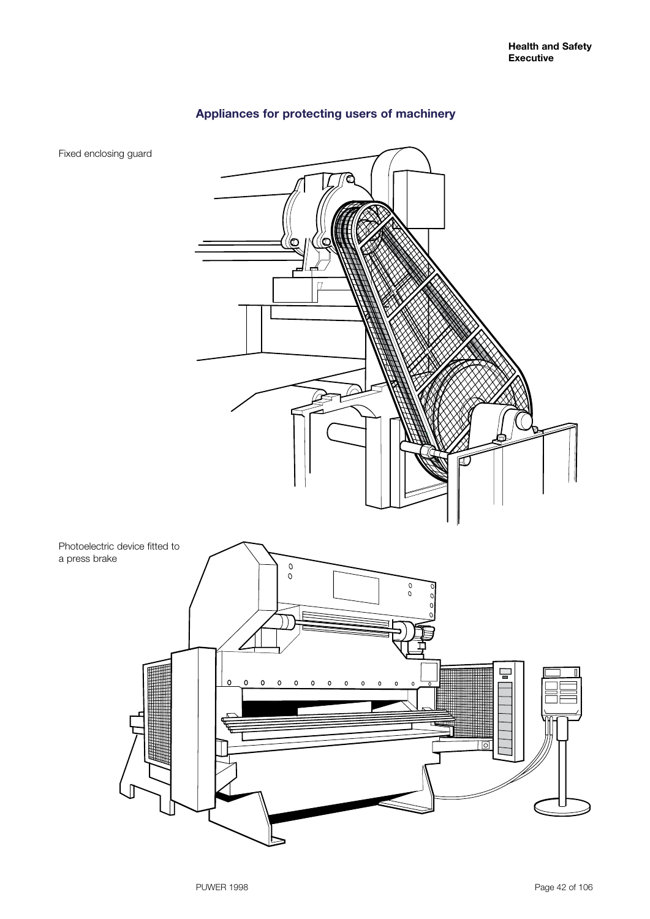## Appliances for protecting users of machinery

Fixed enclosing guard

Photoelectric device fitted to a press brake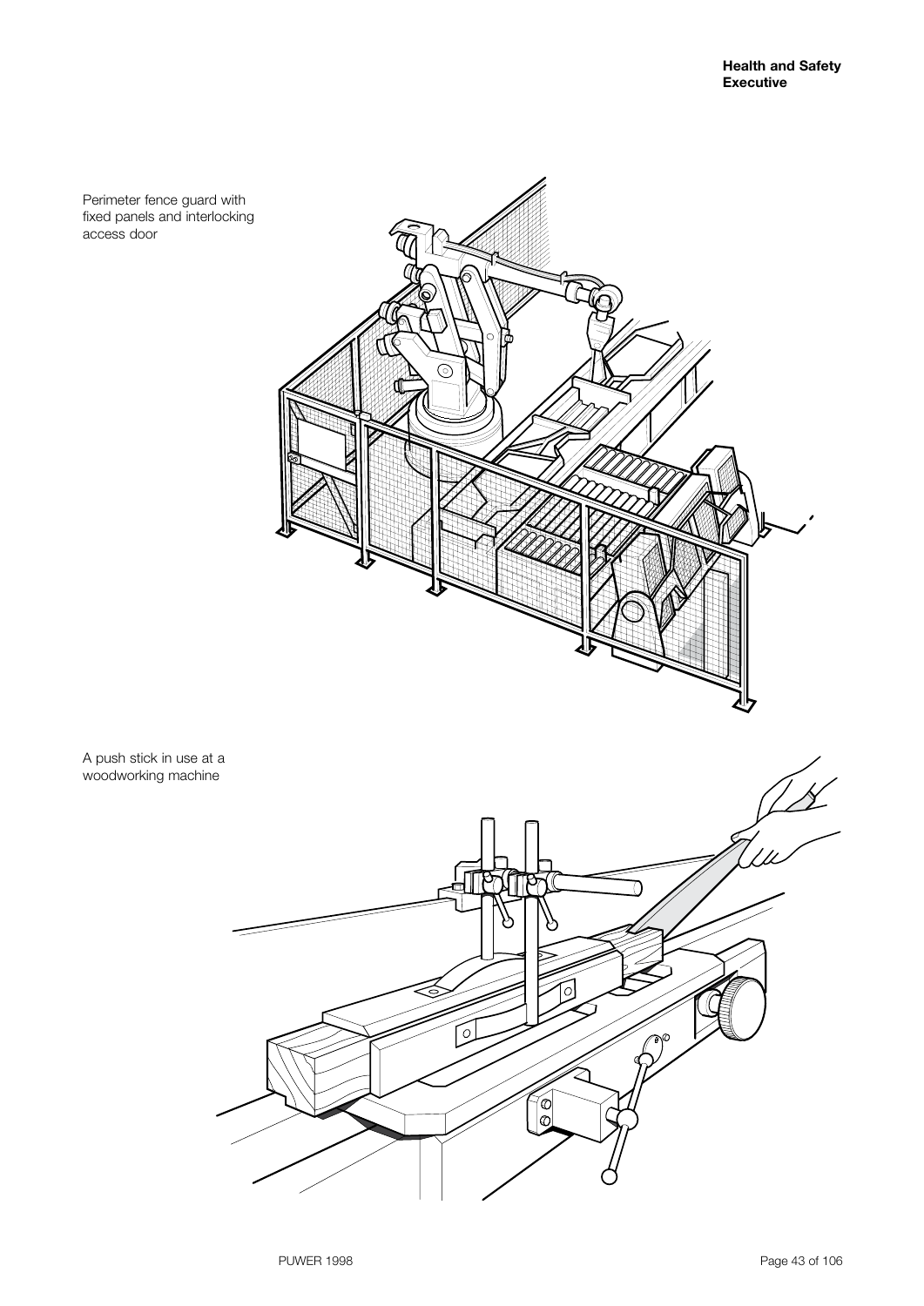Perimeter fence guard with fixed panels and interlocking access door

A push stick in use at a woodworking machine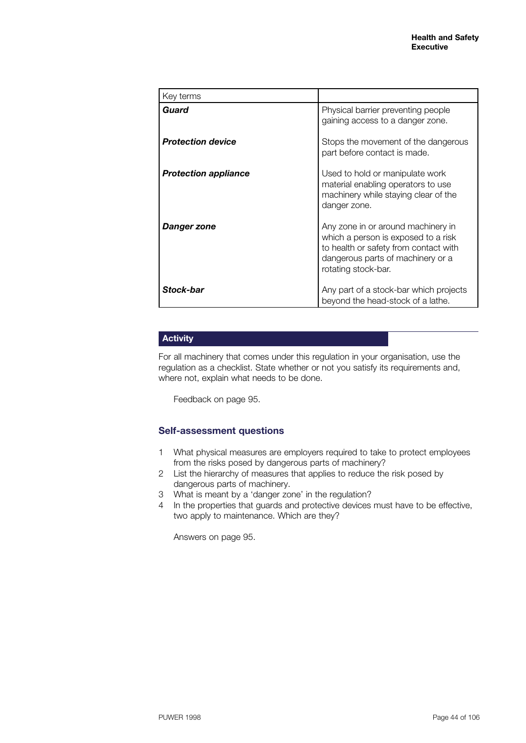| Key terms | |
|---|---|
| ***Guard*** | Physical barrier preventing people gaining access to a danger zone. |
| ***Protection device*** | Stops the movement of the dangerous part before contact is made. |
| ***Protection appliance*** | Used to hold or manipulate work material enabling operators to use machinery while staying clear of the danger zone. |
| ***Danger zone*** | Any zone in or around machinery in which a person is exposed to a risk to health or safety from contact with dangerous parts of machinery or a rotating stock-bar. |
| ***Stock-bar*** | Any part of a stock-bar which projects beyond the head-stock of a lathe. |

**Activity**

For all machinery that comes under this regulation in your organisation, use the regulation as a checklist. State whether or not you satisfy its requirements and, where not, explain what needs to be done.

Feedback on page 95.

### Self-assessment questions

1. What physical measures are employers required to take to protect employees from the risks posed by dangerous parts of machinery?
2. List the hierarchy of measures that applies to reduce the risk posed by dangerous parts of machinery.
3. What is meant by a 'danger zone' in the regulation?
4. In the properties that guards and protective devices must have to be effective, two apply to maintenance. Which are they?

Answers on page 95.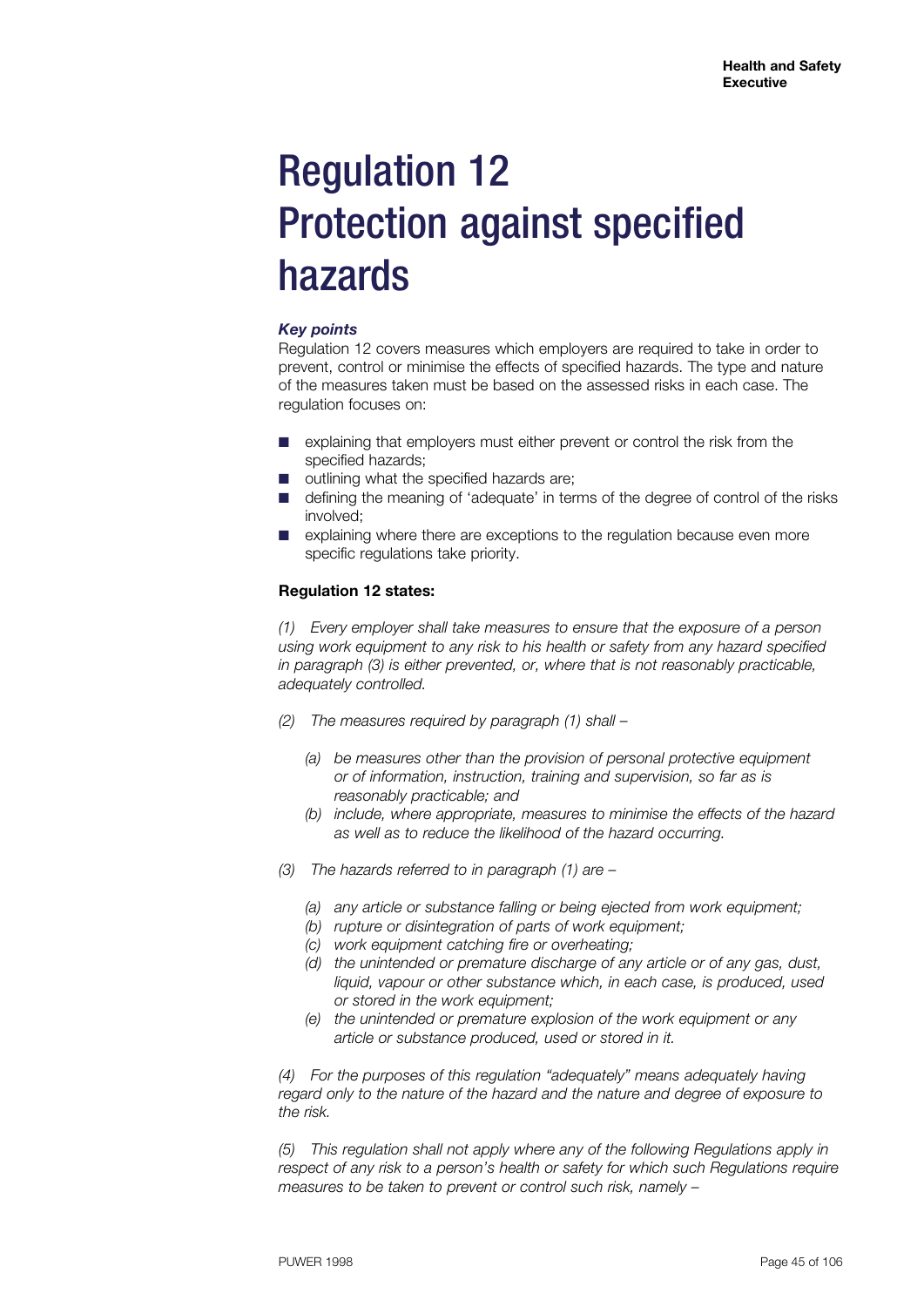# Regulation 12 Protection against specified hazards

***Key points***

Regulation 12 covers measures which employers are required to take in order to prevent, control or minimise the effects of specified hazards. The type and nature of the measures taken must be based on the assessed risks in each case. The regulation focuses on:

- explaining that employers must either prevent or control the risk from the specified hazards;
- outlining what the specified hazards are;
- defining the meaning of 'adequate' in terms of the degree of control of the risks involved;
- explaining where there are exceptions to the regulation because even more specific regulations take priority.

**Regulation 12 states:**

*(1) Every employer shall take measures to ensure that the exposure of a person using work equipment to any risk to his health or safety from any hazard specified in paragraph (3) is either prevented, or, where that is not reasonably practicable, adequately controlled.*

*(2) The measures required by paragraph (1) shall –*

*(a) be measures other than the provision of personal protective equipment or of information, instruction, training and supervision, so far as is reasonably practicable; and*

*(b) include, where appropriate, measures to minimise the effects of the hazard as well as to reduce the likelihood of the hazard occurring.*

*(3) The hazards referred to in paragraph (1) are –*

*(a) any article or substance falling or being ejected from work equipment;*

*(b) rupture or disintegration of parts of work equipment;*

*(c) work equipment catching fire or overheating;*

*(d) the unintended or premature discharge of any article or of any gas, dust, liquid, vapour or other substance which, in each case, is produced, used or stored in the work equipment;*

*(e) the unintended or premature explosion of the work equipment or any article or substance produced, used or stored in it.*

*(4) For the purposes of this regulation "adequately" means adequately having regard only to the nature of the hazard and the nature and degree of exposure to the risk.*

*(5) This regulation shall not apply where any of the following Regulations apply in respect of any risk to a person's health or safety for which such Regulations require measures to be taken to prevent or control such risk, namely –*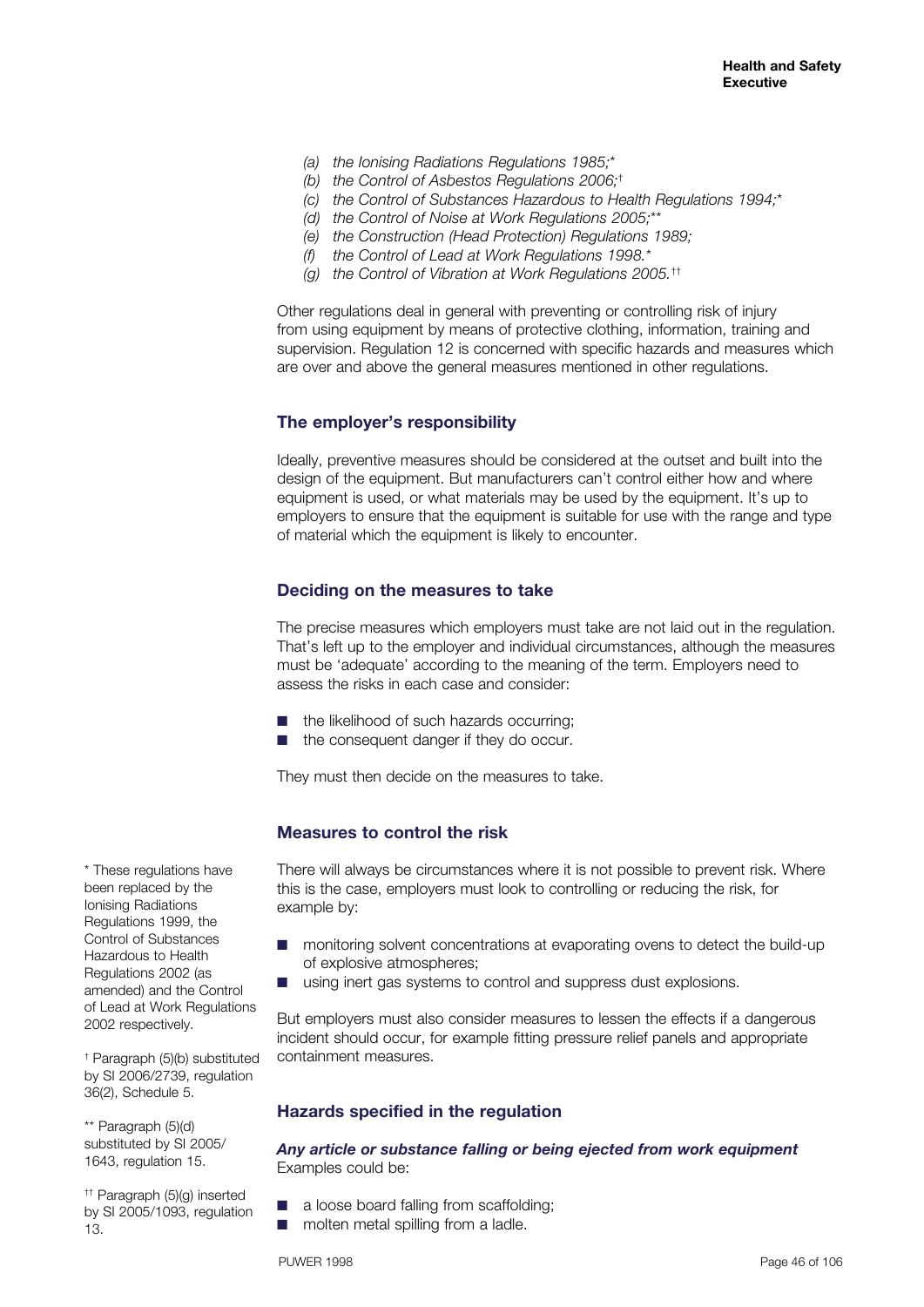*(a) the Ionising Radiations Regulations 1985;\**
*(b) the Control of Asbestos Regulations 2006;†*
*(c) the Control of Substances Hazardous to Health Regulations 1994;\**
*(d) the Control of Noise at Work Regulations 2005;\*\**
*(e) the Construction (Head Protection) Regulations 1989;*
*(f) the Control of Lead at Work Regulations 1998.\**
*(g) the Control of Vibration at Work Regulations 2005.††*

Other regulations deal in general with preventing or controlling risk of injury from using equipment by means of protective clothing, information, training and supervision. Regulation 12 is concerned with specific hazards and measures which are over and above the general measures mentioned in other regulations.

## The employer's responsibility

Ideally, preventive measures should be considered at the outset and built into the design of the equipment. But manufacturers can't control either how and where equipment is used, or what materials may be used by the equipment. It's up to employers to ensure that the equipment is suitable for use with the range and type of material which the equipment is likely to encounter.

## Deciding on the measures to take

The precise measures which employers must take are not laid out in the regulation. That's left up to the employer and individual circumstances, although the measures must be 'adequate' according to the meaning of the term. Employers need to assess the risks in each case and consider:

- the likelihood of such hazards occurring;
- the consequent danger if they do occur.

They must then decide on the measures to take.

## Measures to control the risk

There will always be circumstances where it is not possible to prevent risk. Where this is the case, employers must look to controlling or reducing the risk, for example by:

- monitoring solvent concentrations at evaporating ovens to detect the build-up of explosive atmospheres;
- using inert gas systems to control and suppress dust explosions.

But employers must also consider measures to lessen the effects if a dangerous incident should occur, for example fitting pressure relief panels and appropriate containment measures.

## Hazards specified in the regulation

***Any article or substance falling or being ejected from work equipment***
Examples could be:

- a loose board falling from scaffolding;
- molten metal spilling from a ladle.

\* These regulations have been replaced by the Ionising Radiations Regulations 1999, the Control of Substances Hazardous to Health Regulations 2002 (as amended) and the Control of Lead at Work Regulations 2002 respectively.

† Paragraph (5)(b) substituted by SI 2006/2739, regulation 36(2), Schedule 5.

\*\* Paragraph (5)(d) substituted by SI 2005/1643, regulation 15.

†† Paragraph (5)(g) inserted by SI 2005/1093, regulation 13.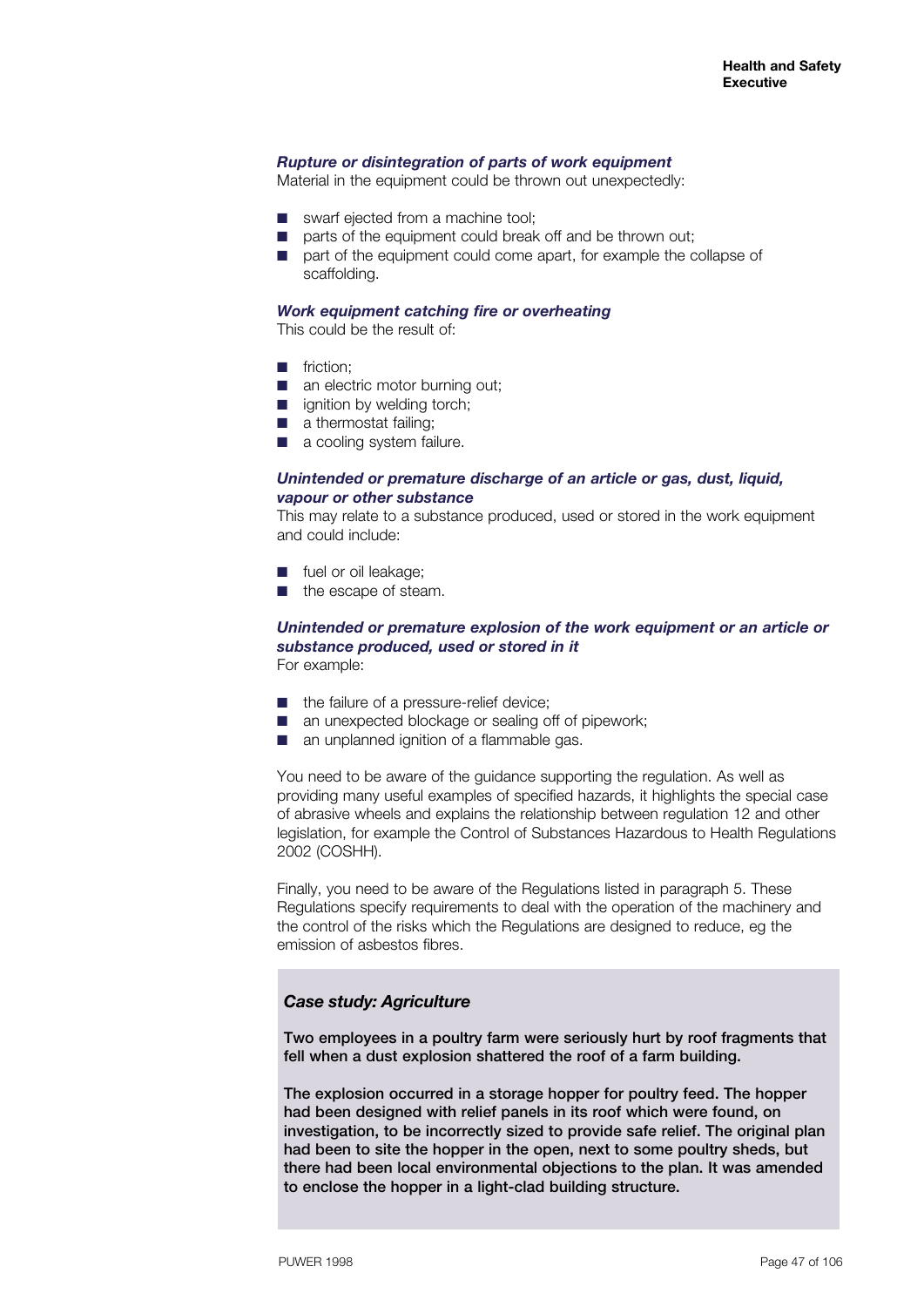***Rupture or disintegration of parts of work equipment***
Material in the equipment could be thrown out unexpectedly:

- swarf ejected from a machine tool;
- parts of the equipment could break off and be thrown out;
- part of the equipment could come apart, for example the collapse of scaffolding.

***Work equipment catching fire or overheating***
This could be the result of:

- friction;
- an electric motor burning out;
- ignition by welding torch;
- a thermostat failing;
- a cooling system failure.

***Unintended or premature discharge of an article or gas, dust, liquid, vapour or other substance***
This may relate to a substance produced, used or stored in the work equipment and could include:

- fuel or oil leakage;
- the escape of steam.

***Unintended or premature explosion of the work equipment or an article or substance produced, used or stored in it***
For example:

- the failure of a pressure-relief device;
- an unexpected blockage or sealing off of pipework;
- an unplanned ignition of a flammable gas.

You need to be aware of the guidance supporting the regulation. As well as providing many useful examples of specified hazards, it highlights the special case of abrasive wheels and explains the relationship between regulation 12 and other legislation, for example the Control of Substances Hazardous to Health Regulations 2002 (COSHH).

Finally, you need to be aware of the Regulations listed in paragraph 5. These Regulations specify requirements to deal with the operation of the machinery and the control of the risks which the Regulations are designed to reduce, eg the emission of asbestos fibres.

***Case study: Agriculture***

**Two employees in a poultry farm were seriously hurt by roof fragments that fell when a dust explosion shattered the roof of a farm building.**

**The explosion occurred in a storage hopper for poultry feed. The hopper had been designed with relief panels in its roof which were found, on investigation, to be incorrectly sized to provide safe relief. The original plan had been to site the hopper in the open, next to some poultry sheds, but there had been local environmental objections to the plan. It was amended to enclose the hopper in a light-clad building structure.**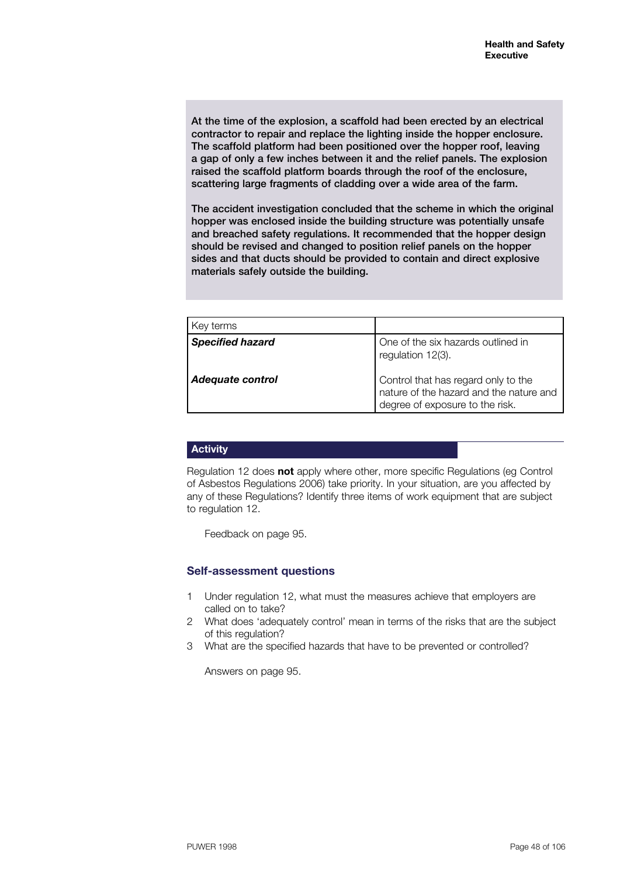**At the time of the explosion, a scaffold had been erected by an electrical contractor to repair and replace the lighting inside the hopper enclosure. The scaffold platform had been positioned over the hopper roof, leaving a gap of only a few inches between it and the relief panels. The explosion raised the scaffold platform boards through the roof of the enclosure, scattering large fragments of cladding over a wide area of the farm.**

**The accident investigation concluded that the scheme in which the original hopper was enclosed inside the building structure was potentially unsafe and breached safety regulations. It recommended that the hopper design should be revised and changed to position relief panels on the hopper sides and that ducts should be provided to contain and direct explosive materials safely outside the building.**

| Key terms | |
|---|---|
| ***Specified hazard*** | One of the six hazards outlined in regulation 12(3). |
| ***Adequate control*** | Control that has regard only to the nature of the hazard and the nature and degree of exposure to the risk. |

### Activity

Regulation 12 does **not** apply where other, more specific Regulations (eg Control of Asbestos Regulations 2006) take priority. In your situation, are you affected by any of these Regulations? Identify three items of work equipment that are subject to regulation 12.

Feedback on page 95.

### Self-assessment questions

1. Under regulation 12, what must the measures achieve that employers are called on to take?
2. What does 'adequately control' mean in terms of the risks that are the subject of this regulation?
3. What are the specified hazards that have to be prevented or controlled?

Answers on page 95.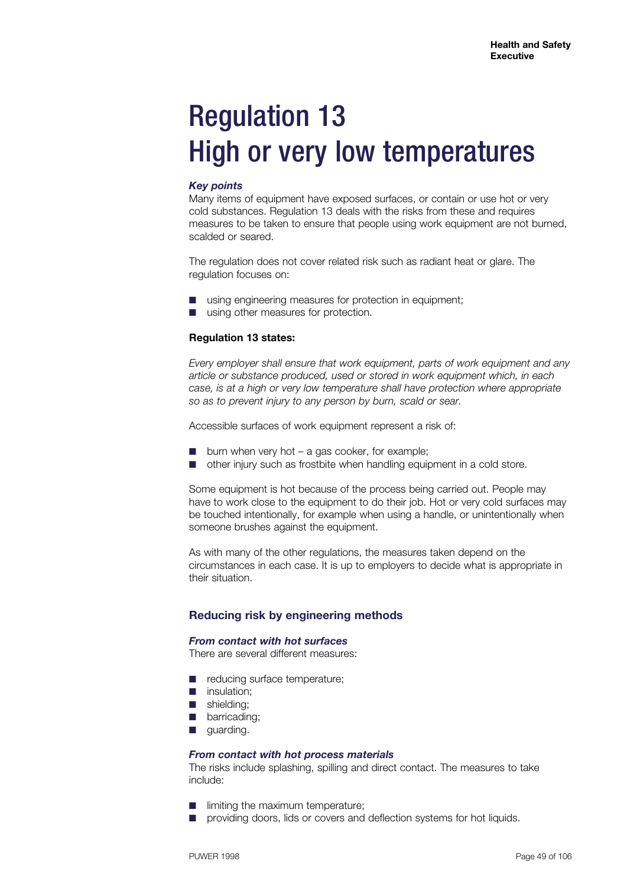# Regulation 13
# High or very low temperatures

***Key points***

Many items of equipment have exposed surfaces, or contain or use hot or very cold substances. Regulation 13 deals with the risks from these and requires measures to be taken to ensure that people using work equipment are not burned, scalded or seared.

The regulation does not cover related risk such as radiant heat or glare. The regulation focuses on:

- using engineering measures for protection in equipment;
- using other measures for protection.

**Regulation 13 states:**

*Every employer shall ensure that work equipment, parts of work equipment and any article or substance produced, used or stored in work equipment which, in each case, is at a high or very low temperature shall have protection where appropriate so as to prevent injury to any person by burn, scald or sear.*

Accessible surfaces of work equipment represent a risk of:

- burn when very hot – a gas cooker, for example;
- other injury such as frostbite when handling equipment in a cold store.

Some equipment is hot because of the process being carried out. People may have to work close to the equipment to do their job. Hot or very cold surfaces may be touched intentionally, for example when using a handle, or unintentionally when someone brushes against the equipment.

As with many of the other regulations, the measures taken depend on the circumstances in each case. It is up to employers to decide what is appropriate in their situation.

## Reducing risk by engineering methods

***From contact with hot surfaces***

There are several different measures:

- reducing surface temperature;
- insulation;
- shielding;
- barricading;
- guarding.

***From contact with hot process materials***

The risks include splashing, spilling and direct contact. The measures to take include:

- limiting the maximum temperature;
- providing doors, lids or covers and deflection systems for hot liquids.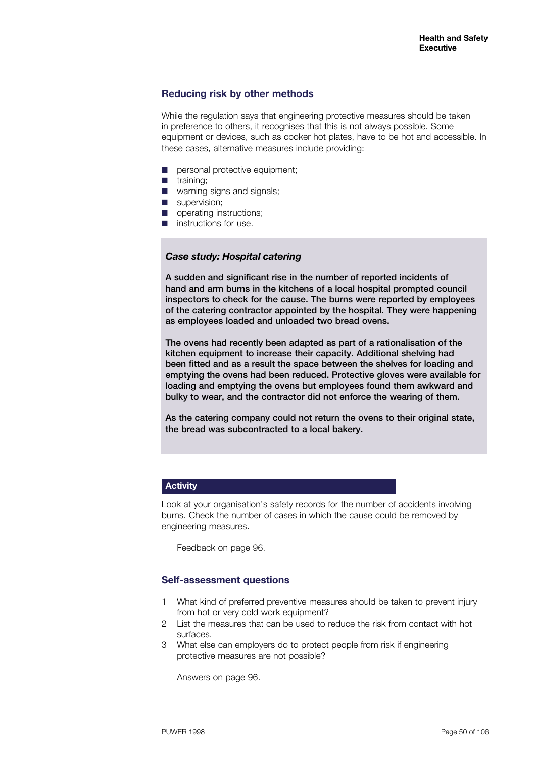## Reducing risk by other methods

While the regulation says that engineering protective measures should be taken in preference to others, it recognises that this is not always possible. Some equipment or devices, such as cooker hot plates, have to be hot and accessible. In these cases, alternative measures include providing:

- personal protective equipment;
- training;
- warning signs and signals;
- supervision;
- operating instructions;
- instructions for use.

### *Case study: Hospital catering*

**A sudden and significant rise in the number of reported incidents of hand and arm burns in the kitchens of a local hospital prompted council inspectors to check for the cause. The burns were reported by employees of the catering contractor appointed by the hospital. They were happening as employees loaded and unloaded two bread ovens.**

**The ovens had recently been adapted as part of a rationalisation of the kitchen equipment to increase their capacity. Additional shelving had been fitted and as a result the space between the shelves for loading and emptying the ovens had been reduced. Protective gloves were available for loading and emptying the ovens but employees found them awkward and bulky to wear, and the contractor did not enforce the wearing of them.**

**As the catering company could not return the ovens to their original state, the bread was subcontracted to a local bakery.**

### Activity

Look at your organisation's safety records for the number of accidents involving burns. Check the number of cases in which the cause could be removed by engineering measures.

Feedback on page 96.

## Self-assessment questions

1. What kind of preferred preventive measures should be taken to prevent injury from hot or very cold work equipment?
2. List the measures that can be used to reduce the risk from contact with hot surfaces.
3. What else can employers do to protect people from risk if engineering protective measures are not possible?

Answers on page 96.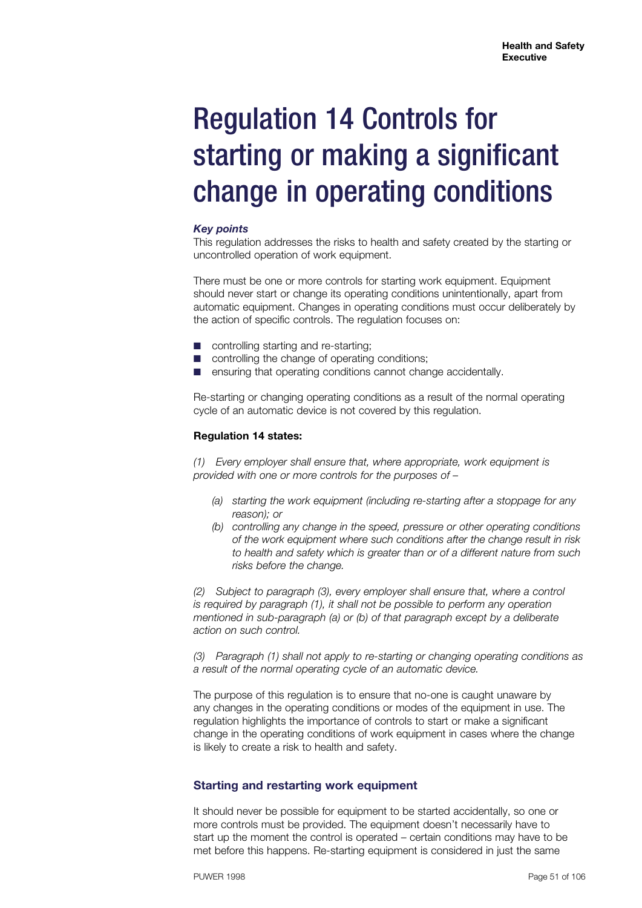# Regulation 14 Controls for starting or making a significant change in operating conditions

***Key points***

This regulation addresses the risks to health and safety created by the starting or uncontrolled operation of work equipment.

There must be one or more controls for starting work equipment. Equipment should never start or change its operating conditions unintentionally, apart from automatic equipment. Changes in operating conditions must occur deliberately by the action of specific controls. The regulation focuses on:

- controlling starting and re-starting;
- controlling the change of operating conditions;
- ensuring that operating conditions cannot change accidentally.

Re-starting or changing operating conditions as a result of the normal operating cycle of an automatic device is not covered by this regulation.

**Regulation 14 states:**

*(1) Every employer shall ensure that, where appropriate, work equipment is provided with one or more controls for the purposes of –*

> *(a) starting the work equipment (including re-starting after a stoppage for any reason); or*
>
> *(b) controlling any change in the speed, pressure or other operating conditions of the work equipment where such conditions after the change result in risk to health and safety which is greater than or of a different nature from such risks before the change.*

*(2) Subject to paragraph (3), every employer shall ensure that, where a control is required by paragraph (1), it shall not be possible to perform any operation mentioned in sub-paragraph (a) or (b) of that paragraph except by a deliberate action on such control.*

*(3) Paragraph (1) shall not apply to re-starting or changing operating conditions as a result of the normal operating cycle of an automatic device.*

The purpose of this regulation is to ensure that no-one is caught unaware by any changes in the operating conditions or modes of the equipment in use. The regulation highlights the importance of controls to start or make a significant change in the operating conditions of work equipment in cases where the change is likely to create a risk to health and safety.

## Starting and restarting work equipment

It should never be possible for equipment to be started accidentally, so one or more controls must be provided. The equipment doesn't necessarily have to start up the moment the control is operated – certain conditions may have to be met before this happens. Re-starting equipment is considered in just the same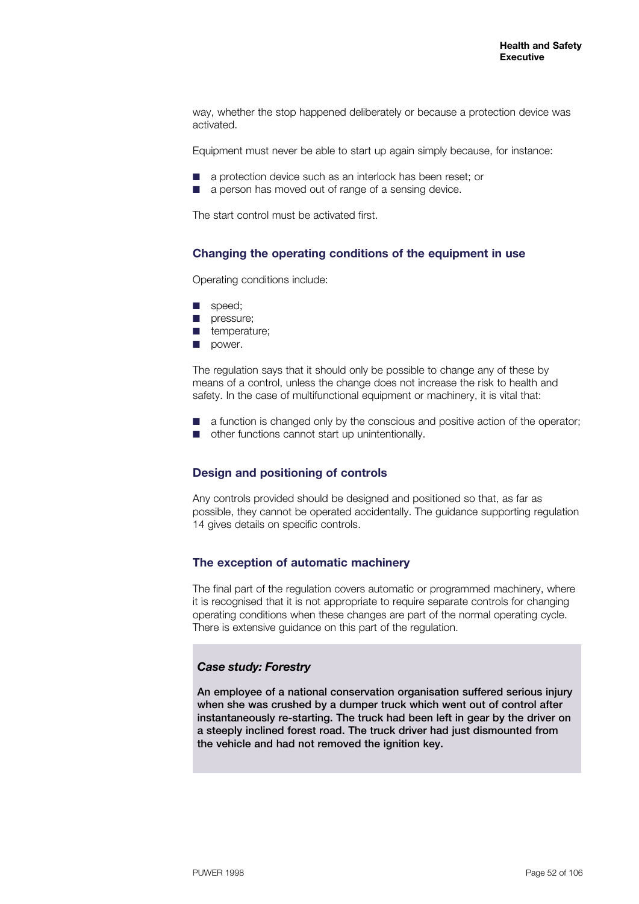way, whether the stop happened deliberately or because a protection device was activated.

Equipment must never be able to start up again simply because, for instance:

- a protection device such as an interlock has been reset; or
- a person has moved out of range of a sensing device.

The start control must be activated first.

## Changing the operating conditions of the equipment in use

Operating conditions include:

- speed;
- pressure;
- temperature;
- power.

The regulation says that it should only be possible to change any of these by means of a control, unless the change does not increase the risk to health and safety. In the case of multifunctional equipment or machinery, it is vital that:

- a function is changed only by the conscious and positive action of the operator;
- other functions cannot start up unintentionally.

## Design and positioning of controls

Any controls provided should be designed and positioned so that, as far as possible, they cannot be operated accidentally. The guidance supporting regulation 14 gives details on specific controls.

## The exception of automatic machinery

The final part of the regulation covers automatic or programmed machinery, where it is recognised that it is not appropriate to require separate controls for changing operating conditions when these changes are part of the normal operating cycle. There is extensive guidance on this part of the regulation.

### *Case study: Forestry*

**An employee of a national conservation organisation suffered serious injury when she was crushed by a dumper truck which went out of control after instantaneously re-starting. The truck had been left in gear by the driver on a steeply inclined forest road. The truck driver had just dismounted from the vehicle and had not removed the ignition key.**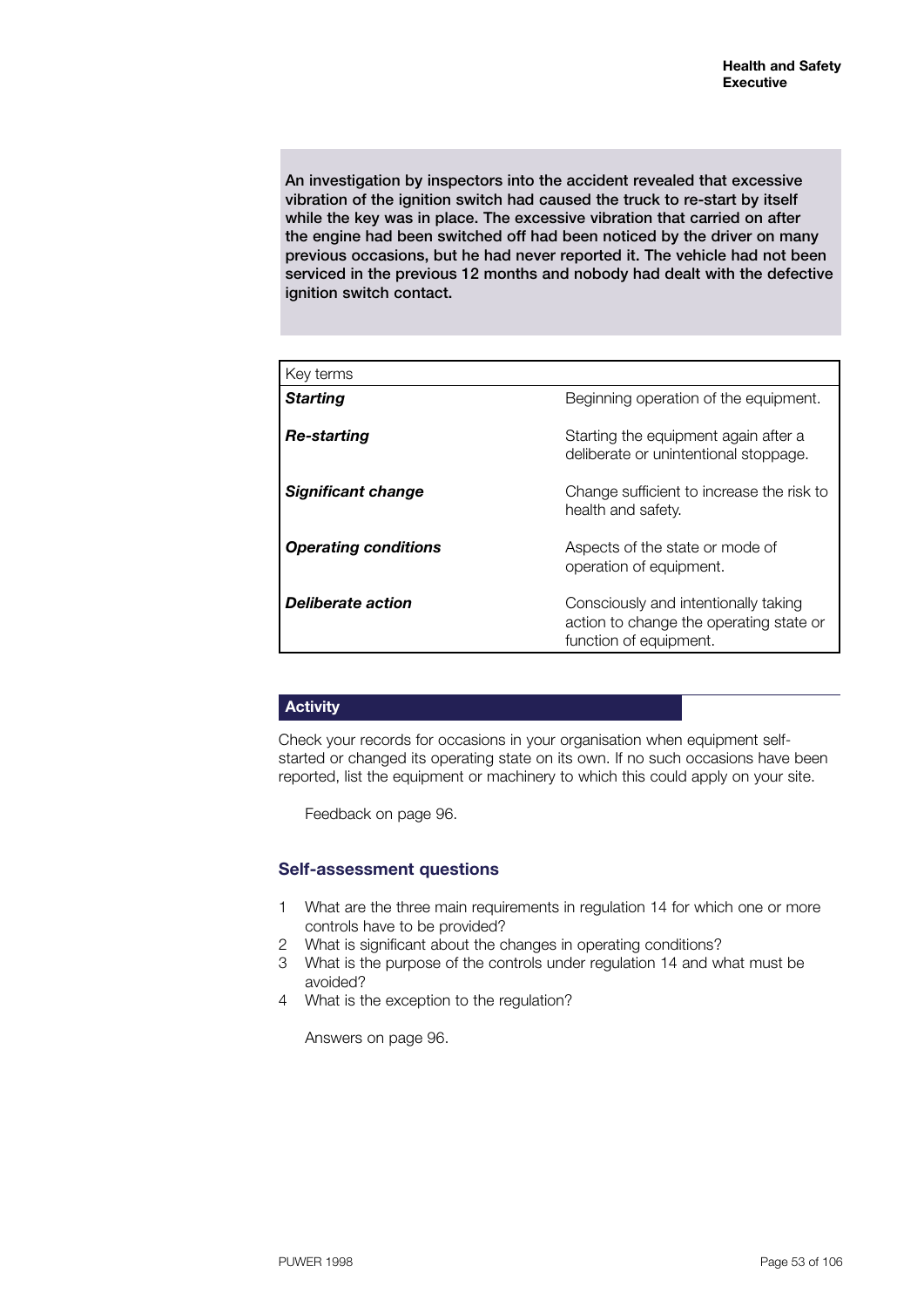**An investigation by inspectors into the accident revealed that excessive vibration of the ignition switch had caused the truck to re-start by itself while the key was in place. The excessive vibration that carried on after the engine had been switched off had been noticed by the driver on many previous occasions, but he had never reported it. The vehicle had not been serviced in the previous 12 months and nobody had dealt with the defective ignition switch contact.**

| Key terms | |
|---|---|
| ***Starting*** | Beginning operation of the equipment. |
| ***Re-starting*** | Starting the equipment again after a deliberate or unintentional stoppage. |
| ***Significant change*** | Change sufficient to increase the risk to health and safety. |
| ***Operating conditions*** | Aspects of the state or mode of operation of equipment. |
| ***Deliberate action*** | Consciously and intentionally taking action to change the operating state or function of equipment. |

**Activity**

Check your records for occasions in your organisation when equipment self-started or changed its operating state on its own. If no such occasions have been reported, list the equipment or machinery to which this could apply on your site.

Feedback on page 96.

### Self-assessment questions

1. What are the three main requirements in regulation 14 for which one or more controls have to be provided?
2. What is significant about the changes in operating conditions?
3. What is the purpose of the controls under regulation 14 and what must be avoided?
4. What is the exception to the regulation?

Answers on page 96.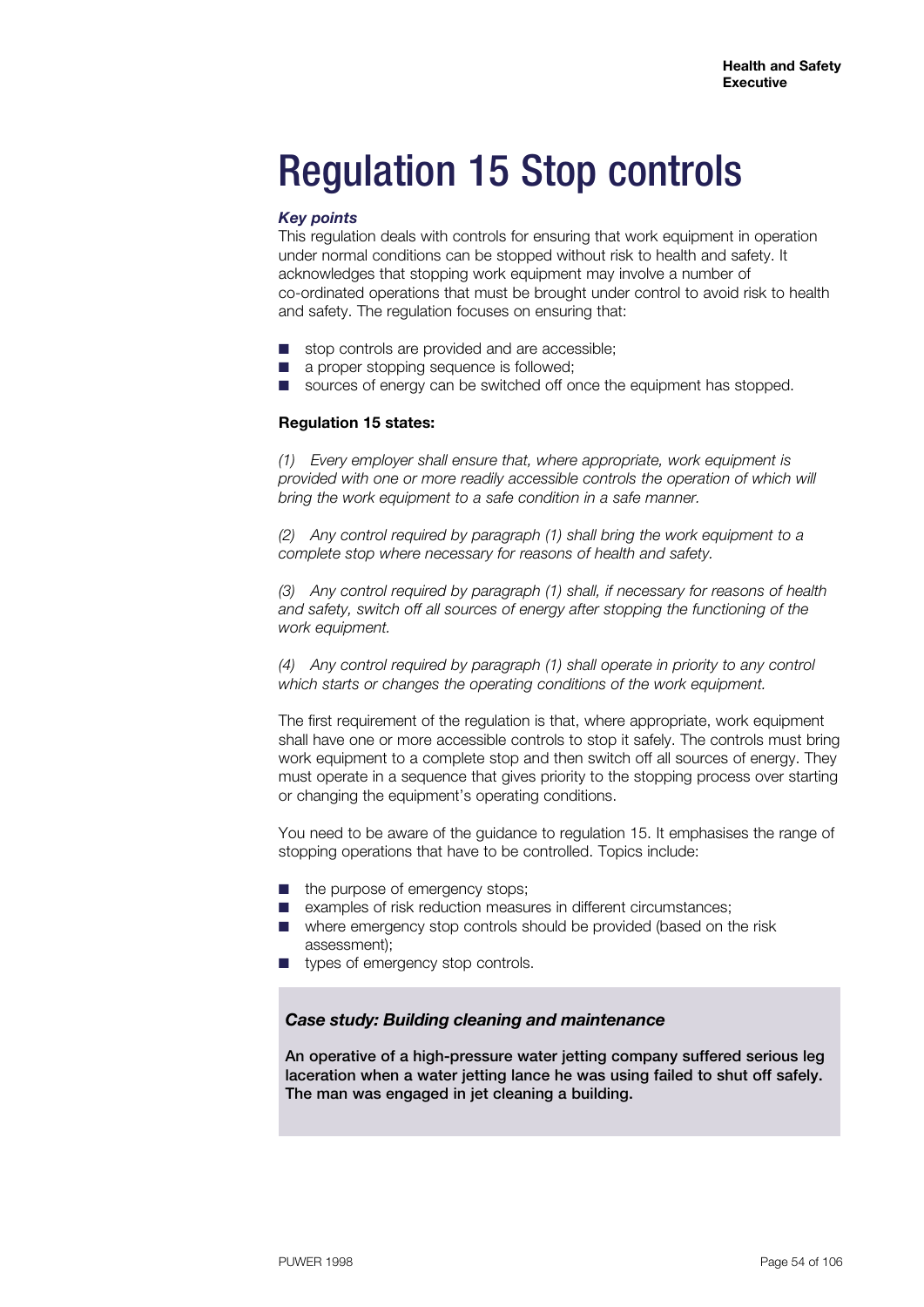# Regulation 15 Stop controls

***Key points***

This regulation deals with controls for ensuring that work equipment in operation under normal conditions can be stopped without risk to health and safety. It acknowledges that stopping work equipment may involve a number of co-ordinated operations that must be brought under control to avoid risk to health and safety. The regulation focuses on ensuring that:

- stop controls are provided and are accessible;
- a proper stopping sequence is followed;
- sources of energy can be switched off once the equipment has stopped.

**Regulation 15 states:**

*(1) Every employer shall ensure that, where appropriate, work equipment is provided with one or more readily accessible controls the operation of which will bring the work equipment to a safe condition in a safe manner.*

*(2) Any control required by paragraph (1) shall bring the work equipment to a complete stop where necessary for reasons of health and safety.*

*(3) Any control required by paragraph (1) shall, if necessary for reasons of health and safety, switch off all sources of energy after stopping the functioning of the work equipment.*

*(4) Any control required by paragraph (1) shall operate in priority to any control which starts or changes the operating conditions of the work equipment.*

The first requirement of the regulation is that, where appropriate, work equipment shall have one or more accessible controls to stop it safely. The controls must bring work equipment to a complete stop and then switch off all sources of energy. They must operate in a sequence that gives priority to the stopping process over starting or changing the equipment's operating conditions.

You need to be aware of the guidance to regulation 15. It emphasises the range of stopping operations that have to be controlled. Topics include:

- the purpose of emergency stops;
- examples of risk reduction measures in different circumstances;
- where emergency stop controls should be provided (based on the risk assessment);
- types of emergency stop controls.

***Case study: Building cleaning and maintenance***

**An operative of a high-pressure water jetting company suffered serious leg laceration when a water jetting lance he was using failed to shut off safely. The man was engaged in jet cleaning a building.**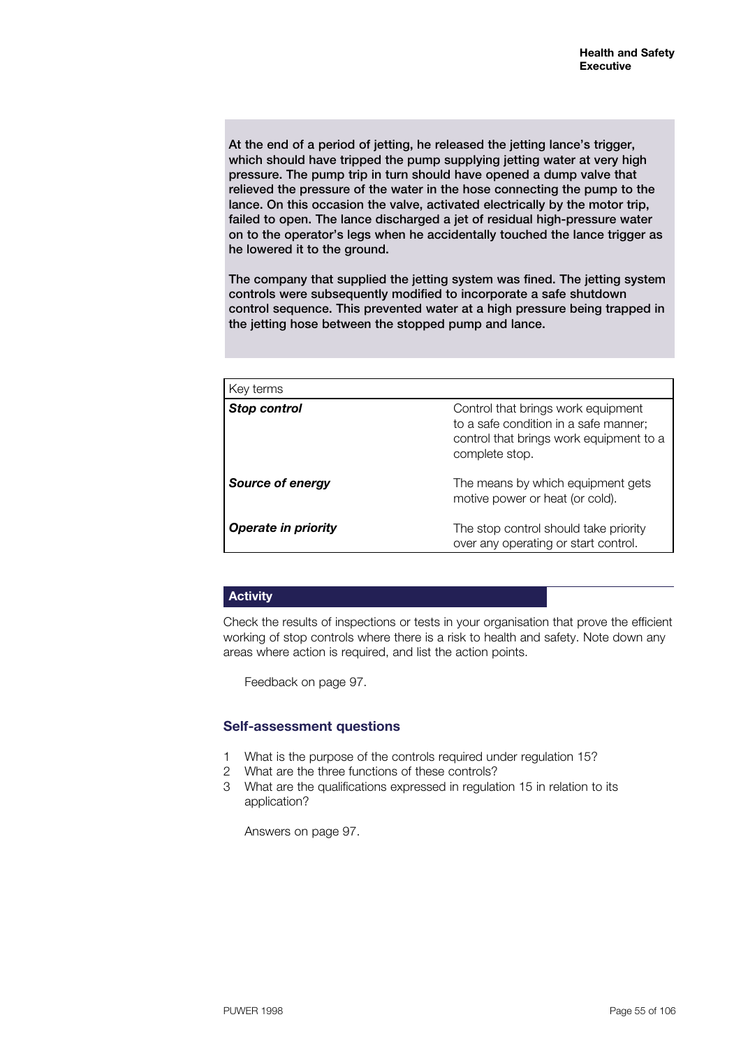At the end of a period of jetting, he released the jetting lance's trigger, which should have tripped the pump supplying jetting water at very high pressure. The pump trip in turn should have opened a dump valve that relieved the pressure of the water in the hose connecting the pump to the lance. On this occasion the valve, activated electrically by the motor trip, failed to open. The lance discharged a jet of residual high-pressure water on to the operator's legs when he accidentally touched the lance trigger as he lowered it to the ground.

The company that supplied the jetting system was fined. The jetting system controls were subsequently modified to incorporate a safe shutdown control sequence. This prevented water at a high pressure being trapped in the jetting hose between the stopped pump and lance.

| Key terms | |
|---|---|
| ***Stop control*** | Control that brings work equipment to a safe condition in a safe manner; control that brings work equipment to a complete stop. |
| ***Source of energy*** | The means by which equipment gets motive power or heat (or cold). |
| ***Operate in priority*** | The stop control should take priority over any operating or start control. |

**Activity**

Check the results of inspections or tests in your organisation that prove the efficient working of stop controls where there is a risk to health and safety. Note down any areas where action is required, and list the action points.

Feedback on page 97.

### Self-assessment questions

1. What is the purpose of the controls required under regulation 15?
2. What are the three functions of these controls?
3. What are the qualifications expressed in regulation 15 in relation to its application?

Answers on page 97.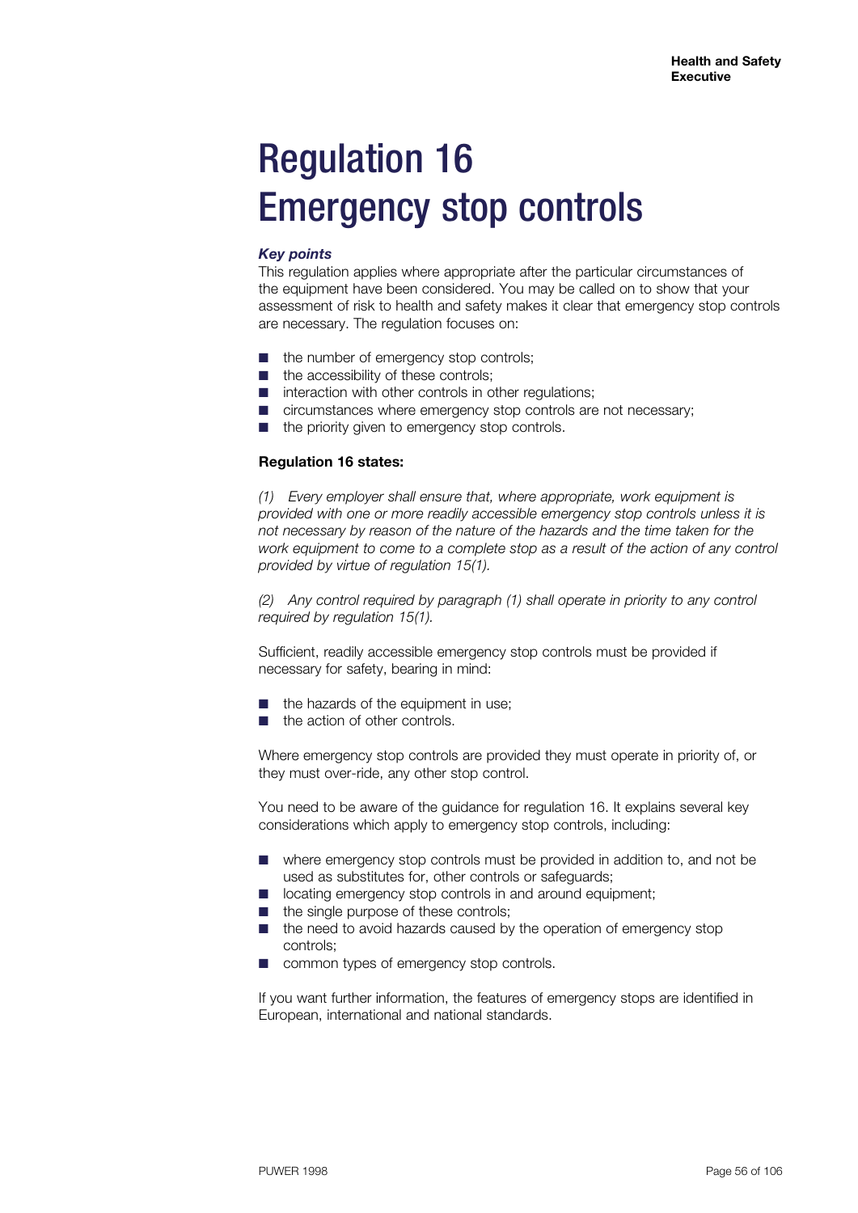# Regulation 16
# Emergency stop controls

***Key points***

This regulation applies where appropriate after the particular circumstances of the equipment have been considered. You may be called on to show that your assessment of risk to health and safety makes it clear that emergency stop controls are necessary. The regulation focuses on:

- the number of emergency stop controls;
- the accessibility of these controls;
- interaction with other controls in other regulations;
- circumstances where emergency stop controls are not necessary;
- the priority given to emergency stop controls.

**Regulation 16 states:**

*(1) Every employer shall ensure that, where appropriate, work equipment is provided with one or more readily accessible emergency stop controls unless it is not necessary by reason of the nature of the hazards and the time taken for the work equipment to come to a complete stop as a result of the action of any control provided by virtue of regulation 15(1).*

*(2) Any control required by paragraph (1) shall operate in priority to any control required by regulation 15(1).*

Sufficient, readily accessible emergency stop controls must be provided if necessary for safety, bearing in mind:

- the hazards of the equipment in use;
- the action of other controls.

Where emergency stop controls are provided they must operate in priority of, or they must over-ride, any other stop control.

You need to be aware of the guidance for regulation 16. It explains several key considerations which apply to emergency stop controls, including:

- where emergency stop controls must be provided in addition to, and not be used as substitutes for, other controls or safeguards;
- locating emergency stop controls in and around equipment;
- the single purpose of these controls;
- the need to avoid hazards caused by the operation of emergency stop controls;
- common types of emergency stop controls.

If you want further information, the features of emergency stops are identified in European, international and national standards.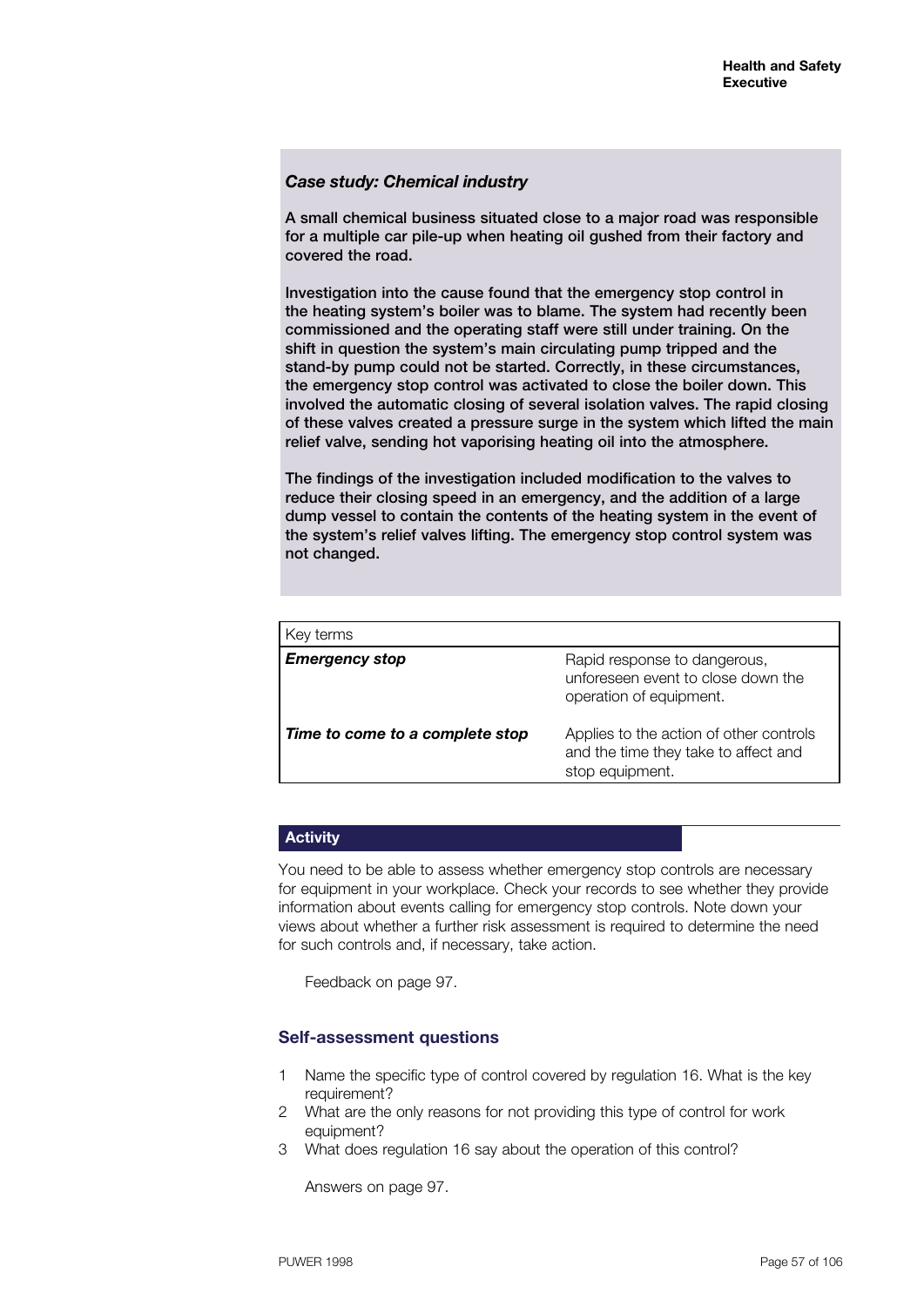### *Case study: Chemical industry*

**A small chemical business situated close to a major road was responsible for a multiple car pile-up when heating oil gushed from their factory and covered the road.**

**Investigation into the cause found that the emergency stop control in the heating system's boiler was to blame. The system had recently been commissioned and the operating staff were still under training. On the shift in question the system's main circulating pump tripped and the stand-by pump could not be started. Correctly, in these circumstances, the emergency stop control was activated to close the boiler down. This involved the automatic closing of several isolation valves. The rapid closing of these valves created a pressure surge in the system which lifted the main relief valve, sending hot vaporising heating oil into the atmosphere.**

**The findings of the investigation included modification to the valves to reduce their closing speed in an emergency, and the addition of a large dump vessel to contain the contents of the heating system in the event of the system's relief valves lifting. The emergency stop control system was not changed.**

| Key terms | |
|---|---|
| ***Emergency stop*** | Rapid response to dangerous, unforeseen event to close down the operation of equipment. |
| ***Time to come to a complete stop*** | Applies to the action of other controls and the time they take to affect and stop equipment. |

## Activity

You need to be able to assess whether emergency stop controls are necessary for equipment in your workplace. Check your records to see whether they provide information about events calling for emergency stop controls. Note down your views about whether a further risk assessment is required to determine the need for such controls and, if necessary, take action.

Feedback on page 97.

### Self-assessment questions

1. Name the specific type of control covered by regulation 16. What is the key requirement?
2. What are the only reasons for not providing this type of control for work equipment?
3. What does regulation 16 say about the operation of this control?

Answers on page 97.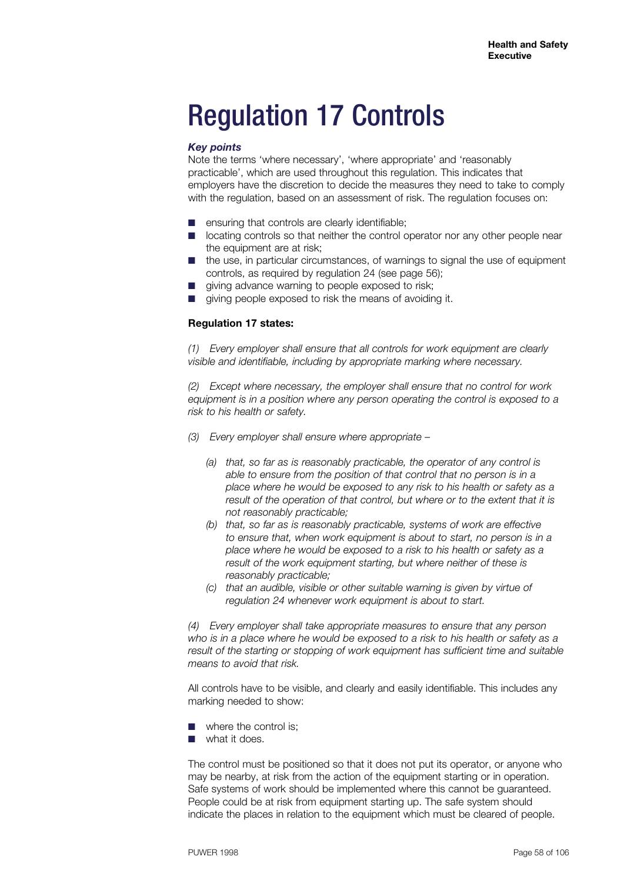# Regulation 17 Controls

***Key points***

Note the terms 'where necessary', 'where appropriate' and 'reasonably practicable', which are used throughout this regulation. This indicates that employers have the discretion to decide the measures they need to take to comply with the regulation, based on an assessment of risk. The regulation focuses on:

- ensuring that controls are clearly identifiable;
- locating controls so that neither the control operator nor any other people near the equipment are at risk;
- the use, in particular circumstances, of warnings to signal the use of equipment controls, as required by regulation 24 (see page 56);
- giving advance warning to people exposed to risk;
- giving people exposed to risk the means of avoiding it.

**Regulation 17 states:**

*(1) Every employer shall ensure that all controls for work equipment are clearly visible and identifiable, including by appropriate marking where necessary.*

*(2) Except where necessary, the employer shall ensure that no control for work equipment is in a position where any person operating the control is exposed to a risk to his health or safety.*

*(3) Every employer shall ensure where appropriate –*

- *(a) that, so far as is reasonably practicable, the operator of any control is able to ensure from the position of that control that no person is in a place where he would be exposed to any risk to his health or safety as a result of the operation of that control, but where or to the extent that it is not reasonably practicable;*
- *(b) that, so far as is reasonably practicable, systems of work are effective to ensure that, when work equipment is about to start, no person is in a place where he would be exposed to a risk to his health or safety as a result of the work equipment starting, but where neither of these is reasonably practicable;*
- *(c) that an audible, visible or other suitable warning is given by virtue of regulation 24 whenever work equipment is about to start.*

*(4) Every employer shall take appropriate measures to ensure that any person who is in a place where he would be exposed to a risk to his health or safety as a result of the starting or stopping of work equipment has sufficient time and suitable means to avoid that risk.*

All controls have to be visible, and clearly and easily identifiable. This includes any marking needed to show:

- where the control is;
- what it does.

The control must be positioned so that it does not put its operator, or anyone who may be nearby, at risk from the action of the equipment starting or in operation. Safe systems of work should be implemented where this cannot be guaranteed. People could be at risk from equipment starting up. The safe system should indicate the places in relation to the equipment which must be cleared of people.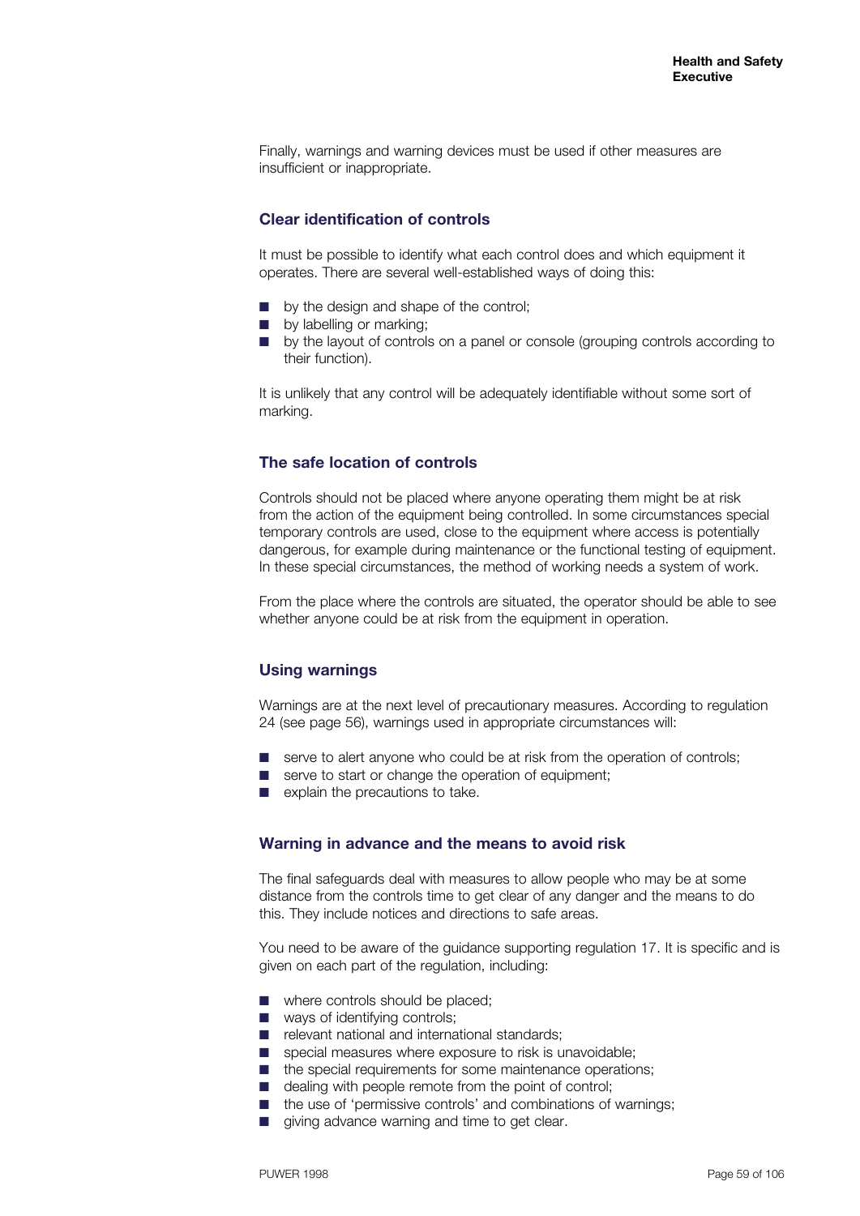Finally, warnings and warning devices must be used if other measures are insufficient or inappropriate.

### Clear identification of controls

It must be possible to identify what each control does and which equipment it operates. There are several well-established ways of doing this:

- by the design and shape of the control;
- by labelling or marking;
- by the layout of controls on a panel or console (grouping controls according to their function).

It is unlikely that any control will be adequately identifiable without some sort of marking.

### The safe location of controls

Controls should not be placed where anyone operating them might be at risk from the action of the equipment being controlled. In some circumstances special temporary controls are used, close to the equipment where access is potentially dangerous, for example during maintenance or the functional testing of equipment. In these special circumstances, the method of working needs a system of work.

From the place where the controls are situated, the operator should be able to see whether anyone could be at risk from the equipment in operation.

### Using warnings

Warnings are at the next level of precautionary measures. According to regulation 24 (see page 56), warnings used in appropriate circumstances will:

- serve to alert anyone who could be at risk from the operation of controls;
- serve to start or change the operation of equipment;
- explain the precautions to take.

### Warning in advance and the means to avoid risk

The final safeguards deal with measures to allow people who may be at some distance from the controls time to get clear of any danger and the means to do this. They include notices and directions to safe areas.

You need to be aware of the guidance supporting regulation 17. It is specific and is given on each part of the regulation, including:

- where controls should be placed;
- ways of identifying controls;
- relevant national and international standards;
- special measures where exposure to risk is unavoidable;
- the special requirements for some maintenance operations;
- dealing with people remote from the point of control;
- the use of 'permissive controls' and combinations of warnings;
- giving advance warning and time to get clear.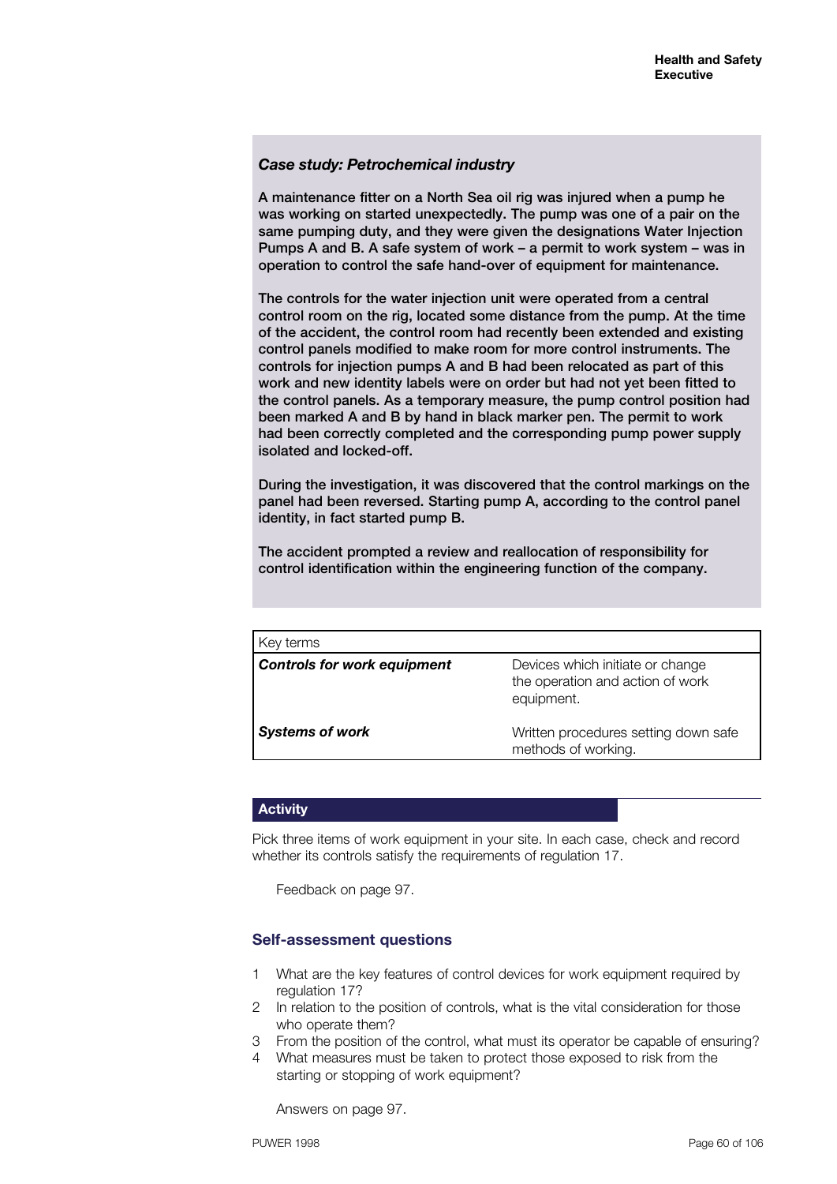### *Case study: Petrochemical industry*

A maintenance fitter on a North Sea oil rig was injured when a pump he was working on started unexpectedly. The pump was one of a pair on the same pumping duty, and they were given the designations Water Injection Pumps A and B. A safe system of work – a permit to work system – was in operation to control the safe hand-over of equipment for maintenance.

The controls for the water injection unit were operated from a central control room on the rig, located some distance from the pump. At the time of the accident, the control room had recently been extended and existing control panels modified to make room for more control instruments. The controls for injection pumps A and B had been relocated as part of this work and new identity labels were on order but had not yet been fitted to the control panels. As a temporary measure, the pump control position had been marked A and B by hand in black marker pen. The permit to work had been correctly completed and the corresponding pump power supply isolated and locked-off.

During the investigation, it was discovered that the control markings on the panel had been reversed. Starting pump A, according to the control panel identity, in fact started pump B.

The accident prompted a review and reallocation of responsibility for control identification within the engineering function of the company.

| Key terms | |
|---|---|
| ***Controls for work equipment*** | Devices which initiate or change the operation and action of work equipment. |
| ***Systems of work*** | Written procedures setting down safe methods of working. |

**Activity**

Pick three items of work equipment in your site. In each case, check and record whether its controls satisfy the requirements of regulation 17.

Feedback on page 97.

### Self-assessment questions

1. What are the key features of control devices for work equipment required by regulation 17?
2. In relation to the position of controls, what is the vital consideration for those who operate them?
3. From the position of the control, what must its operator be capable of ensuring?
4. What measures must be taken to protect those exposed to risk from the starting or stopping of work equipment?

Answers on page 97.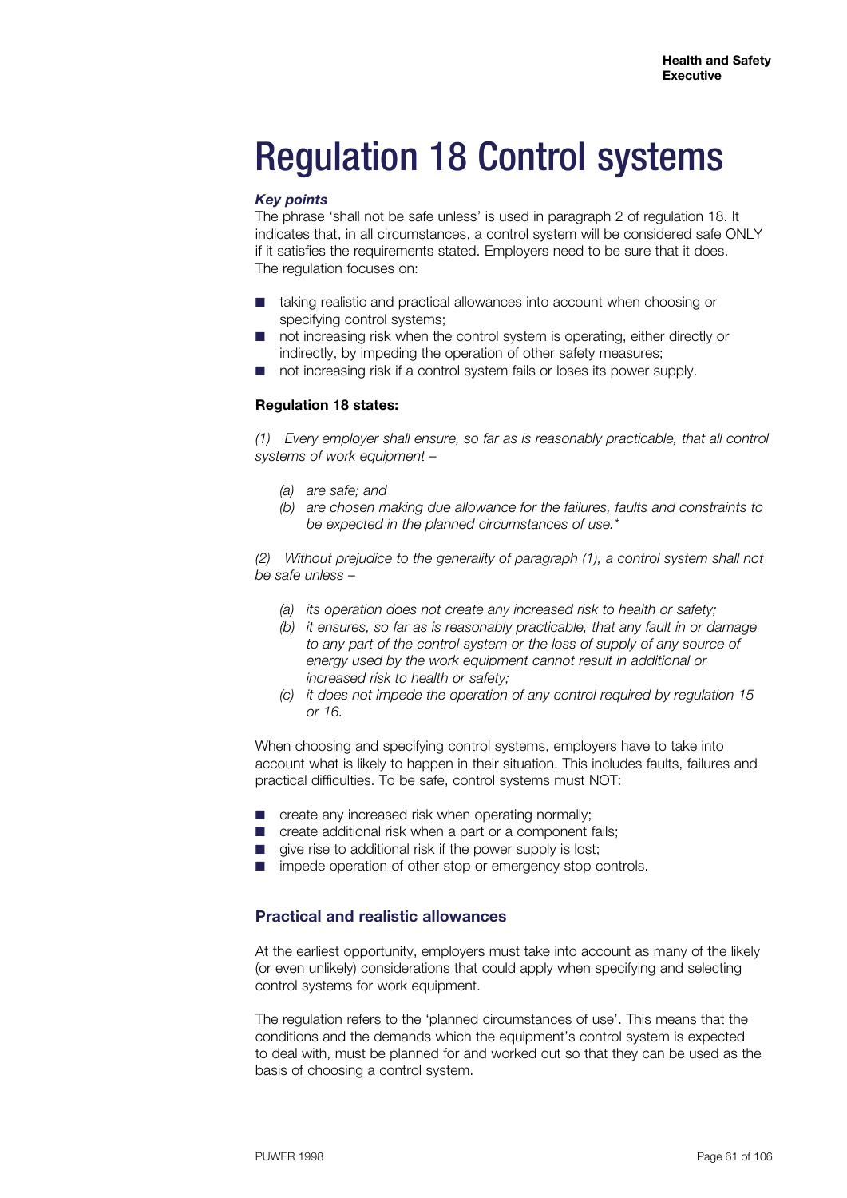# Regulation 18 Control systems

***Key points***

The phrase 'shall not be safe unless' is used in paragraph 2 of regulation 18. It indicates that, in all circumstances, a control system will be considered safe ONLY if it satisfies the requirements stated. Employers need to be sure that it does. The regulation focuses on:

- taking realistic and practical allowances into account when choosing or specifying control systems;
- not increasing risk when the control system is operating, either directly or indirectly, by impeding the operation of other safety measures;
- not increasing risk if a control system fails or loses its power supply.

**Regulation 18 states:**

*(1) Every employer shall ensure, so far as is reasonably practicable, that all control systems of work equipment –*

*(a) are safe; and*
*(b) are chosen making due allowance for the failures, faults and constraints to be expected in the planned circumstances of use.**

*(2) Without prejudice to the generality of paragraph (1), a control system shall not be safe unless –*

*(a) its operation does not create any increased risk to health or safety;*
*(b) it ensures, so far as is reasonably practicable, that any fault in or damage to any part of the control system or the loss of supply of any source of energy used by the work equipment cannot result in additional or increased risk to health or safety;*
*(c) it does not impede the operation of any control required by regulation 15 or 16.*

When choosing and specifying control systems, employers have to take into account what is likely to happen in their situation. This includes faults, failures and practical difficulties. To be safe, control systems must NOT:

- create any increased risk when operating normally;
- create additional risk when a part or a component fails;
- give rise to additional risk if the power supply is lost;
- impede operation of other stop or emergency stop controls.

## Practical and realistic allowances

At the earliest opportunity, employers must take into account as many of the likely (or even unlikely) considerations that could apply when specifying and selecting control systems for work equipment.

The regulation refers to the 'planned circumstances of use'. This means that the conditions and the demands which the equipment's control system is expected to deal with, must be planned for and worked out so that they can be used as the basis of choosing a control system.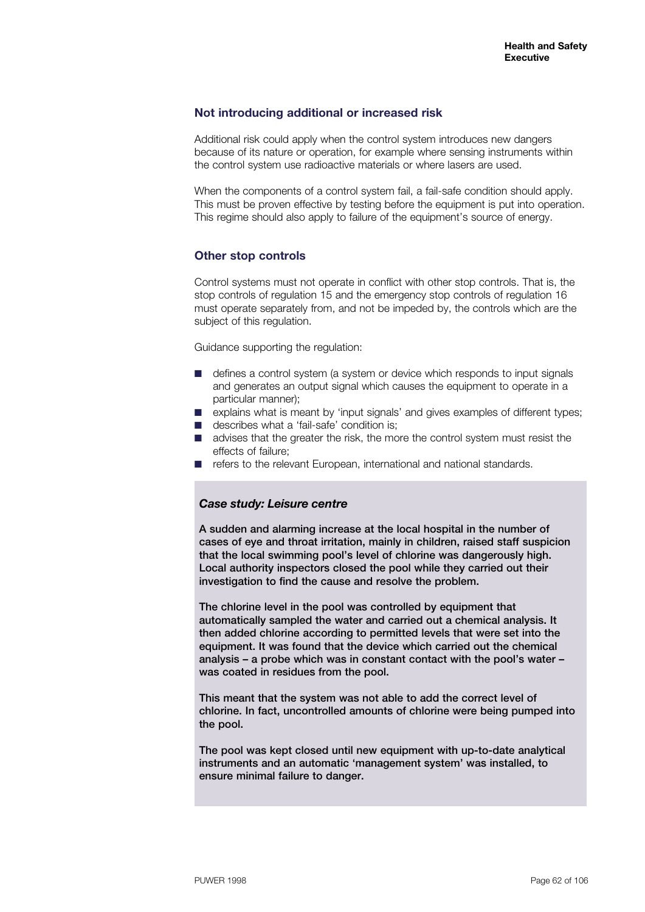### Not introducing additional or increased risk

Additional risk could apply when the control system introduces new dangers because of its nature or operation, for example where sensing instruments within the control system use radioactive materials or where lasers are used.

When the components of a control system fail, a fail-safe condition should apply. This must be proven effective by testing before the equipment is put into operation. This regime should also apply to failure of the equipment's source of energy.

### Other stop controls

Control systems must not operate in conflict with other stop controls. That is, the stop controls of regulation 15 and the emergency stop controls of regulation 16 must operate separately from, and not be impeded by, the controls which are the subject of this regulation.

Guidance supporting the regulation:

- defines a control system (a system or device which responds to input signals and generates an output signal which causes the equipment to operate in a particular manner);
- explains what is meant by 'input signals' and gives examples of different types;
- describes what a 'fail-safe' condition is;
- advises that the greater the risk, the more the control system must resist the effects of failure;
- refers to the relevant European, international and national standards.

***Case study: Leisure centre***

**A sudden and alarming increase at the local hospital in the number of cases of eye and throat irritation, mainly in children, raised staff suspicion that the local swimming pool's level of chlorine was dangerously high. Local authority inspectors closed the pool while they carried out their investigation to find the cause and resolve the problem.**

**The chlorine level in the pool was controlled by equipment that automatically sampled the water and carried out a chemical analysis. It then added chlorine according to permitted levels that were set into the equipment. It was found that the device which carried out the chemical analysis – a probe which was in constant contact with the pool's water – was coated in residues from the pool.**

**This meant that the system was not able to add the correct level of chlorine. In fact, uncontrolled amounts of chlorine were being pumped into the pool.**

**The pool was kept closed until new equipment with up-to-date analytical instruments and an automatic 'management system' was installed, to ensure minimal failure to danger.**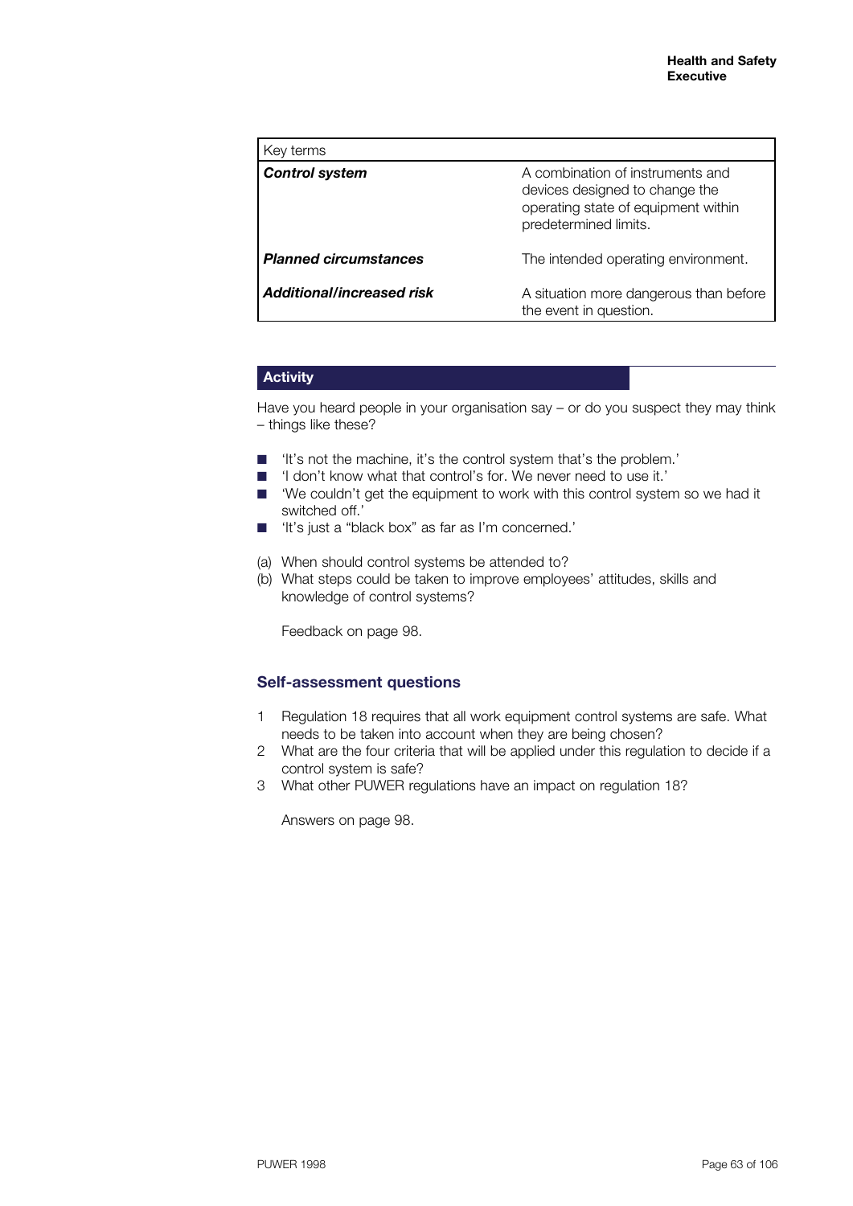| Key terms | |
|---|---|
| ***Control system*** | A combination of instruments and devices designed to change the operating state of equipment within predetermined limits. |
| ***Planned circumstances*** | The intended operating environment. |
| ***Additional/increased risk*** | A situation more dangerous than before the event in question. |

**Activity**

Have you heard people in your organisation say – or do you suspect they may think – things like these?

- 'It's not the machine, it's the control system that's the problem.'
- 'I don't know what that control's for. We never need to use it.'
- 'We couldn't get the equipment to work with this control system so we had it switched off.'
- 'It's just a "black box" as far as I'm concerned.'

(a) When should control systems be attended to?
(b) What steps could be taken to improve employees' attitudes, skills and knowledge of control systems?

Feedback on page 98.

### Self-assessment questions

1. Regulation 18 requires that all work equipment control systems are safe. What needs to be taken into account when they are being chosen?
2. What are the four criteria that will be applied under this regulation to decide if a control system is safe?
3. What other PUWER regulations have an impact on regulation 18?

Answers on page 98.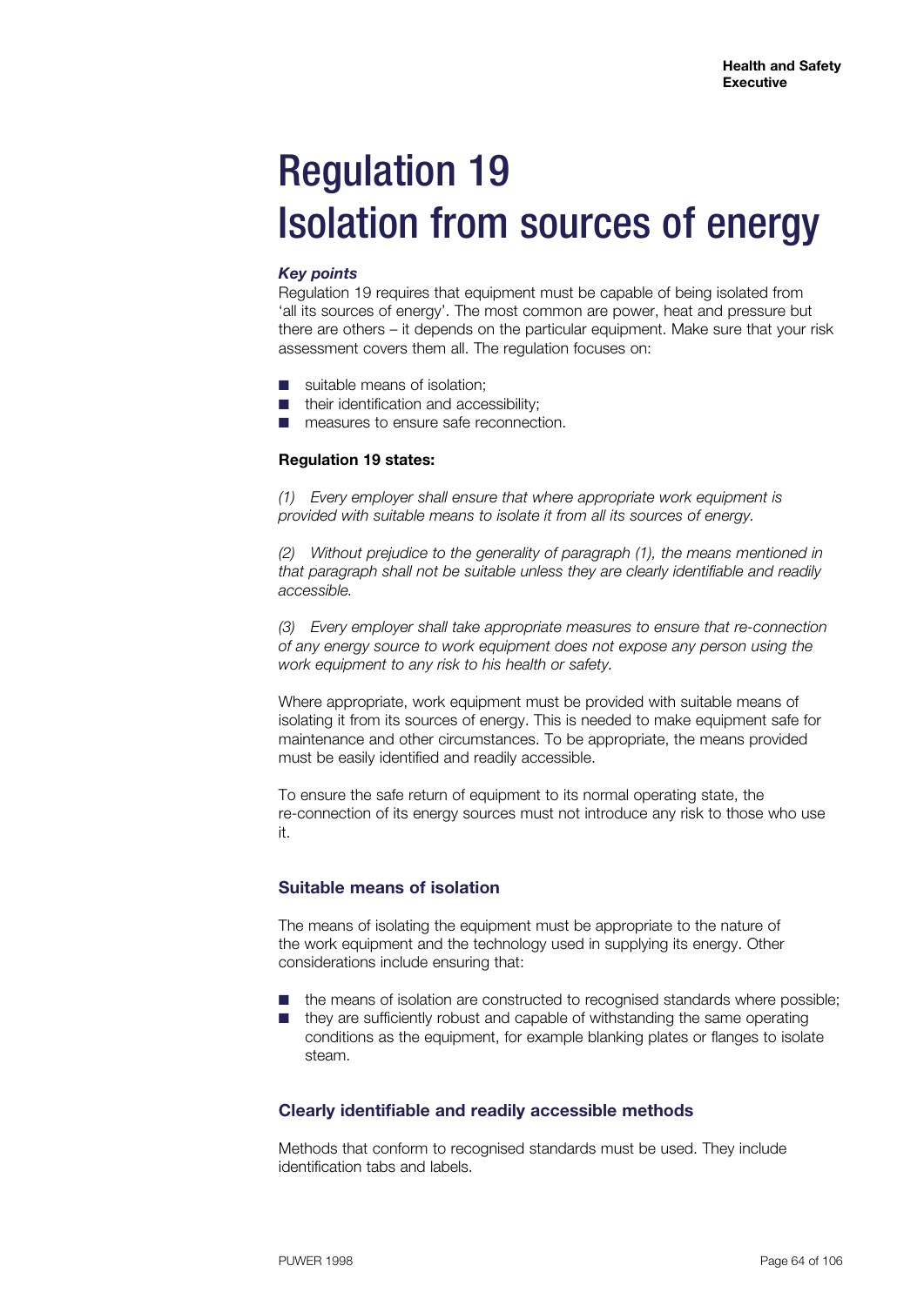# Regulation 19
# Isolation from sources of energy

***Key points***

Regulation 19 requires that equipment must be capable of being isolated from 'all its sources of energy'. The most common are power, heat and pressure but there are others – it depends on the particular equipment. Make sure that your risk assessment covers them all. The regulation focuses on:

- suitable means of isolation;
- their identification and accessibility;
- measures to ensure safe reconnection.

**Regulation 19 states:**

*(1) Every employer shall ensure that where appropriate work equipment is provided with suitable means to isolate it from all its sources of energy.*

*(2) Without prejudice to the generality of paragraph (1), the means mentioned in that paragraph shall not be suitable unless they are clearly identifiable and readily accessible.*

*(3) Every employer shall take appropriate measures to ensure that re-connection of any energy source to work equipment does not expose any person using the work equipment to any risk to his health or safety.*

Where appropriate, work equipment must be provided with suitable means of isolating it from its sources of energy. This is needed to make equipment safe for maintenance and other circumstances. To be appropriate, the means provided must be easily identified and readily accessible.

To ensure the safe return of equipment to its normal operating state, the re-connection of its energy sources must not introduce any risk to those who use it.

### Suitable means of isolation

The means of isolating the equipment must be appropriate to the nature of the work equipment and the technology used in supplying its energy. Other considerations include ensuring that:

- the means of isolation are constructed to recognised standards where possible;
- they are sufficiently robust and capable of withstanding the same operating conditions as the equipment, for example blanking plates or flanges to isolate steam.

### Clearly identifiable and readily accessible methods

Methods that conform to recognised standards must be used. They include identification tabs and labels.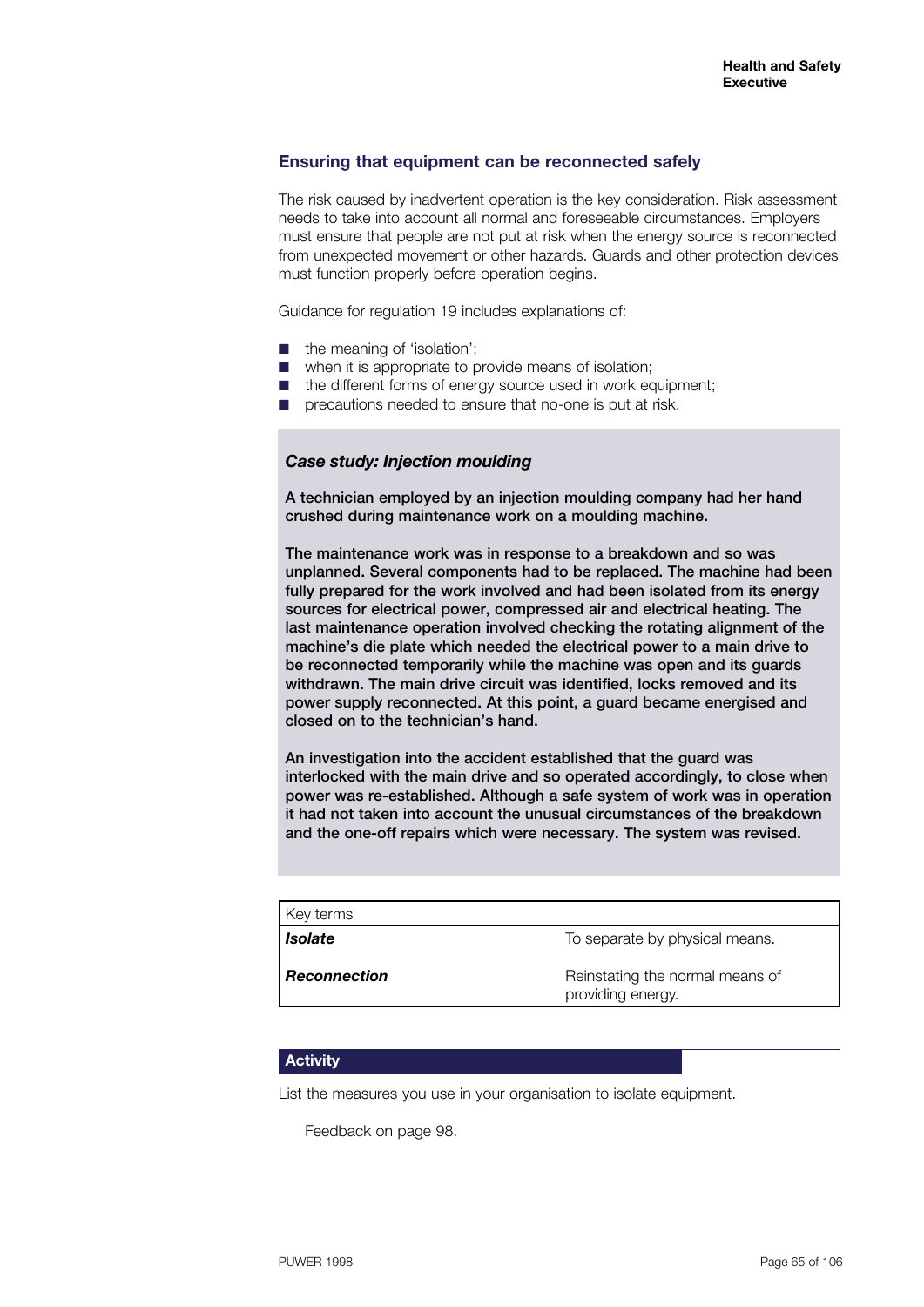## Ensuring that equipment can be reconnected safely

The risk caused by inadvertent operation is the key consideration. Risk assessment needs to take into account all normal and foreseeable circumstances. Employers must ensure that people are not put at risk when the energy source is reconnected from unexpected movement or other hazards. Guards and other protection devices must function properly before operation begins.

Guidance for regulation 19 includes explanations of:

- the meaning of 'isolation';
- when it is appropriate to provide means of isolation;
- the different forms of energy source used in work equipment;
- precautions needed to ensure that no-one is put at risk.

### *Case study: Injection moulding*

**A technician employed by an injection moulding company had her hand crushed during maintenance work on a moulding machine.**

**The maintenance work was in response to a breakdown and so was unplanned. Several components had to be replaced. The machine had been fully prepared for the work involved and had been isolated from its energy sources for electrical power, compressed air and electrical heating. The last maintenance operation involved checking the rotating alignment of the machine's die plate which needed the electrical power to a main drive to be reconnected temporarily while the machine was open and its guards withdrawn. The main drive circuit was identified, locks removed and its power supply reconnected. At this point, a guard became energised and closed on to the technician's hand.**

**An investigation into the accident established that the guard was interlocked with the main drive and so operated accordingly, to close when power was re-established. Although a safe system of work was in operation it had not taken into account the unusual circumstances of the breakdown and the one-off repairs which were necessary. The system was revised.**

| Key terms | |
|---|---|
| ***Isolate*** | To separate by physical means. |
| ***Reconnection*** | Reinstating the normal means of providing energy. |

**Activity**

List the measures you use in your organisation to isolate equipment.

Feedback on page 98.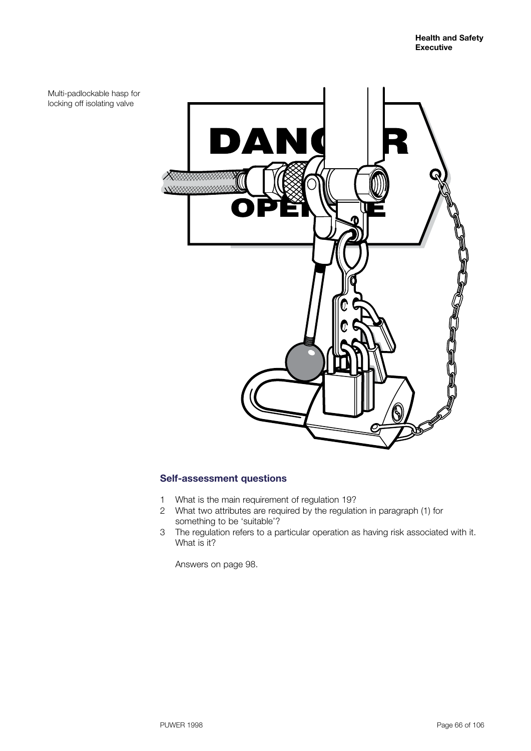Multi-padlockable hasp for locking off isolating valve

### Self-assessment questions

1 What is the main requirement of regulation 19?
2 What two attributes are required by the regulation in paragraph (1) for something to be 'suitable'?
3 The regulation refers to a particular operation as having risk associated with it. What is it?

Answers on page 98.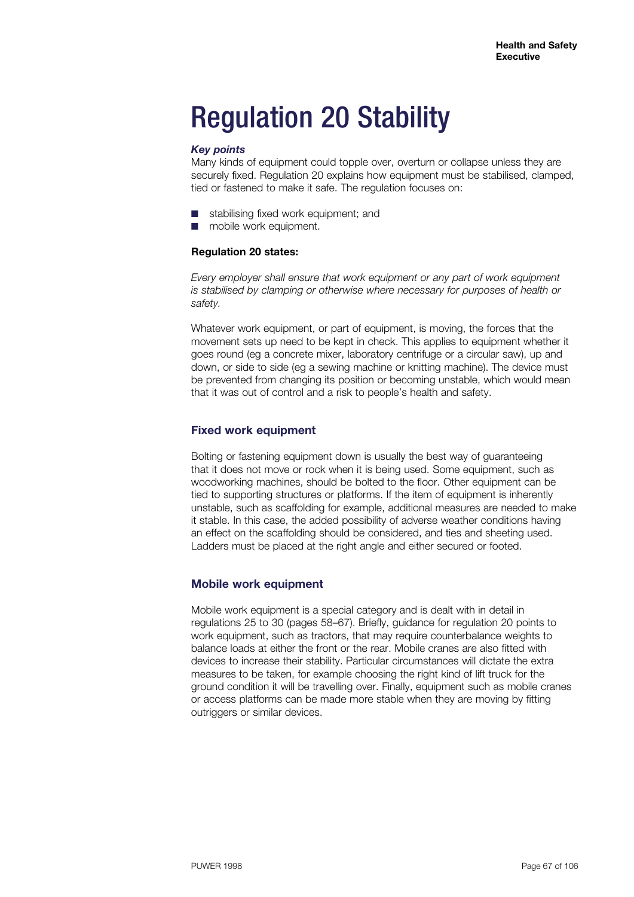# Regulation 20 Stability

***Key points***

Many kinds of equipment could topple over, overturn or collapse unless they are securely fixed. Regulation 20 explains how equipment must be stabilised, clamped, tied or fastened to make it safe. The regulation focuses on:

- stabilising fixed work equipment; and
- mobile work equipment.

**Regulation 20 states:**

*Every employer shall ensure that work equipment or any part of work equipment is stabilised by clamping or otherwise where necessary for purposes of health or safety.*

Whatever work equipment, or part of equipment, is moving, the forces that the movement sets up need to be kept in check. This applies to equipment whether it goes round (eg a concrete mixer, laboratory centrifuge or a circular saw), up and down, or side to side (eg a sewing machine or knitting machine). The device must be prevented from changing its position or becoming unstable, which would mean that it was out of control and a risk to people's health and safety.

## Fixed work equipment

Bolting or fastening equipment down is usually the best way of guaranteeing that it does not move or rock when it is being used. Some equipment, such as woodworking machines, should be bolted to the floor. Other equipment can be tied to supporting structures or platforms. If the item of equipment is inherently unstable, such as scaffolding for example, additional measures are needed to make it stable. In this case, the added possibility of adverse weather conditions having an effect on the scaffolding should be considered, and ties and sheeting used. Ladders must be placed at the right angle and either secured or footed.

## Mobile work equipment

Mobile work equipment is a special category and is dealt with in detail in regulations 25 to 30 (pages 58–67). Briefly, guidance for regulation 20 points to work equipment, such as tractors, that may require counterbalance weights to balance loads at either the front or the rear. Mobile cranes are also fitted with devices to increase their stability. Particular circumstances will dictate the extra measures to be taken, for example choosing the right kind of lift truck for the ground condition it will be travelling over. Finally, equipment such as mobile cranes or access platforms can be made more stable when they are moving by fitting outriggers or similar devices.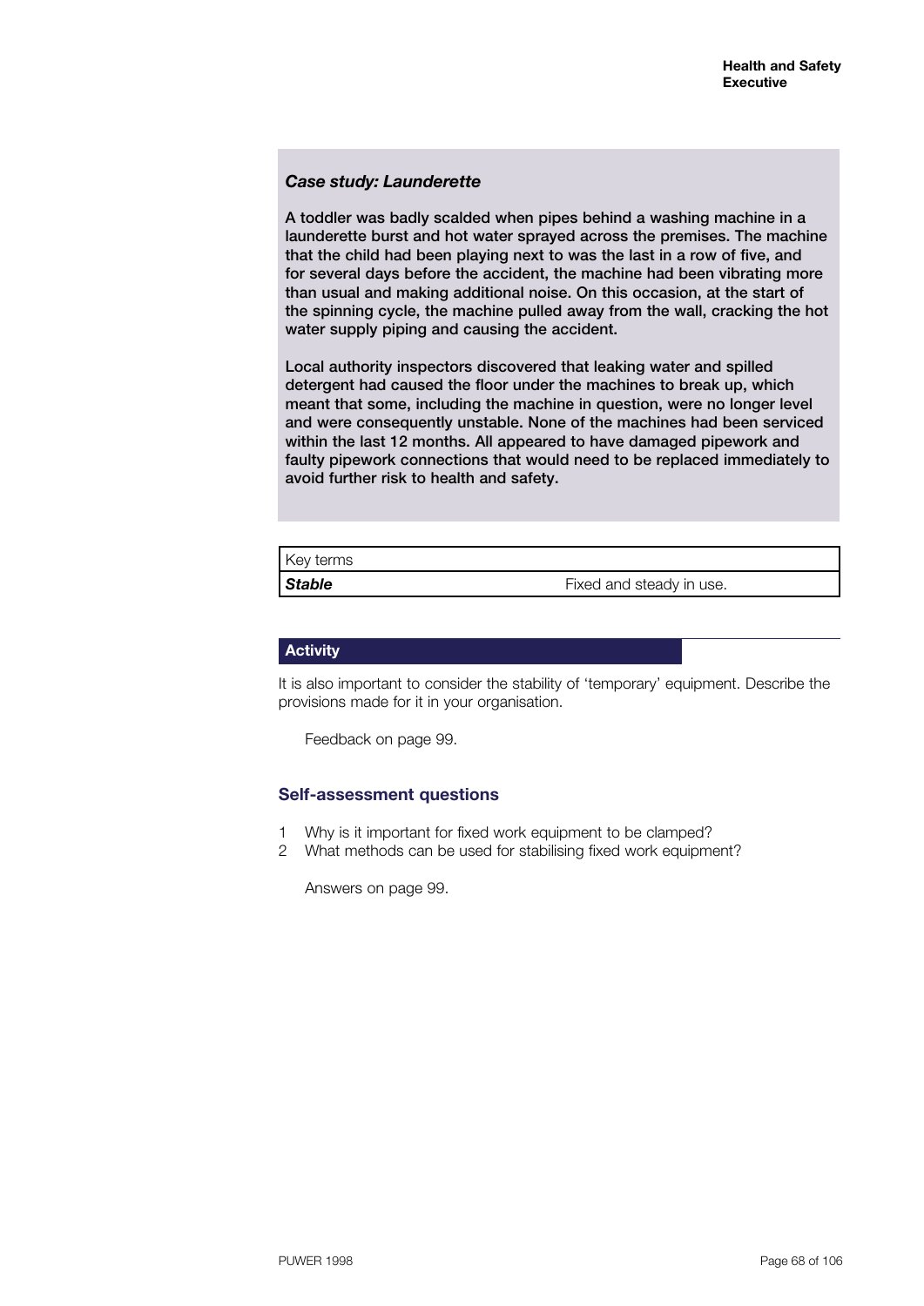### *Case study: Launderette*

A toddler was badly scalded when pipes behind a washing machine in a launderette burst and hot water sprayed across the premises. The machine that the child had been playing next to was the last in a row of five, and for several days before the accident, the machine had been vibrating more than usual and making additional noise. On this occasion, at the start of the spinning cycle, the machine pulled away from the wall, cracking the hot water supply piping and causing the accident.

Local authority inspectors discovered that leaking water and spilled detergent had caused the floor under the machines to break up, which meant that some, including the machine in question, were no longer level and were consequently unstable. None of the machines had been serviced within the last 12 months. All appeared to have damaged pipework and faulty pipework connections that would need to be replaced immediately to avoid further risk to health and safety.

| Key terms | |
|---|---|
| ***Stable*** | Fixed and steady in use. |

### Activity

It is also important to consider the stability of 'temporary' equipment. Describe the provisions made for it in your organisation.

Feedback on page 99.

### Self-assessment questions

1. Why is it important for fixed work equipment to be clamped?
2. What methods can be used for stabilising fixed work equipment?

Answers on page 99.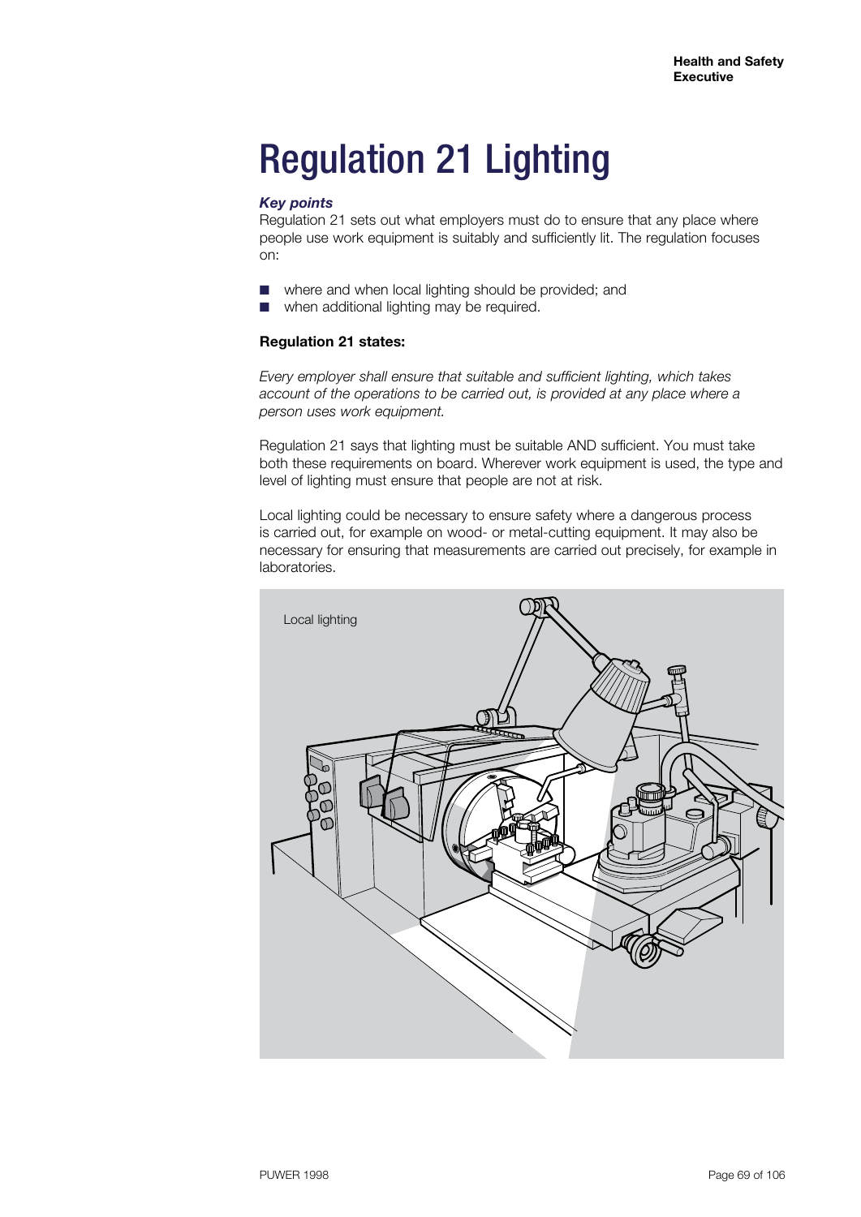# Regulation 21 Lighting

***Key points***

Regulation 21 sets out what employers must do to ensure that any place where people use work equipment is suitably and sufficiently lit. The regulation focuses on:

- where and when local lighting should be provided; and
- when additional lighting may be required.

**Regulation 21 states:**

*Every employer shall ensure that suitable and sufficient lighting, which takes account of the operations to be carried out, is provided at any place where a person uses work equipment.*

Regulation 21 says that lighting must be suitable AND sufficient. You must take both these requirements on board. Wherever work equipment is used, the type and level of lighting must ensure that people are not at risk.

Local lighting could be necessary to ensure safety where a dangerous process is carried out, for example on wood- or metal-cutting equipment. It may also be necessary for ensuring that measurements are carried out precisely, for example in laboratories.

Local lighting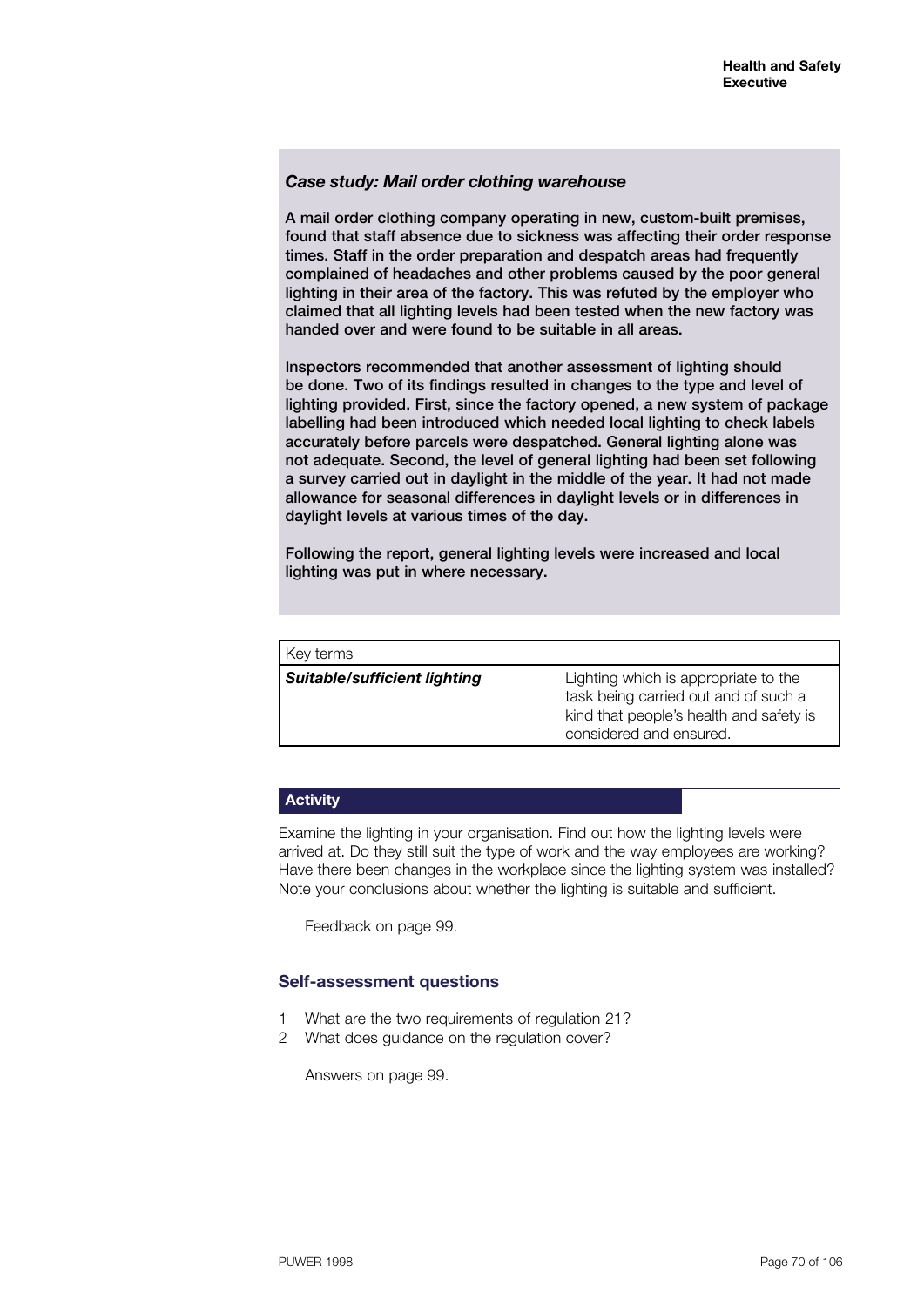### *Case study: Mail order clothing warehouse*

**A mail order clothing company operating in new, custom-built premises, found that staff absence due to sickness was affecting their order response times. Staff in the order preparation and despatch areas had frequently complained of headaches and other problems caused by the poor general lighting in their area of the factory. This was refuted by the employer who claimed that all lighting levels had been tested when the new factory was handed over and were found to be suitable in all areas.**

**Inspectors recommended that another assessment of lighting should be done. Two of its findings resulted in changes to the type and level of lighting provided. First, since the factory opened, a new system of package labelling had been introduced which needed local lighting to check labels accurately before parcels were despatched. General lighting alone was not adequate. Second, the level of general lighting had been set following a survey carried out in daylight in the middle of the year. It had not made allowance for seasonal differences in daylight levels or in differences in daylight levels at various times of the day.**

**Following the report, general lighting levels were increased and local lighting was put in where necessary.**

| Key terms | |
|---|---|
| ***Suitable/sufficient lighting*** | Lighting which is appropriate to the task being carried out and of such a kind that people's health and safety is considered and ensured. |

#### Activity

Examine the lighting in your organisation. Find out how the lighting levels were arrived at. Do they still suit the type of work and the way employees are working? Have there been changes in the workplace since the lighting system was installed? Note your conclusions about whether the lighting is suitable and sufficient.

Feedback on page 99.

### Self-assessment questions

1. What are the two requirements of regulation 21?
2. What does guidance on the regulation cover?

Answers on page 99.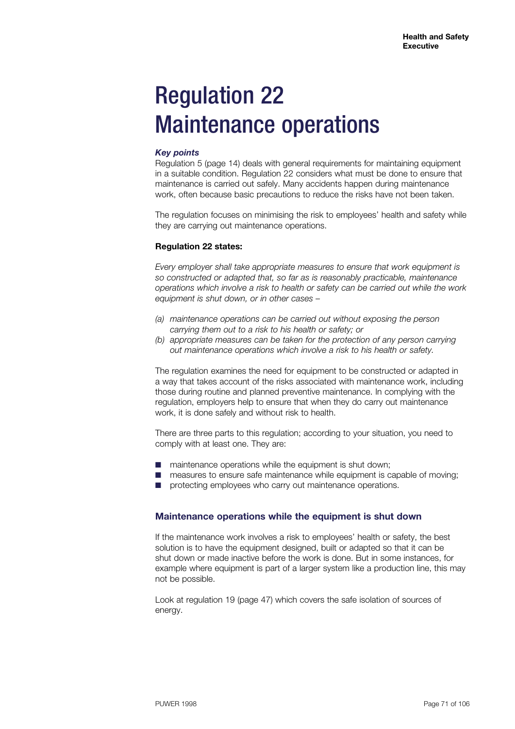# Regulation 22 Maintenance operations

***Key points***

Regulation 5 (page 14) deals with general requirements for maintaining equipment in a suitable condition. Regulation 22 considers what must be done to ensure that maintenance is carried out safely. Many accidents happen during maintenance work, often because basic precautions to reduce the risks have not been taken.

The regulation focuses on minimising the risk to employees' health and safety while they are carrying out maintenance operations.

**Regulation 22 states:**

*Every employer shall take appropriate measures to ensure that work equipment is so constructed or adapted that, so far as is reasonably practicable, maintenance operations which involve a risk to health or safety can be carried out while the work equipment is shut down, or in other cases –*

*(a) maintenance operations can be carried out without exposing the person carrying them out to a risk to his health or safety; or*
*(b) appropriate measures can be taken for the protection of any person carrying out maintenance operations which involve a risk to his health or safety.*

The regulation examines the need for equipment to be constructed or adapted in a way that takes account of the risks associated with maintenance work, including those during routine and planned preventive maintenance. In complying with the regulation, employers help to ensure that when they do carry out maintenance work, it is done safely and without risk to health.

There are three parts to this regulation; according to your situation, you need to comply with at least one. They are:

- maintenance operations while the equipment is shut down;
- measures to ensure safe maintenance while equipment is capable of moving;
- protecting employees who carry out maintenance operations.

## Maintenance operations while the equipment is shut down

If the maintenance work involves a risk to employees' health or safety, the best solution is to have the equipment designed, built or adapted so that it can be shut down or made inactive before the work is done. But in some instances, for example where equipment is part of a larger system like a production line, this may not be possible.

Look at regulation 19 (page 47) which covers the safe isolation of sources of energy.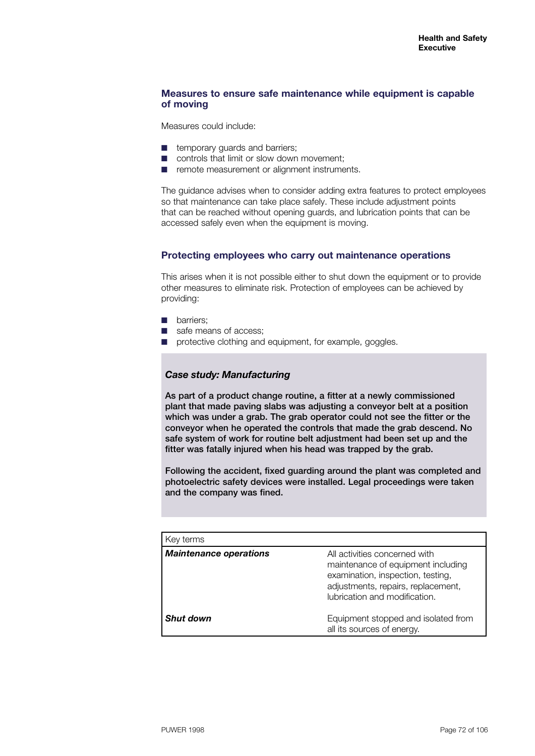### Measures to ensure safe maintenance while equipment is capable of moving

Measures could include:

- temporary guards and barriers;
- controls that limit or slow down movement;
- remote measurement or alignment instruments.

The guidance advises when to consider adding extra features to protect employees so that maintenance can take place safely. These include adjustment points that can be reached without opening guards, and lubrication points that can be accessed safely even when the equipment is moving.

### Protecting employees who carry out maintenance operations

This arises when it is not possible either to shut down the equipment or to provide other measures to eliminate risk. Protection of employees can be achieved by providing:

- barriers;
- safe means of access;
- protective clothing and equipment, for example, goggles.

***Case study: Manufacturing***

**As part of a product change routine, a fitter at a newly commissioned plant that made paving slabs was adjusting a conveyor belt at a position which was under a grab. The grab operator could not see the fitter or the conveyor when he operated the controls that made the grab descend. No safe system of work for routine belt adjustment had been set up and the fitter was fatally injured when his head was trapped by the grab.**

**Following the accident, fixed guarding around the plant was completed and photoelectric safety devices were installed. Legal proceedings were taken and the company was fined.**

| Key terms | |
|---|---|
| ***Maintenance operations*** | All activities concerned with maintenance of equipment including examination, inspection, testing, adjustments, repairs, replacement, lubrication and modification. |
| ***Shut down*** | Equipment stopped and isolated from all its sources of energy. |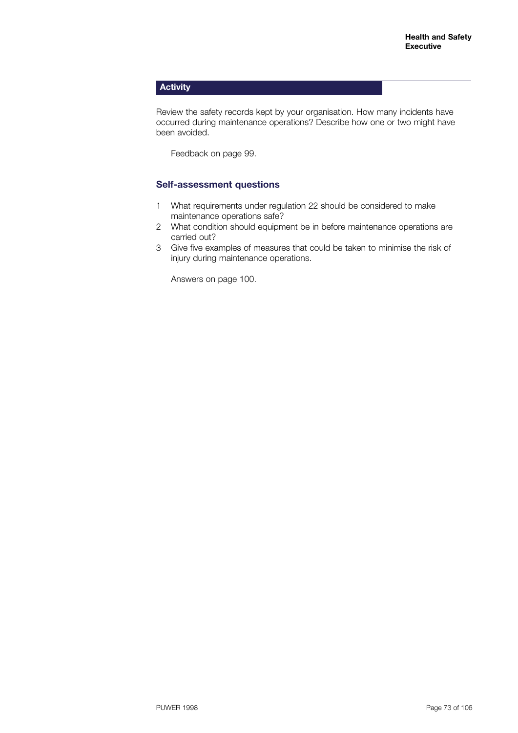## Activity

Review the safety records kept by your organisation. How many incidents have occurred during maintenance operations? Describe how one or two might have been avoided.

Feedback on page 99.

### Self-assessment questions

1. What requirements under regulation 22 should be considered to make maintenance operations safe?
2. What condition should equipment be in before maintenance operations are carried out?
3. Give five examples of measures that could be taken to minimise the risk of injury during maintenance operations.

Answers on page 100.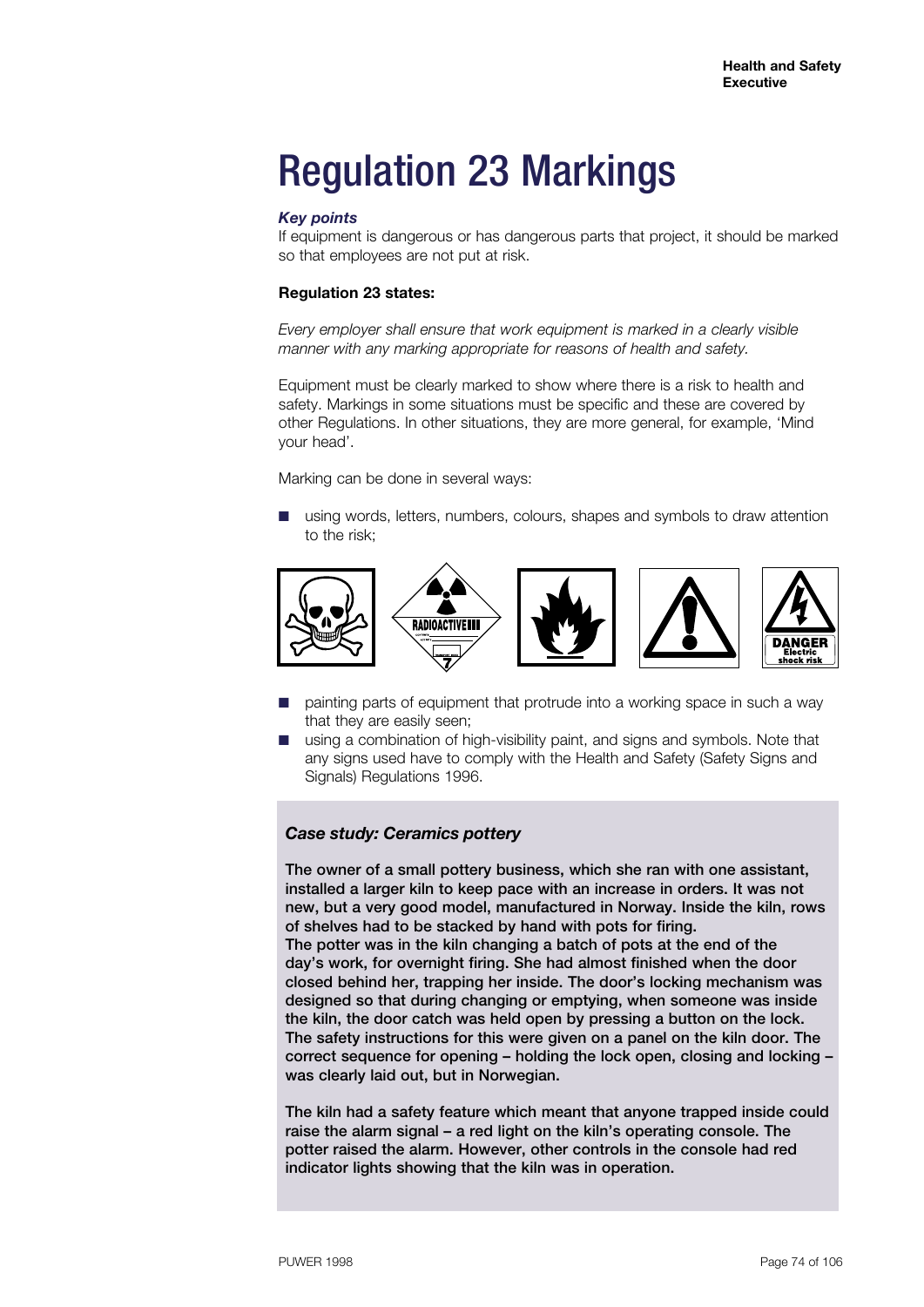# Regulation 23 Markings

***Key points***

If equipment is dangerous or has dangerous parts that project, it should be marked so that employees are not put at risk.

**Regulation 23 states:**

*Every employer shall ensure that work equipment is marked in a clearly visible manner with any marking appropriate for reasons of health and safety.*

Equipment must be clearly marked to show where there is a risk to health and safety. Markings in some situations must be specific and these are covered by other Regulations. In other situations, they are more general, for example, 'Mind your head'.

Marking can be done in several ways:

- using words, letters, numbers, colours, shapes and symbols to draw attention to the risk;
- painting parts of equipment that protrude into a working space in such a way that they are easily seen;
- using a combination of high-visibility paint, and signs and symbols. Note that any signs used have to comply with the Health and Safety (Safety Signs and Signals) Regulations 1996.

***Case study: Ceramics pottery***

**The owner of a small pottery business, which she ran with one assistant, installed a larger kiln to keep pace with an increase in orders. It was not new, but a very good model, manufactured in Norway. Inside the kiln, rows of shelves had to be stacked by hand with pots for firing.**
**The potter was in the kiln changing a batch of pots at the end of the day's work, for overnight firing. She had almost finished when the door closed behind her, trapping her inside. The door's locking mechanism was designed so that during changing or emptying, when someone was inside the kiln, the door catch was held open by pressing a button on the lock. The safety instructions for this were given on a panel on the kiln door. The correct sequence for opening – holding the lock open, closing and locking – was clearly laid out, but in Norwegian.**

**The kiln had a safety feature which meant that anyone trapped inside could raise the alarm signal – a red light on the kiln's operating console. The potter raised the alarm. However, other controls in the console had red indicator lights showing that the kiln was in operation.**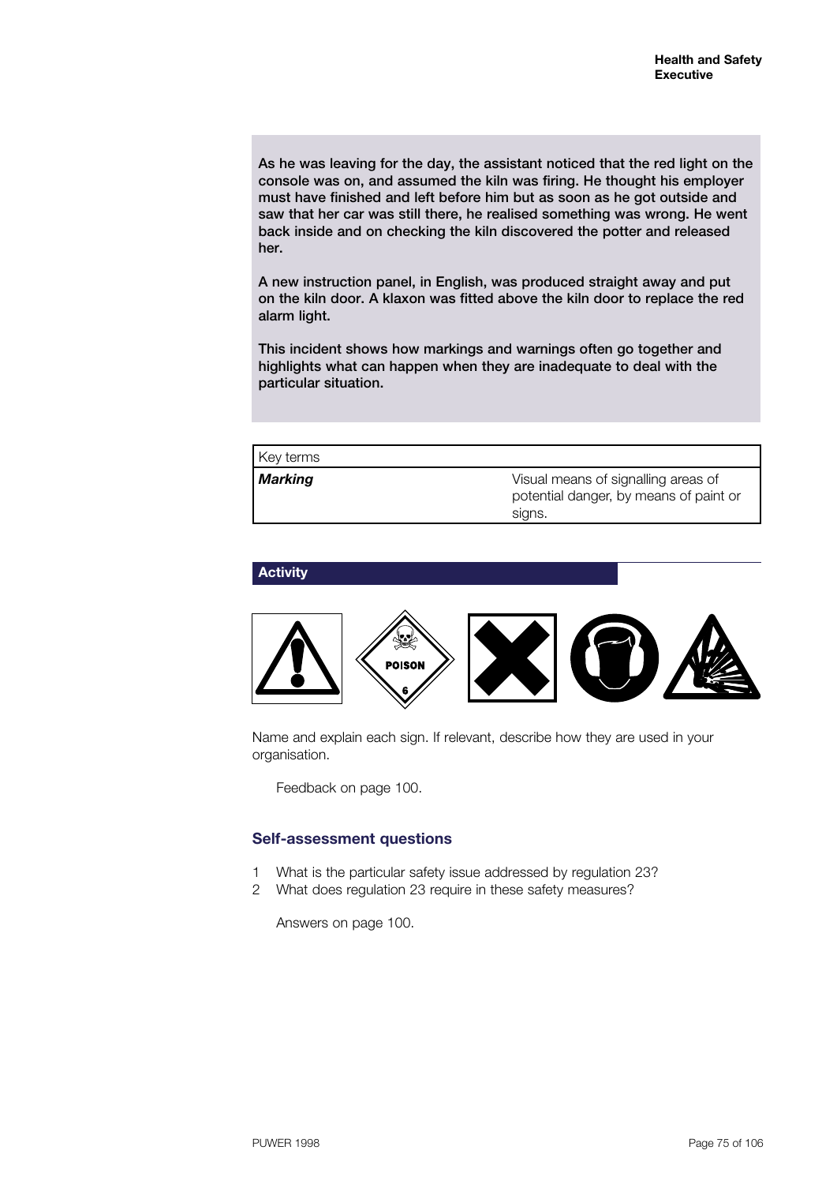**As he was leaving for the day, the assistant noticed that the red light on the console was on, and assumed the kiln was firing. He thought his employer must have finished and left before him but as soon as he got outside and saw that her car was still there, he realised something was wrong. He went back inside and on checking the kiln discovered the potter and released her.**

**A new instruction panel, in English, was produced straight away and put on the kiln door. A klaxon was fitted above the kiln door to replace the red alarm light.**

**This incident shows how markings and warnings often go together and highlights what can happen when they are inadequate to deal with the particular situation.**

| Key terms | |
|---|---|
| ***Marking*** | Visual means of signalling areas of potential danger, by means of paint or signs. |

**Activity**

Name and explain each sign. If relevant, describe how they are used in your organisation.

Feedback on page 100.

### Self-assessment questions

1. What is the particular safety issue addressed by regulation 23?
2. What does regulation 23 require in these safety measures?

Answers on page 100.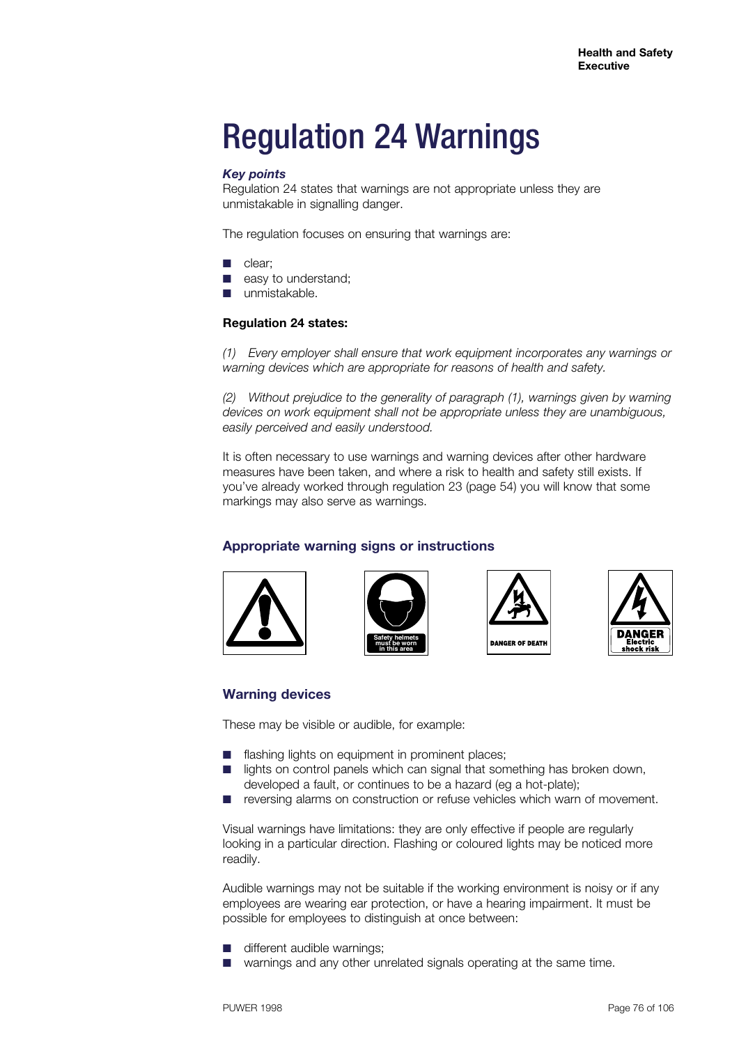# Regulation 24 Warnings

***Key points***

Regulation 24 states that warnings are not appropriate unless they are unmistakable in signalling danger.

The regulation focuses on ensuring that warnings are:

- clear;
- easy to understand;
- unmistakable.

**Regulation 24 states:**

*(1) Every employer shall ensure that work equipment incorporates any warnings or warning devices which are appropriate for reasons of health and safety.*

*(2) Without prejudice to the generality of paragraph (1), warnings given by warning devices on work equipment shall not be appropriate unless they are unambiguous, easily perceived and easily understood.*

It is often necessary to use warnings and warning devices after other hardware measures have been taken, and where a risk to health and safety still exists. If you've already worked through regulation 23 (page 54) you will know that some markings may also serve as warnings.

## Appropriate warning signs or instructions

## Warning devices

These may be visible or audible, for example:

- flashing lights on equipment in prominent places;
- lights on control panels which can signal that something has broken down, developed a fault, or continues to be a hazard (eg a hot-plate);
- reversing alarms on construction or refuse vehicles which warn of movement.

Visual warnings have limitations: they are only effective if people are regularly looking in a particular direction. Flashing or coloured lights may be noticed more readily.

Audible warnings may not be suitable if the working environment is noisy or if any employees are wearing ear protection, or have a hearing impairment. It must be possible for employees to distinguish at once between:

- different audible warnings;
- warnings and any other unrelated signals operating at the same time.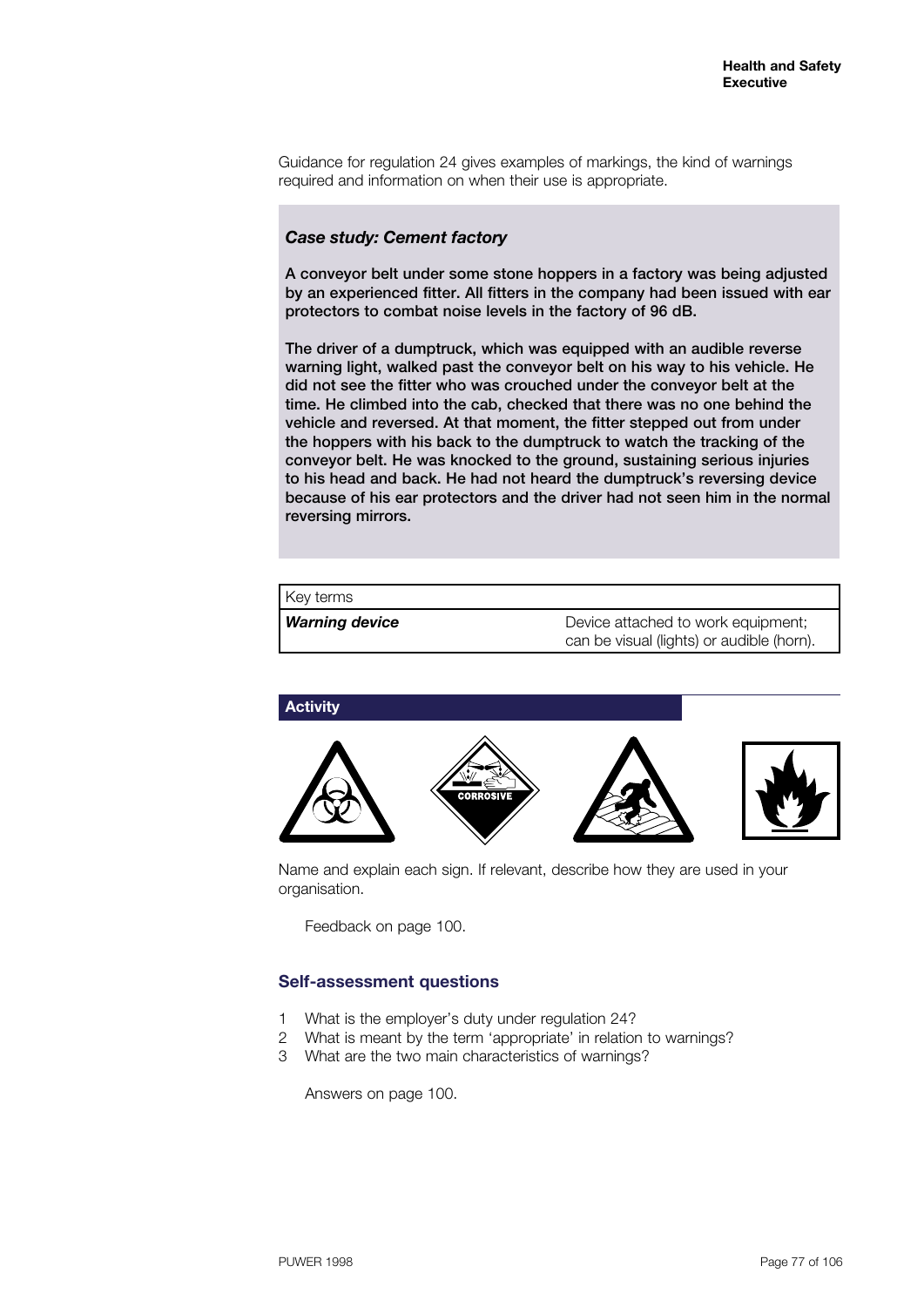Guidance for regulation 24 gives examples of markings, the kind of warnings required and information on when their use is appropriate.

***Case study: Cement factory***

**A conveyor belt under some stone hoppers in a factory was being adjusted by an experienced fitter. All fitters in the company had been issued with ear protectors to combat noise levels in the factory of 96 dB.**

**The driver of a dumptruck, which was equipped with an audible reverse warning light, walked past the conveyor belt on his way to his vehicle. He did not see the fitter who was crouched under the conveyor belt at the time. He climbed into the cab, checked that there was no one behind the vehicle and reversed. At that moment, the fitter stepped out from under the hoppers with his back to the dumptruck to watch the tracking of the conveyor belt. He was knocked to the ground, sustaining serious injuries to his head and back. He had not heard the dumptruck's reversing device because of his ear protectors and the driver had not seen him in the normal reversing mirrors.**

| Key terms | |
|---|---|
| ***Warning device*** | Device attached to work equipment; can be visual (lights) or audible (horn). |

**Activity**

CORROSIVE

Name and explain each sign. If relevant, describe how they are used in your organisation.

Feedback on page 100.

## Self-assessment questions

1. What is the employer's duty under regulation 24?
2. What is meant by the term 'appropriate' in relation to warnings?
3. What are the two main characteristics of warnings?

Answers on page 100.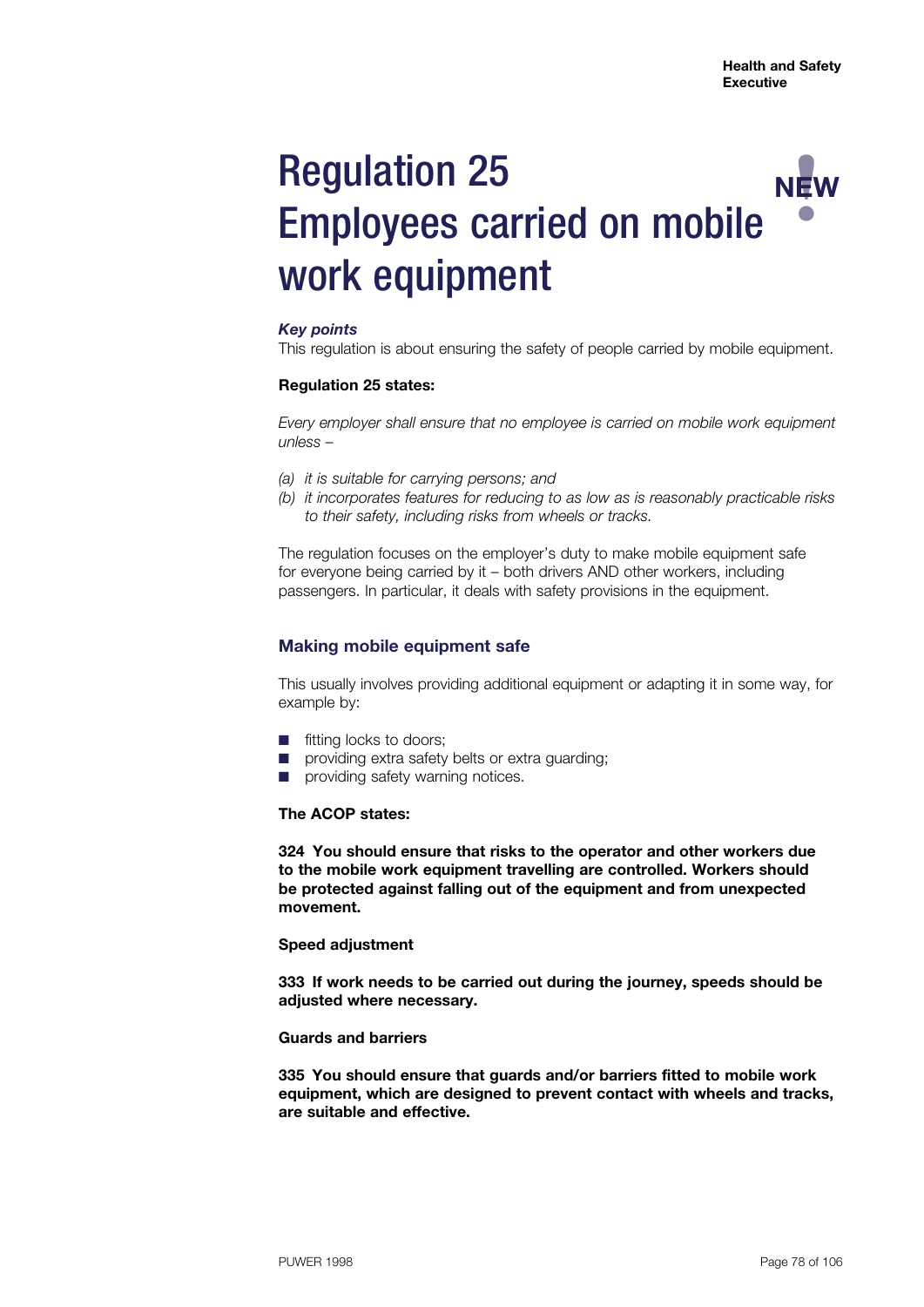# Regulation 25 Employees carried on mobile work equipment

NEW

***Key points***

This regulation is about ensuring the safety of people carried by mobile equipment.

**Regulation 25 states:**

*Every employer shall ensure that no employee is carried on mobile work equipment unless –*

*(a) it is suitable for carrying persons; and*
*(b) it incorporates features for reducing to as low as is reasonably practicable risks to their safety, including risks from wheels or tracks.*

The regulation focuses on the employer's duty to make mobile equipment safe for everyone being carried by it – both drivers AND other workers, including passengers. In particular, it deals with safety provisions in the equipment.

## Making mobile equipment safe

This usually involves providing additional equipment or adapting it in some way, for example by:

- fitting locks to doors;
- providing extra safety belts or extra guarding;
- providing safety warning notices.

**The ACOP states:**

**324 You should ensure that risks to the operator and other workers due to the mobile work equipment travelling are controlled. Workers should be protected against falling out of the equipment and from unexpected movement.**

**Speed adjustment**

**333 If work needs to be carried out during the journey, speeds should be adjusted where necessary.**

**Guards and barriers**

**335 You should ensure that guards and/or barriers fitted to mobile work equipment, which are designed to prevent contact with wheels and tracks, are suitable and effective.**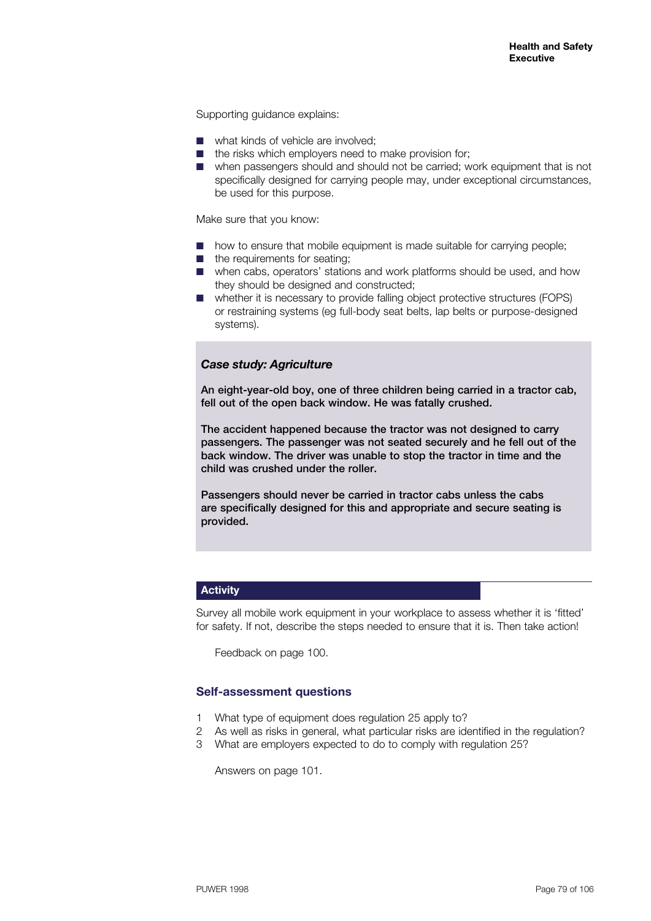Supporting guidance explains:

- what kinds of vehicle are involved;
- the risks which employers need to make provision for;
- when passengers should and should not be carried; work equipment that is not specifically designed for carrying people may, under exceptional circumstances, be used for this purpose.

Make sure that you know:

- how to ensure that mobile equipment is made suitable for carrying people;
- the requirements for seating;
- when cabs, operators' stations and work platforms should be used, and how they should be designed and constructed;
- whether it is necessary to provide falling object protective structures (FOPS) or restraining systems (eg full-body seat belts, lap belts or purpose-designed systems).

***Case study: Agriculture***

**An eight-year-old boy, one of three children being carried in a tractor cab, fell out of the open back window. He was fatally crushed.**

**The accident happened because the tractor was not designed to carry passengers. The passenger was not seated securely and he fell out of the back window. The driver was unable to stop the tractor in time and the child was crushed under the roller.**

**Passengers should never be carried in tractor cabs unless the cabs are specifically designed for this and appropriate and secure seating is provided.**

## Activity

Survey all mobile work equipment in your workplace to assess whether it is 'fitted' for safety. If not, describe the steps needed to ensure that it is. Then take action!

Feedback on page 100.

## Self-assessment questions

1. What type of equipment does regulation 25 apply to?
2. As well as risks in general, what particular risks are identified in the regulation?
3. What are employers expected to do to comply with regulation 25?

Answers on page 101.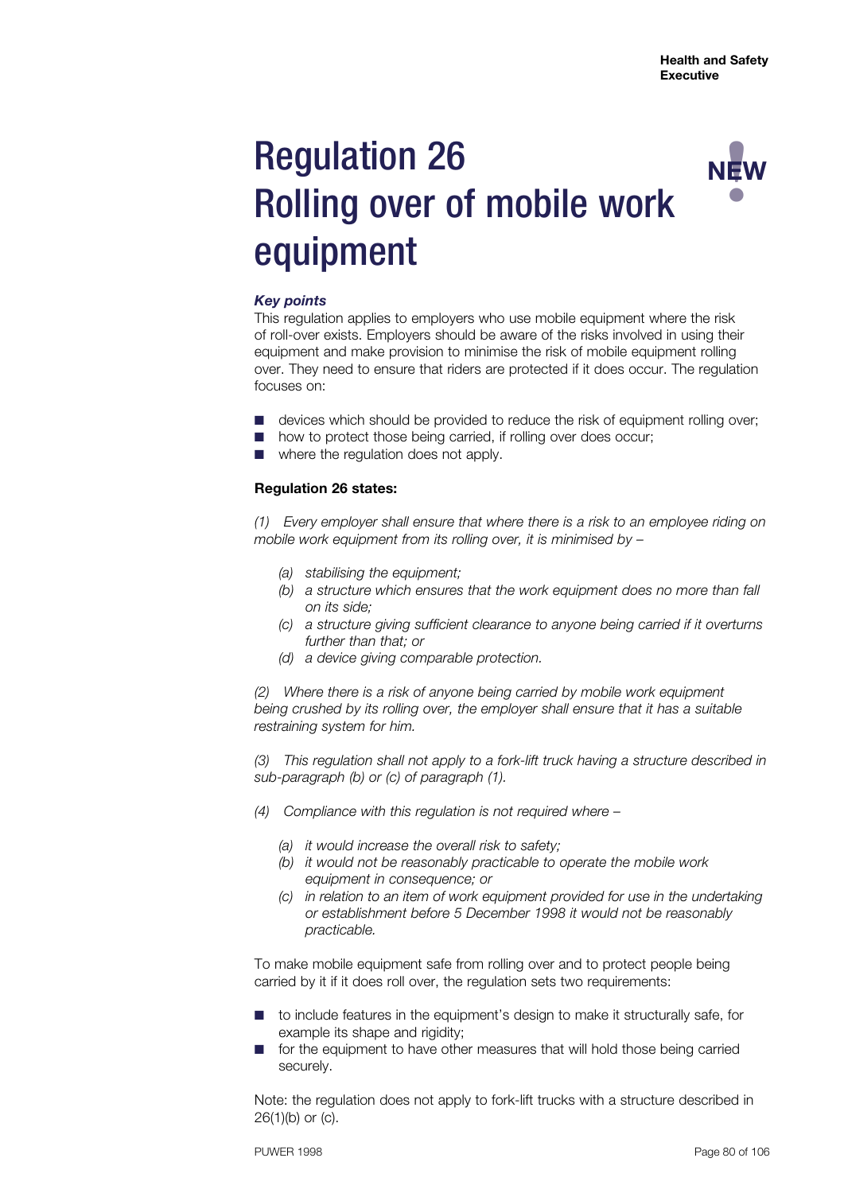# Regulation 26 Rolling over of mobile work equipment

NEW

***Key points***

This regulation applies to employers who use mobile equipment where the risk of roll-over exists. Employers should be aware of the risks involved in using their equipment and make provision to minimise the risk of mobile equipment rolling over. They need to ensure that riders are protected if it does occur. The regulation focuses on:

- devices which should be provided to reduce the risk of equipment rolling over;
- how to protect those being carried, if rolling over does occur;
- where the regulation does not apply.

**Regulation 26 states:**

*(1) Every employer shall ensure that where there is a risk to an employee riding on mobile work equipment from its rolling over, it is minimised by –*

- *(a) stabilising the equipment;*
- *(b) a structure which ensures that the work equipment does no more than fall on its side;*
- *(c) a structure giving sufficient clearance to anyone being carried if it overturns further than that; or*
- *(d) a device giving comparable protection.*

*(2) Where there is a risk of anyone being carried by mobile work equipment being crushed by its rolling over, the employer shall ensure that it has a suitable restraining system for him.*

*(3) This regulation shall not apply to a fork-lift truck having a structure described in sub-paragraph (b) or (c) of paragraph (1).*

*(4) Compliance with this regulation is not required where –*

- *(a) it would increase the overall risk to safety;*
- *(b) it would not be reasonably practicable to operate the mobile work equipment in consequence; or*
- *(c) in relation to an item of work equipment provided for use in the undertaking or establishment before 5 December 1998 it would not be reasonably practicable.*

To make mobile equipment safe from rolling over and to protect people being carried by it if it does roll over, the regulation sets two requirements:

- to include features in the equipment's design to make it structurally safe, for example its shape and rigidity;
- for the equipment to have other measures that will hold those being carried securely.

Note: the regulation does not apply to fork-lift trucks with a structure described in 26(1)(b) or (c).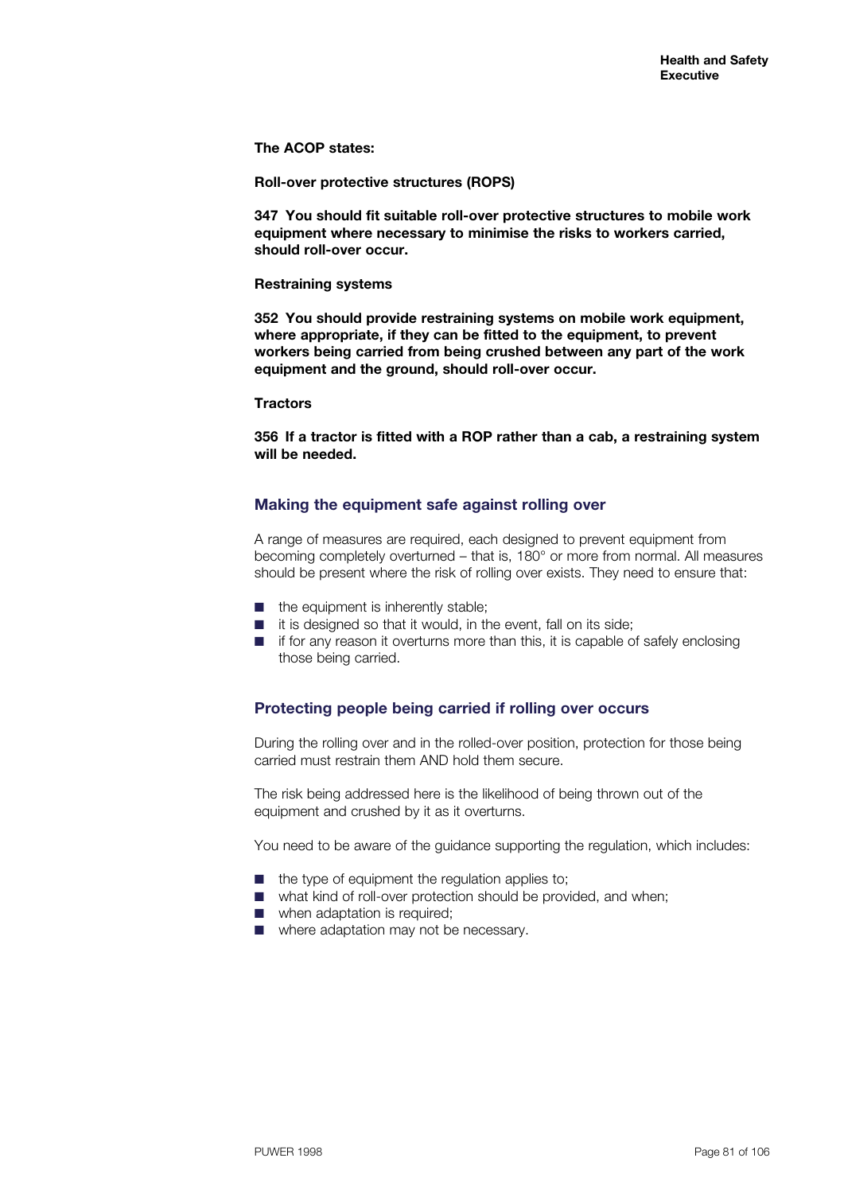**The ACOP states:**

**Roll-over protective structures (ROPS)**

**347 You should fit suitable roll-over protective structures to mobile work equipment where necessary to minimise the risks to workers carried, should roll-over occur.**

**Restraining systems**

**352 You should provide restraining systems on mobile work equipment, where appropriate, if they can be fitted to the equipment, to prevent workers being carried from being crushed between any part of the work equipment and the ground, should roll-over occur.**

**Tractors**

**356 If a tractor is fitted with a ROP rather than a cab, a restraining system will be needed.**

## Making the equipment safe against rolling over

A range of measures are required, each designed to prevent equipment from becoming completely overturned – that is, 180° or more from normal. All measures should be present where the risk of rolling over exists. They need to ensure that:

- the equipment is inherently stable;
- it is designed so that it would, in the event, fall on its side;
- if for any reason it overturns more than this, it is capable of safely enclosing those being carried.

## Protecting people being carried if rolling over occurs

During the rolling over and in the rolled-over position, protection for those being carried must restrain them AND hold them secure.

The risk being addressed here is the likelihood of being thrown out of the equipment and crushed by it as it overturns.

You need to be aware of the guidance supporting the regulation, which includes:

- the type of equipment the regulation applies to;
- what kind of roll-over protection should be provided, and when;
- when adaptation is required;
- where adaptation may not be necessary.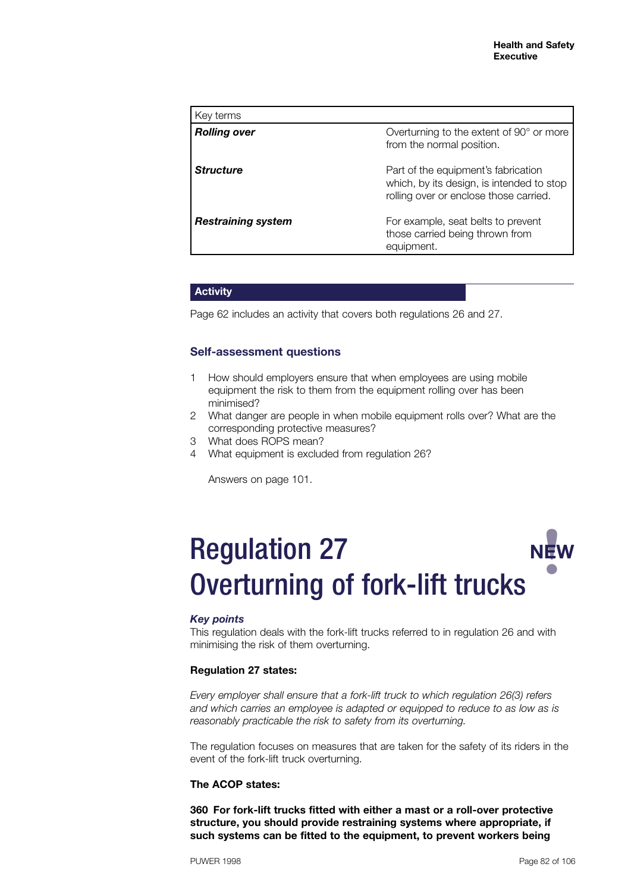| Key terms | |
|---|---|
| ***Rolling over*** | Overturning to the extent of 90° or more from the normal position. |
| ***Structure*** | Part of the equipment's fabrication which, by its design, is intended to stop rolling over or enclose those carried. |
| ***Restraining system*** | For example, seat belts to prevent those carried being thrown from equipment. |

**Activity**

Page 62 includes an activity that covers both regulations 26 and 27.

### Self-assessment questions

1. How should employers ensure that when employees are using mobile equipment the risk to them from the equipment rolling over has been minimised?
2. What danger are people in when mobile equipment rolls over? What are the corresponding protective measures?
3. What does ROPS mean?
4. What equipment is excluded from regulation 26?

Answers on page 101.

# Regulation 27 Overturning of fork-lift trucks

NEW!

***Key points***

This regulation deals with the fork-lift trucks referred to in regulation 26 and with minimising the risk of them overturning.

**Regulation 27 states:**

*Every employer shall ensure that a fork-lift truck to which regulation 26(3) refers and which carries an employee is adapted or equipped to reduce to as low as is reasonably practicable the risk to safety from its overturning.*

The regulation focuses on measures that are taken for the safety of its riders in the event of the fork-lift truck overturning.

**The ACOP states:**

**360 For fork-lift trucks fitted with either a mast or a roll-over protective structure, you should provide restraining systems where appropriate, if such systems can be fitted to the equipment, to prevent workers being**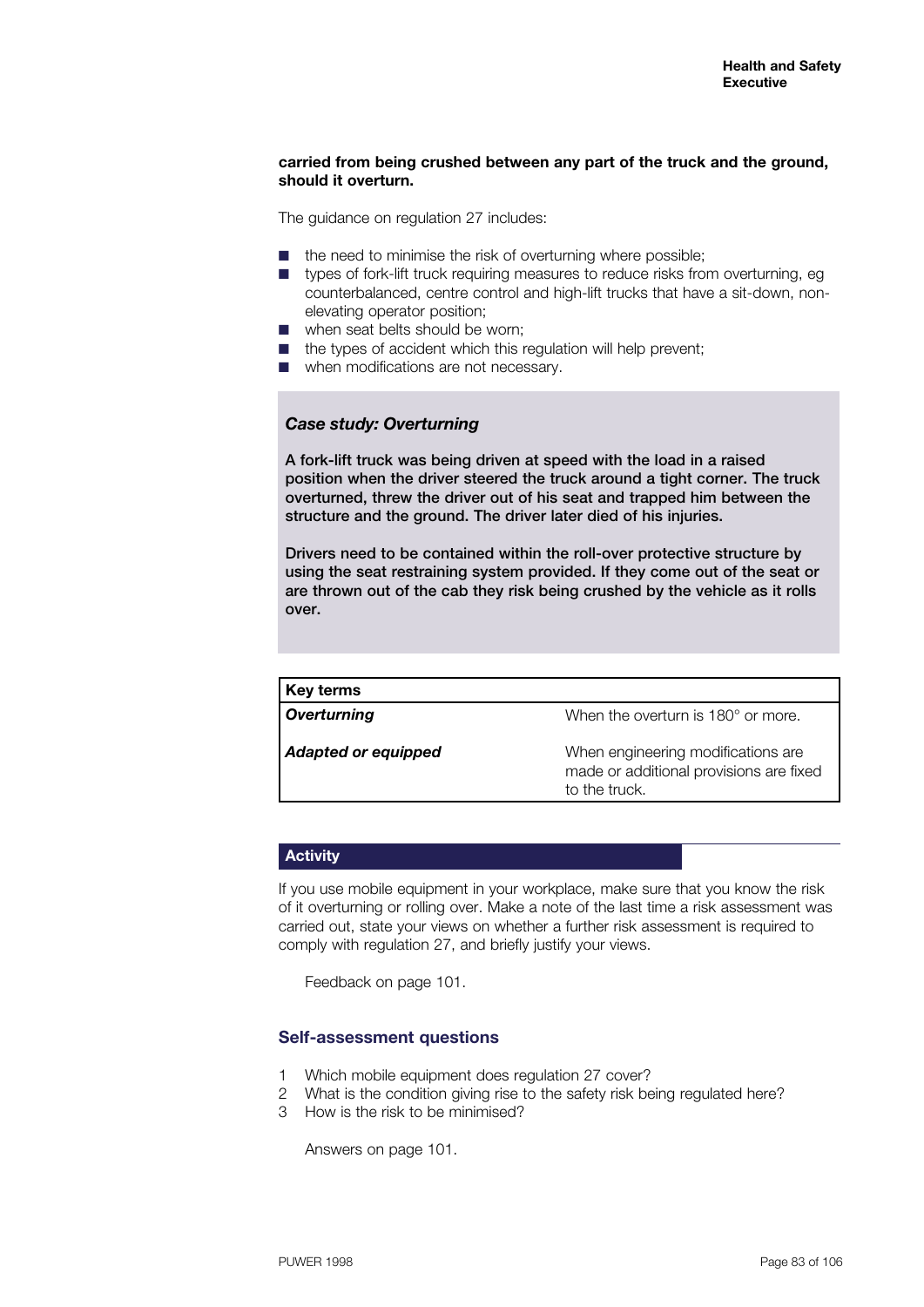**carried from being crushed between any part of the truck and the ground, should it overturn.**

The guidance on regulation 27 includes:

- the need to minimise the risk of overturning where possible;
- types of fork-lift truck requiring measures to reduce risks from overturning, eg counterbalanced, centre control and high-lift trucks that have a sit-down, non-elevating operator position;
- when seat belts should be worn;
- the types of accident which this regulation will help prevent;
- when modifications are not necessary.

***Case study: Overturning***

**A fork-lift truck was being driven at speed with the load in a raised position when the driver steered the truck around a tight corner. The truck overturned, threw the driver out of his seat and trapped him between the structure and the ground. The driver later died of his injuries.**

**Drivers need to be contained within the roll-over protective structure by using the seat restraining system provided. If they come out of the seat or are thrown out of the cab they risk being crushed by the vehicle as it rolls over.**

| Key terms | |
|---|---|
| ***Overturning*** | When the overturn is 180° or more. |
| ***Adapted or equipped*** | When engineering modifications are made or additional provisions are fixed to the truck. |

## Activity

If you use mobile equipment in your workplace, make sure that you know the risk of it overturning or rolling over. Make a note of the last time a risk assessment was carried out, state your views on whether a further risk assessment is required to comply with regulation 27, and briefly justify your views.

Feedback on page 101.

### Self-assessment questions

1. Which mobile equipment does regulation 27 cover?
2. What is the condition giving rise to the safety risk being regulated here?
3. How is the risk to be minimised?

Answers on page 101.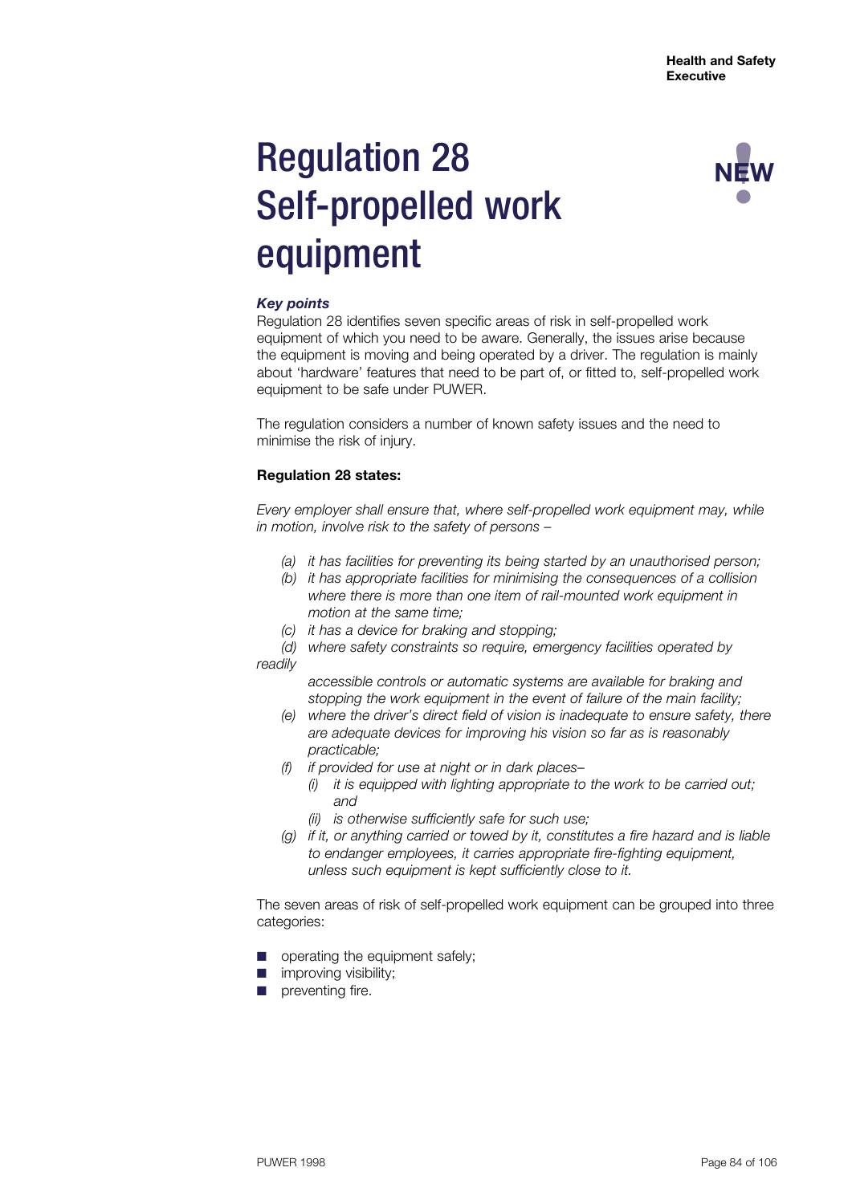# Regulation 28 Self-propelled work equipment

NEW

***Key points***

Regulation 28 identifies seven specific areas of risk in self-propelled work equipment of which you need to be aware. Generally, the issues arise because the equipment is moving and being operated by a driver. The regulation is mainly about 'hardware' features that need to be part of, or fitted to, self-propelled work equipment to be safe under PUWER.

The regulation considers a number of known safety issues and the need to minimise the risk of injury.

**Regulation 28 states:**

*Every employer shall ensure that, where self-propelled work equipment may, while in motion, involve risk to the safety of persons –*

- *(a) it has facilities for preventing its being started by an unauthorised person;*
- *(b) it has appropriate facilities for minimising the consequences of a collision where there is more than one item of rail-mounted work equipment in motion at the same time;*
- *(c) it has a device for braking and stopping;*
- *(d) where safety constraints so require, emergency facilities operated by readily accessible controls or automatic systems are available for braking and stopping the work equipment in the event of failure of the main facility;*
- *(e) where the driver's direct field of vision is inadequate to ensure safety, there are adequate devices for improving his vision so far as is reasonably practicable;*
- *(f) if provided for use at night or in dark places–*
  - *(i) it is equipped with lighting appropriate to the work to be carried out; and*
  - *(ii) is otherwise sufficiently safe for such use;*
- *(g) if it, or anything carried or towed by it, constitutes a fire hazard and is liable to endanger employees, it carries appropriate fire-fighting equipment, unless such equipment is kept sufficiently close to it.*

The seven areas of risk of self-propelled work equipment can be grouped into three categories:

- operating the equipment safely;
- improving visibility;
- preventing fire.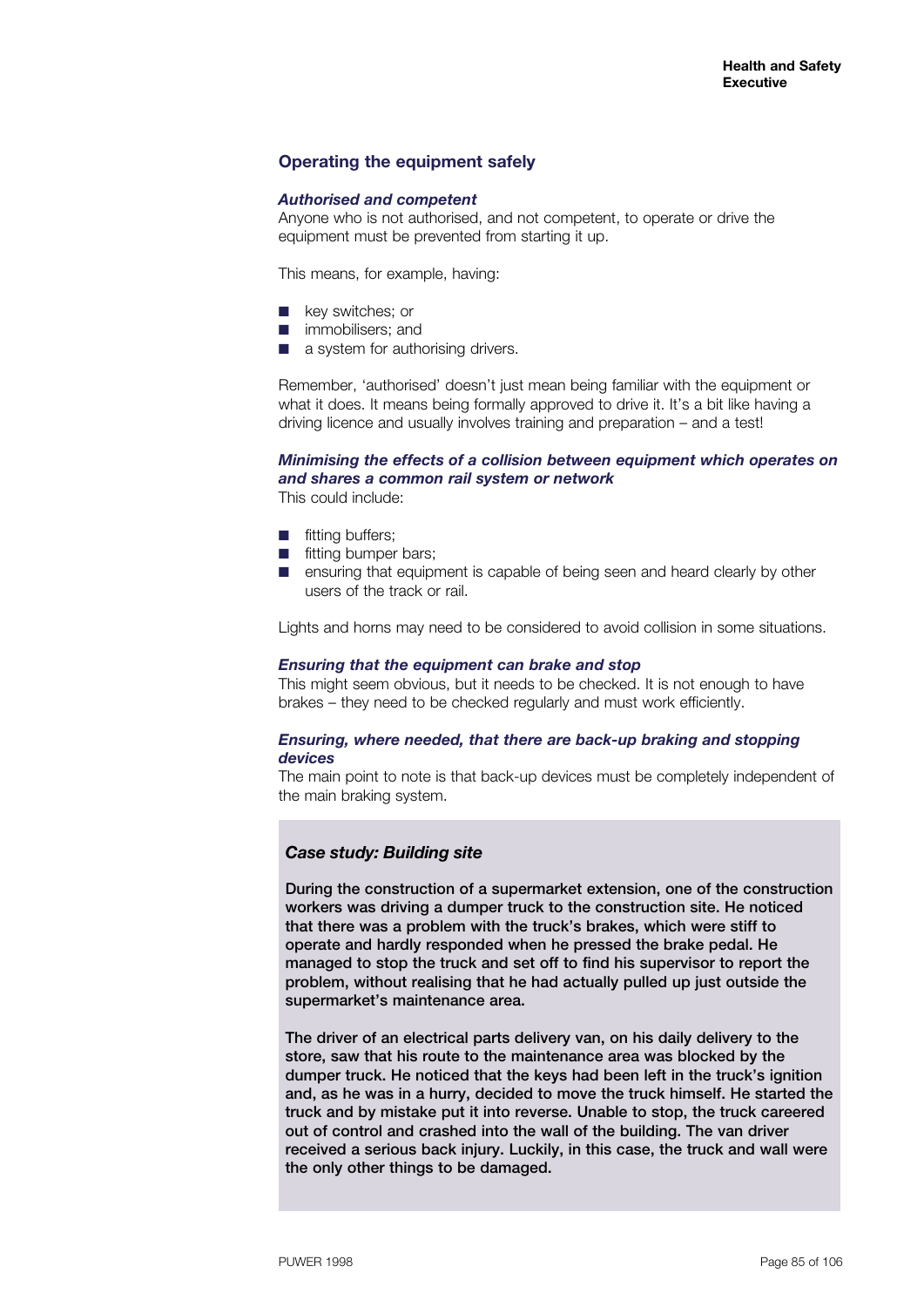## Operating the equipment safely

### *Authorised and competent*

Anyone who is not authorised, and not competent, to operate or drive the equipment must be prevented from starting it up.

This means, for example, having:

- key switches; or
- immobilisers; and
- a system for authorising drivers.

Remember, 'authorised' doesn't just mean being familiar with the equipment or what it does. It means being formally approved to drive it. It's a bit like having a driving licence and usually involves training and preparation – and a test!

### *Minimising the effects of a collision between equipment which operates on and shares a common rail system or network*

This could include:

- fitting buffers;
- fitting bumper bars;
- ensuring that equipment is capable of being seen and heard clearly by other users of the track or rail.

Lights and horns may need to be considered to avoid collision in some situations.

### *Ensuring that the equipment can brake and stop*

This might seem obvious, but it needs to be checked. It is not enough to have brakes – they need to be checked regularly and must work efficiently.

### *Ensuring, where needed, that there are back-up braking and stopping devices*

The main point to note is that back-up devices must be completely independent of the main braking system.

> ***Case study: Building site***
>
> **During the construction of a supermarket extension, one of the construction workers was driving a dumper truck to the construction site. He noticed that there was a problem with the truck's brakes, which were stiff to operate and hardly responded when he pressed the brake pedal. He managed to stop the truck and set off to find his supervisor to report the problem, without realising that he had actually pulled up just outside the supermarket's maintenance area.**
>
> **The driver of an electrical parts delivery van, on his daily delivery to the store, saw that his route to the maintenance area was blocked by the dumper truck. He noticed that the keys had been left in the truck's ignition and, as he was in a hurry, decided to move the truck himself. He started the truck and by mistake put it into reverse. Unable to stop, the truck careered out of control and crashed into the wall of the building. The van driver received a serious back injury. Luckily, in this case, the truck and wall were the only other things to be damaged.**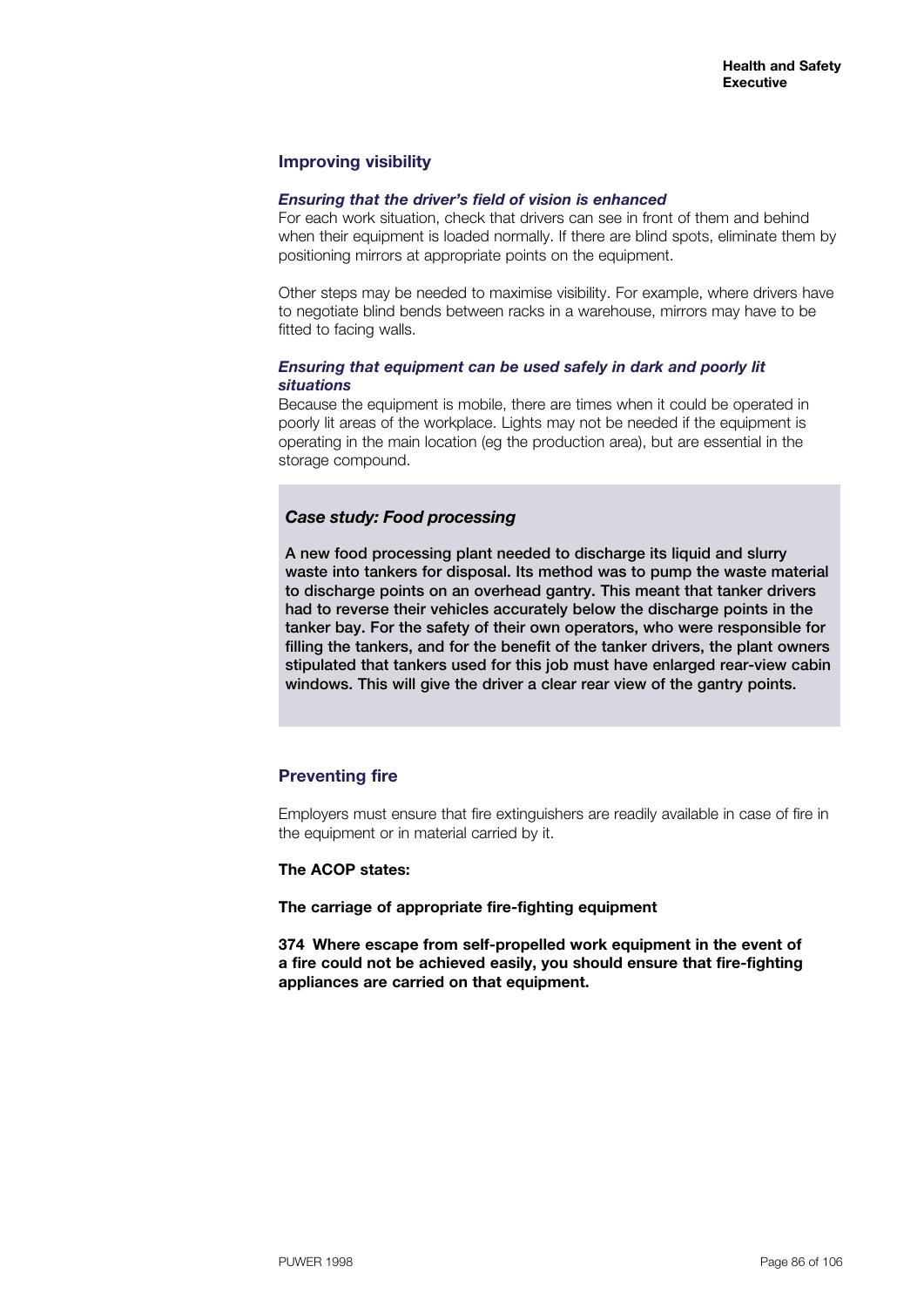## Improving visibility

***Ensuring that the driver's field of vision is enhanced***

For each work situation, check that drivers can see in front of them and behind when their equipment is loaded normally. If there are blind spots, eliminate them by positioning mirrors at appropriate points on the equipment.

Other steps may be needed to maximise visibility. For example, where drivers have to negotiate blind bends between racks in a warehouse, mirrors may have to be fitted to facing walls.

***Ensuring that equipment can be used safely in dark and poorly lit situations***

Because the equipment is mobile, there are times when it could be operated in poorly lit areas of the workplace. Lights may not be needed if the equipment is operating in the main location (eg the production area), but are essential in the storage compound.

> ***Case study: Food processing***
>
> **A new food processing plant needed to discharge its liquid and slurry waste into tankers for disposal. Its method was to pump the waste material to discharge points on an overhead gantry. This meant that tanker drivers had to reverse their vehicles accurately below the discharge points in the tanker bay. For the safety of their own operators, who were responsible for filling the tankers, and for the benefit of the tanker drivers, the plant owners stipulated that tankers used for this job must have enlarged rear-view cabin windows. This will give the driver a clear rear view of the gantry points.**

## Preventing fire

Employers must ensure that fire extinguishers are readily available in case of fire in the equipment or in material carried by it.

**The ACOP states:**

**The carriage of appropriate fire-fighting equipment**

**374 Where escape from self-propelled work equipment in the event of a fire could not be achieved easily, you should ensure that fire-fighting appliances are carried on that equipment.**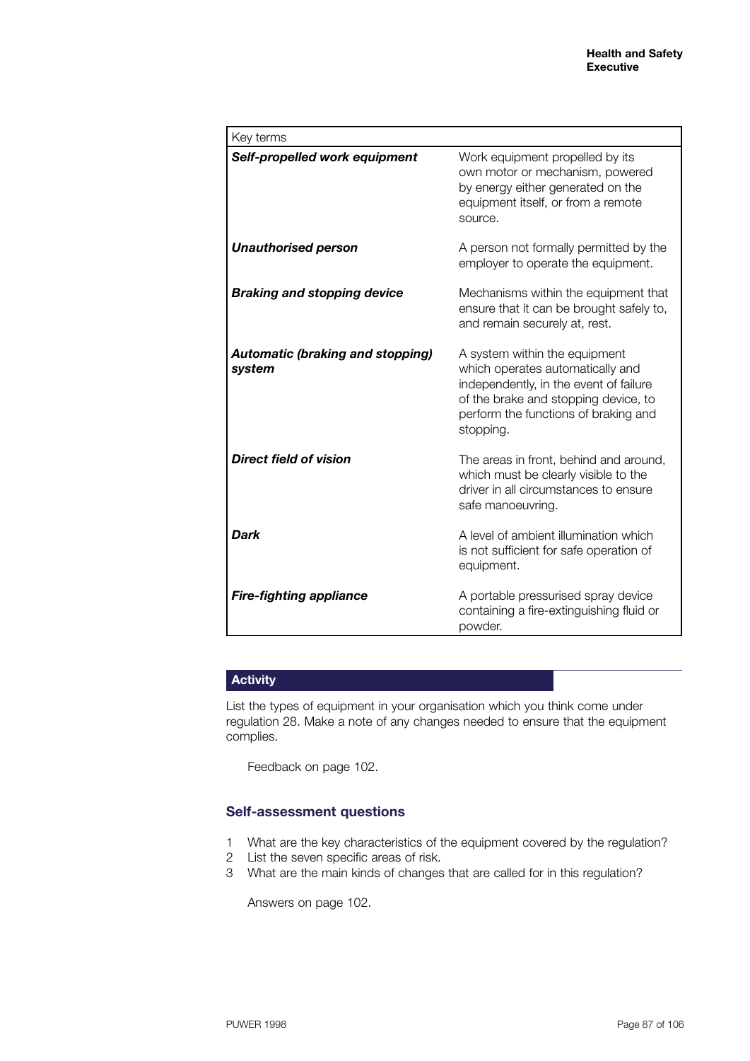| Key terms | |
|---|---|
| ***Self-propelled work equipment*** | Work equipment propelled by its own motor or mechanism, powered by energy either generated on the equipment itself, or from a remote source. |
| ***Unauthorised person*** | A person not formally permitted by the employer to operate the equipment. |
| ***Braking and stopping device*** | Mechanisms within the equipment that ensure that it can be brought safely to, and remain securely at, rest. |
| ***Automatic (braking and stopping) system*** | A system within the equipment which operates automatically and independently, in the event of failure of the brake and stopping device, to perform the functions of braking and stopping. |
| ***Direct field of vision*** | The areas in front, behind and around, which must be clearly visible to the driver in all circumstances to ensure safe manoeuvring. |
| ***Dark*** | A level of ambient illumination which is not sufficient for safe operation of equipment. |
| ***Fire-fighting appliance*** | A portable pressurised spray device containing a fire-extinguishing fluid or powder. |

## Activity

List the types of equipment in your organisation which you think come under regulation 28. Make a note of any changes needed to ensure that the equipment complies.

Feedback on page 102.

## Self-assessment questions

1. What are the key characteristics of the equipment covered by the regulation?
2. List the seven specific areas of risk.
3. What are the main kinds of changes that are called for in this regulation?

Answers on page 102.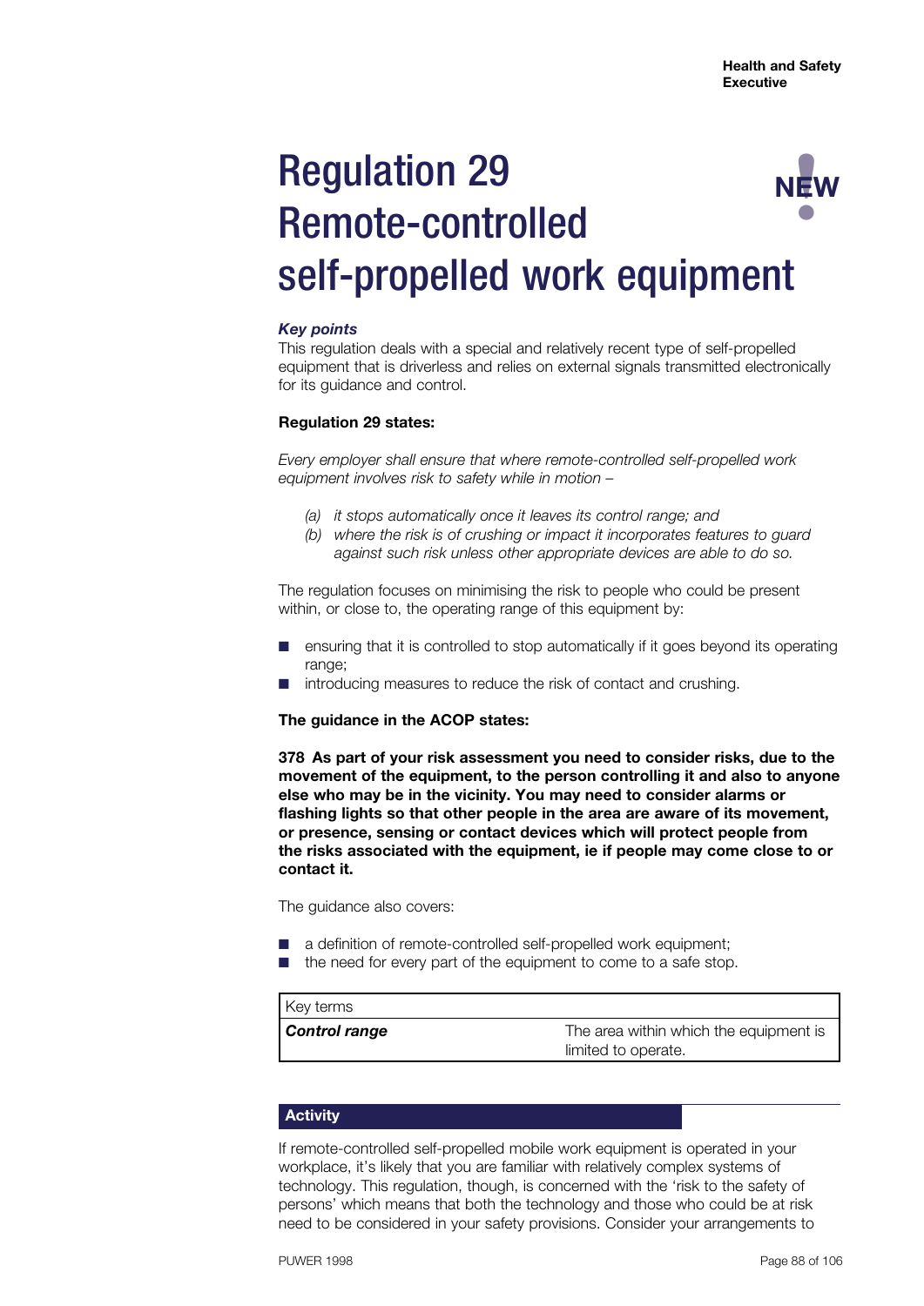# Regulation 29 Remote-controlled self-propelled work equipment

NEW

***Key points***

This regulation deals with a special and relatively recent type of self-propelled equipment that is driverless and relies on external signals transmitted electronically for its guidance and control.

**Regulation 29 states:**

*Every employer shall ensure that where remote-controlled self-propelled work equipment involves risk to safety while in motion –*

*(a) it stops automatically once it leaves its control range; and*
*(b) where the risk is of crushing or impact it incorporates features to guard against such risk unless other appropriate devices are able to do so.*

The regulation focuses on minimising the risk to people who could be present within, or close to, the operating range of this equipment by:

- ensuring that it is controlled to stop automatically if it goes beyond its operating range;
- introducing measures to reduce the risk of contact and crushing.

**The guidance in the ACOP states:**

**378 As part of your risk assessment you need to consider risks, due to the movement of the equipment, to the person controlling it and also to anyone else who may be in the vicinity. You may need to consider alarms or flashing lights so that other people in the area are aware of its movement, or presence, sensing or contact devices which will protect people from the risks associated with the equipment, ie if people may come close to or contact it.**

The guidance also covers:

- a definition of remote-controlled self-propelled work equipment;
- the need for every part of the equipment to come to a safe stop.

| Key terms | |
|---|---|
| ***Control range*** | The area within which the equipment is limited to operate. |

### Activity

If remote-controlled self-propelled mobile work equipment is operated in your workplace, it's likely that you are familiar with relatively complex systems of technology. This regulation, though, is concerned with the 'risk to the safety of persons' which means that both the technology and those who could be at risk need to be considered in your safety provisions. Consider your arrangements to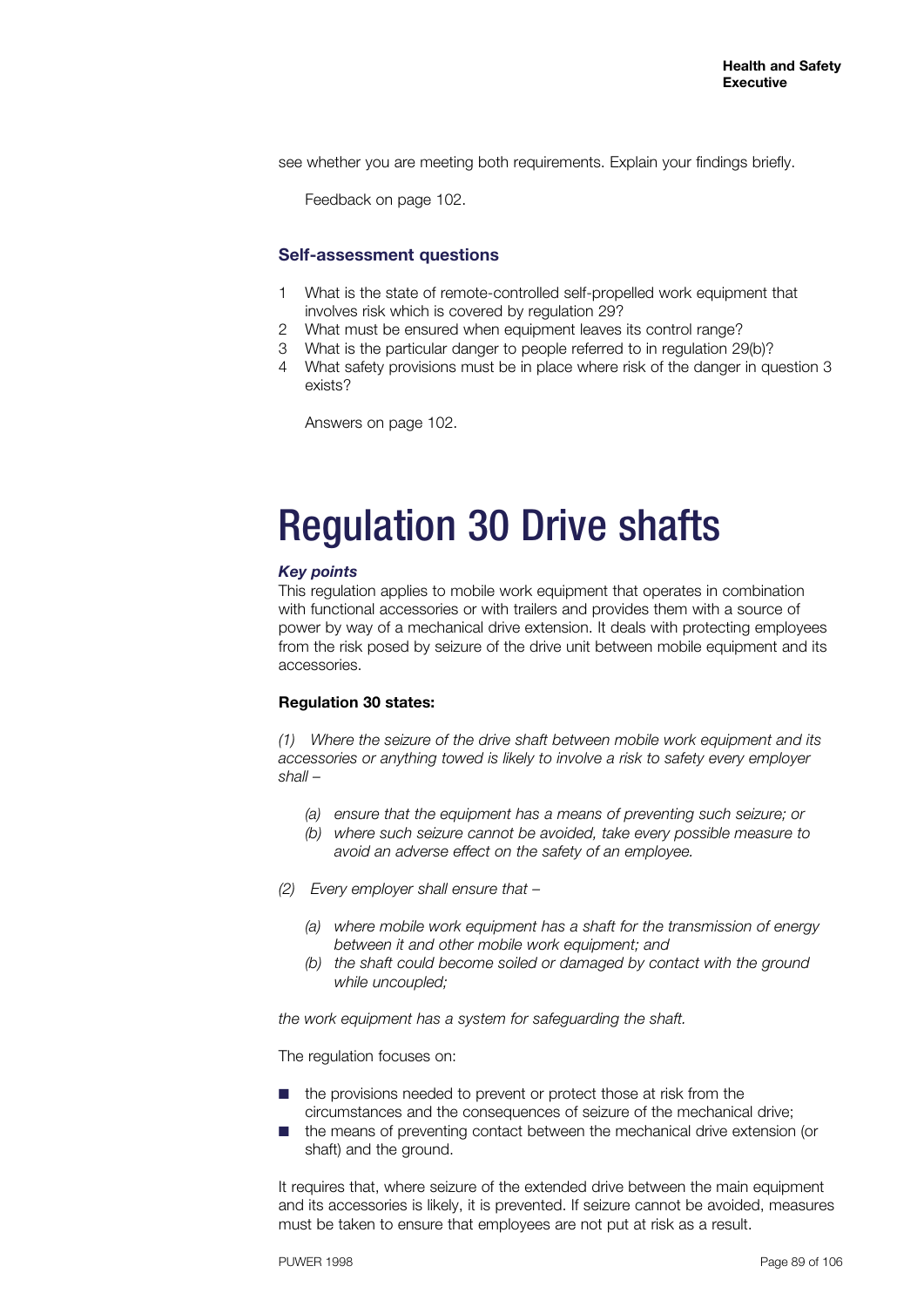see whether you are meeting both requirements. Explain your findings briefly.

Feedback on page 102.

### Self-assessment questions

1. What is the state of remote-controlled self-propelled work equipment that involves risk which is covered by regulation 29?
2. What must be ensured when equipment leaves its control range?
3. What is the particular danger to people referred to in regulation 29(b)?
4. What safety provisions must be in place where risk of the danger in question 3 exists?

Answers on page 102.

# Regulation 30 Drive shafts

***Key points***

This regulation applies to mobile work equipment that operates in combination with functional accessories or with trailers and provides them with a source of power by way of a mechanical drive extension. It deals with protecting employees from the risk posed by seizure of the drive unit between mobile equipment and its accessories.

**Regulation 30 states:**

*(1) Where the seizure of the drive shaft between mobile work equipment and its accessories or anything towed is likely to involve a risk to safety every employer shall –*

*(a) ensure that the equipment has a means of preventing such seizure; or*
*(b) where such seizure cannot be avoided, take every possible measure to avoid an adverse effect on the safety of an employee.*

*(2) Every employer shall ensure that –*

*(a) where mobile work equipment has a shaft for the transmission of energy between it and other mobile work equipment; and*
*(b) the shaft could become soiled or damaged by contact with the ground while uncoupled;*

*the work equipment has a system for safeguarding the shaft.*

The regulation focuses on:

- the provisions needed to prevent or protect those at risk from the circumstances and the consequences of seizure of the mechanical drive;
- the means of preventing contact between the mechanical drive extension (or shaft) and the ground.

It requires that, where seizure of the extended drive between the main equipment and its accessories is likely, it is prevented. If seizure cannot be avoided, measures must be taken to ensure that employees are not put at risk as a result.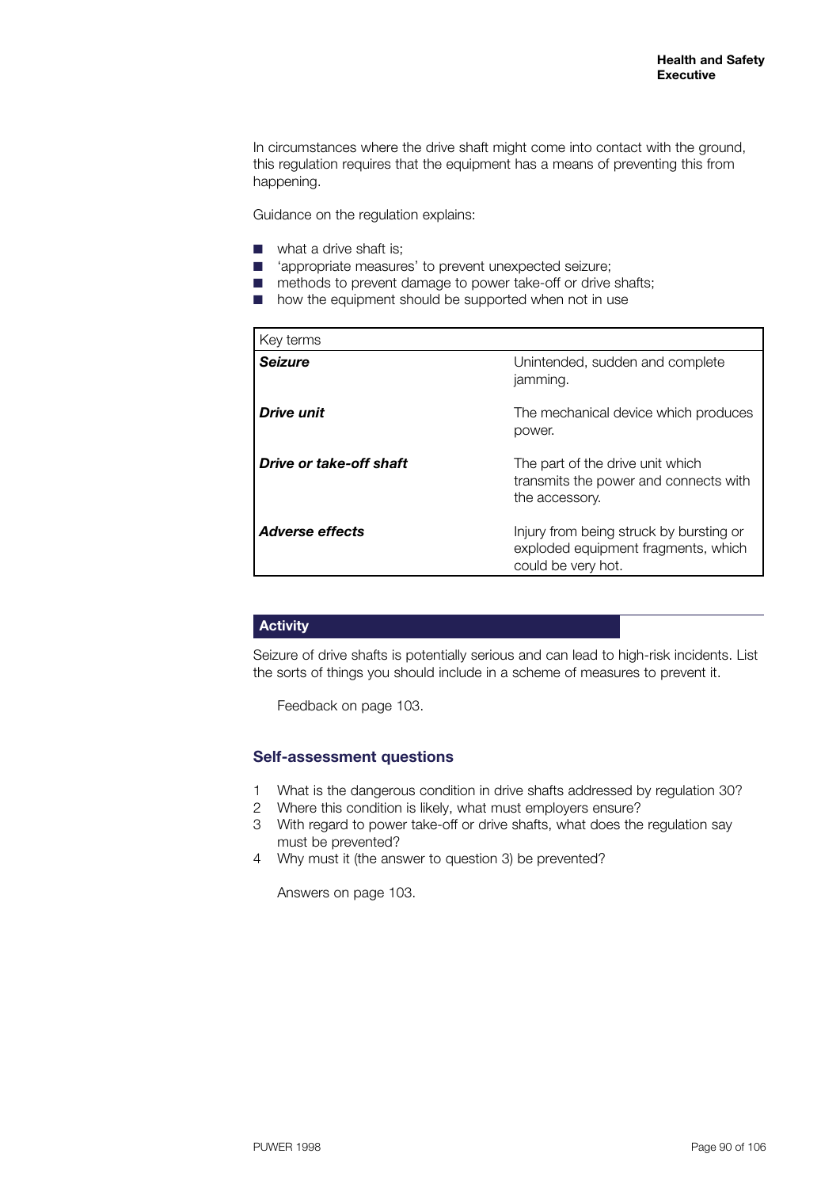In circumstances where the drive shaft might come into contact with the ground, this regulation requires that the equipment has a means of preventing this from happening.

Guidance on the regulation explains:

- what a drive shaft is;
- 'appropriate measures' to prevent unexpected seizure;
- methods to prevent damage to power take-off or drive shafts;
- how the equipment should be supported when not in use

| Key terms | |
|---|---|
| ***Seizure*** | Unintended, sudden and complete jamming. |
| ***Drive unit*** | The mechanical device which produces power. |
| ***Drive or take-off shaft*** | The part of the drive unit which transmits the power and connects with the accessory. |
| ***Adverse effects*** | Injury from being struck by bursting or exploded equipment fragments, which could be very hot. |

### Activity

Seizure of drive shafts is potentially serious and can lead to high-risk incidents. List the sorts of things you should include in a scheme of measures to prevent it.

Feedback on page 103.

### Self-assessment questions

1. What is the dangerous condition in drive shafts addressed by regulation 30?
2. Where this condition is likely, what must employers ensure?
3. With regard to power take-off or drive shafts, what does the regulation say must be prevented?
4. Why must it (the answer to question 3) be prevented?

Answers on page 103.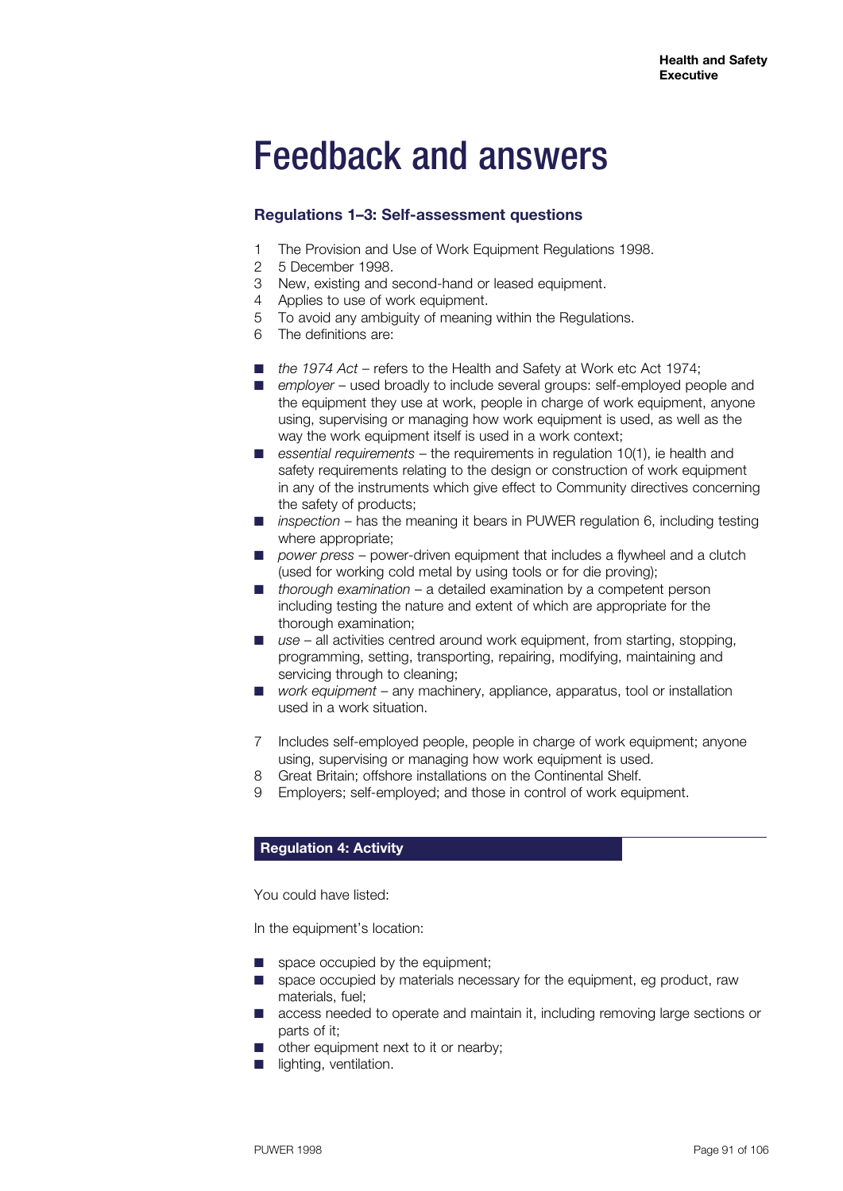# Feedback and answers

## Regulations 1–3: Self-assessment questions

1. The Provision and Use of Work Equipment Regulations 1998.
2. 5 December 1998.
3. New, existing and second-hand or leased equipment.
4. Applies to use of work equipment.
5. To avoid any ambiguity of meaning within the Regulations.
6. The definitions are:

- *the 1974 Act* – refers to the Health and Safety at Work etc Act 1974;
- *employer* – used broadly to include several groups: self-employed people and the equipment they use at work, people in charge of work equipment, anyone using, supervising or managing how work equipment is used, as well as the way the work equipment itself is used in a work context;
- *essential requirements* – the requirements in regulation 10(1), ie health and safety requirements relating to the design or construction of work equipment in any of the instruments which give effect to Community directives concerning the safety of products;
- *inspection* – has the meaning it bears in PUWER regulation 6, including testing where appropriate;
- *power press* – power-driven equipment that includes a flywheel and a clutch (used for working cold metal by using tools or for die proving);
- *thorough examination* – a detailed examination by a competent person including testing the nature and extent of which are appropriate for the thorough examination;
- *use* – all activities centred around work equipment, from starting, stopping, programming, setting, transporting, repairing, modifying, maintaining and servicing through to cleaning;
- *work equipment* – any machinery, appliance, apparatus, tool or installation used in a work situation.

7. Includes self-employed people, people in charge of work equipment; anyone using, supervising or managing how work equipment is used.
8. Great Britain; offshore installations on the Continental Shelf.
9. Employers; self-employed; and those in control of work equipment.

## Regulation 4: Activity

You could have listed:

In the equipment's location:

- space occupied by the equipment;
- space occupied by materials necessary for the equipment, eg product, raw materials, fuel;
- access needed to operate and maintain it, including removing large sections or parts of it;
- other equipment next to it or nearby;
- lighting, ventilation.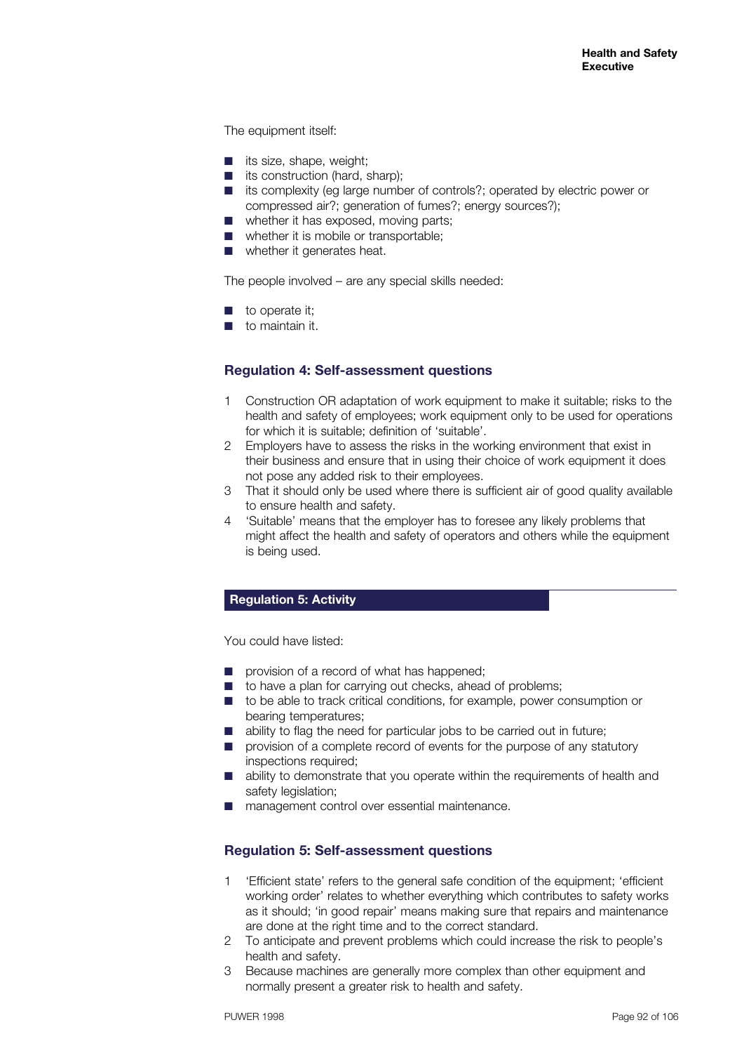The equipment itself:

- its size, shape, weight;
- its construction (hard, sharp);
- its complexity (eg large number of controls?; operated by electric power or compressed air?; generation of fumes?; energy sources?);
- whether it has exposed, moving parts;
- whether it is mobile or transportable;
- whether it generates heat.

The people involved – are any special skills needed:

- to operate it;
- to maintain it.

### Regulation 4: Self-assessment questions

1. Construction OR adaptation of work equipment to make it suitable; risks to the health and safety of employees; work equipment only to be used for operations for which it is suitable; definition of 'suitable'.
2. Employers have to assess the risks in the working environment that exist in their business and ensure that in using their choice of work equipment it does not pose any added risk to their employees.
3. That it should only be used where there is sufficient air of good quality available to ensure health and safety.
4. 'Suitable' means that the employer has to foresee any likely problems that might affect the health and safety of operators and others while the equipment is being used.

### Regulation 5: Activity

You could have listed:

- provision of a record of what has happened;
- to have a plan for carrying out checks, ahead of problems;
- to be able to track critical conditions, for example, power consumption or bearing temperatures;
- ability to flag the need for particular jobs to be carried out in future;
- provision of a complete record of events for the purpose of any statutory inspections required;
- ability to demonstrate that you operate within the requirements of health and safety legislation;
- management control over essential maintenance.

### Regulation 5: Self-assessment questions

1. 'Efficient state' refers to the general safe condition of the equipment; 'efficient working order' relates to whether everything which contributes to safety works as it should; 'in good repair' means making sure that repairs and maintenance are done at the right time and to the correct standard.
2. To anticipate and prevent problems which could increase the risk to people's health and safety.
3. Because machines are generally more complex than other equipment and normally present a greater risk to health and safety.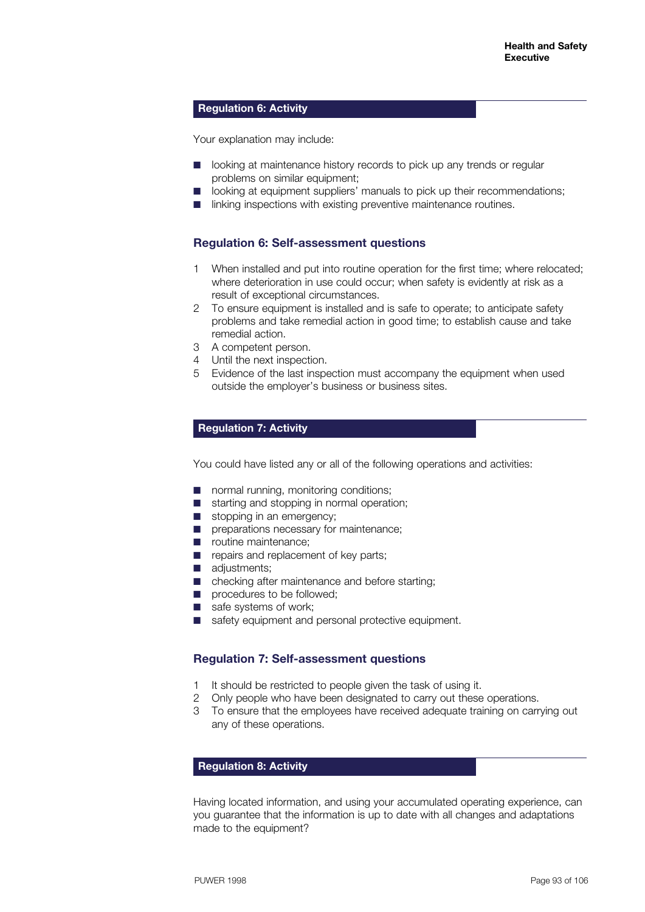## Regulation 6: Activity

Your explanation may include:

- looking at maintenance history records to pick up any trends or regular problems on similar equipment;
- looking at equipment suppliers' manuals to pick up their recommendations;
- linking inspections with existing preventive maintenance routines.

### Regulation 6: Self-assessment questions

1. When installed and put into routine operation for the first time; where relocated; where deterioration in use could occur; when safety is evidently at risk as a result of exceptional circumstances.
2. To ensure equipment is installed and is safe to operate; to anticipate safety problems and take remedial action in good time; to establish cause and take remedial action.
3. A competent person.
4. Until the next inspection.
5. Evidence of the last inspection must accompany the equipment when used outside the employer's business or business sites.

## Regulation 7: Activity

You could have listed any or all of the following operations and activities:

- normal running, monitoring conditions;
- starting and stopping in normal operation;
- stopping in an emergency;
- preparations necessary for maintenance;
- routine maintenance;
- repairs and replacement of key parts;
- adjustments;
- checking after maintenance and before starting;
- procedures to be followed;
- safe systems of work;
- safety equipment and personal protective equipment.

### Regulation 7: Self-assessment questions

1. It should be restricted to people given the task of using it.
2. Only people who have been designated to carry out these operations.
3. To ensure that the employees have received adequate training on carrying out any of these operations.

## Regulation 8: Activity

Having located information, and using your accumulated operating experience, can you guarantee that the information is up to date with all changes and adaptations made to the equipment?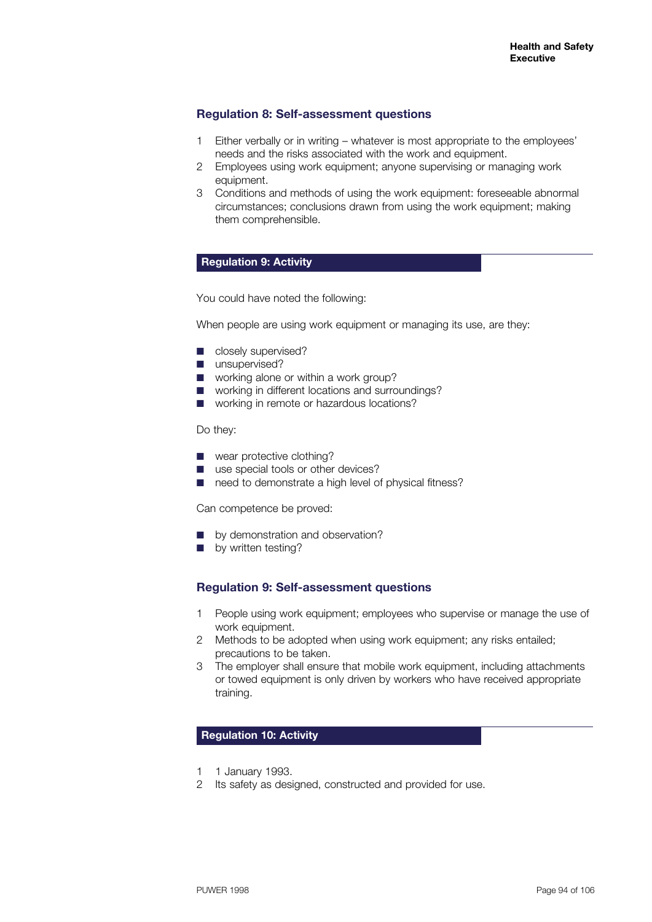### Regulation 8: Self-assessment questions

1. Either verbally or in writing – whatever is most appropriate to the employees' needs and the risks associated with the work and equipment.
2. Employees using work equipment; anyone supervising or managing work equipment.
3. Conditions and methods of using the work equipment: foreseeable abnormal circumstances; conclusions drawn from using the work equipment; making them comprehensible.

### Regulation 9: Activity

You could have noted the following:

When people are using work equipment or managing its use, are they:

- closely supervised?
- unsupervised?
- working alone or within a work group?
- working in different locations and surroundings?
- working in remote or hazardous locations?

Do they:

- wear protective clothing?
- use special tools or other devices?
- need to demonstrate a high level of physical fitness?

Can competence be proved:

- by demonstration and observation?
- by written testing?

### Regulation 9: Self-assessment questions

1. People using work equipment; employees who supervise or manage the use of work equipment.
2. Methods to be adopted when using work equipment; any risks entailed; precautions to be taken.
3. The employer shall ensure that mobile work equipment, including attachments or towed equipment is only driven by workers who have received appropriate training.

### Regulation 10: Activity

1. 1 January 1993.
2. Its safety as designed, constructed and provided for use.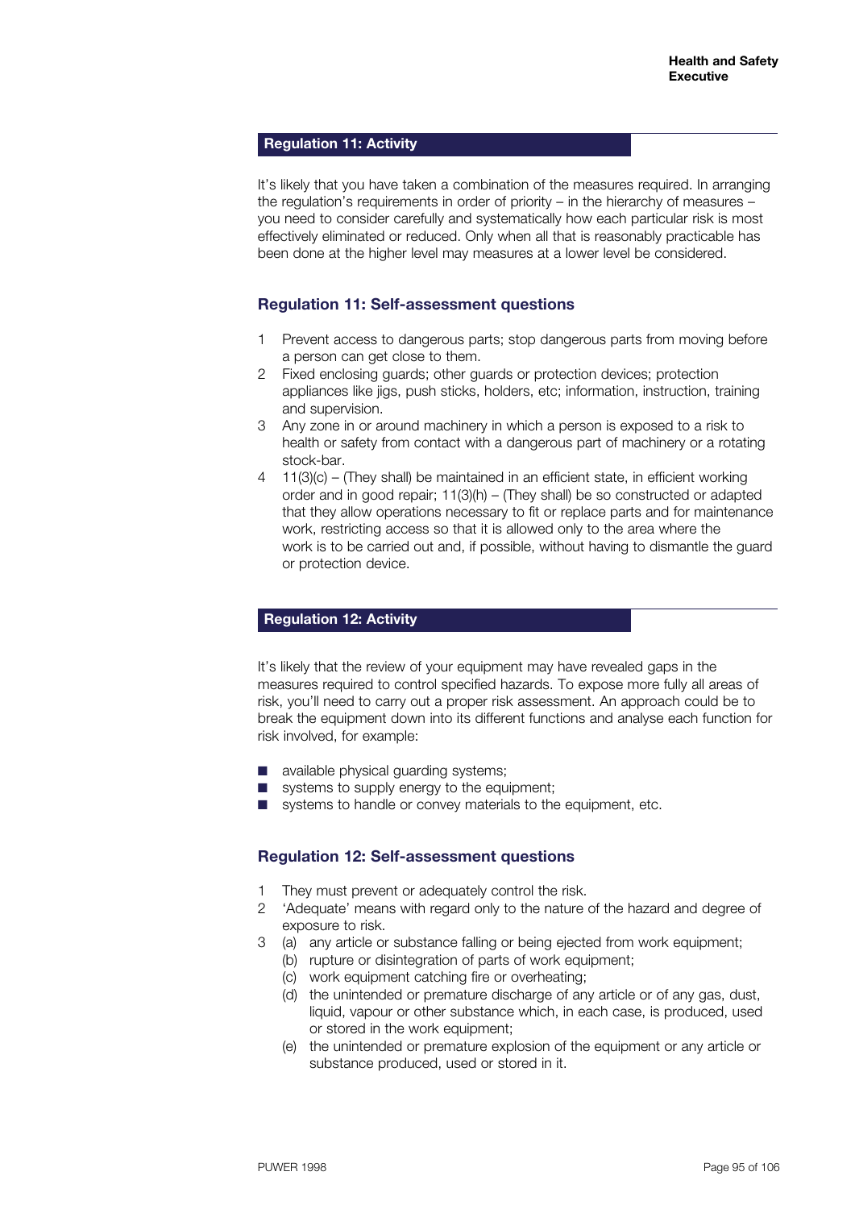## Regulation 11: Activity

It's likely that you have taken a combination of the measures required. In arranging the regulation's requirements in order of priority – in the hierarchy of measures – you need to consider carefully and systematically how each particular risk is most effectively eliminated or reduced. Only when all that is reasonably practicable has been done at the higher level may measures at a lower level be considered.

### Regulation 11: Self-assessment questions

1. Prevent access to dangerous parts; stop dangerous parts from moving before a person can get close to them.
2. Fixed enclosing guards; other guards or protection devices; protection appliances like jigs, push sticks, holders, etc; information, instruction, training and supervision.
3. Any zone in or around machinery in which a person is exposed to a risk to health or safety from contact with a dangerous part of machinery or a rotating stock-bar.
4. 11(3)(c) – (They shall) be maintained in an efficient state, in efficient working order and in good repair; 11(3)(h) – (They shall) be so constructed or adapted that they allow operations necessary to fit or replace parts and for maintenance work, restricting access so that it is allowed only to the area where the work is to be carried out and, if possible, without having to dismantle the guard or protection device.

## Regulation 12: Activity

It's likely that the review of your equipment may have revealed gaps in the measures required to control specified hazards. To expose more fully all areas of risk, you'll need to carry out a proper risk assessment. An approach could be to break the equipment down into its different functions and analyse each function for risk involved, for example:

- available physical guarding systems;
- systems to supply energy to the equipment;
- systems to handle or convey materials to the equipment, etc.

### Regulation 12: Self-assessment questions

1. They must prevent or adequately control the risk.
2. 'Adequate' means with regard only to the nature of the hazard and degree of exposure to risk.
3. (a) any article or substance falling or being ejected from work equipment;
   (b) rupture or disintegration of parts of work equipment;
   (c) work equipment catching fire or overheating;
   (d) the unintended or premature discharge of any article or of any gas, dust, liquid, vapour or other substance which, in each case, is produced, used or stored in the work equipment;
   (e) the unintended or premature explosion of the equipment or any article or substance produced, used or stored in it.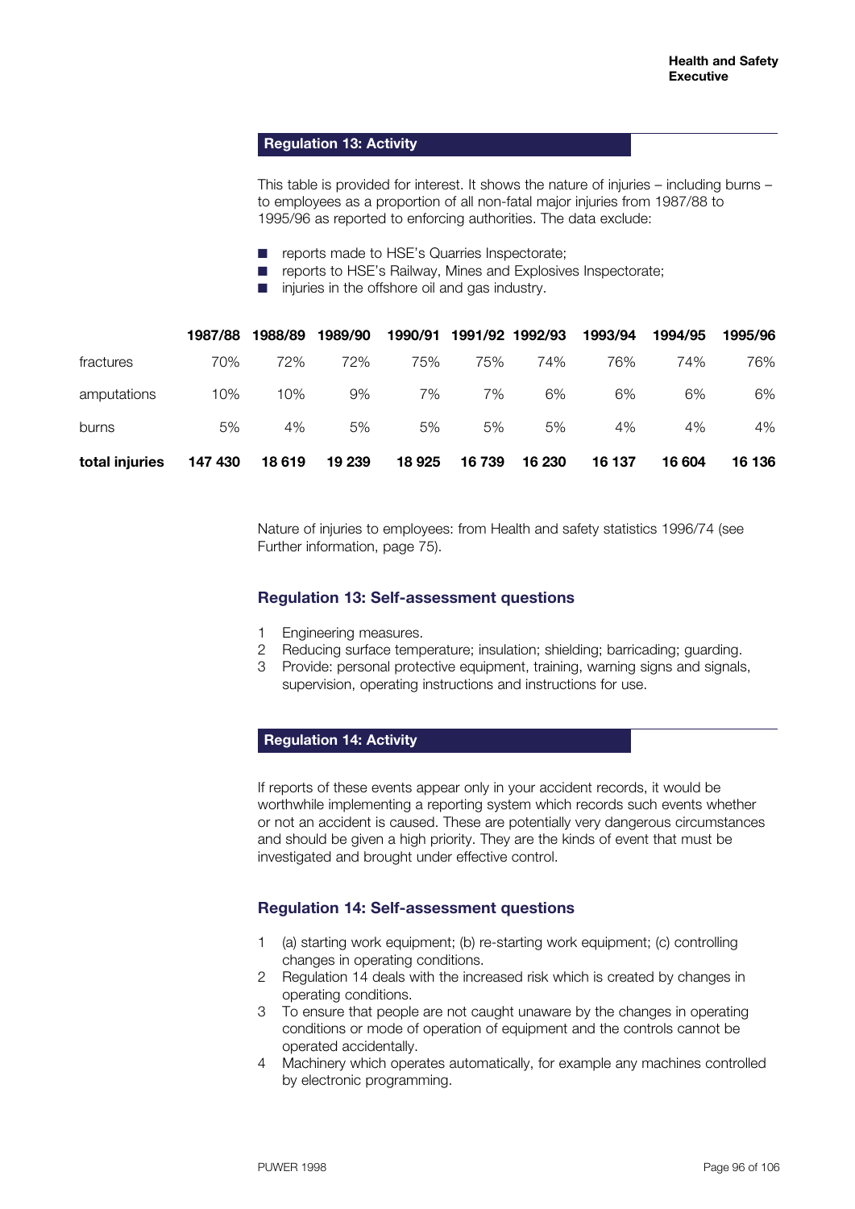## Regulation 13: Activity

This table is provided for interest. It shows the nature of injuries – including burns – to employees as a proportion of all non-fatal major injuries from 1987/88 to 1995/96 as reported to enforcing authorities. The data exclude:

- reports made to HSE's Quarries Inspectorate;
- reports to HSE's Railway, Mines and Explosives Inspectorate;
- injuries in the offshore oil and gas industry.

| | 1987/88 | 1988/89 | 1989/90 | 1990/91 | 1991/92 | 1992/93 | 1993/94 | 1994/95 | 1995/96 |
|---|---|---|---|---|---|---|---|---|---|
| fractures | 70% | 72% | 72% | 75% | 75% | 74% | 76% | 74% | 76% |
| amputations | 10% | 10% | 9% | 7% | 7% | 6% | 6% | 6% | 6% |
| burns | 5% | 4% | 5% | 5% | 5% | 5% | 4% | 4% | 4% |
| **total injuries** | **147 430** | **18 619** | **19 239** | **18 925** | **16 739** | **16 230** | **16 137** | **16 604** | **16 136** |

Nature of injuries to employees: from Health and safety statistics 1996/74 (see Further information, page 75).

## Regulation 13: Self-assessment questions

1. Engineering measures.
2. Reducing surface temperature; insulation; shielding; barricading; guarding.
3. Provide: personal protective equipment, training, warning signs and signals, supervision, operating instructions and instructions for use.

## Regulation 14: Activity

If reports of these events appear only in your accident records, it would be worthwhile implementing a reporting system which records such events whether or not an accident is caused. These are potentially very dangerous circumstances and should be given a high priority. They are the kinds of event that must be investigated and brought under effective control.

## Regulation 14: Self-assessment questions

1. (a) starting work equipment; (b) re-starting work equipment; (c) controlling changes in operating conditions.
2. Regulation 14 deals with the increased risk which is created by changes in operating conditions.
3. To ensure that people are not caught unaware by the changes in operating conditions or mode of operation of equipment and the controls cannot be operated accidentally.
4. Machinery which operates automatically, for example any machines controlled by electronic programming.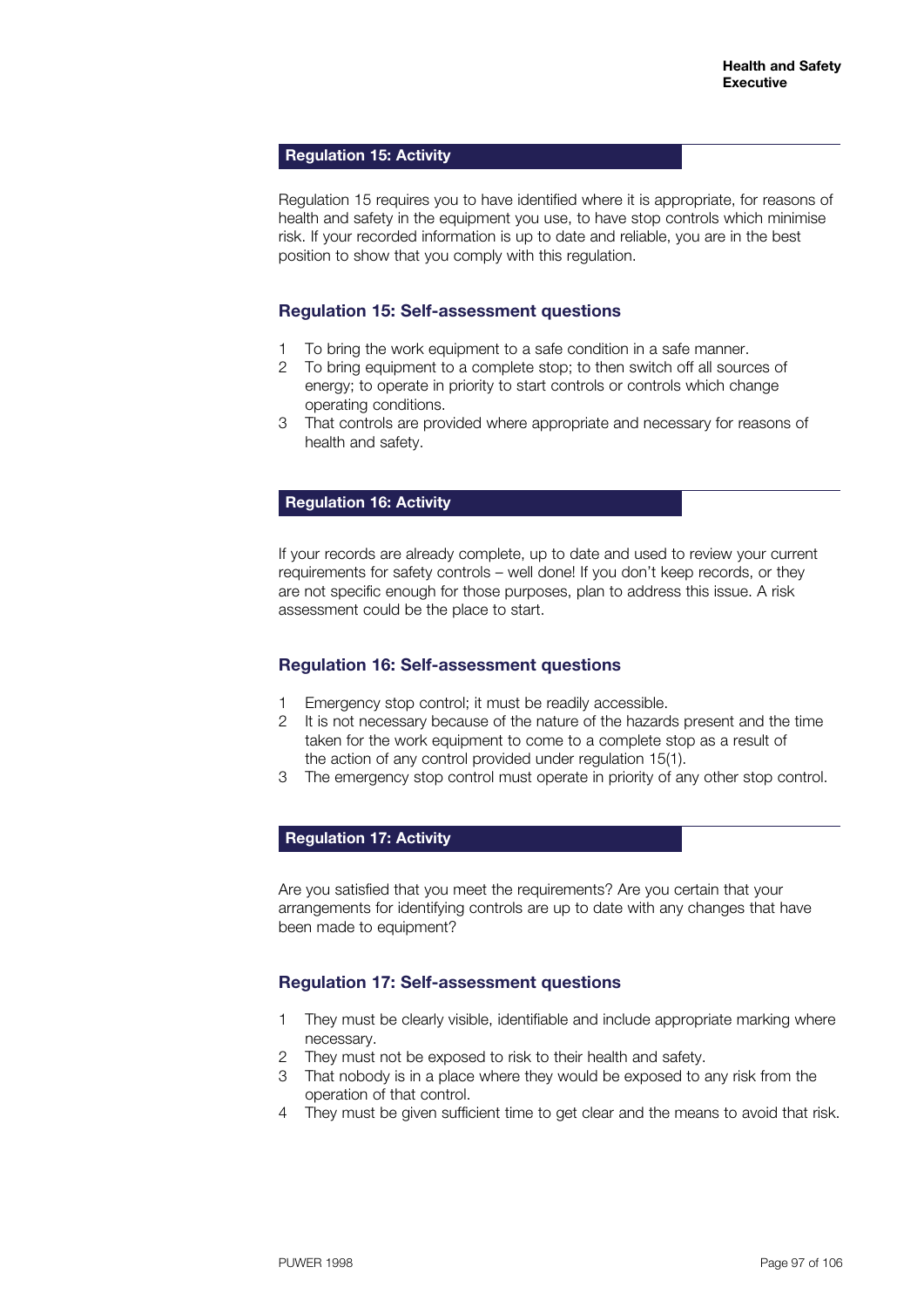## Regulation 15: Activity

Regulation 15 requires you to have identified where it is appropriate, for reasons of health and safety in the equipment you use, to have stop controls which minimise risk. If your recorded information is up to date and reliable, you are in the best position to show that you comply with this regulation.

### Regulation 15: Self-assessment questions

1. To bring the work equipment to a safe condition in a safe manner.
2. To bring equipment to a complete stop; to then switch off all sources of energy; to operate in priority to start controls or controls which change operating conditions.
3. That controls are provided where appropriate and necessary for reasons of health and safety.

## Regulation 16: Activity

If your records are already complete, up to date and used to review your current requirements for safety controls – well done! If you don't keep records, or they are not specific enough for those purposes, plan to address this issue. A risk assessment could be the place to start.

### Regulation 16: Self-assessment questions

1. Emergency stop control; it must be readily accessible.
2. It is not necessary because of the nature of the hazards present and the time taken for the work equipment to come to a complete stop as a result of the action of any control provided under regulation 15(1).
3. The emergency stop control must operate in priority of any other stop control.

## Regulation 17: Activity

Are you satisfied that you meet the requirements? Are you certain that your arrangements for identifying controls are up to date with any changes that have been made to equipment?

### Regulation 17: Self-assessment questions

1. They must be clearly visible, identifiable and include appropriate marking where necessary.
2. They must not be exposed to risk to their health and safety.
3. That nobody is in a place where they would be exposed to any risk from the operation of that control.
4. They must be given sufficient time to get clear and the means to avoid that risk.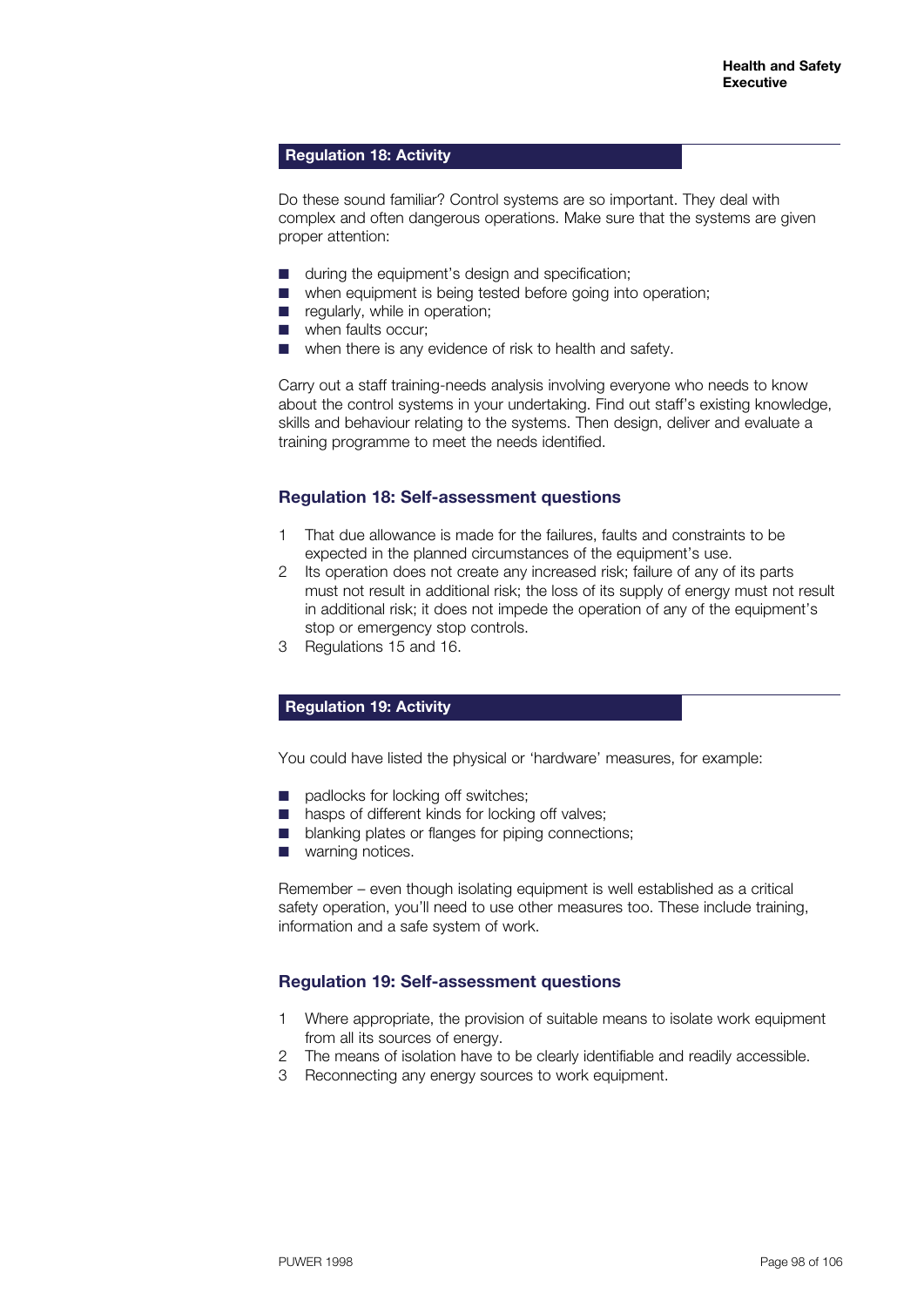## Regulation 18: Activity

Do these sound familiar? Control systems are so important. They deal with complex and often dangerous operations. Make sure that the systems are given proper attention:

- during the equipment's design and specification;
- when equipment is being tested before going into operation;
- regularly, while in operation;
- when faults occur;
- when there is any evidence of risk to health and safety.

Carry out a staff training-needs analysis involving everyone who needs to know about the control systems in your undertaking. Find out staff's existing knowledge, skills and behaviour relating to the systems. Then design, deliver and evaluate a training programme to meet the needs identified.

### Regulation 18: Self-assessment questions

1. That due allowance is made for the failures, faults and constraints to be expected in the planned circumstances of the equipment's use.
2. Its operation does not create any increased risk; failure of any of its parts must not result in additional risk; the loss of its supply of energy must not result in additional risk; it does not impede the operation of any of the equipment's stop or emergency stop controls.
3. Regulations 15 and 16.

## Regulation 19: Activity

You could have listed the physical or 'hardware' measures, for example:

- padlocks for locking off switches;
- hasps of different kinds for locking off valves;
- blanking plates or flanges for piping connections;
- warning notices.

Remember – even though isolating equipment is well established as a critical safety operation, you'll need to use other measures too. These include training, information and a safe system of work.

### Regulation 19: Self-assessment questions

1. Where appropriate, the provision of suitable means to isolate work equipment from all its sources of energy.
2. The means of isolation have to be clearly identifiable and readily accessible.
3. Reconnecting any energy sources to work equipment.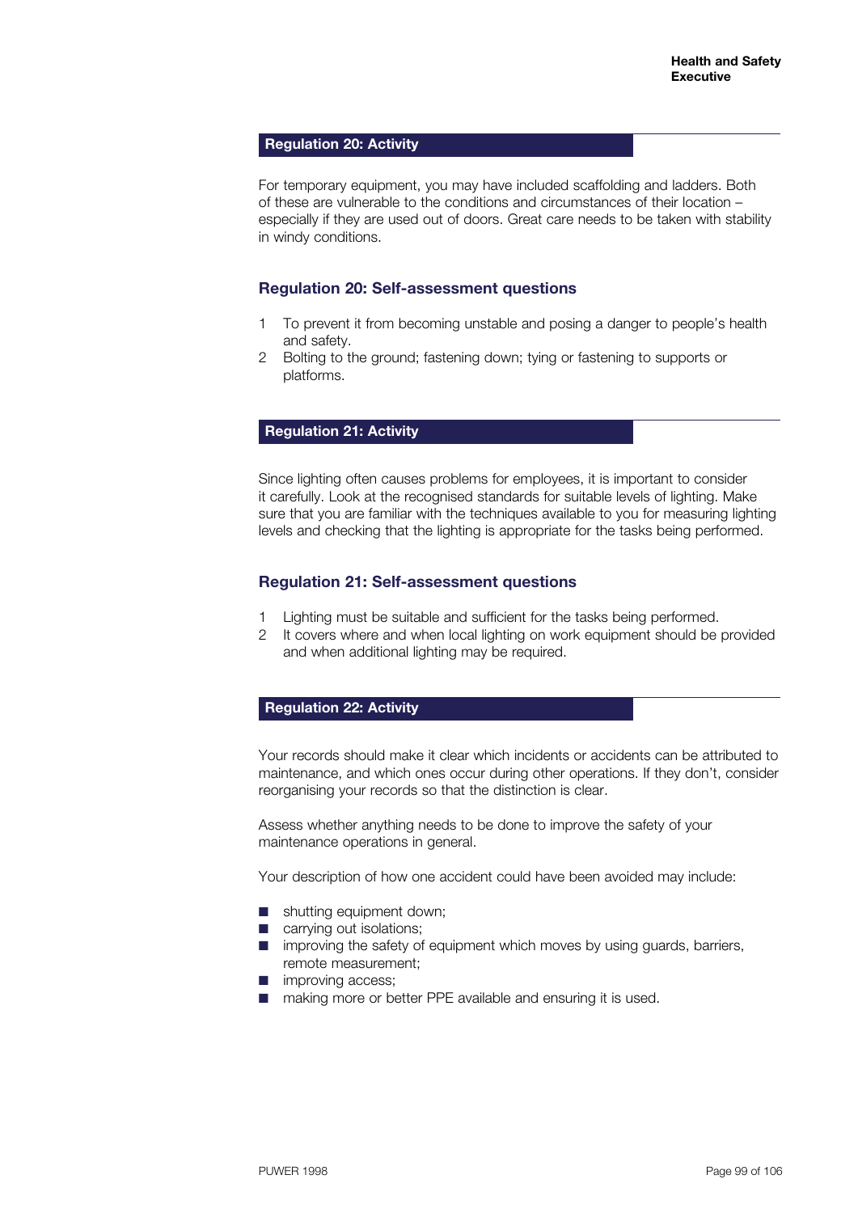## Regulation 20: Activity

For temporary equipment, you may have included scaffolding and ladders. Both of these are vulnerable to the conditions and circumstances of their location – especially if they are used out of doors. Great care needs to be taken with stability in windy conditions.

### Regulation 20: Self-assessment questions

1. To prevent it from becoming unstable and posing a danger to people's health and safety.
2. Bolting to the ground; fastening down; tying or fastening to supports or platforms.

## Regulation 21: Activity

Since lighting often causes problems for employees, it is important to consider it carefully. Look at the recognised standards for suitable levels of lighting. Make sure that you are familiar with the techniques available to you for measuring lighting levels and checking that the lighting is appropriate for the tasks being performed.

### Regulation 21: Self-assessment questions

1. Lighting must be suitable and sufficient for the tasks being performed.
2. It covers where and when local lighting on work equipment should be provided and when additional lighting may be required.

## Regulation 22: Activity

Your records should make it clear which incidents or accidents can be attributed to maintenance, and which ones occur during other operations. If they don't, consider reorganising your records so that the distinction is clear.

Assess whether anything needs to be done to improve the safety of your maintenance operations in general.

Your description of how one accident could have been avoided may include:

- shutting equipment down;
- carrying out isolations;
- improving the safety of equipment which moves by using guards, barriers, remote measurement;
- improving access;
- making more or better PPE available and ensuring it is used.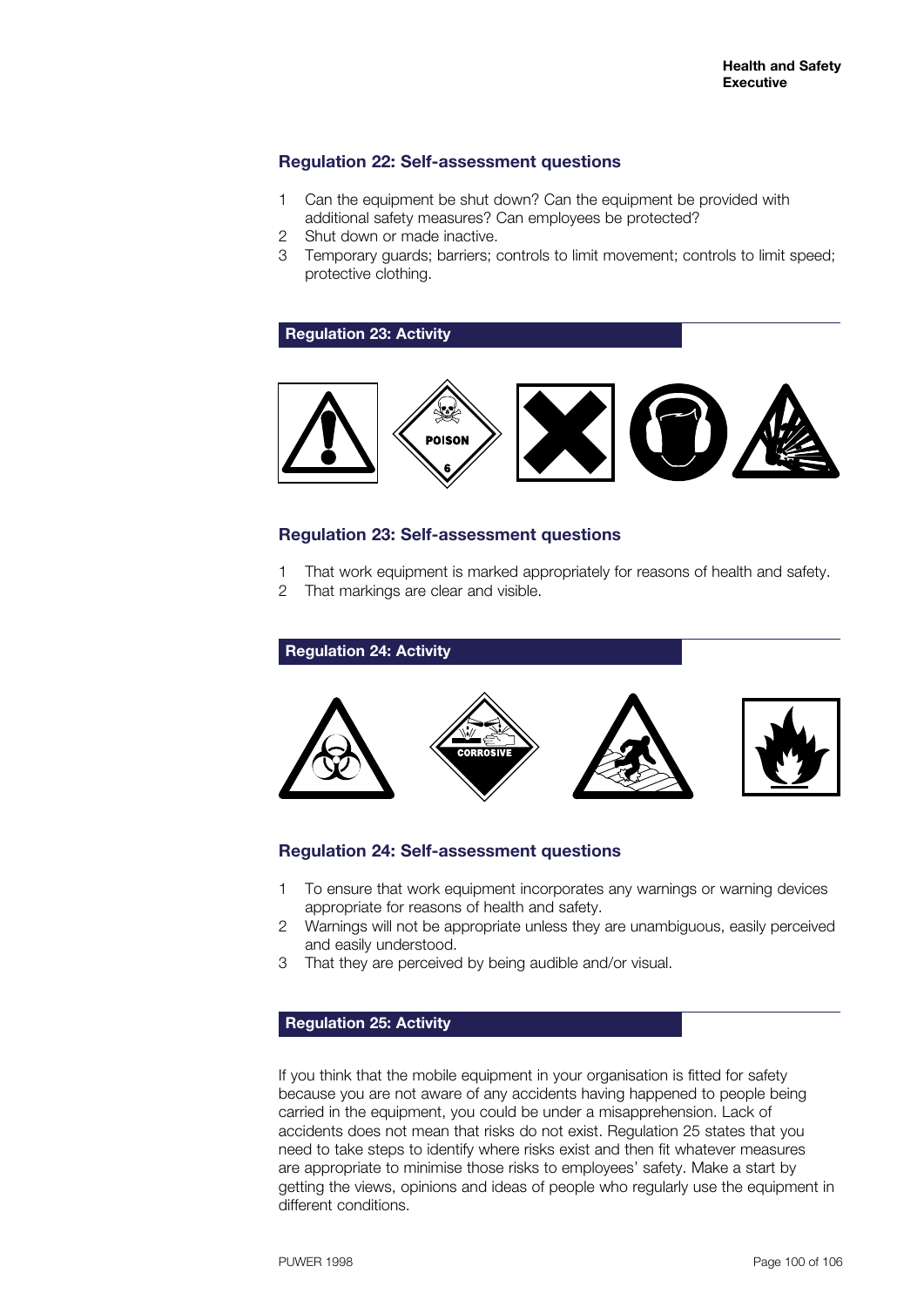## Regulation 22: Self-assessment questions

1. Can the equipment be shut down? Can the equipment be provided with additional safety measures? Can employees be protected?
2. Shut down or made inactive.
3. Temporary guards; barriers; controls to limit movement; controls to limit speed; protective clothing.

## Regulation 23: Activity

POISON

6

## Regulation 23: Self-assessment questions

1. That work equipment is marked appropriately for reasons of health and safety.
2. That markings are clear and visible.

## Regulation 24: Activity

CORROSIVE

## Regulation 24: Self-assessment questions

1. To ensure that work equipment incorporates any warnings or warning devices appropriate for reasons of health and safety.
2. Warnings will not be appropriate unless they are unambiguous, easily perceived and easily understood.
3. That they are perceived by being audible and/or visual.

## Regulation 25: Activity

If you think that the mobile equipment in your organisation is fitted for safety because you are not aware of any accidents having happened to people being carried in the equipment, you could be under a misapprehension. Lack of accidents does not mean that risks do not exist. Regulation 25 states that you need to take steps to identify where risks exist and then fit whatever measures are appropriate to minimise those risks to employees' safety. Make a start by getting the views, opinions and ideas of people who regularly use the equipment in different conditions.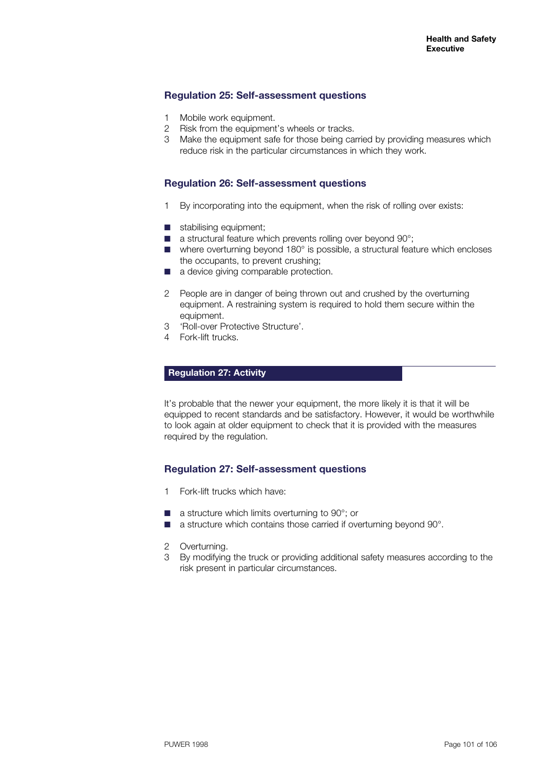### Regulation 25: Self-assessment questions

1. Mobile work equipment.
2. Risk from the equipment's wheels or tracks.
3. Make the equipment safe for those being carried by providing measures which reduce risk in the particular circumstances in which they work.

### Regulation 26: Self-assessment questions

1. By incorporating into the equipment, when the risk of rolling over exists:

- stabilising equipment;
- a structural feature which prevents rolling over beyond 90°;
- where overturning beyond 180° is possible, a structural feature which encloses the occupants, to prevent crushing;
- a device giving comparable protection.

2. People are in danger of being thrown out and crushed by the overturning equipment. A restraining system is required to hold them secure within the equipment.
3. 'Roll-over Protective Structure'.
4. Fork-lift trucks.

### Regulation 27: Activity

It's probable that the newer your equipment, the more likely it is that it will be equipped to recent standards and be satisfactory. However, it would be worthwhile to look again at older equipment to check that it is provided with the measures required by the regulation.

### Regulation 27: Self-assessment questions

1. Fork-lift trucks which have:

- a structure which limits overturning to 90°; or
- a structure which contains those carried if overturning beyond 90°.

2. Overturning.
3. By modifying the truck or providing additional safety measures according to the risk present in particular circumstances.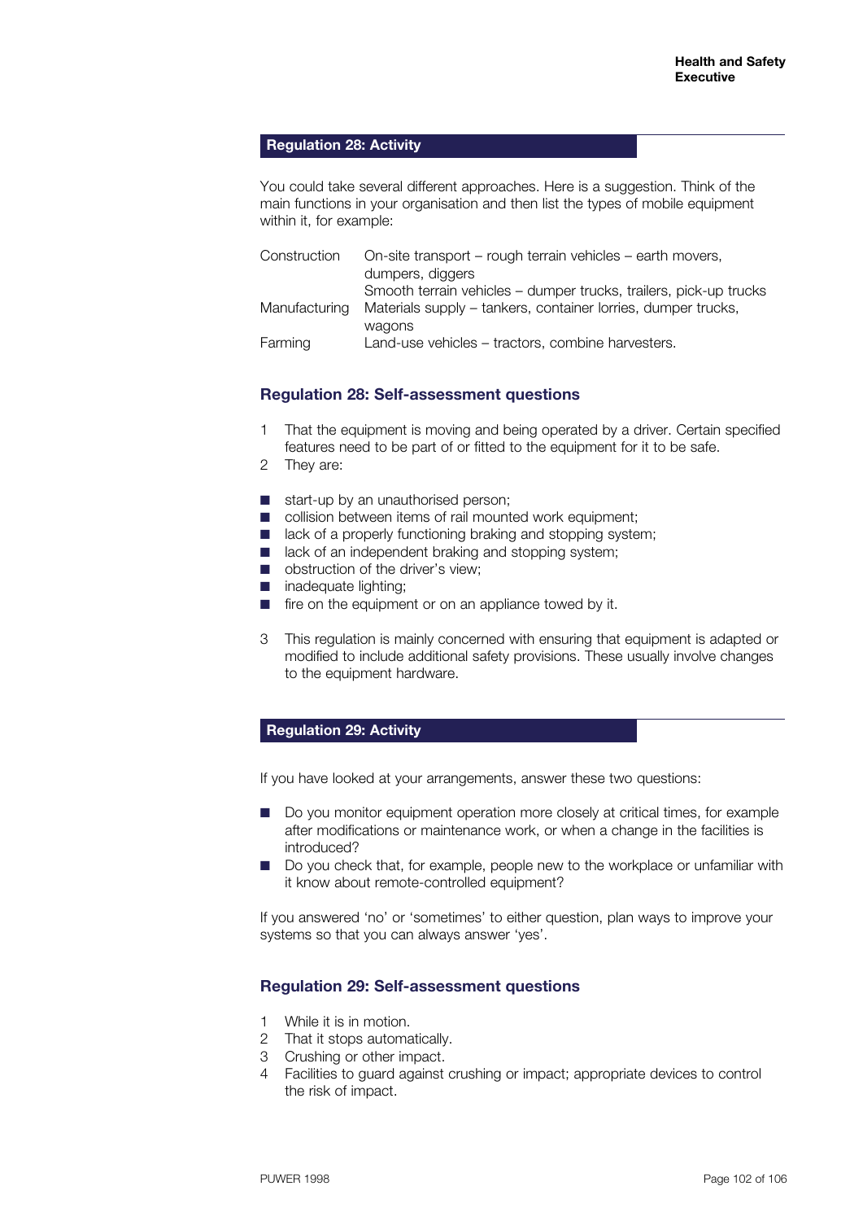## Regulation 28: Activity

You could take several different approaches. Here is a suggestion. Think of the main functions in your organisation and then list the types of mobile equipment within it, for example:

| | |
|---|---|
| Construction | On-site transport – rough terrain vehicles – earth movers, dumpers, diggers |
| | Smooth terrain vehicles – dumper trucks, trailers, pick-up trucks |
| Manufacturing | Materials supply – tankers, container lorries, dumper trucks, wagons |
| Farming | Land-use vehicles – tractors, combine harvesters. |

### Regulation 28: Self-assessment questions

1. That the equipment is moving and being operated by a driver. Certain specified features need to be part of or fitted to the equipment for it to be safe.
2. They are:

- start-up by an unauthorised person;
- collision between items of rail mounted work equipment;
- lack of a properly functioning braking and stopping system;
- lack of an independent braking and stopping system;
- obstruction of the driver's view;
- inadequate lighting;
- fire on the equipment or on an appliance towed by it.

3. This regulation is mainly concerned with ensuring that equipment is adapted or modified to include additional safety provisions. These usually involve changes to the equipment hardware.

## Regulation 29: Activity

If you have looked at your arrangements, answer these two questions:

- Do you monitor equipment operation more closely at critical times, for example after modifications or maintenance work, or when a change in the facilities is introduced?
- Do you check that, for example, people new to the workplace or unfamiliar with it know about remote-controlled equipment?

If you answered 'no' or 'sometimes' to either question, plan ways to improve your systems so that you can always answer 'yes'.

### Regulation 29: Self-assessment questions

1. While it is in motion.
2. That it stops automatically.
3. Crushing or other impact.
4. Facilities to guard against crushing or impact; appropriate devices to control the risk of impact.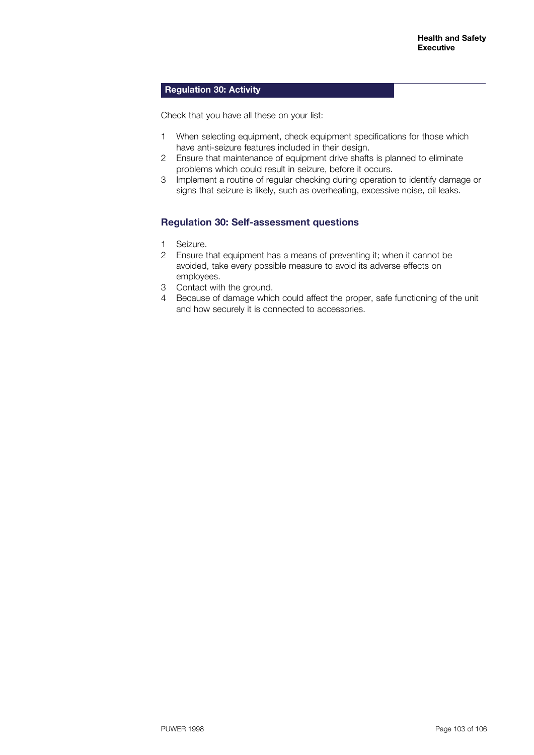## Regulation 30: Activity

Check that you have all these on your list:

1 When selecting equipment, check equipment specifications for those which have anti-seizure features included in their design.
2 Ensure that maintenance of equipment drive shafts is planned to eliminate problems which could result in seizure, before it occurs.
3 Implement a routine of regular checking during operation to identify damage or signs that seizure is likely, such as overheating, excessive noise, oil leaks.

## Regulation 30: Self-assessment questions

1 Seizure.
2 Ensure that equipment has a means of preventing it; when it cannot be avoided, take every possible measure to avoid its adverse effects on employees.
3 Contact with the ground.
4 Because of damage which could affect the proper, safe functioning of the unit and how securely it is connected to accessories.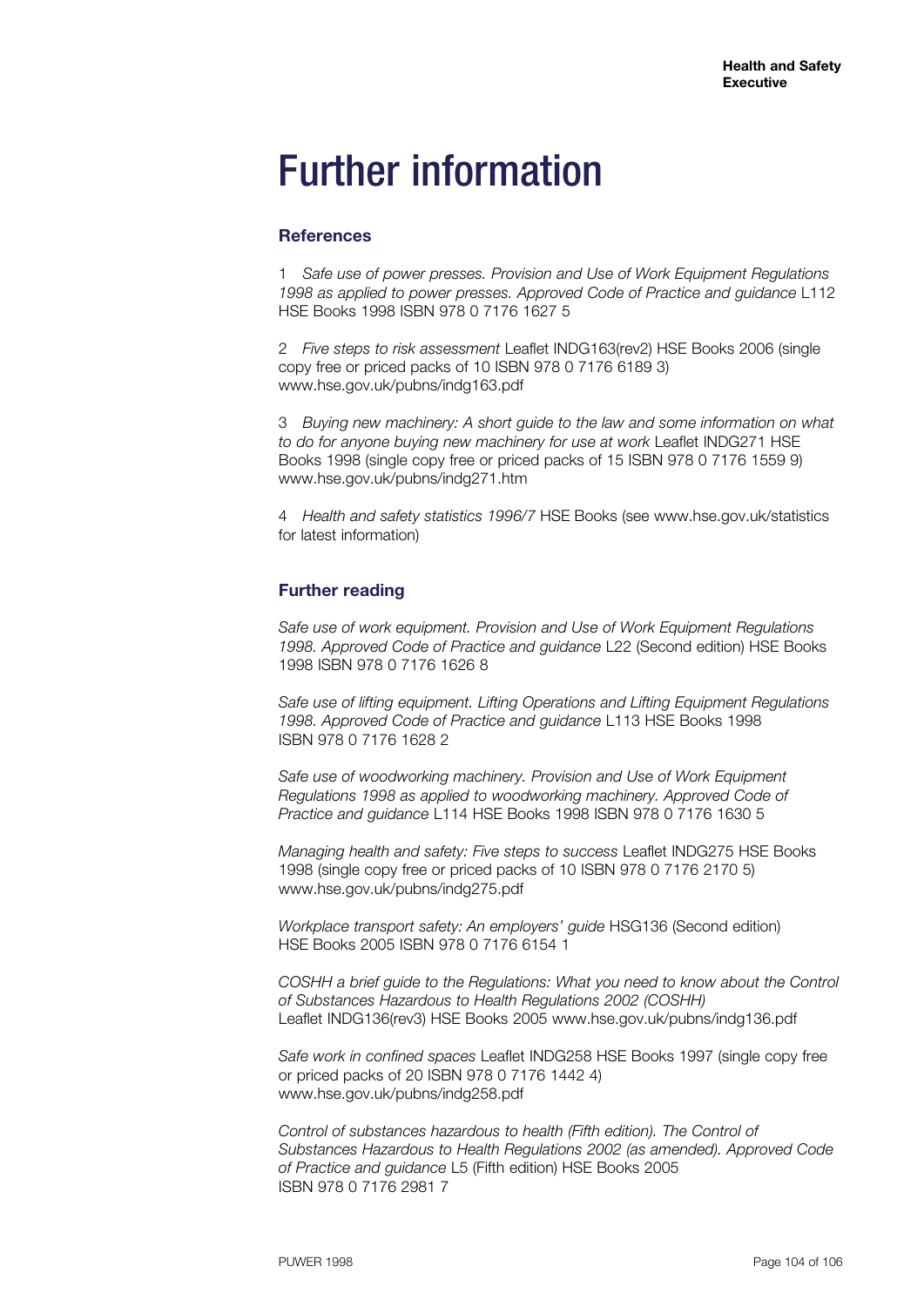# Further information

## References

1 *Safe use of power presses. Provision and Use of Work Equipment Regulations 1998 as applied to power presses. Approved Code of Practice and guidance* L112 HSE Books 1998 ISBN 978 0 7176 1627 5

2 *Five steps to risk assessment* Leaflet INDG163(rev2) HSE Books 2006 (single copy free or priced packs of 10 ISBN 978 0 7176 6189 3) www.hse.gov.uk/pubns/indg163.pdf

3 *Buying new machinery: A short guide to the law and some information on what to do for anyone buying new machinery for use at work* Leaflet INDG271 HSE Books 1998 (single copy free or priced packs of 15 ISBN 978 0 7176 1559 9) www.hse.gov.uk/pubns/indg271.htm

4 *Health and safety statistics 1996/7* HSE Books (see www.hse.gov.uk/statistics for latest information)

## Further reading

*Safe use of work equipment. Provision and Use of Work Equipment Regulations 1998. Approved Code of Practice and guidance* L22 (Second edition) HSE Books 1998 ISBN 978 0 7176 1626 8

*Safe use of lifting equipment. Lifting Operations and Lifting Equipment Regulations 1998. Approved Code of Practice and guidance* L113 HSE Books 1998 ISBN 978 0 7176 1628 2

*Safe use of woodworking machinery. Provision and Use of Work Equipment Regulations 1998 as applied to woodworking machinery. Approved Code of Practice and guidance* L114 HSE Books 1998 ISBN 978 0 7176 1630 5

*Managing health and safety: Five steps to success* Leaflet INDG275 HSE Books 1998 (single copy free or priced packs of 10 ISBN 978 0 7176 2170 5) www.hse.gov.uk/pubns/indg275.pdf

*Workplace transport safety: An employers' guide* HSG136 (Second edition) HSE Books 2005 ISBN 978 0 7176 6154 1

*COSHH a brief guide to the Regulations: What you need to know about the Control of Substances Hazardous to Health Regulations 2002 (COSHH)* Leaflet INDG136(rev3) HSE Books 2005 www.hse.gov.uk/pubns/indg136.pdf

*Safe work in confined spaces* Leaflet INDG258 HSE Books 1997 (single copy free or priced packs of 20 ISBN 978 0 7176 1442 4) www.hse.gov.uk/pubns/indg258.pdf

*Control of substances hazardous to health (Fifth edition). The Control of Substances Hazardous to Health Regulations 2002 (as amended). Approved Code of Practice and guidance* L5 (Fifth edition) HSE Books 2005 ISBN 978 0 7176 2981 7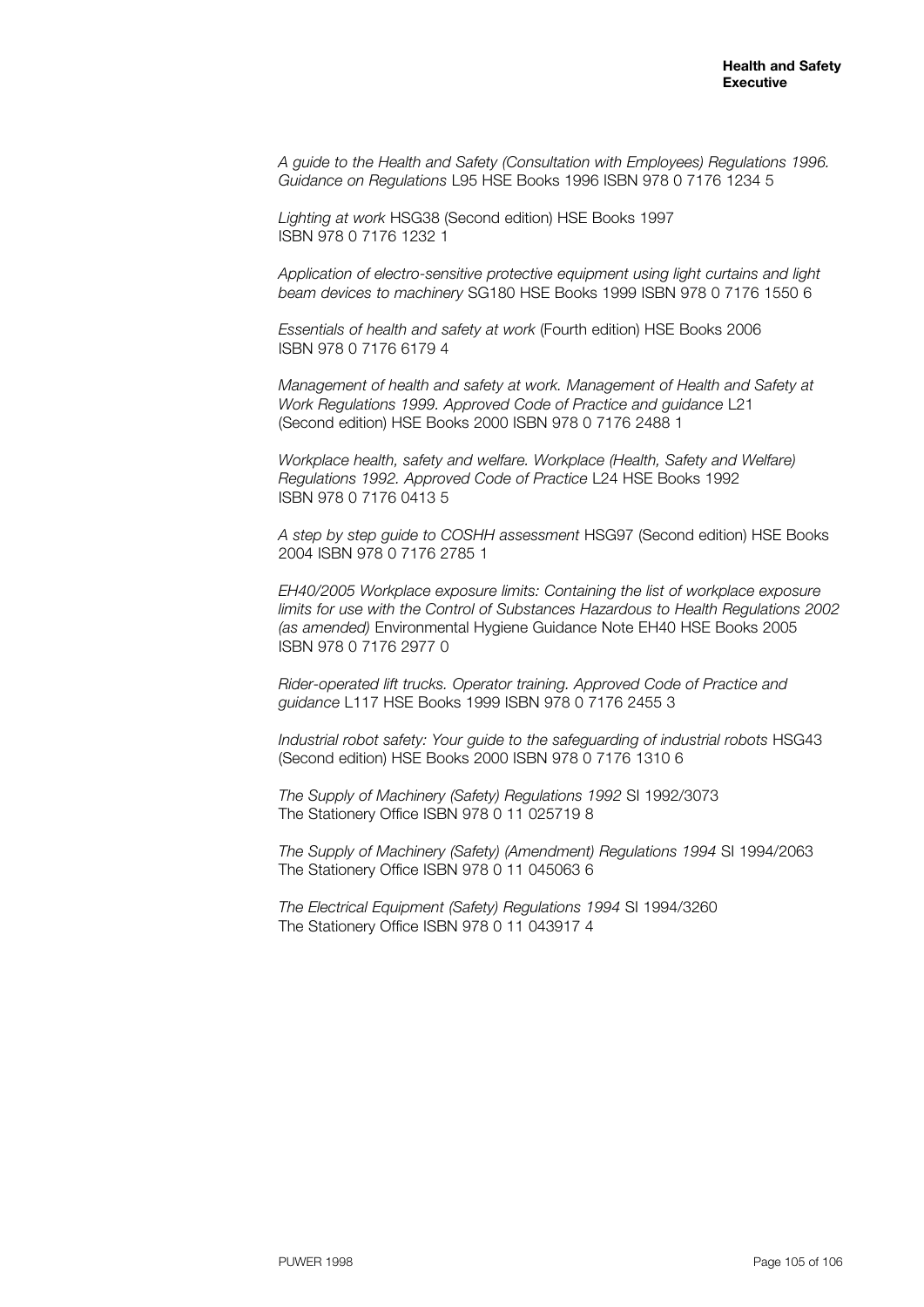*A guide to the Health and Safety (Consultation with Employees) Regulations 1996. Guidance on Regulations* L95 HSE Books 1996 ISBN 978 0 7176 1234 5

*Lighting at work* HSG38 (Second edition) HSE Books 1997 ISBN 978 0 7176 1232 1

*Application of electro-sensitive protective equipment using light curtains and light beam devices to machinery* SG180 HSE Books 1999 ISBN 978 0 7176 1550 6

*Essentials of health and safety at work* (Fourth edition) HSE Books 2006 ISBN 978 0 7176 6179 4

*Management of health and safety at work. Management of Health and Safety at Work Regulations 1999. Approved Code of Practice and guidance* L21 (Second edition) HSE Books 2000 ISBN 978 0 7176 2488 1

*Workplace health, safety and welfare. Workplace (Health, Safety and Welfare) Regulations 1992. Approved Code of Practice* L24 HSE Books 1992 ISBN 978 0 7176 0413 5

*A step by step guide to COSHH assessment* HSG97 (Second edition) HSE Books 2004 ISBN 978 0 7176 2785 1

*EH40/2005 Workplace exposure limits: Containing the list of workplace exposure limits for use with the Control of Substances Hazardous to Health Regulations 2002 (as amended)* Environmental Hygiene Guidance Note EH40 HSE Books 2005 ISBN 978 0 7176 2977 0

*Rider-operated lift trucks. Operator training. Approved Code of Practice and guidance* L117 HSE Books 1999 ISBN 978 0 7176 2455 3

*Industrial robot safety: Your guide to the safeguarding of industrial robots* HSG43 (Second edition) HSE Books 2000 ISBN 978 0 7176 1310 6

*The Supply of Machinery (Safety) Regulations 1992* SI 1992/3073 The Stationery Office ISBN 978 0 11 025719 8

*The Supply of Machinery (Safety) (Amendment) Regulations 1994* SI 1994/2063 The Stationery Office ISBN 978 0 11 045063 6

*The Electrical Equipment (Safety) Regulations 1994* SI 1994/3260 The Stationery Office ISBN 978 0 11 043917 4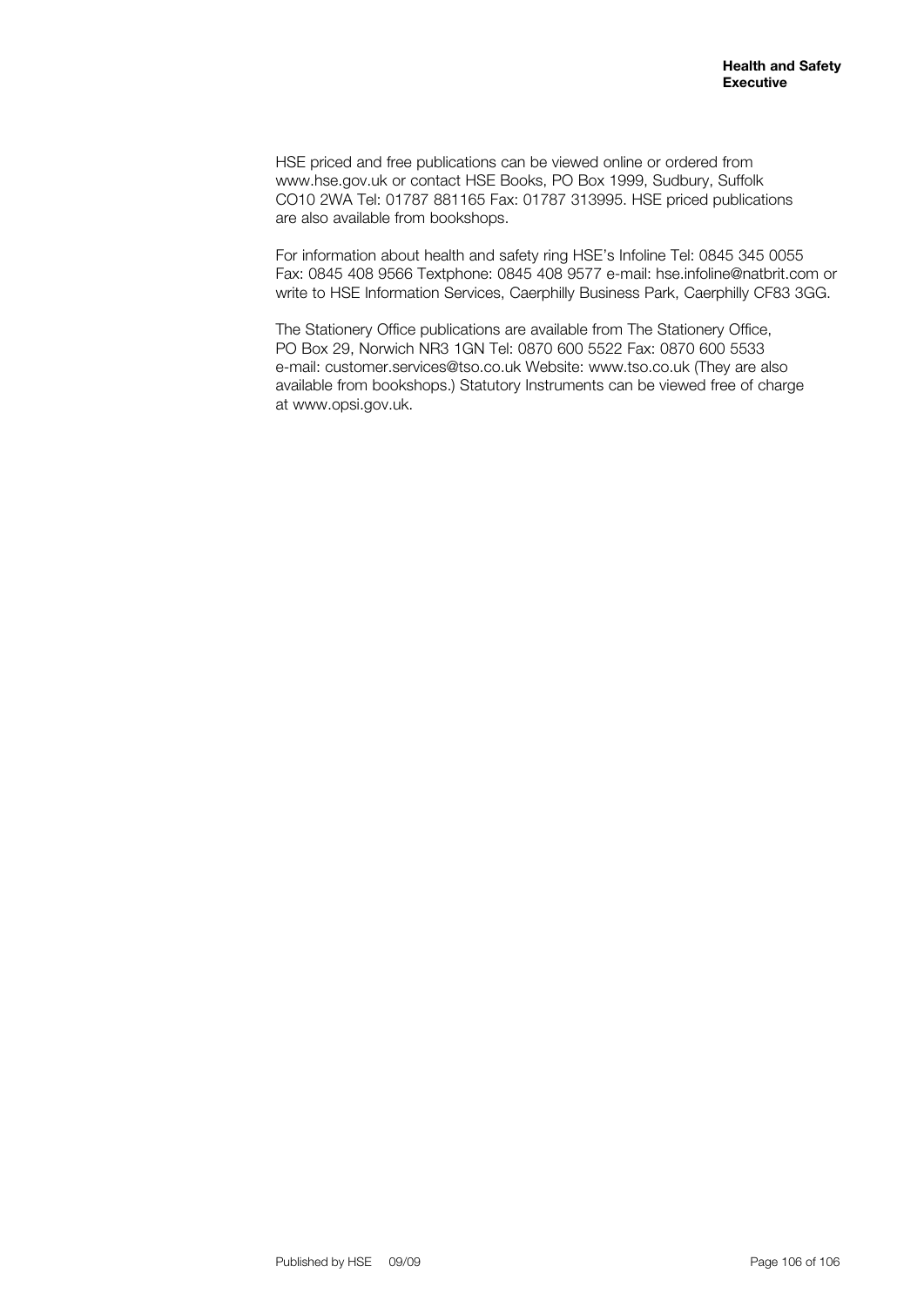HSE priced and free publications can be viewed online or ordered from www.hse.gov.uk or contact HSE Books, PO Box 1999, Sudbury, Suffolk CO10 2WA Tel: 01787 881165 Fax: 01787 313995. HSE priced publications are also available from bookshops.

For information about health and safety ring HSE's Infoline Tel: 0845 345 0055 Fax: 0845 408 9566 Textphone: 0845 408 9577 e-mail: hse.infoline@natbrit.com or write to HSE Information Services, Caerphilly Business Park, Caerphilly CF83 3GG.

The Stationery Office publications are available from The Stationery Office, PO Box 29, Norwich NR3 1GN Tel: 0870 600 5522 Fax: 0870 600 5533 e-mail: customer.services@tso.co.uk Website: www.tso.co.uk (They are also available from bookshops.) Statutory Instruments can be viewed free of charge at www.opsi.gov.uk.

Published by HSE 09/09